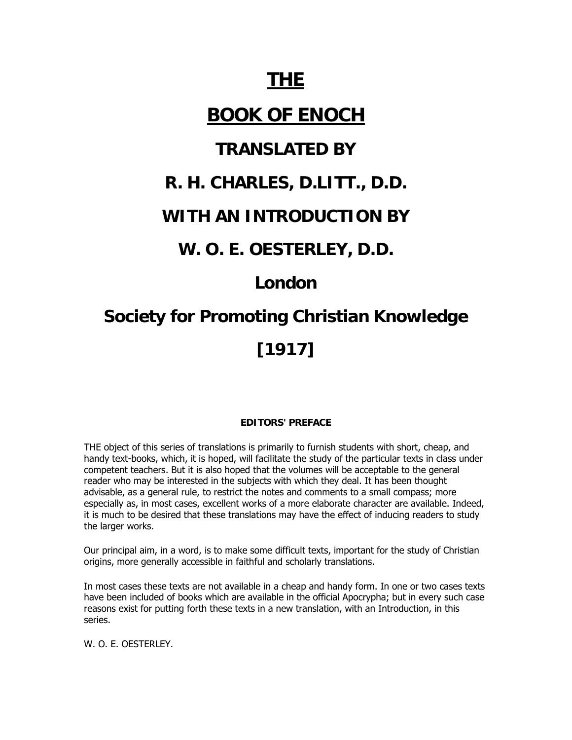# THE

# BOOK OF ENOCH

## TRANSLATED BY

## R. H. CHARLES, D.LITT., D.D.

## WITH AN INTRODUCTION BY

## W. O. E. OESTERLEY, D.D.

## London

## Society for Promoting Christian Knowledge

## [1917]

**EDITORS' PREFACE**

THE object of this series of translations is primarily to furnish students with short, cheap, and handy text-books, which, it is hoped, will facilitate the study of the particular texts in class under competent teachers. But it is also hoped that the volumes will be acceptable to the general reader who may be interested in the subjects with which they deal. It has been thought advisable, as a general rule, to restrict the notes and comments to a small compass; more especially as, in most cases, excellent works of a more elaborate character are available. Indeed, it is much to be desired that these translations may have the effect of inducing readers to study the larger works.

Our principal aim, in a word, is to make some difficult texts, important for the study of Christian origins, more generally accessible in faithful and scholarly translations.

In most cases these texts are not available in a cheap and handy form. In one or two cases texts have been included of books which are available in the official Apocrypha; but in every such case reasons exist for putting forth these texts in a new translation, with an Introduction, in this series.

W. O. E. OESTERLEY.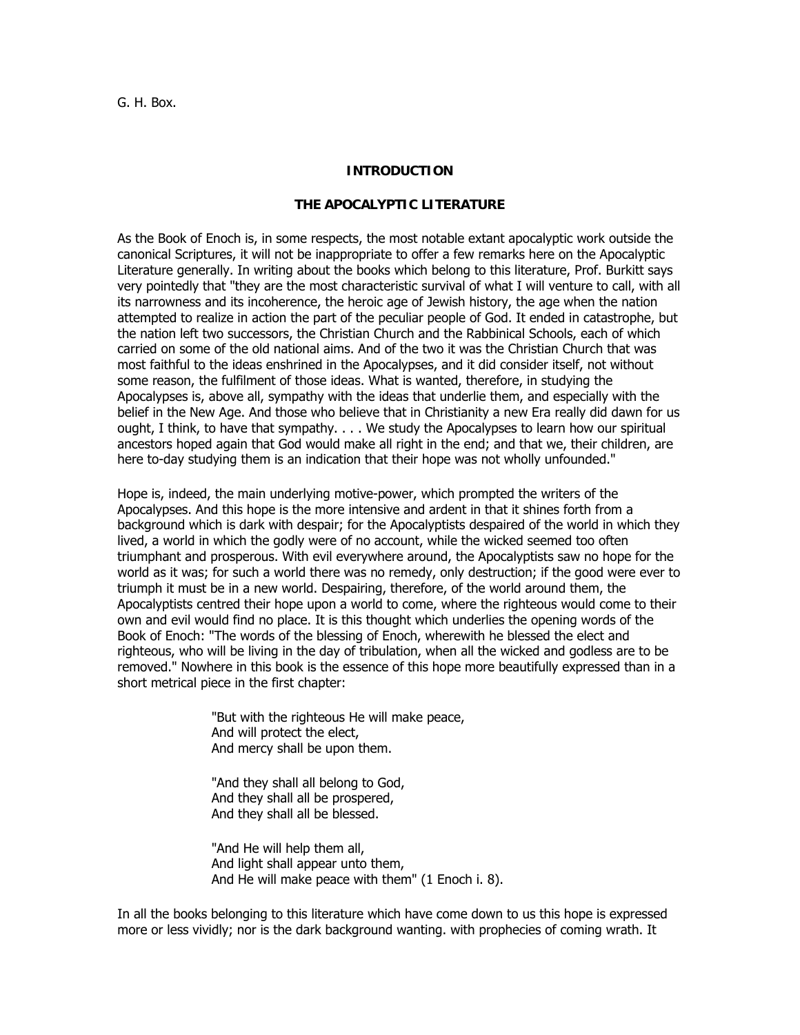G. H. Box.

## INTRODUCTION

### THE APOCALYPTIC LITERATURE

As the Book of Enoch is, in some respects, the most notable extant apocalyptic work outside the canonical Scriptures, it will not be inappropriate to offer a few remarks here on the Apocalyptic Literature generally. In writing about the books which belong to this literature, Prof. Burkitt says very pointedly that "they are the most characteristic survival of what I will venture to call, with all its narrowness and its incoherence, the heroic age of Jewish history, the age when the nation attempted to realize in action the part of the peculiar people of God. It ended in catastrophe, but the nation left two successors, the Christian Church and the Rabbinical Schools, each of which carried on some of the old national aims. And of the two it was the Christian Church that was most faithful to the ideas enshrined in the Apocalypses, and it did consider itself, not without some reason, the fulfilment of those ideas. What is wanted, therefore, in studying the Apocalypses is, above all, sympathy with the ideas that underlie them, and especially with the belief in the New Age. And those who believe that in Christianity a new Era really did dawn for us ought, I think, to have that sympathy. . . . We study the Apocalypses to learn how our spiritual ancestors hoped again that God would make all right in the end; and that we, their children, are here to-day studying them is an indication that their hope was not wholly unfounded."

Hope is, indeed, the main underlying motive-power, which prompted the writers of the Apocalypses. And this hope is the more intensive and ardent in that it shines forth from a background which is dark with despair; for the Apocalyptists despaired of the world in which they lived, a world in which the godly were of no account, while the wicked seemed too often triumphant and prosperous. With evil everywhere around, the Apocalyptists saw no hope for the world as it was; for such a world there was no remedy, only destruction; if the good were ever to triumph it must be in a new world. Despairing, therefore, of the world around them, the Apocalyptists centred their hope upon a world to come, where the righteous would come to their own and evil would find no place. It is this thought which underlies the opening words of the Book of Enoch: "The words of the blessing of Enoch, wherewith he blessed the elect and righteous, who will be living in the day of tribulation, when all the wicked and godless are to be removed." Nowhere in this book is the essence of this hope more beautifully expressed than in a short metrical piece in the first chapter:

> "But with the righteous He will make peace,
> And will protect the elect,
> And mercy shall be upon them.
>
> "And they shall all belong to God,
> And they shall all be prospered,
> And they shall all be blessed.
>
> "And He will help them all,
> And light shall appear unto them,
> And He will make peace with them" (1 Enoch i. 8).

In all the books belonging to this literature which have come down to us this hope is expressed more or less vividly; nor is the dark background wanting. with prophecies of coming wrath. It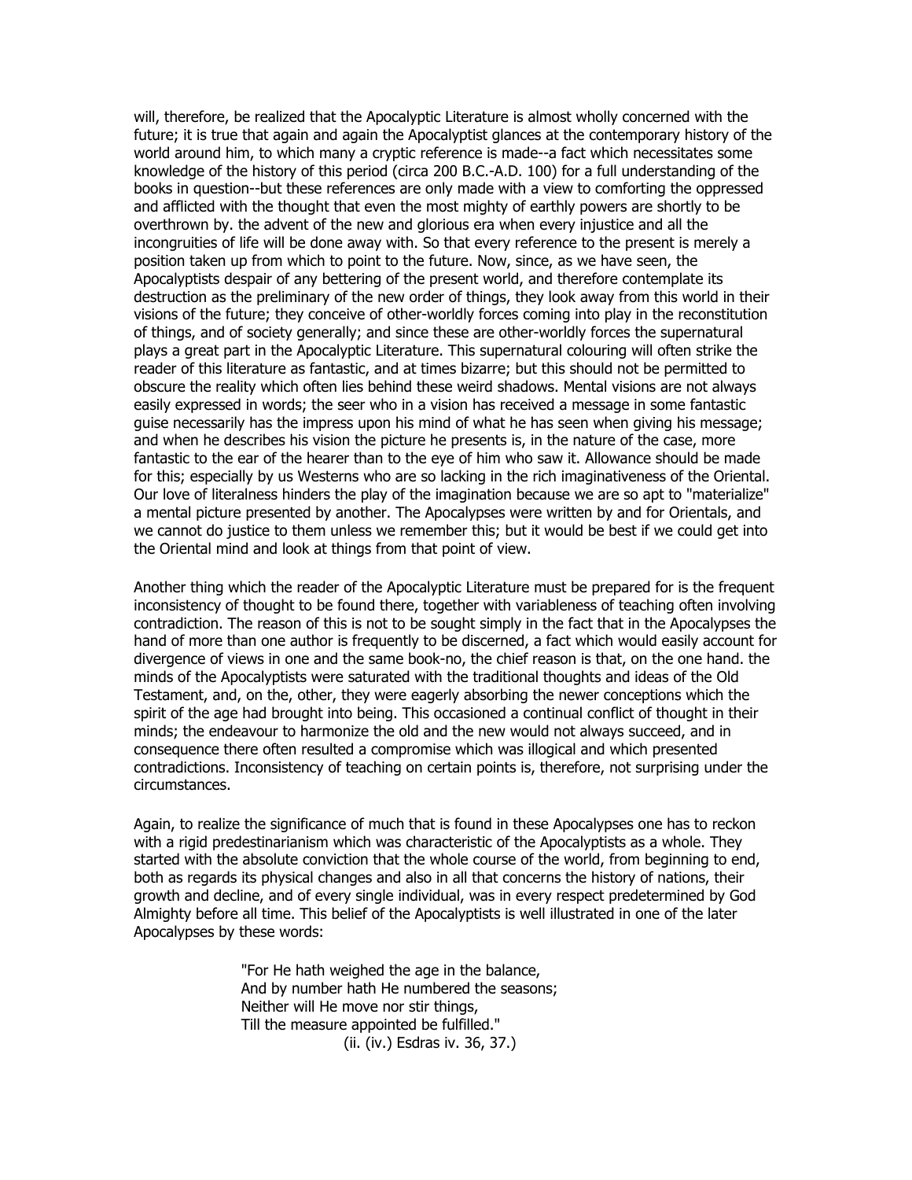will, therefore, be realized that the Apocalyptic Literature is almost wholly concerned with the future; it is true that again and again the Apocalyptist glances at the contemporary history of the world around him, to which many a cryptic reference is made--a fact which necessitates some knowledge of the history of this period (circa 200 B.C.-A.D. 100) for a full understanding of the books in question--but these references are only made with a view to comforting the oppressed and afflicted with the thought that even the most mighty of earthly powers are shortly to be overthrown by. the advent of the new and glorious era when every injustice and all the incongruities of life will be done away with. So that every reference to the present is merely a position taken up from which to point to the future. Now, since, as we have seen, the Apocalyptists despair of any bettering of the present world, and therefore contemplate its destruction as the preliminary of the new order of things, they look away from this world in their visions of the future; they conceive of other-worldly forces coming into play in the reconstitution of things, and of society generally; and since these are other-worldly forces the supernatural plays a great part in the Apocalyptic Literature. This supernatural colouring will often strike the reader of this literature as fantastic, and at times bizarre; but this should not be permitted to obscure the reality which often lies behind these weird shadows. Mental visions are not always easily expressed in words; the seer who in a vision has received a message in some fantastic guise necessarily has the impress upon his mind of what he has seen when giving his message; and when he describes his vision the picture he presents is, in the nature of the case, more fantastic to the ear of the hearer than to the eye of him who saw it. Allowance should be made for this; especially by us Westerns who are so lacking in the rich imaginativeness of the Oriental. Our love of literalness hinders the play of the imagination because we are so apt to "materialize" a mental picture presented by another. The Apocalypses were written by and for Orientals, and we cannot do justice to them unless we remember this; but it would be best if we could get into the Oriental mind and look at things from that point of view.

Another thing which the reader of the Apocalyptic Literature must be prepared for is the frequent inconsistency of thought to be found there, together with variableness of teaching often involving contradiction. The reason of this is not to be sought simply in the fact that in the Apocalypses the hand of more than one author is frequently to be discerned, a fact which would easily account for divergence of views in one and the same book-no, the chief reason is that, on the one hand. the minds of the Apocalyptists were saturated with the traditional thoughts and ideas of the Old Testament, and, on the, other, they were eagerly absorbing the newer conceptions which the spirit of the age had brought into being. This occasioned a continual conflict of thought in their minds; the endeavour to harmonize the old and the new would not always succeed, and in consequence there often resulted a compromise which was illogical and which presented contradictions. Inconsistency of teaching on certain points is, therefore, not surprising under the circumstances.

Again, to realize the significance of much that is found in these Apocalypses one has to reckon with a rigid predestinarianism which was characteristic of the Apocalyptists as a whole. They started with the absolute conviction that the whole course of the world, from beginning to end, both as regards its physical changes and also in all that concerns the history of nations, their growth and decline, and of every single individual, was in every respect predetermined by God Almighty before all time. This belief of the Apocalyptists is well illustrated in one of the later Apocalypses by these words:

> "For He hath weighed the age in the balance,
> And by number hath He numbered the seasons;
> Neither will He move nor stir things,
> Till the measure appointed be fulfilled."
> (ii. (iv.) Esdras iv. 36, 37.)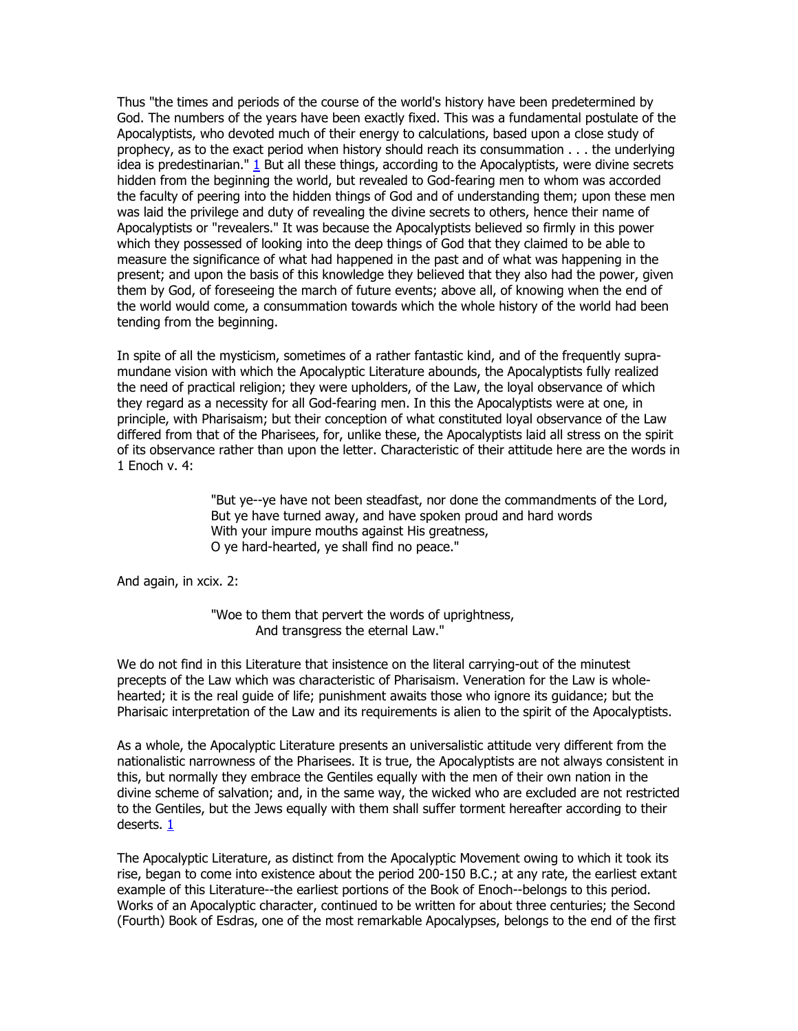Thus "the times and periods of the course of the world's history have been predetermined by God. The numbers of the years have been exactly fixed. This was a fundamental postulate of the Apocalyptists, who devoted much of their energy to calculations, based upon a close study of prophecy, as to the exact period when history should reach its consummation . . . the underlying idea is predestinarian." [1] But all these things, according to the Apocalyptists, were divine secrets hidden from the beginning the world, but revealed to God-fearing men to whom was accorded the faculty of peering into the hidden things of God and of understanding them; upon these men was laid the privilege and duty of revealing the divine secrets to others, hence their name of Apocalyptists or "revealers." It was because the Apocalyptists believed so firmly in this power which they possessed of looking into the deep things of God that they claimed to be able to measure the significance of what had happened in the past and of what was happening in the present; and upon the basis of this knowledge they believed that they also had the power, given them by God, of foreseeing the march of future events; above all, of knowing when the end of the world would come, a consummation towards which the whole history of the world had been tending from the beginning.

In spite of all the mysticism, sometimes of a rather fantastic kind, and of the frequently supra-mundane vision with which the Apocalyptic Literature abounds, the Apocalyptists fully realized the need of practical religion; they were upholders, of the Law, the loyal observance of which they regard as a necessity for all God-fearing men. In this the Apocalyptists were at one, in principle, with Pharisaism; but their conception of what constituted loyal observance of the Law differed from that of the Pharisees, for, unlike these, the Apocalyptists laid all stress on the spirit of its observance rather than upon the letter. Characteristic of their attitude here are the words in 1 Enoch v. 4:

> "But ye--ye have not been steadfast, nor done the commandments of the Lord,
> But ye have turned away, and have spoken proud and hard words
> With your impure mouths against His greatness,
> O ye hard-hearted, ye shall find no peace."

And again, in xcix. 2:

> "Woe to them that pervert the words of uprightness,
> And transgress the eternal Law."

We do not find in this Literature that insistence on the literal carrying-out of the minutest precepts of the Law which was characteristic of Pharisaism. Veneration for the Law is whole-hearted; it is the real guide of life; punishment awaits those who ignore its guidance; but the Pharisaic interpretation of the Law and its requirements is alien to the spirit of the Apocalyptists.

As a whole, the Apocalyptic Literature presents an universalistic attitude very different from the nationalistic narrowness of the Pharisees. It is true, the Apocalyptists are not always consistent in this, but normally they embrace the Gentiles equally with the men of their own nation in the divine scheme of salvation; and, in the same way, the wicked who are excluded are not restricted to the Gentiles, but the Jews equally with them shall suffer torment hereafter according to their deserts. [1]

The Apocalyptic Literature, as distinct from the Apocalyptic Movement owing to which it took its rise, began to come into existence about the period 200-150 B.C.; at any rate, the earliest extant example of this Literature--the earliest portions of the Book of Enoch--belongs to this period. Works of an Apocalyptic character, continued to be written for about three centuries; the Second (Fourth) Book of Esdras, one of the most remarkable Apocalypses, belongs to the end of the first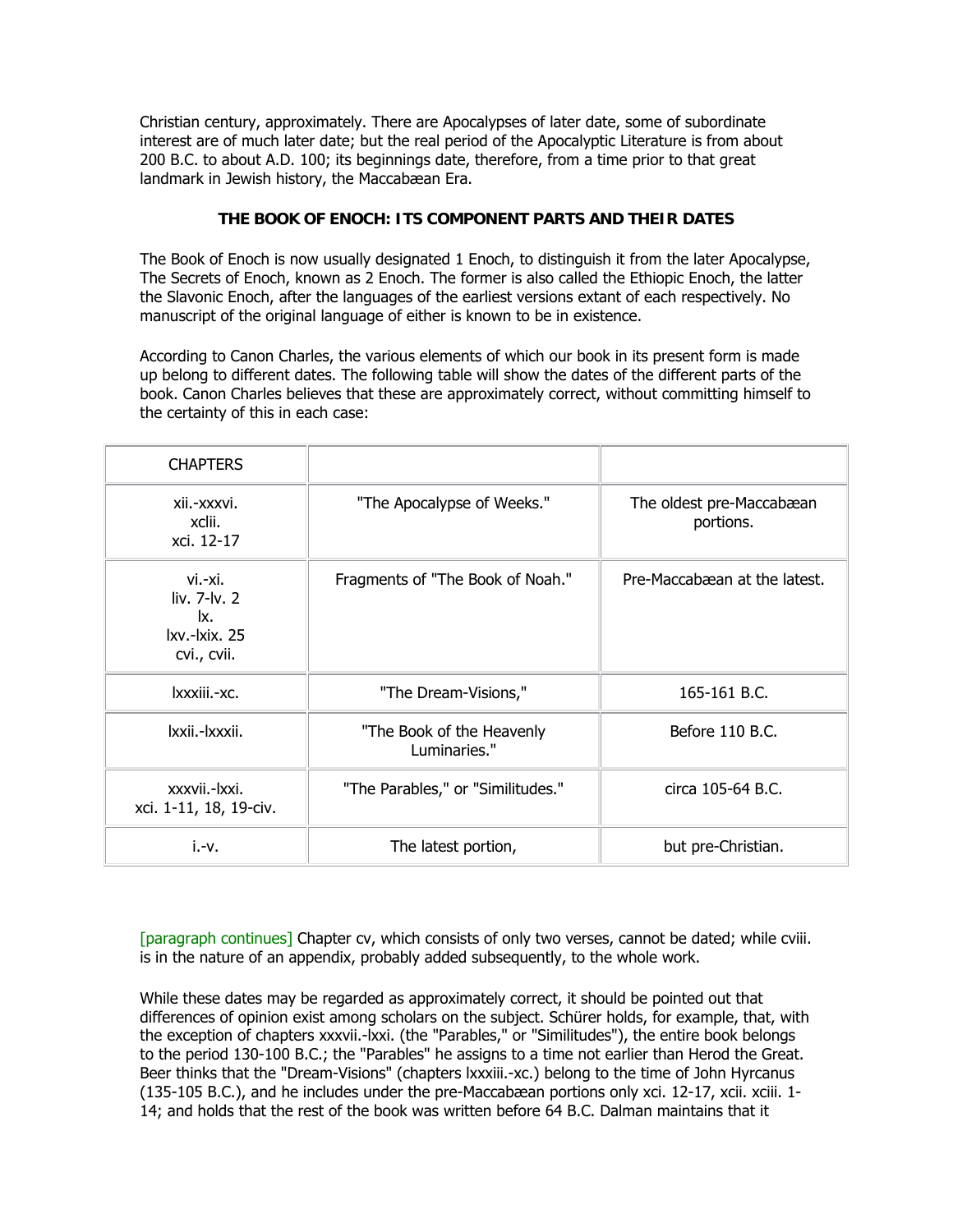Christian century, approximately. There are Apocalypses of later date, some of subordinate interest are of much later date; but the real period of the Apocalyptic Literature is from about 200 B.C. to about A.D. 100; its beginnings date, therefore, from a time prior to that great landmark in Jewish history, the Maccabæan Era.

### THE BOOK OF ENOCH: ITS COMPONENT PARTS AND THEIR DATES

The Book of Enoch is now usually designated 1 Enoch, to distinguish it from the later Apocalypse, The Secrets of Enoch, known as 2 Enoch. The former is also called the Ethiopic Enoch, the latter the Slavonic Enoch, after the languages of the earliest versions extant of each respectively. No manuscript of the original language of either is known to be in existence.

According to Canon Charles, the various elements of which our book in its present form is made up belong to different dates. The following table will show the dates of the different parts of the book. Canon Charles believes that these are approximately correct, without committing himself to the certainty of this in each case:

| CHAPTERS | | |
|---|---|---|
| xii.-xxxvi.<br>xclii.<br>xci. 12-17 | "The Apocalypse of Weeks." | The oldest pre-Maccabæan portions. |
| vi.-xi.<br>liv. 7-lv. 2<br>lx.<br>lxv.-lxix. 25<br>cvi., cvii. | Fragments of "The Book of Noah." | Pre-Maccabæan at the latest. |
| lxxxiii.-xc. | "The Dream-Visions," | 165-161 B.C. |
| lxxii.-lxxxii. | "The Book of the Heavenly Luminaries." | Before 110 B.C. |
| xxxvii.-lxxi.<br>xci. 1-11, 18, 19-civ. | "The Parables," or "Similitudes." | circa 105-64 B.C. |
| i.-v. | The latest portion, | but pre-Christian. |

[paragraph continues] Chapter cv, which consists of only two verses, cannot be dated; while cviii. is in the nature of an appendix, probably added subsequently, to the whole work.

While these dates may be regarded as approximately correct, it should be pointed out that differences of opinion exist among scholars on the subject. Schürer holds, for example, that, with the exception of chapters xxxvii.-lxxi. (the "Parables," or "Similitudes"), the entire book belongs to the period 130-100 B.C.; the "Parables" he assigns to a time not earlier than Herod the Great. Beer thinks that the "Dream-Visions" (chapters lxxxiii.-xc.) belong to the time of John Hyrcanus (135-105 B.C.), and he includes under the pre-Maccabæan portions only xci. 12-17, xcii. xciii. 1-14; and holds that the rest of the book was written before 64 B.C. Dalman maintains that it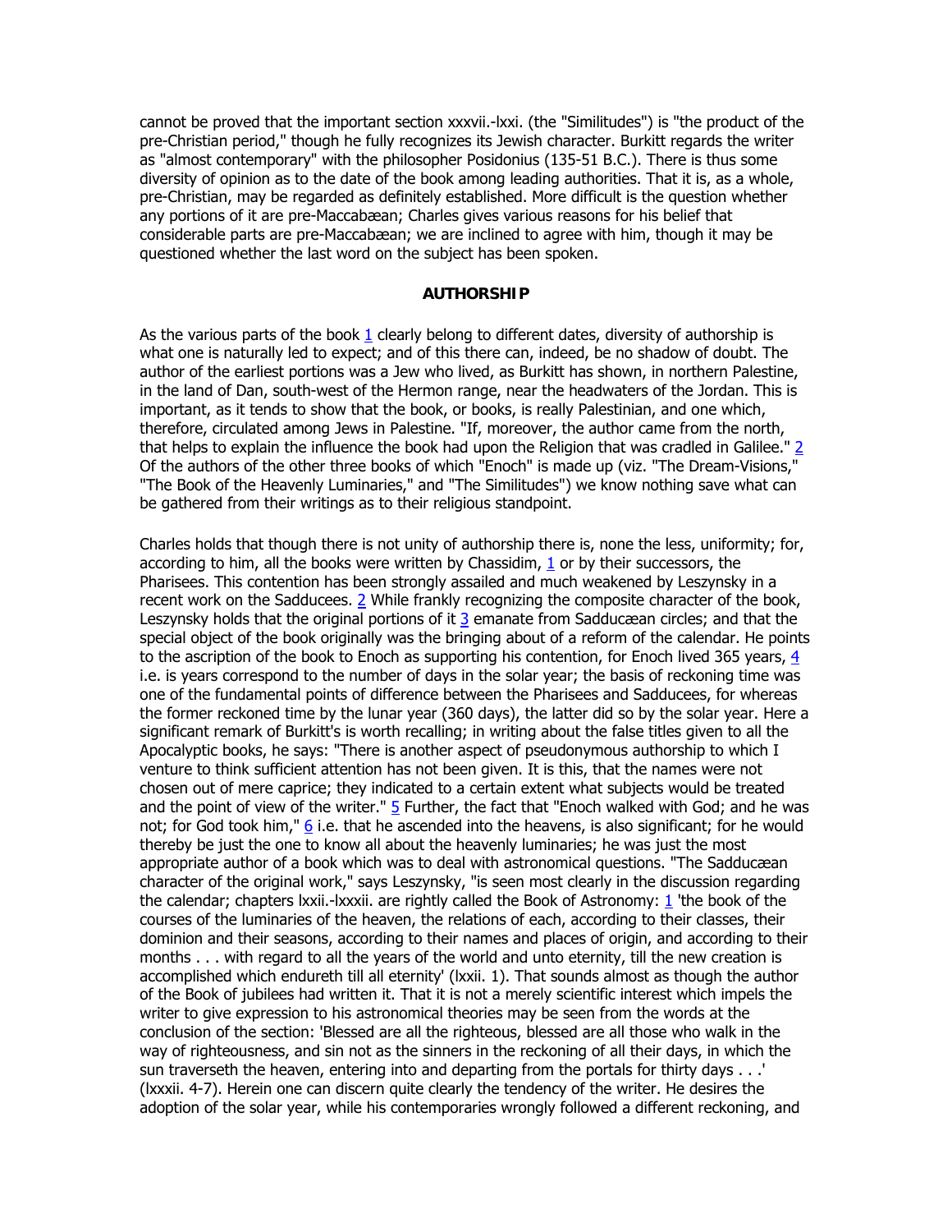cannot be proved that the important section xxxvii.-lxxi. (the "Similitudes") is "the product of the pre-Christian period," though he fully recognizes its Jewish character. Burkitt regards the writer as "almost contemporary" with the philosopher Posidonius (135-51 B.C.). There is thus some diversity of opinion as to the date of the book among leading authorities. That it is, as a whole, pre-Christian, may be regarded as definitely established. More difficult is the question whether any portions of it are pre-Maccabæan; Charles gives various reasons for his belief that considerable parts are pre-Maccabæan; we are inclined to agree with him, though it may be questioned whether the last word on the subject has been spoken.

## AUTHORSHIP

As the various parts of the book [1] clearly belong to different dates, diversity of authorship is what one is naturally led to expect; and of this there can, indeed, be no shadow of doubt. The author of the earliest portions was a Jew who lived, as Burkitt has shown, in northern Palestine, in the land of Dan, south-west of the Hermon range, near the headwaters of the Jordan. This is important, as it tends to show that the book, or books, is really Palestinian, and one which, therefore, circulated among Jews in Palestine. "If, moreover, the author came from the north, that helps to explain the influence the book had upon the Religion that was cradled in Galilee." [2] Of the authors of the other three books of which "Enoch" is made up (viz. "The Dream-Visions," "The Book of the Heavenly Luminaries," and "The Similitudes") we know nothing save what can be gathered from their writings as to their religious standpoint.

Charles holds that though there is not unity of authorship there is, none the less, uniformity; for, according to him, all the books were written by Chassidim, [1] or by their successors, the Pharisees. This contention has been strongly assailed and much weakened by Leszynsky in a recent work on the Sadducees. [2] While frankly recognizing the composite character of the book, Leszynsky holds that the original portions of it [3] emanate from Sadducæan circles; and that the special object of the book originally was the bringing about of a reform of the calendar. He points to the ascription of the book to Enoch as supporting his contention, for Enoch lived 365 years, [4] i.e. is years correspond to the number of days in the solar year; the basis of reckoning time was one of the fundamental points of difference between the Pharisees and Sadducees, for whereas the former reckoned time by the lunar year (360 days), the latter did so by the solar year. Here a significant remark of Burkitt's is worth recalling; in writing about the false titles given to all the Apocalyptic books, he says: "There is another aspect of pseudonymous authorship to which I venture to think sufficient attention has not been given. It is this, that the names were not chosen out of mere caprice; they indicated to a certain extent what subjects would be treated and the point of view of the writer." [5] Further, the fact that "Enoch walked with God; and he was not; for God took him," [6] i.e. that he ascended into the heavens, is also significant; for he would thereby be just the one to know all about the heavenly luminaries; he was just the most appropriate author of a book which was to deal with astronomical questions. "The Sadducæan character of the original work," says Leszynsky, "is seen most clearly in the discussion regarding the calendar; chapters lxxii.-lxxxii. are rightly called the Book of Astronomy: [1] 'the book of the courses of the luminaries of the heaven, the relations of each, according to their classes, their dominion and their seasons, according to their names and places of origin, and according to their months . . . with regard to all the years of the world and unto eternity, till the new creation is accomplished which endureth till all eternity' (lxxii. 1). That sounds almost as though the author of the Book of jubilees had written it. That it is not a merely scientific interest which impels the writer to give expression to his astronomical theories may be seen from the words at the conclusion of the section: 'Blessed are all the righteous, blessed are all those who walk in the way of righteousness, and sin not as the sinners in the reckoning of all their days, in which the sun traverseth the heaven, entering into and departing from the portals for thirty days . . .' (lxxxii. 4-7). Herein one can discern quite clearly the tendency of the writer. He desires the adoption of the solar year, while his contemporaries wrongly followed a different reckoning, and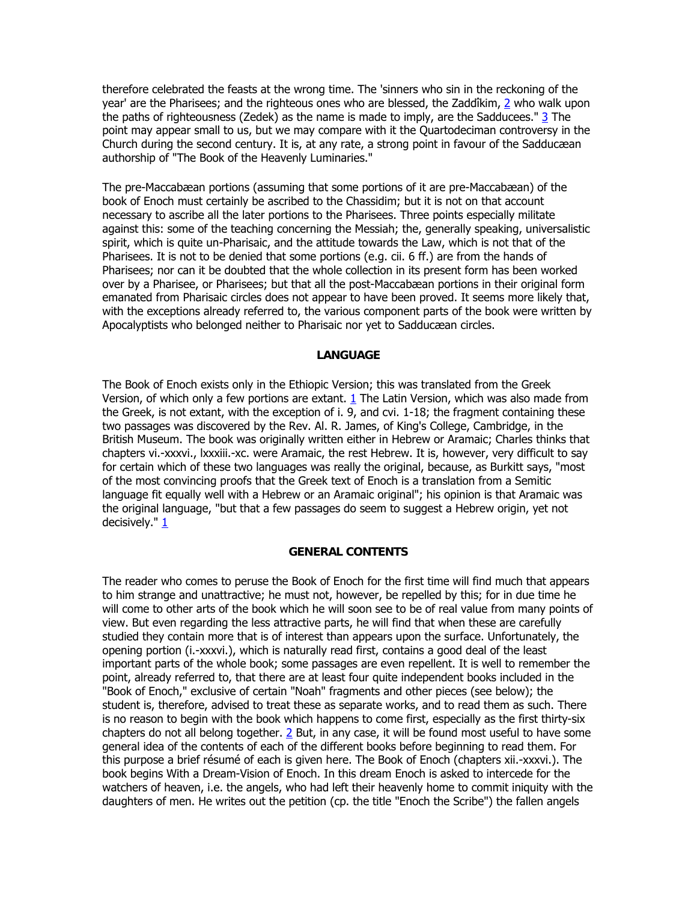therefore celebrated the feasts at the wrong time. The 'sinners who sin in the reckoning of the year' are the Pharisees; and the righteous ones who are blessed, the Zaddîkim, [2] who walk upon the paths of righteousness (Zedek) as the name is made to imply, are the Sadducees." [3] The point may appear small to us, but we may compare with it the Quartodeciman controversy in the Church during the second century. It is, at any rate, a strong point in favour of the Sadducæan authorship of "The Book of the Heavenly Luminaries."

The pre-Maccabæan portions (assuming that some portions of it are pre-Maccabæan) of the book of Enoch must certainly be ascribed to the Chassidim; but it is not on that account necessary to ascribe all the later portions to the Pharisees. Three points especially militate against this: some of the teaching concerning the Messiah; the, generally speaking, universalistic spirit, which is quite un-Pharisaic, and the attitude towards the Law, which is not that of the Pharisees. It is not to be denied that some portions (e.g. cii. 6 ff.) are from the hands of Pharisees; nor can it be doubted that the whole collection in its present form has been worked over by a Pharisee, or Pharisees; but that all the post-Maccabæan portions in their original form emanated from Pharisaic circles does not appear to have been proved. It seems more likely that, with the exceptions already referred to, the various component parts of the book were written by Apocalyptists who belonged neither to Pharisaic nor yet to Sadducæan circles.

## LANGUAGE

The Book of Enoch exists only in the Ethiopic Version; this was translated from the Greek Version, of which only a few portions are extant. [1] The Latin Version, which was also made from the Greek, is not extant, with the exception of i. 9, and cvi. 1-18; the fragment containing these two passages was discovered by the Rev. Al. R. James, of King's College, Cambridge, in the British Museum. The book was originally written either in Hebrew or Aramaic; Charles thinks that chapters vi.-xxxvi., lxxxiii.-xc. were Aramaic, the rest Hebrew. It is, however, very difficult to say for certain which of these two languages was really the original, because, as Burkitt says, "most of the most convincing proofs that the Greek text of Enoch is a translation from a Semitic language fit equally well with a Hebrew or an Aramaic original"; his opinion is that Aramaic was the original language, "but that a few passages do seem to suggest a Hebrew origin, yet not decisively." [1]

## GENERAL CONTENTS

The reader who comes to peruse the Book of Enoch for the first time will find much that appears to him strange and unattractive; he must not, however, be repelled by this; for in due time he will come to other arts of the book which he will soon see to be of real value from many points of view. But even regarding the less attractive parts, he will find that when these are carefully studied they contain more that is of interest than appears upon the surface. Unfortunately, the opening portion (i.-xxxvi.), which is naturally read first, contains a good deal of the least important parts of the whole book; some passages are even repellent. It is well to remember the point, already referred to, that there are at least four quite independent books included in the "Book of Enoch," exclusive of certain "Noah" fragments and other pieces (see below); the student is, therefore, advised to treat these as separate works, and to read them as such. There is no reason to begin with the book which happens to come first, especially as the first thirty-six chapters do not all belong together. [2] But, in any case, it will be found most useful to have some general idea of the contents of each of the different books before beginning to read them. For this purpose a brief résumé of each is given here. The Book of Enoch (chapters xii.-xxxvi.). The book begins With a Dream-Vision of Enoch. In this dream Enoch is asked to intercede for the watchers of heaven, i.e. the angels, who had left their heavenly home to commit iniquity with the daughters of men. He writes out the petition (cp. the title "Enoch the Scribe") the fallen angels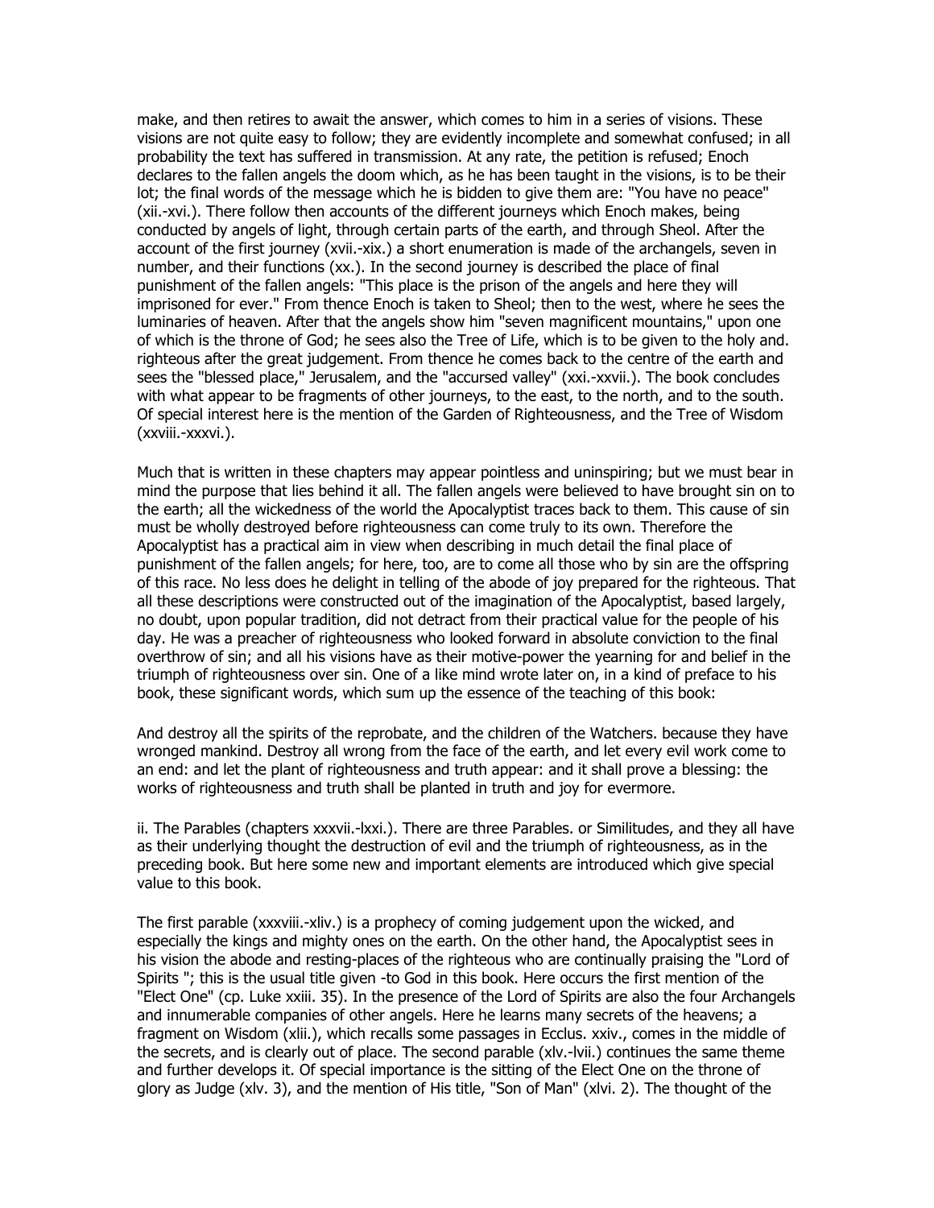make, and then retires to await the answer, which comes to him in a series of visions. These visions are not quite easy to follow; they are evidently incomplete and somewhat confused; in all probability the text has suffered in transmission. At any rate, the petition is refused; Enoch declares to the fallen angels the doom which, as he has been taught in the visions, is to be their lot; the final words of the message which he is bidden to give them are: "You have no peace" (xii.-xvi.). There follow then accounts of the different journeys which Enoch makes, being conducted by angels of light, through certain parts of the earth, and through Sheol. After the account of the first journey (xvii.-xix.) a short enumeration is made of the archangels, seven in number, and their functions (xx.). In the second journey is described the place of final punishment of the fallen angels: "This place is the prison of the angels and here they will imprisoned for ever." From thence Enoch is taken to Sheol; then to the west, where he sees the luminaries of heaven. After that the angels show him "seven magnificent mountains," upon one of which is the throne of God; he sees also the Tree of Life, which is to be given to the holy and. righteous after the great judgement. From thence he comes back to the centre of the earth and sees the "blessed place," Jerusalem, and the "accursed valley" (xxi.-xxvii.). The book concludes with what appear to be fragments of other journeys, to the east, to the north, and to the south. Of special interest here is the mention of the Garden of Righteousness, and the Tree of Wisdom (xxviii.-xxxvi.).

Much that is written in these chapters may appear pointless and uninspiring; but we must bear in mind the purpose that lies behind it all. The fallen angels were believed to have brought sin on to the earth; all the wickedness of the world the Apocalyptist traces back to them. This cause of sin must be wholly destroyed before righteousness can come truly to its own. Therefore the Apocalyptist has a practical aim in view when describing in much detail the final place of punishment of the fallen angels; for here, too, are to come all those who by sin are the offspring of this race. No less does he delight in telling of the abode of joy prepared for the righteous. That all these descriptions were constructed out of the imagination of the Apocalyptist, based largely, no doubt, upon popular tradition, did not detract from their practical value for the people of his day. He was a preacher of righteousness who looked forward in absolute conviction to the final overthrow of sin; and all his visions have as their motive-power the yearning for and belief in the triumph of righteousness over sin. One of a like mind wrote later on, in a kind of preface to his book, these significant words, which sum up the essence of the teaching of this book:

And destroy all the spirits of the reprobate, and the children of the Watchers. because they have wronged mankind. Destroy all wrong from the face of the earth, and let every evil work come to an end: and let the plant of righteousness and truth appear: and it shall prove a blessing: the works of righteousness and truth shall be planted in truth and joy for evermore.

ii. The Parables (chapters xxxvii.-lxxi.). There are three Parables. or Similitudes, and they all have as their underlying thought the destruction of evil and the triumph of righteousness, as in the preceding book. But here some new and important elements are introduced which give special value to this book.

The first parable (xxxviii.-xliv.) is a prophecy of coming judgement upon the wicked, and especially the kings and mighty ones on the earth. On the other hand, the Apocalyptist sees in his vision the abode and resting-places of the righteous who are continually praising the "Lord of Spirits "; this is the usual title given -to God in this book. Here occurs the first mention of the "Elect One" (cp. Luke xxiii. 35). In the presence of the Lord of Spirits are also the four Archangels and innumerable companies of other angels. Here he learns many secrets of the heavens; a fragment on Wisdom (xlii.), which recalls some passages in Ecclus. xxiv., comes in the middle of the secrets, and is clearly out of place. The second parable (xlv.-lvii.) continues the same theme and further develops it. Of special importance is the sitting of the Elect One on the throne of glory as Judge (xlv. 3), and the mention of His title, "Son of Man" (xlvi. 2). The thought of the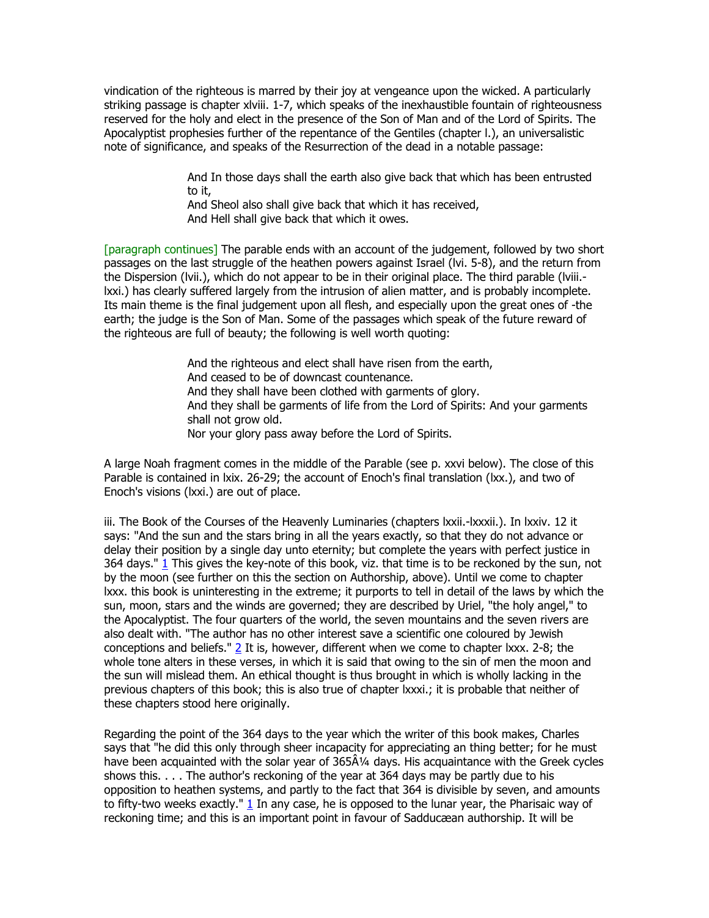vindication of the righteous is marred by their joy at vengeance upon the wicked. A particularly striking passage is chapter xlviii. 1-7, which speaks of the inexhaustible fountain of righteousness reserved for the holy and elect in the presence of the Son of Man and of the Lord of Spirits. The Apocalyptist prophesies further of the repentance of the Gentiles (chapter l.), an universalistic note of significance, and speaks of the Resurrection of the dead in a notable passage:

> And In those days shall the earth also give back that which has been entrusted to it,
> And Sheol also shall give back that which it has received,
> And Hell shall give back that which it owes.

[paragraph continues] The parable ends with an account of the judgement, followed by two short passages on the last struggle of the heathen powers against Israel (lvi. 5-8), and the return from the Dispersion (lvii.), which do not appear to be in their original place. The third parable (lviii.-lxxi.) has clearly suffered largely from the intrusion of alien matter, and is probably incomplete. Its main theme is the final judgement upon all flesh, and especially upon the great ones of -the earth; the judge is the Son of Man. Some of the passages which speak of the future reward of the righteous are full of beauty; the following is well worth quoting:

> And the righteous and elect shall have risen from the earth,
> And ceased to be of downcast countenance.
> And they shall have been clothed with garments of glory.
> And they shall be garments of life from the Lord of Spirits: And your garments shall not grow old.
> Nor your glory pass away before the Lord of Spirits.

A large Noah fragment comes in the middle of the Parable (see p. xxvi below). The close of this Parable is contained in lxix. 26-29; the account of Enoch's final translation (lxx.), and two of Enoch's visions (lxxi.) are out of place.

iii. The Book of the Courses of the Heavenly Luminaries (chapters lxxii.-lxxxii.). In lxxiv. 12 it says: "And the sun and the stars bring in all the years exactly, so that they do not advance or delay their position by a single day unto eternity; but complete the years with perfect justice in 364 days." [1] This gives the key-note of this book, viz. that time is to be reckoned by the sun, not by the moon (see further on this the section on Authorship, above). Until we come to chapter lxxx. this book is uninteresting in the extreme; it purports to tell in detail of the laws by which the sun, moon, stars and the winds are governed; they are described by Uriel, "the holy angel," to the Apocalyptist. The four quarters of the world, the seven mountains and the seven rivers are also dealt with. "The author has no other interest save a scientific one coloured by Jewish conceptions and beliefs." [2] It is, however, different when we come to chapter lxxx. 2-8; the whole tone alters in these verses, in which it is said that owing to the sin of men the moon and the sun will mislead them. An ethical thought is thus brought in which is wholly lacking in the previous chapters of this book; this is also true of chapter lxxxi.; it is probable that neither of these chapters stood here originally.

Regarding the point of the 364 days to the year which the writer of this book makes, Charles says that "he did this only through sheer incapacity for appreciating an thing better; for he must have been acquainted with the solar year of 365Â¼ days. His acquaintance with the Greek cycles shows this. . . . The author's reckoning of the year at 364 days may be partly due to his opposition to heathen systems, and partly to the fact that 364 is divisible by seven, and amounts to fifty-two weeks exactly." [1] In any case, he is opposed to the lunar year, the Pharisaic way of reckoning time; and this is an important point in favour of Sadducæan authorship. It will be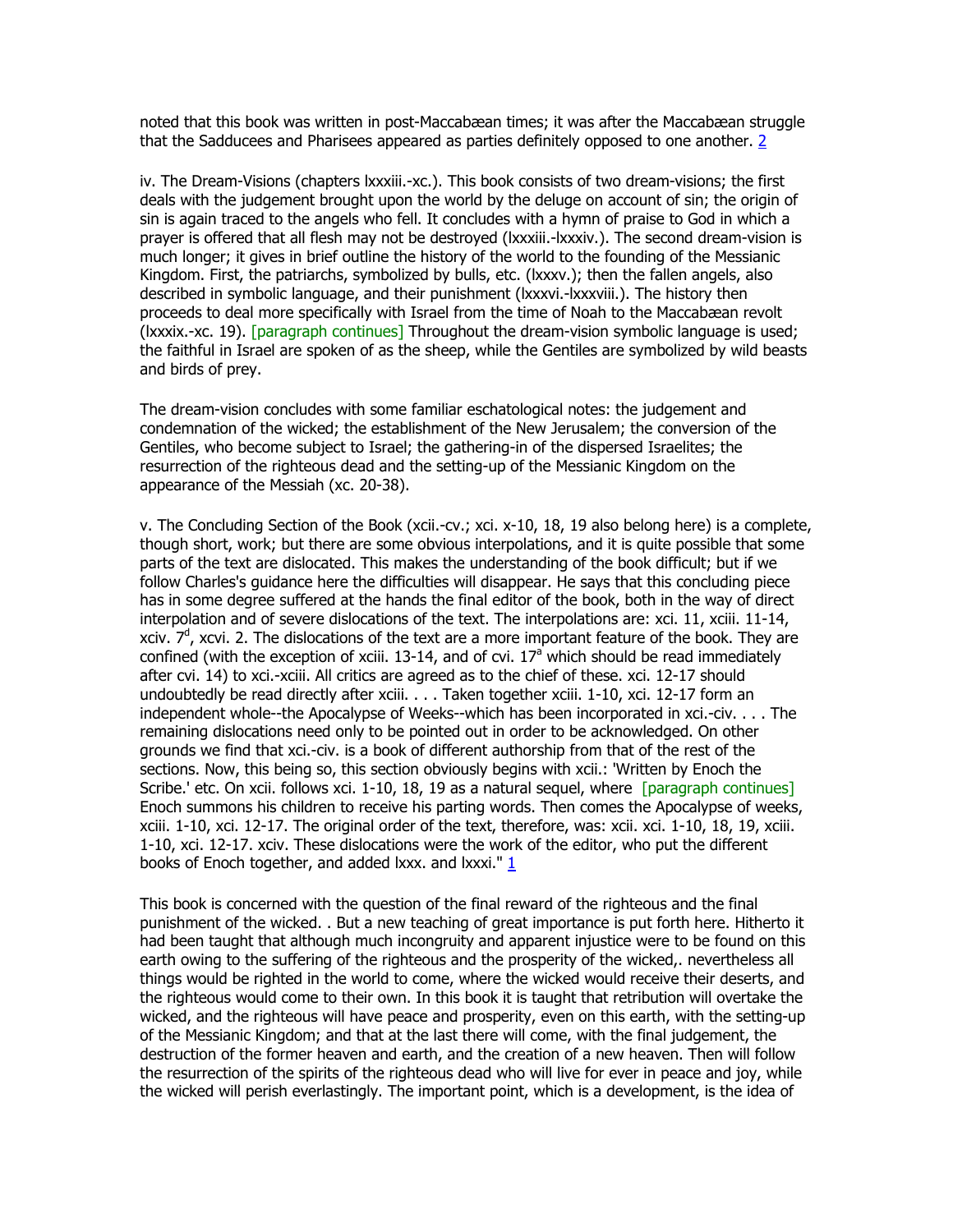noted that this book was written in post-Maccabæan times; it was after the Maccabæan struggle that the Sadducees and Pharisees appeared as parties definitely opposed to one another. [2]

iv. The Dream-Visions (chapters lxxxiii.-xc.). This book consists of two dream-visions; the first deals with the judgement brought upon the world by the deluge on account of sin; the origin of sin is again traced to the angels who fell. It concludes with a hymn of praise to God in which a prayer is offered that all flesh may not be destroyed (lxxxiii.-lxxxiv.). The second dream-vision is much longer; it gives in brief outline the history of the world to the founding of the Messianic Kingdom. First, the patriarchs, symbolized by bulls, etc. (lxxxv.); then the fallen angels, also described in symbolic language, and their punishment (lxxxvi.-lxxxviii.). The history then proceeds to deal more specifically with Israel from the time of Noah to the Maccabæan revolt (lxxxix.-xc. 19). [paragraph continues] Throughout the dream-vision symbolic language is used; the faithful in Israel are spoken of as the sheep, while the Gentiles are symbolized by wild beasts and birds of prey.

The dream-vision concludes with some familiar eschatological notes: the judgement and condemnation of the wicked; the establishment of the New Jerusalem; the conversion of the Gentiles, who become subject to Israel; the gathering-in of the dispersed Israelites; the resurrection of the righteous dead and the setting-up of the Messianic Kingdom on the appearance of the Messiah (xc. 20-38).

v. The Concluding Section of the Book (xcii.-cv.; xci. x-10, 18, 19 also belong here) is a complete, though short, work; but there are some obvious interpolations, and it is quite possible that some parts of the text are dislocated. This makes the understanding of the book difficult; but if we follow Charles's guidance here the difficulties will disappear. He says that this concluding piece has in some degree suffered at the hands the final editor of the book, both in the way of direct interpolation and of severe dislocations of the text. The interpolations are: xci. 11, xciii. 11-14, xciv. 7[d], xcvi. 2. The dislocations of the text are a more important feature of the book. They are confined (with the exception of xciii. 13-14, and of cvi. 17[a] which should be read immediately after cvi. 14) to xci.-xciii. All critics are agreed as to the chief of these. xci. 12-17 should undoubtedly be read directly after xciii. . . . Taken together xciii. 1-10, xci. 12-17 form an independent whole--the Apocalypse of Weeks--which has been incorporated in xci.-civ. . . . The remaining dislocations need only to be pointed out in order to be acknowledged. On other grounds we find that xci.-civ. is a book of different authorship from that of the rest of the sections. Now, this being so, this section obviously begins with xcii.: 'Written by Enoch the Scribe.' etc. On xcii. follows xci. 1-10, 18, 19 as a natural sequel, where [paragraph continues] Enoch summons his children to receive his parting words. Then comes the Apocalypse of weeks, xciii. 1-10, xci. 12-17. The original order of the text, therefore, was: xcii. xci. 1-10, 18, 19, xciii. 1-10, xci. 12-17. xciv. These dislocations were the work of the editor, who put the different books of Enoch together, and added lxxx. and lxxxi." [1]

This book is concerned with the question of the final reward of the righteous and the final punishment of the wicked. . But a new teaching of great importance is put forth here. Hitherto it had been taught that although much incongruity and apparent injustice were to be found on this earth owing to the suffering of the righteous and the prosperity of the wicked,. nevertheless all things would be righted in the world to come, where the wicked would receive their deserts, and the righteous would come to their own. In this book it is taught that retribution will overtake the wicked, and the righteous will have peace and prosperity, even on this earth, with the setting-up of the Messianic Kingdom; and that at the last there will come, with the final judgement, the destruction of the former heaven and earth, and the creation of a new heaven. Then will follow the resurrection of the spirits of the righteous dead who will live for ever in peace and joy, while the wicked will perish everlastingly. The important point, which is a development, is the idea of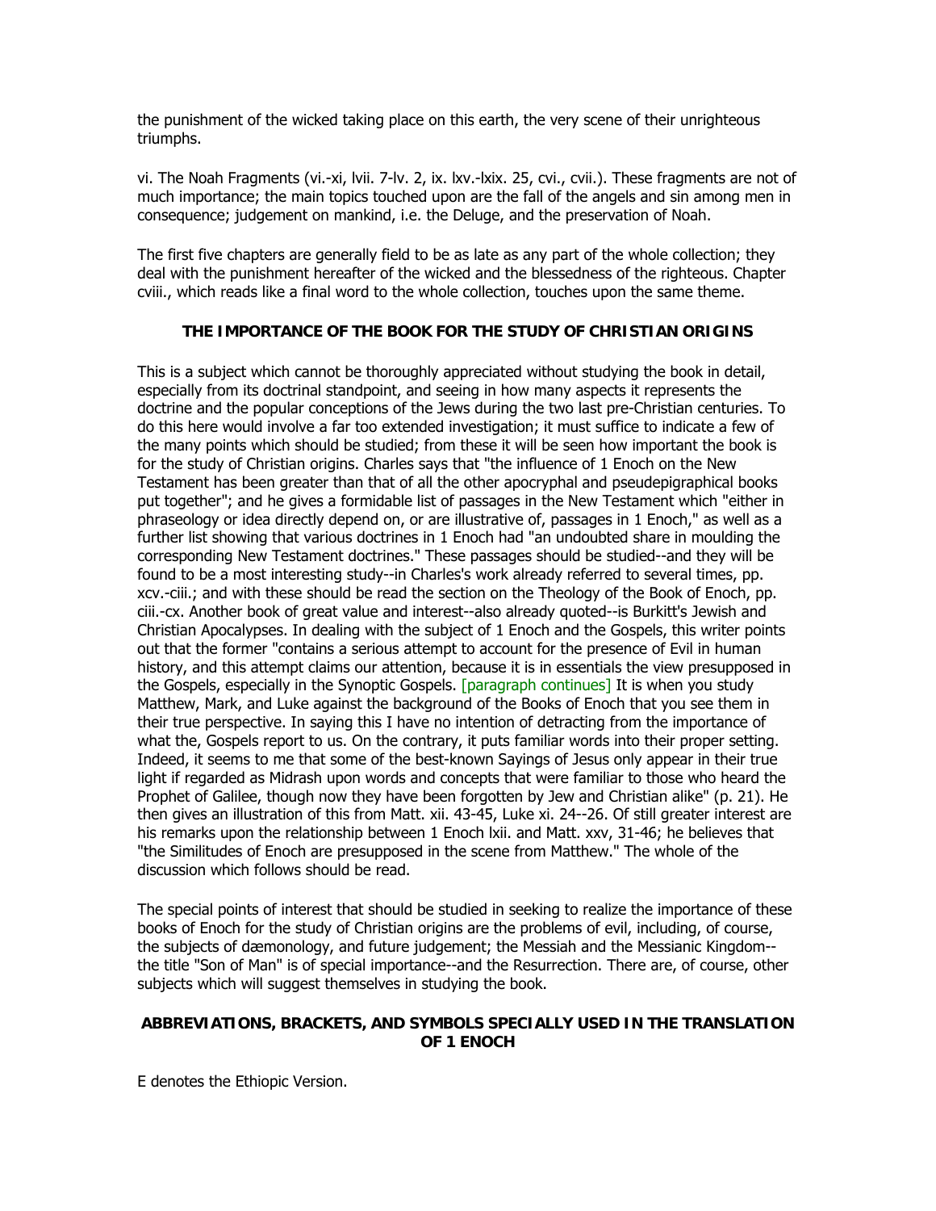the punishment of the wicked taking place on this earth, the very scene of their unrighteous triumphs.

vi. The Noah Fragments (vi.-xi, lvii. 7-lv. 2, ix. lxv.-lxix. 25, cvi., cvii.). These fragments are not of much importance; the main topics touched upon are the fall of the angels and sin among men in consequence; judgement on mankind, i.e. the Deluge, and the preservation of Noah.

The first five chapters are generally field to be as late as any part of the whole collection; they deal with the punishment hereafter of the wicked and the blessedness of the righteous. Chapter cviii., which reads like a final word to the whole collection, touches upon the same theme.

## THE IMPORTANCE OF THE BOOK FOR THE STUDY OF CHRISTIAN ORIGINS

This is a subject which cannot be thoroughly appreciated without studying the book in detail, especially from its doctrinal standpoint, and seeing in how many aspects it represents the doctrine and the popular conceptions of the Jews during the two last pre-Christian centuries. To do this here would involve a far too extended investigation; it must suffice to indicate a few of the many points which should be studied; from these it will be seen how important the book is for the study of Christian origins. Charles says that "the influence of 1 Enoch on the New Testament has been greater than that of all the other apocryphal and pseudepigraphical books put together"; and he gives a formidable list of passages in the New Testament which "either in phraseology or idea directly depend on, or are illustrative of, passages in 1 Enoch," as well as a further list showing that various doctrines in 1 Enoch had "an undoubted share in moulding the corresponding New Testament doctrines." These passages should be studied--and they will be found to be a most interesting study--in Charles's work already referred to several times, pp. xcv.-ciii.; and with these should be read the section on the Theology of the Book of Enoch, pp. ciii.-cx. Another book of great value and interest--also already quoted--is Burkitt's Jewish and Christian Apocalypses. In dealing with the subject of 1 Enoch and the Gospels, this writer points out that the former "contains a serious attempt to account for the presence of Evil in human history, and this attempt claims our attention, because it is in essentials the view presupposed in the Gospels, especially in the Synoptic Gospels. [paragraph continues] It is when you study Matthew, Mark, and Luke against the background of the Books of Enoch that you see them in their true perspective. In saying this I have no intention of detracting from the importance of what the, Gospels report to us. On the contrary, it puts familiar words into their proper setting. Indeed, it seems to me that some of the best-known Sayings of Jesus only appear in their true light if regarded as Midrash upon words and concepts that were familiar to those who heard the Prophet of Galilee, though now they have been forgotten by Jew and Christian alike" (p. 21). He then gives an illustration of this from Matt. xii. 43-45, Luke xi. 24--26. Of still greater interest are his remarks upon the relationship between 1 Enoch lxii. and Matt. xxv, 31-46; he believes that "the Similitudes of Enoch are presupposed in the scene from Matthew." The whole of the discussion which follows should be read.

The special points of interest that should be studied in seeking to realize the importance of these books of Enoch for the study of Christian origins are the problems of evil, including, of course, the subjects of dæmonology, and future judgement; the Messiah and the Messianic Kingdom--the title "Son of Man" is of special importance--and the Resurrection. There are, of course, other subjects which will suggest themselves in studying the book.

## ABBREVIATIONS, BRACKETS, AND SYMBOLS SPECIALLY USED IN THE TRANSLATION OF 1 ENOCH

E denotes the Ethiopic Version.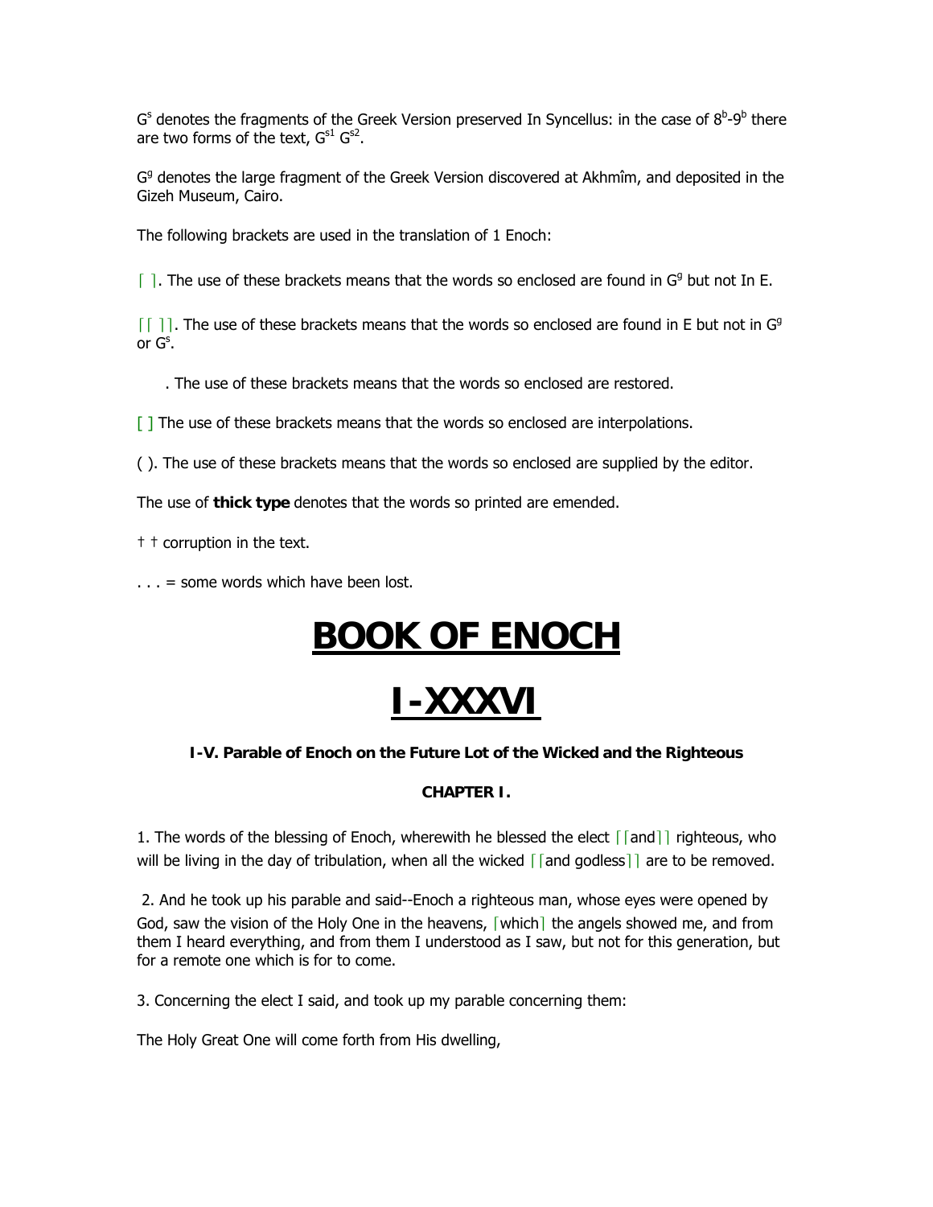$G^s$ denotes the fragments of the Greek Version preserved In Syncellus: in the case of $8^b$-$9^b$ there are two forms of the text, $G^{s1}$ $G^{s2}$.

$G^g$ denotes the large fragment of the Greek Version discovered at Akhmîm, and deposited in the Gizeh Museum, Cairo.

The following brackets are used in the translation of 1 Enoch:

⌈ ⌉. The use of these brackets means that the words so enclosed are found in $G^g$ but not In E.

⌈⌈ ⌉⌉. The use of these brackets means that the words so enclosed are found in E but not in $G^g$ or $G^s$.

. The use of these brackets means that the words so enclosed are restored.

[ ] The use of these brackets means that the words so enclosed are interpolations.

( ). The use of these brackets means that the words so enclosed are supplied by the editor.

The use of **thick type** denotes that the words so printed are emended.

† † corruption in the text.

. . . = some words which have been lost.

# BOOK OF ENOCH

# I-XXXVI

### I-V. Parable of Enoch on the Future Lot of the Wicked and the Righteous

### CHAPTER I.

1. The words of the blessing of Enoch, wherewith he blessed the elect ⌈⌈and⌉⌉ righteous, who will be living in the day of tribulation, when all the wicked ⌈⌈and godless⌉⌉ are to be removed.

2. And he took up his parable and said--Enoch a righteous man, whose eyes were opened by God, saw the vision of the Holy One in the heavens, ⌈which⌉ the angels showed me, and from them I heard everything, and from them I understood as I saw, but not for this generation, but for a remote one which is for to come.

3. Concerning the elect I said, and took up my parable concerning them:

The Holy Great One will come forth from His dwelling,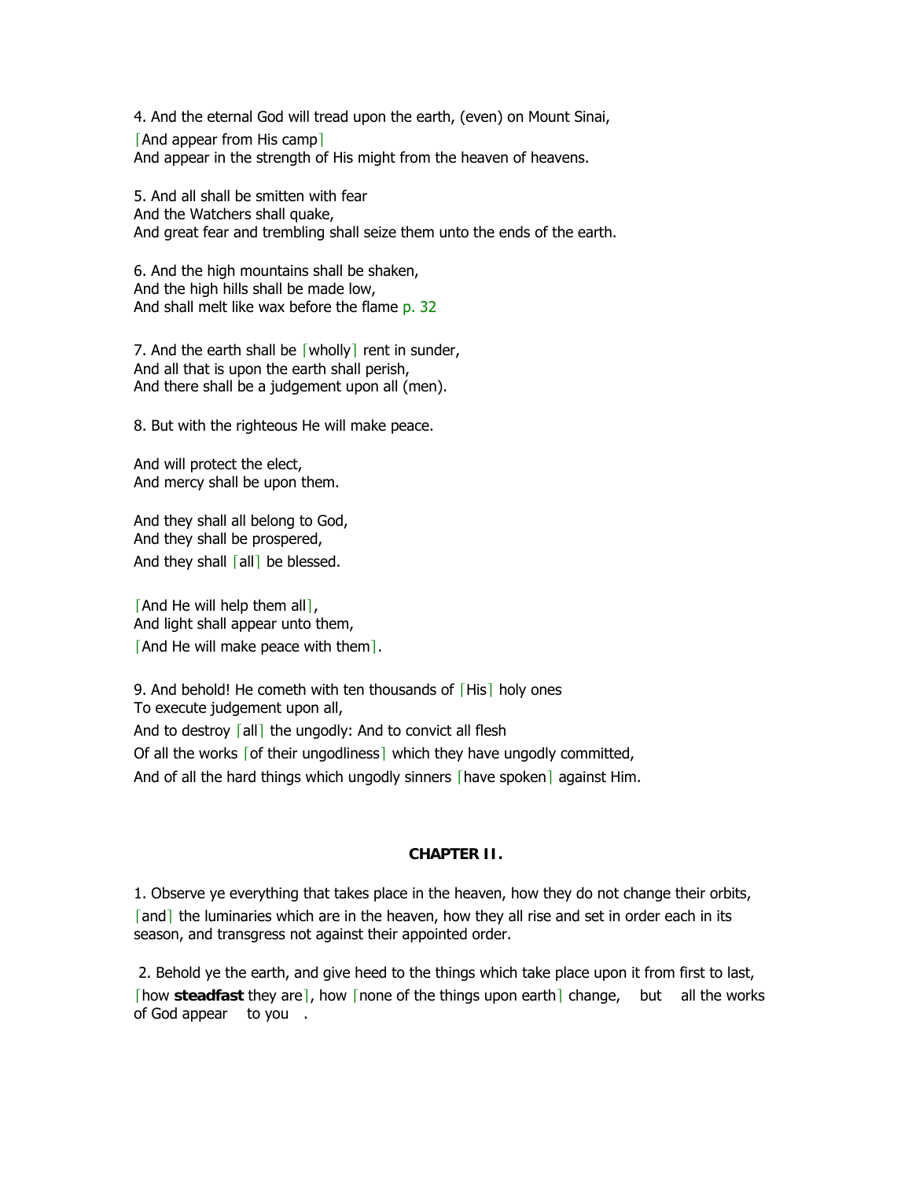4. And the eternal God will tread upon the earth, (even) on Mount Sinai,  
⌈And appear from His camp⌉  
And appear in the strength of His might from the heaven of heavens.

5. And all shall be smitten with fear  
And the Watchers shall quake,  
And great fear and trembling shall seize them unto the ends of the earth.

6. And the high mountains shall be shaken,  
And the high hills shall be made low,  
And shall melt like wax before the flame p. 32

7. And the earth shall be ⌈wholly⌉ rent in sunder,  
And all that is upon the earth shall perish,  
And there shall be a judgement upon all (men).

8. But with the righteous He will make peace.

And will protect the elect,  
And mercy shall be upon them.

And they shall all belong to God,  
And they shall be prospered,  
And they shall ⌈all⌉ be blessed.

⌈And He will help them all⌉,  
And light shall appear unto them,  
⌈And He will make peace with them⌉.

9. And behold! He cometh with ten thousands of ⌈His⌉ holy ones  
To execute judgement upon all,  
And to destroy ⌈all⌉ the ungodly: And to convict all flesh  
Of all the works ⌈of their ungodliness⌉ which they have ungodly committed,  
And of all the hard things which ungodly sinners ⌈have spoken⌉ against Him.

### CHAPTER II.

1. Observe ye everything that takes place in the heaven, how they do not change their orbits, ⌈and⌉ the luminaries which are in the heaven, how they all rise and set in order each in its season, and transgress not against their appointed order.

2. Behold ye the earth, and give heed to the things which take place upon it from first to last, ⌈how **steadfast** they are⌉, how ⌈none of the things upon earth⌉ change, but all the works of God appear to you .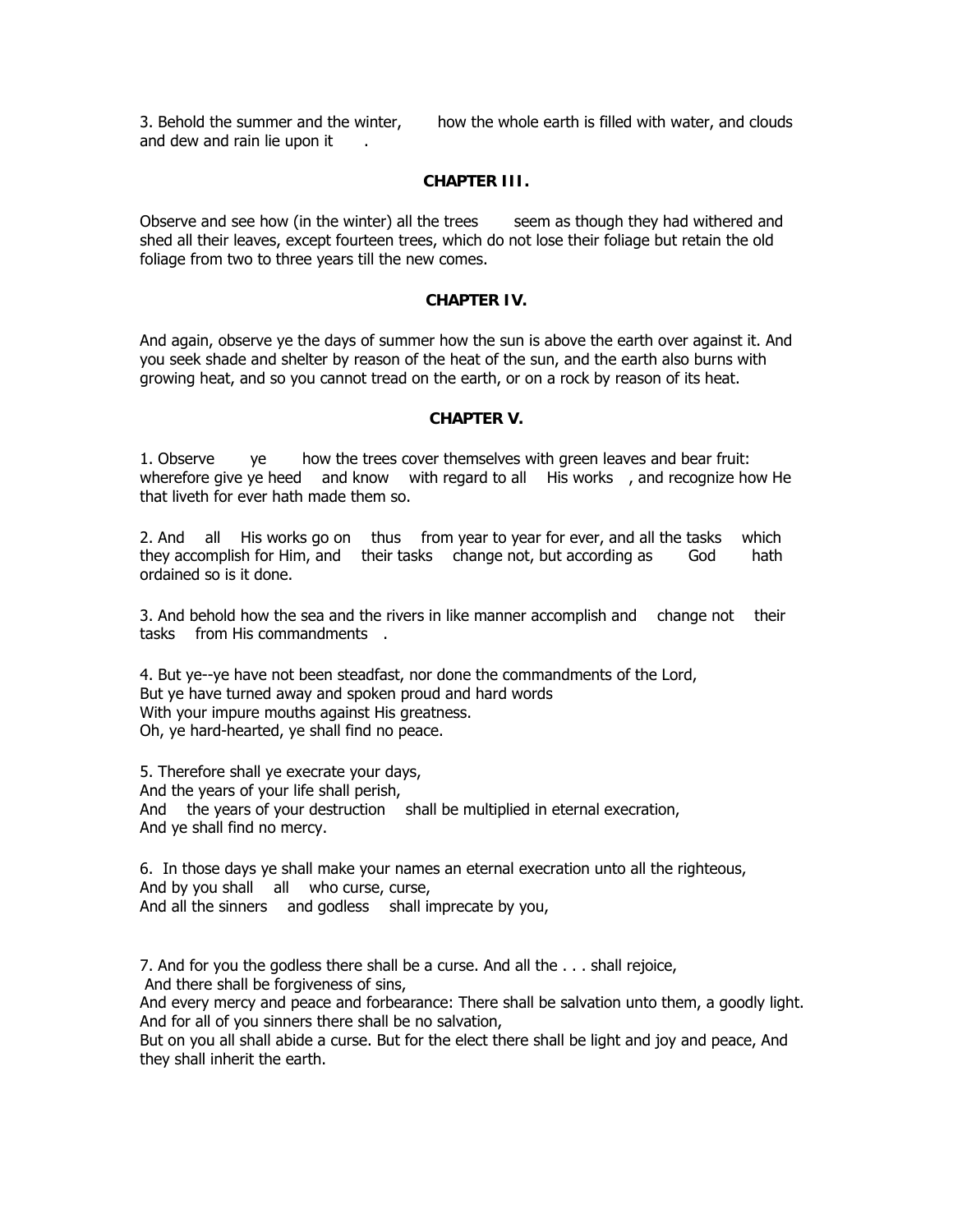3. Behold the summer and the winter, how the whole earth is filled with water, and clouds and dew and rain lie upon it .

## CHAPTER III.

Observe and see how (in the winter) all the trees seem as though they had withered and shed all their leaves, except fourteen trees, which do not lose their foliage but retain the old foliage from two to three years till the new comes.

## CHAPTER IV.

And again, observe ye the days of summer how the sun is above the earth over against it. And you seek shade and shelter by reason of the heat of the sun, and the earth also burns with growing heat, and so you cannot tread on the earth, or on a rock by reason of its heat.

## CHAPTER V.

1. Observe ye how the trees cover themselves with green leaves and bear fruit: wherefore give ye heed and know with regard to all His works , and recognize how He that liveth for ever hath made them so.

2. And all His works go on thus from year to year for ever, and all the tasks which they accomplish for Him, and their tasks change not, but according as God hath ordained so is it done.

3. And behold how the sea and the rivers in like manner accomplish and change not their tasks from His commandments .

4. But ye--ye have not been steadfast, nor done the commandments of the Lord,
But ye have turned away and spoken proud and hard words
With your impure mouths against His greatness.
Oh, ye hard-hearted, ye shall find no peace.

5. Therefore shall ye execrate your days,
And the years of your life shall perish,
And the years of your destruction shall be multiplied in eternal execration,
And ye shall find no mercy.

6. In those days ye shall make your names an eternal execration unto all the righteous,
And by you shall all who curse, curse,
And all the sinners and godless shall imprecate by you,

7. And for you the godless there shall be a curse. And all the . . . shall rejoice,
And there shall be forgiveness of sins,
And every mercy and peace and forbearance: There shall be salvation unto them, a goodly light.
And for all of you sinners there shall be no salvation,
But on you all shall abide a curse. But for the elect there shall be light and joy and peace, And they shall inherit the earth.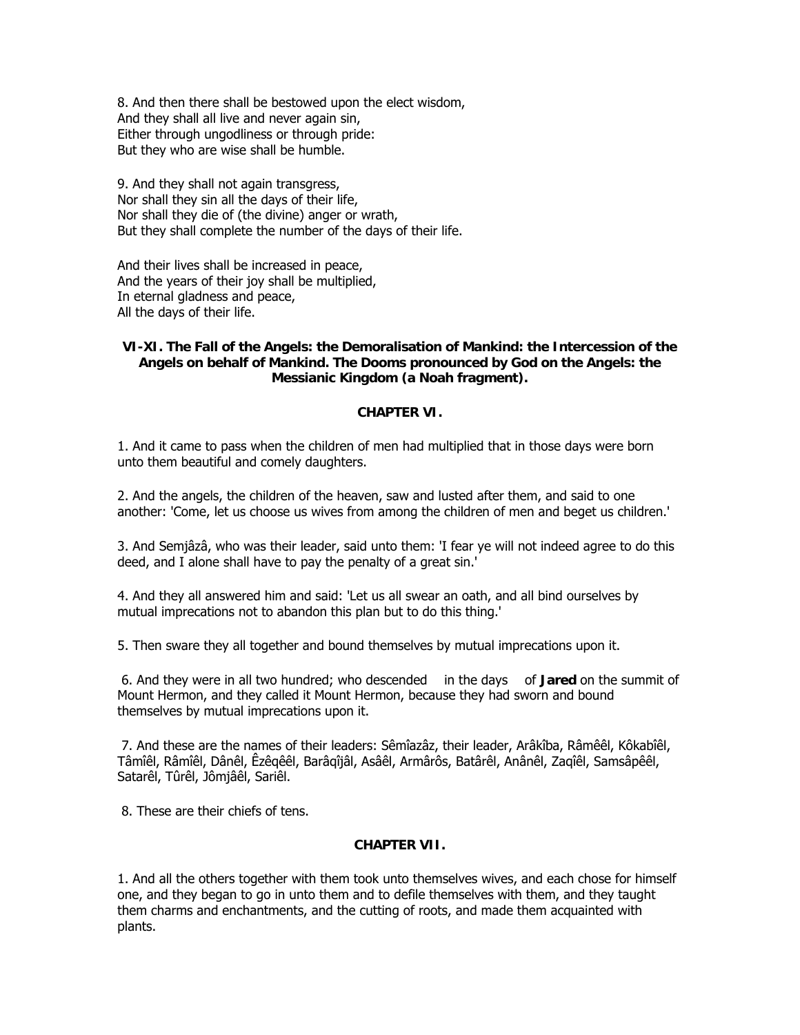8. And then there shall be bestowed upon the elect wisdom,
And they shall all live and never again sin,
Either through ungodliness or through pride:
But they who are wise shall be humble.

9. And they shall not again transgress,
Nor shall they sin all the days of their life,
Nor shall they die of (the divine) anger or wrath,
But they shall complete the number of the days of their life.

And their lives shall be increased in peace,
And the years of their joy shall be multiplied,
In eternal gladness and peace,
All the days of their life.

**VI-XI. The Fall of the Angels: the Demoralisation of Mankind: the Intercession of the Angels on behalf of Mankind. The Dooms pronounced by God on the Angels: the Messianic Kingdom (a Noah fragment).**

## CHAPTER VI.

1. And it came to pass when the children of men had multiplied that in those days were born unto them beautiful and comely daughters.

2. And the angels, the children of the heaven, saw and lusted after them, and said to one another: 'Come, let us choose us wives from among the children of men and beget us children.'

3. And Semjâzâ, who was their leader, said unto them: 'I fear ye will not indeed agree to do this deed, and I alone shall have to pay the penalty of a great sin.'

4. And they all answered him and said: 'Let us all swear an oath, and all bind ourselves by mutual imprecations not to abandon this plan but to do this thing.'

5. Then sware they all together and bound themselves by mutual imprecations upon it.

6. And they were in all two hundred; who descended in the days of **Jared** on the summit of Mount Hermon, and they called it Mount Hermon, because they had sworn and bound themselves by mutual imprecations upon it.

7. And these are the names of their leaders: Sêmîazâz, their leader, Arâkîba, Râmêêl, Kôkabîêl, Tâmîêl, Râmîêl, Dânêl, Êzêqêêl, Barâqîjâl, Asâêl, Armârôs, Batârêl, Anânêl, Zaqîêl, Samsâpêêl, Satarêl, Tûrêl, Jômjâêl, Sariêl.

8. These are their chiefs of tens.

## CHAPTER VII.

1. And all the others together with them took unto themselves wives, and each chose for himself one, and they began to go in unto them and to defile themselves with them, and they taught them charms and enchantments, and the cutting of roots, and made them acquainted with plants.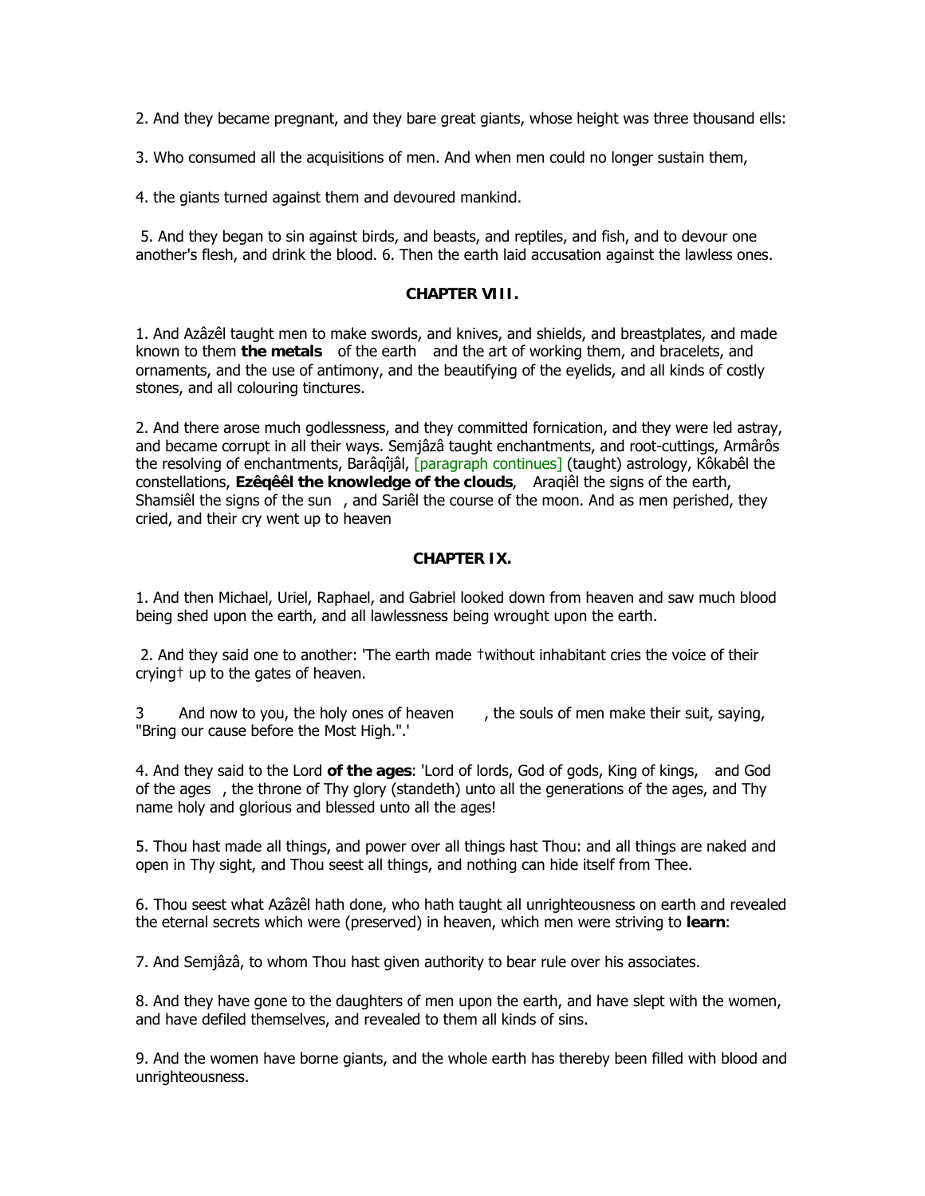2. And they became pregnant, and they bare great giants, whose height was three thousand ells:

3. Who consumed all the acquisitions of men. And when men could no longer sustain them,

4. the giants turned against them and devoured mankind.

5. And they began to sin against birds, and beasts, and reptiles, and fish, and to devour one another's flesh, and drink the blood. 6. Then the earth laid accusation against the lawless ones.

**CHAPTER VIII.**

1. And Azâzêl taught men to make swords, and knives, and shields, and breastplates, and made known to them **the metals** of the earth and the art of working them, and bracelets, and ornaments, and the use of antimony, and the beautifying of the eyelids, and all kinds of costly stones, and all colouring tinctures.

2. And there arose much godlessness, and they committed fornication, and they were led astray, and became corrupt in all their ways. Semjâzâ taught enchantments, and root-cuttings, Armârôs the resolving of enchantments, Barâqîjâl, [paragraph continues] (taught) astrology, Kôkabêl the constellations, **Ezêqêêl the knowledge of the clouds**, Araqiêl the signs of the earth, Shamsiêl the signs of the sun, and Sariêl the course of the moon. And as men perished, they cried, and their cry went up to heaven

**CHAPTER IX.**

1. And then Michael, Uriel, Raphael, and Gabriel looked down from heaven and saw much blood being shed upon the earth, and all lawlessness being wrought upon the earth.

2. And they said one to another: 'The earth made †without inhabitant cries the voice of their crying† up to the gates of heaven.

3 And now to you, the holy ones of heaven, the souls of men make their suit, saying, "Bring our cause before the Most High.".'

4. And they said to the Lord **of the ages**: 'Lord of lords, God of gods, King of kings, and God of the ages, the throne of Thy glory (standeth) unto all the generations of the ages, and Thy name holy and glorious and blessed unto all the ages!

5. Thou hast made all things, and power over all things hast Thou: and all things are naked and open in Thy sight, and Thou seest all things, and nothing can hide itself from Thee.

6. Thou seest what Azâzêl hath done, who hath taught all unrighteousness on earth and revealed the eternal secrets which were (preserved) in heaven, which men were striving to **learn**:

7. And Semjâzâ, to whom Thou hast given authority to bear rule over his associates.

8. And they have gone to the daughters of men upon the earth, and have slept with the women, and have defiled themselves, and revealed to them all kinds of sins.

9. And the women have borne giants, and the whole earth has thereby been filled with blood and unrighteousness.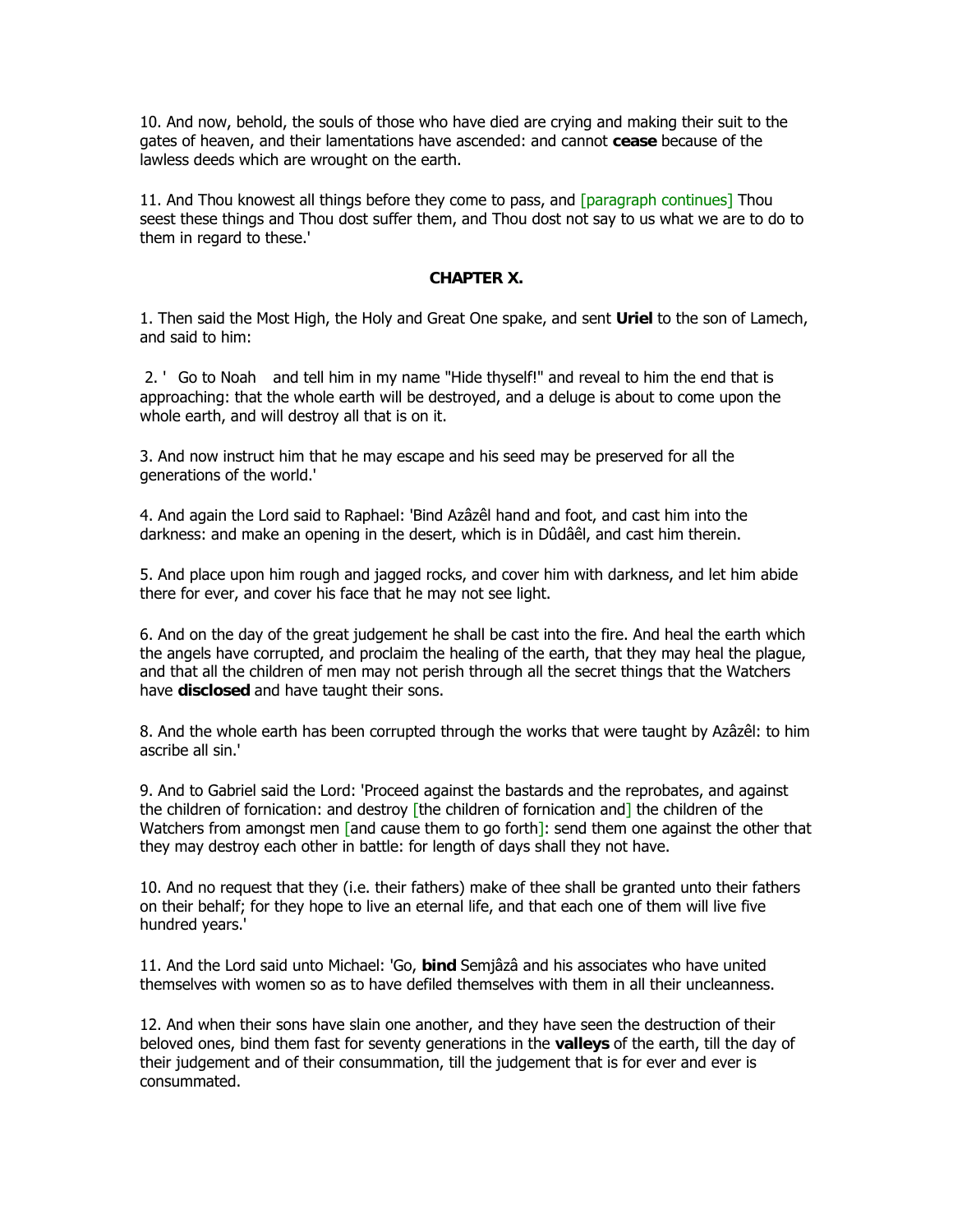10. And now, behold, the souls of those who have died are crying and making their suit to the gates of heaven, and their lamentations have ascended: and cannot **cease** because of the lawless deeds which are wrought on the earth.

11. And Thou knowest all things before they come to pass, and [paragraph continues] Thou seest these things and Thou dost suffer them, and Thou dost not say to us what we are to do to them in regard to these.'

**CHAPTER X.**

1. Then said the Most High, the Holy and Great One spake, and sent **Uriel** to the son of Lamech, and said to him:

2. ' Go to Noah and tell him in my name "Hide thyself!" and reveal to him the end that is approaching: that the whole earth will be destroyed, and a deluge is about to come upon the whole earth, and will destroy all that is on it.

3. And now instruct him that he may escape and his seed may be preserved for all the generations of the world.'

4. And again the Lord said to Raphael: 'Bind Azâzêl hand and foot, and cast him into the darkness: and make an opening in the desert, which is in Dûdâêl, and cast him therein.

5. And place upon him rough and jagged rocks, and cover him with darkness, and let him abide there for ever, and cover his face that he may not see light.

6. And on the day of the great judgement he shall be cast into the fire. And heal the earth which the angels have corrupted, and proclaim the healing of the earth, that they may heal the plague, and that all the children of men may not perish through all the secret things that the Watchers have **disclosed** and have taught their sons.

8. And the whole earth has been corrupted through the works that were taught by Azâzêl: to him ascribe all sin.'

9. And to Gabriel said the Lord: 'Proceed against the bastards and the reprobates, and against the children of fornication: and destroy [the children of fornication and] the children of the Watchers from amongst men [and cause them to go forth]: send them one against the other that they may destroy each other in battle: for length of days shall they not have.

10. And no request that they (i.e. their fathers) make of thee shall be granted unto their fathers on their behalf; for they hope to live an eternal life, and that each one of them will live five hundred years.'

11. And the Lord said unto Michael: 'Go, **bind** Semjâzâ and his associates who have united themselves with women so as to have defiled themselves with them in all their uncleanness.

12. And when their sons have slain one another, and they have seen the destruction of their beloved ones, bind them fast for seventy generations in the **valleys** of the earth, till the day of their judgement and of their consummation, till the judgement that is for ever and ever is consummated.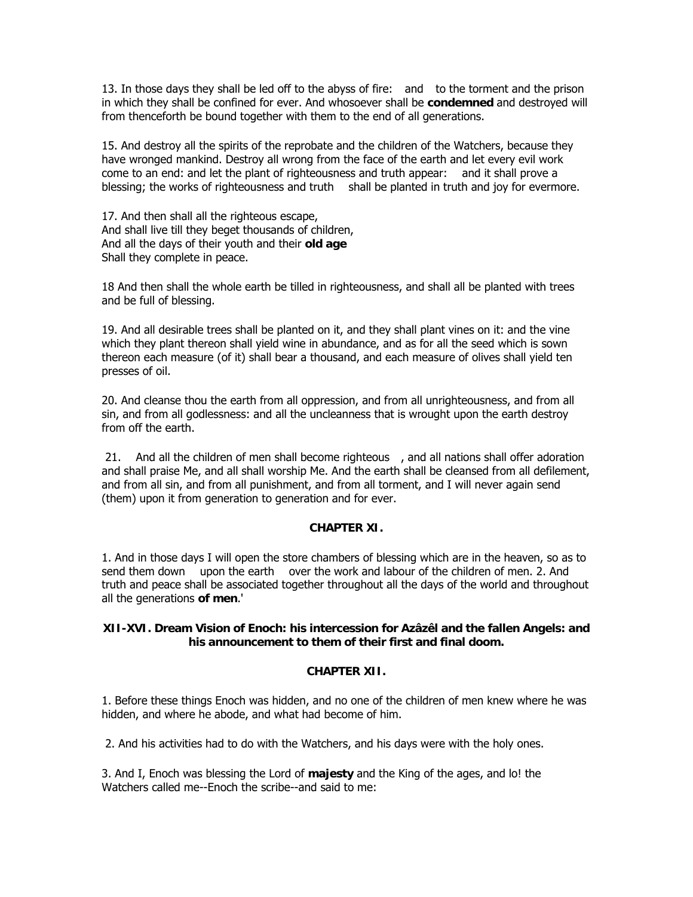13. In those days they shall be led off to the abyss of fire: and to the torment and the prison in which they shall be confined for ever. And whosoever shall be **condemned** and destroyed will from thenceforth be bound together with them to the end of all generations.

15. And destroy all the spirits of the reprobate and the children of the Watchers, because they have wronged mankind. Destroy all wrong from the face of the earth and let every evil work come to an end: and let the plant of righteousness and truth appear: and it shall prove a blessing; the works of righteousness and truth shall be planted in truth and joy for evermore.

17. And then shall all the righteous escape,
And shall live till they beget thousands of children,
And all the days of their youth and their **old age**
Shall they complete in peace.

18 And then shall the whole earth be tilled in righteousness, and shall all be planted with trees and be full of blessing.

19. And all desirable trees shall be planted on it, and they shall plant vines on it: and the vine which they plant thereon shall yield wine in abundance, and as for all the seed which is sown thereon each measure (of it) shall bear a thousand, and each measure of olives shall yield ten presses of oil.

20. And cleanse thou the earth from all oppression, and from all unrighteousness, and from all sin, and from all godlessness: and all the uncleanness that is wrought upon the earth destroy from off the earth.

21. And all the children of men shall become righteous , and all nations shall offer adoration and shall praise Me, and all shall worship Me. And the earth shall be cleansed from all defilement, and from all sin, and from all punishment, and from all torment, and I will never again send (them) upon it from generation to generation and for ever.

## CHAPTER XI.

1. And in those days I will open the store chambers of blessing which are in the heaven, so as to send them down upon the earth over the work and labour of the children of men. 2. And truth and peace shall be associated together throughout all the days of the world and throughout all the generations **of men**.'

### XII-XVI. Dream Vision of Enoch: his intercession for Azâzêl and the fallen Angels: and his announcement to them of their first and final doom.

## CHAPTER XII.

1. Before these things Enoch was hidden, and no one of the children of men knew where he was hidden, and where he abode, and what had become of him.

2. And his activities had to do with the Watchers, and his days were with the holy ones.

3. And I, Enoch was blessing the Lord of **majesty** and the King of the ages, and lo! the Watchers called me--Enoch the scribe--and said to me: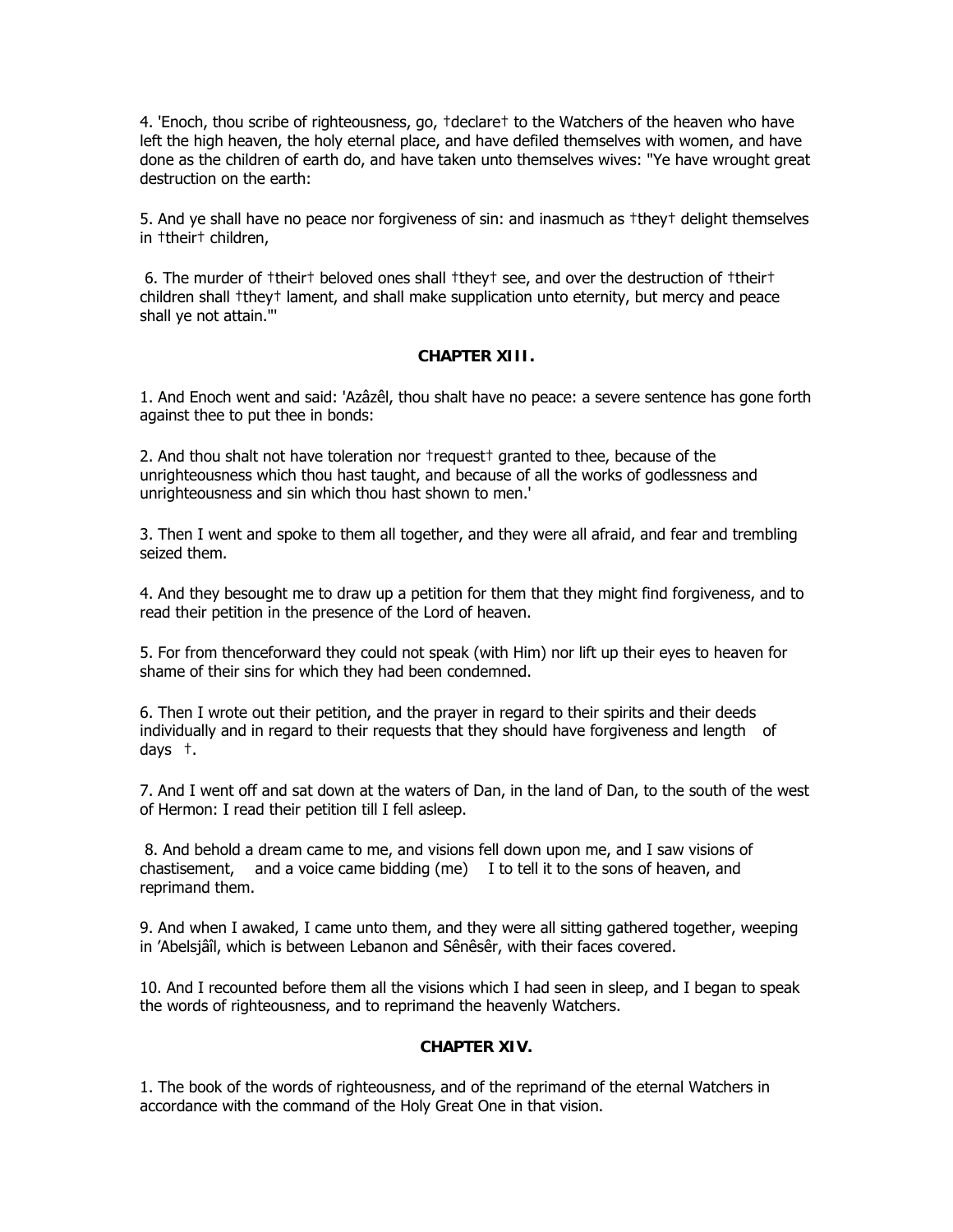4. 'Enoch, thou scribe of righteousness, go, †declare† to the Watchers of the heaven who have left the high heaven, the holy eternal place, and have defiled themselves with women, and have done as the children of earth do, and have taken unto themselves wives: "Ye have wrought great destruction on the earth:

5. And ye shall have no peace nor forgiveness of sin: and inasmuch as †they† delight themselves in †their† children,

6. The murder of †their† beloved ones shall †they† see, and over the destruction of †their† children shall †they† lament, and shall make supplication unto eternity, but mercy and peace shall ye not attain."'

### CHAPTER XIII.

1. And Enoch went and said: 'Azâzêl, thou shalt have no peace: a severe sentence has gone forth against thee to put thee in bonds:

2. And thou shalt not have toleration nor †request† granted to thee, because of the unrighteousness which thou hast taught, and because of all the works of godlessness and unrighteousness and sin which thou hast shown to men.'

3. Then I went and spoke to them all together, and they were all afraid, and fear and trembling seized them.

4. And they besought me to draw up a petition for them that they might find forgiveness, and to read their petition in the presence of the Lord of heaven.

5. For from thenceforward they could not speak (with Him) nor lift up their eyes to heaven for shame of their sins for which they had been condemned.

6. Then I wrote out their petition, and the prayer in regard to their spirits and their deeds individually and in regard to their requests that they should have forgiveness and length of days †.

7. And I went off and sat down at the waters of Dan, in the land of Dan, to the south of the west of Hermon: I read their petition till I fell asleep.

8. And behold a dream came to me, and visions fell down upon me, and I saw visions of chastisement, and a voice came bidding (me) I to tell it to the sons of heaven, and reprimand them.

9. And when I awaked, I came unto them, and they were all sitting gathered together, weeping in 'Abelsjâîl, which is between Lebanon and Sênêsêr, with their faces covered.

10. And I recounted before them all the visions which I had seen in sleep, and I began to speak the words of righteousness, and to reprimand the heavenly Watchers.

### CHAPTER XIV.

1. The book of the words of righteousness, and of the reprimand of the eternal Watchers in accordance with the command of the Holy Great One in that vision.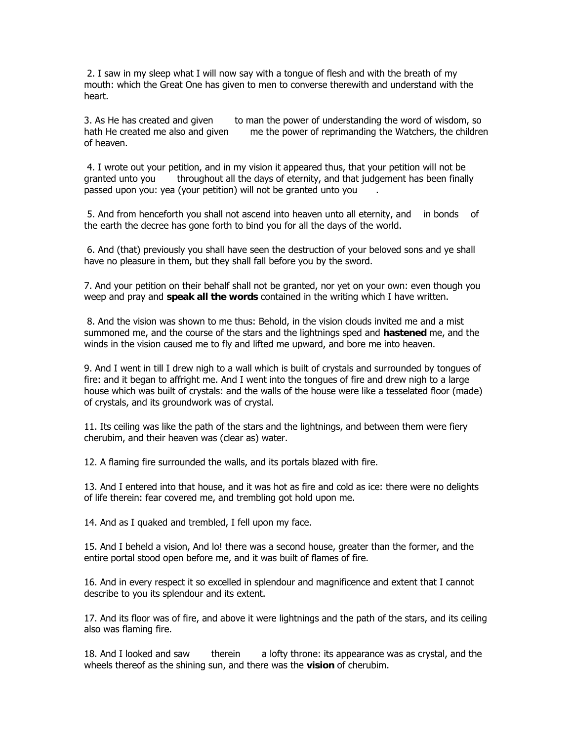2. I saw in my sleep what I will now say with a tongue of flesh and with the breath of my mouth: which the Great One has given to men to converse therewith and understand with the heart.

3. As He has created and given to man the power of understanding the word of wisdom, so hath He created me also and given me the power of reprimanding the Watchers, the children of heaven.

4. I wrote out your petition, and in my vision it appeared thus, that your petition will not be granted unto you throughout all the days of eternity, and that judgement has been finally passed upon you: yea (your petition) will not be granted unto you .

5. And from henceforth you shall not ascend into heaven unto all eternity, and in bonds of the earth the decree has gone forth to bind you for all the days of the world.

6. And (that) previously you shall have seen the destruction of your beloved sons and ye shall have no pleasure in them, but they shall fall before you by the sword.

7. And your petition on their behalf shall not be granted, nor yet on your own: even though you weep and pray and **speak all the words** contained in the writing which I have written.

8. And the vision was shown to me thus: Behold, in the vision clouds invited me and a mist summoned me, and the course of the stars and the lightnings sped and **hastened** me, and the winds in the vision caused me to fly and lifted me upward, and bore me into heaven.

9. And I went in till I drew nigh to a wall which is built of crystals and surrounded by tongues of fire: and it began to affright me. And I went into the tongues of fire and drew nigh to a large house which was built of crystals: and the walls of the house were like a tesselated floor (made) of crystals, and its groundwork was of crystal.

11. Its ceiling was like the path of the stars and the lightnings, and between them were fiery cherubim, and their heaven was (clear as) water.

12. A flaming fire surrounded the walls, and its portals blazed with fire.

13. And I entered into that house, and it was hot as fire and cold as ice: there were no delights of life therein: fear covered me, and trembling got hold upon me.

14. And as I quaked and trembled, I fell upon my face.

15. And I beheld a vision, And lo! there was a second house, greater than the former, and the entire portal stood open before me, and it was built of flames of fire.

16. And in every respect it so excelled in splendour and magnificence and extent that I cannot describe to you its splendour and its extent.

17. And its floor was of fire, and above it were lightnings and the path of the stars, and its ceiling also was flaming fire.

18. And I looked and saw therein a lofty throne: its appearance was as crystal, and the wheels thereof as the shining sun, and there was the **vision** of cherubim.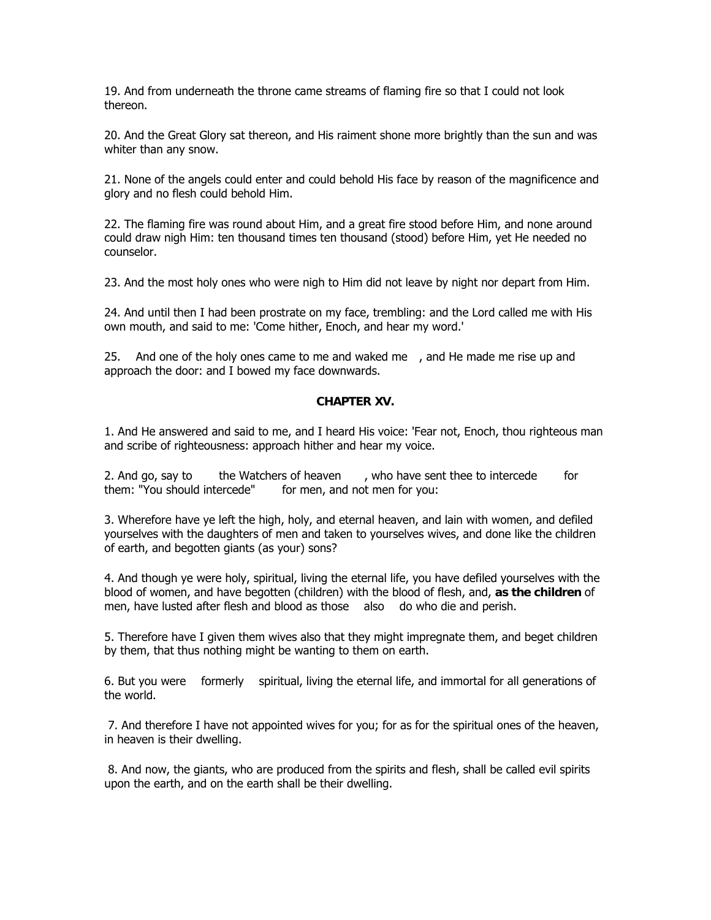19. And from underneath the throne came streams of flaming fire so that I could not look thereon.

20. And the Great Glory sat thereon, and His raiment shone more brightly than the sun and was whiter than any snow.

21. None of the angels could enter and could behold His face by reason of the magnificence and glory and no flesh could behold Him.

22. The flaming fire was round about Him, and a great fire stood before Him, and none around could draw nigh Him: ten thousand times ten thousand (stood) before Him, yet He needed no counselor.

23. And the most holy ones who were nigh to Him did not leave by night nor depart from Him.

24. And until then I had been prostrate on my face, trembling: and the Lord called me with His own mouth, and said to me: 'Come hither, Enoch, and hear my word.'

25. And one of the holy ones came to me and waked me , and He made me rise up and approach the door: and I bowed my face downwards.

**CHAPTER XV.**

1. And He answered and said to me, and I heard His voice: 'Fear not, Enoch, thou righteous man and scribe of righteousness: approach hither and hear my voice.

2. And go, say to the Watchers of heaven , who have sent thee to intercede for them: "You should intercede" for men, and not men for you:

3. Wherefore have ye left the high, holy, and eternal heaven, and lain with women, and defiled yourselves with the daughters of men and taken to yourselves wives, and done like the children of earth, and begotten giants (as your) sons?

4. And though ye were holy, spiritual, living the eternal life, you have defiled yourselves with the blood of women, and have begotten (children) with the blood of flesh, and, **as the children** of men, have lusted after flesh and blood as those also do who die and perish.

5. Therefore have I given them wives also that they might impregnate them, and beget children by them, that thus nothing might be wanting to them on earth.

6. But you were formerly spiritual, living the eternal life, and immortal for all generations of the world.

7. And therefore I have not appointed wives for you; for as for the spiritual ones of the heaven, in heaven is their dwelling.

8. And now, the giants, who are produced from the spirits and flesh, shall be called evil spirits upon the earth, and on the earth shall be their dwelling.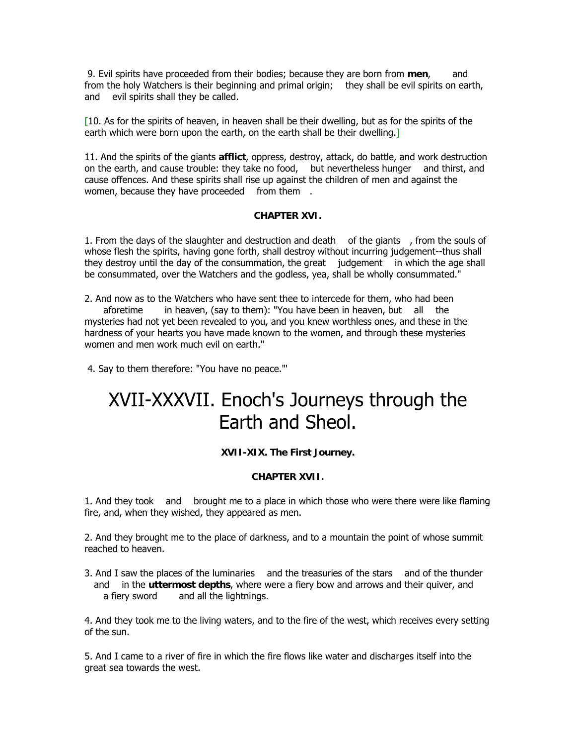9. Evil spirits have proceeded from their bodies; because they are born from **men**, and from the holy Watchers is their beginning and primal origin; they shall be evil spirits on earth, and evil spirits shall they be called.

[10. As for the spirits of heaven, in heaven shall be their dwelling, but as for the spirits of the earth which were born upon the earth, on the earth shall be their dwelling.]

11. And the spirits of the giants **afflict**, oppress, destroy, attack, do battle, and work destruction on the earth, and cause trouble: they take no food, but nevertheless hunger and thirst, and cause offences. And these spirits shall rise up against the children of men and against the women, because they have proceeded from them .

**CHAPTER XVI.**

1. From the days of the slaughter and destruction and death of the giants , from the souls of whose flesh the spirits, having gone forth, shall destroy without incurring judgement--thus shall they destroy until the day of the consummation, the great judgement in which the age shall be consummated, over the Watchers and the godless, yea, shall be wholly consummated."

2. And now as to the Watchers who have sent thee to intercede for them, who had been aforetime in heaven, (say to them): "You have been in heaven, but all the mysteries had not yet been revealed to you, and you knew worthless ones, and these in the hardness of your hearts you have made known to the women, and through these mysteries women and men work much evil on earth."

4. Say to them therefore: "You have no peace."'

# XVII-XXXVII. Enoch's Journeys through the Earth and Sheol.

**XVII-XIX. The First Journey.**

**CHAPTER XVII.**

1. And they took and brought me to a place in which those who were there were like flaming fire, and, when they wished, they appeared as men.

2. And they brought me to the place of darkness, and to a mountain the point of whose summit reached to heaven.

3. And I saw the places of the luminaries and the treasuries of the stars and of the thunder and in the **uttermost depths**, where were a fiery bow and arrows and their quiver, and a fiery sword and all the lightnings.

4. And they took me to the living waters, and to the fire of the west, which receives every setting of the sun.

5. And I came to a river of fire in which the fire flows like water and discharges itself into the great sea towards the west.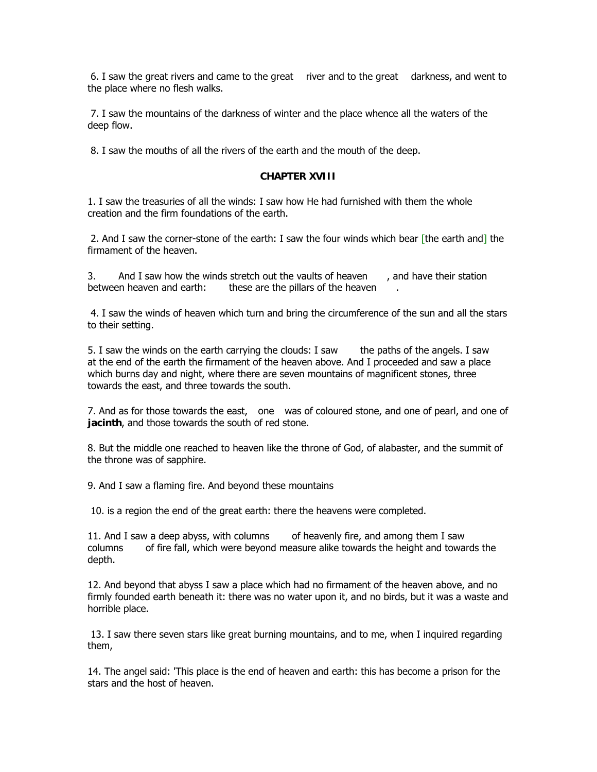6. I saw the great rivers and came to the great river and to the great darkness, and went to the place where no flesh walks.

7. I saw the mountains of the darkness of winter and the place whence all the waters of the deep flow.

8. I saw the mouths of all the rivers of the earth and the mouth of the deep.

## CHAPTER XVIII

1. I saw the treasuries of all the winds: I saw how He had furnished with them the whole creation and the firm foundations of the earth.

2. And I saw the corner-stone of the earth: I saw the four winds which bear [the earth and] the firmament of the heaven.

3. And I saw how the winds stretch out the vaults of heaven , and have their station between heaven and earth: these are the pillars of the heaven .

4. I saw the winds of heaven which turn and bring the circumference of the sun and all the stars to their setting.

5. I saw the winds on the earth carrying the clouds: I saw the paths of the angels. I saw at the end of the earth the firmament of the heaven above. And I proceeded and saw a place which burns day and night, where there are seven mountains of magnificent stones, three towards the east, and three towards the south.

7. And as for those towards the east, one was of coloured stone, and one of pearl, and one of **jacinth**, and those towards the south of red stone.

8. But the middle one reached to heaven like the throne of God, of alabaster, and the summit of the throne was of sapphire.

9. And I saw a flaming fire. And beyond these mountains

10. is a region the end of the great earth: there the heavens were completed.

11. And I saw a deep abyss, with columns of heavenly fire, and among them I saw columns of fire fall, which were beyond measure alike towards the height and towards the depth.

12. And beyond that abyss I saw a place which had no firmament of the heaven above, and no firmly founded earth beneath it: there was no water upon it, and no birds, but it was a waste and horrible place.

13. I saw there seven stars like great burning mountains, and to me, when I inquired regarding them,

14. The angel said: 'This place is the end of heaven and earth: this has become a prison for the stars and the host of heaven.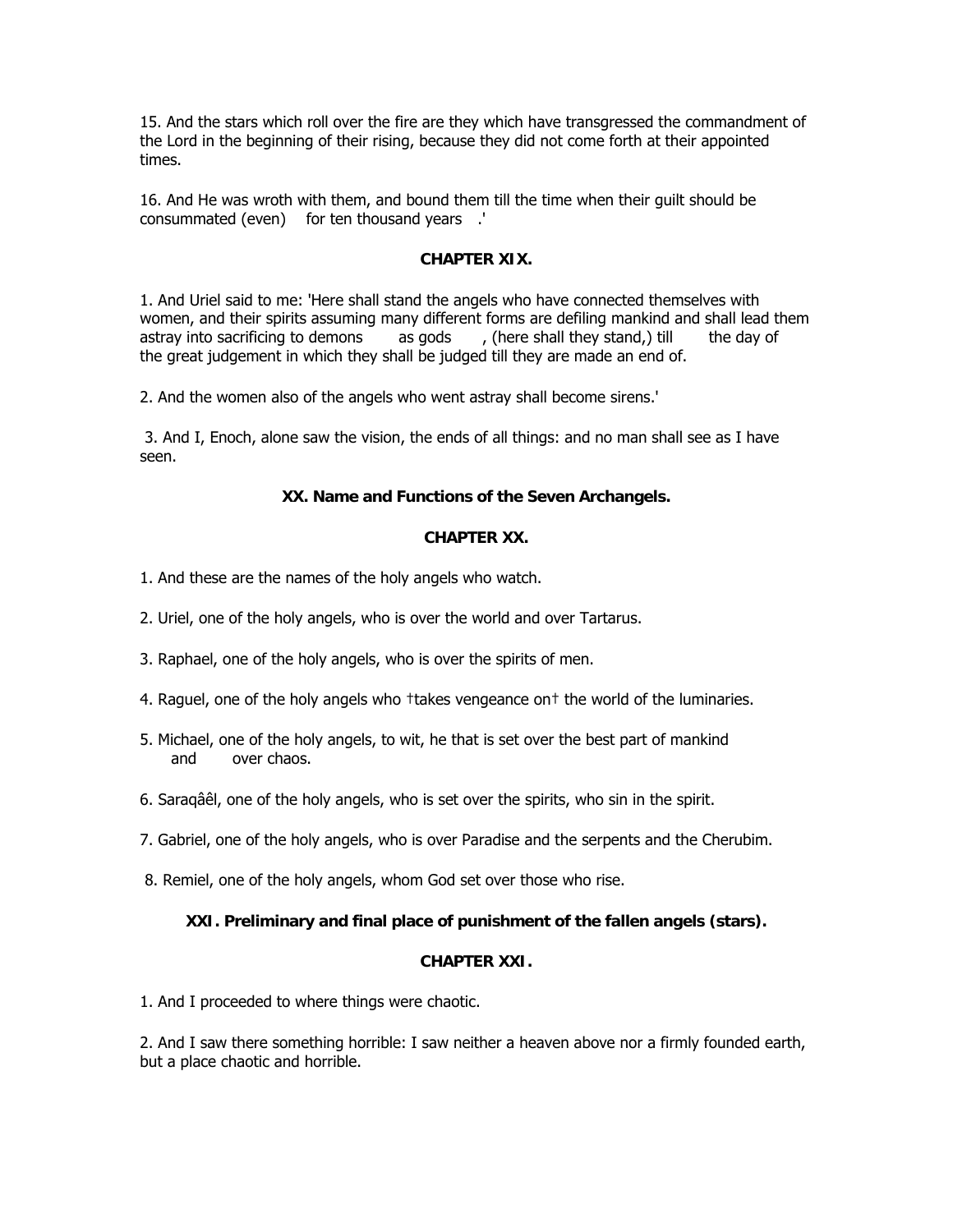15. And the stars which roll over the fire are they which have transgressed the commandment of the Lord in the beginning of their rising, because they did not come forth at their appointed times.

16. And He was wroth with them, and bound them till the time when their guilt should be consummated (even) for ten thousand years .'

**CHAPTER XIX.**

1. And Uriel said to me: 'Here shall stand the angels who have connected themselves with women, and their spirits assuming many different forms are defiling mankind and shall lead them astray into sacrificing to demons as gods , (here shall they stand,) till the day of the great judgement in which they shall be judged till they are made an end of.

2. And the women also of the angels who went astray shall become sirens.'

3. And I, Enoch, alone saw the vision, the ends of all things: and no man shall see as I have seen.

**XX. Name and Functions of the Seven Archangels.**

**CHAPTER XX.**

1. And these are the names of the holy angels who watch.

2. Uriel, one of the holy angels, who is over the world and over Tartarus.

3. Raphael, one of the holy angels, who is over the spirits of men.

4. Raguel, one of the holy angels who †takes vengeance on† the world of the luminaries.

5. Michael, one of the holy angels, to wit, he that is set over the best part of mankind and over chaos.

6. Saraqâêl, one of the holy angels, who is set over the spirits, who sin in the spirit.

7. Gabriel, one of the holy angels, who is over Paradise and the serpents and the Cherubim.

8. Remiel, one of the holy angels, whom God set over those who rise.

**XXI. Preliminary and final place of punishment of the fallen angels (stars).**

**CHAPTER XXI.**

1. And I proceeded to where things were chaotic.

2. And I saw there something horrible: I saw neither a heaven above nor a firmly founded earth, but a place chaotic and horrible.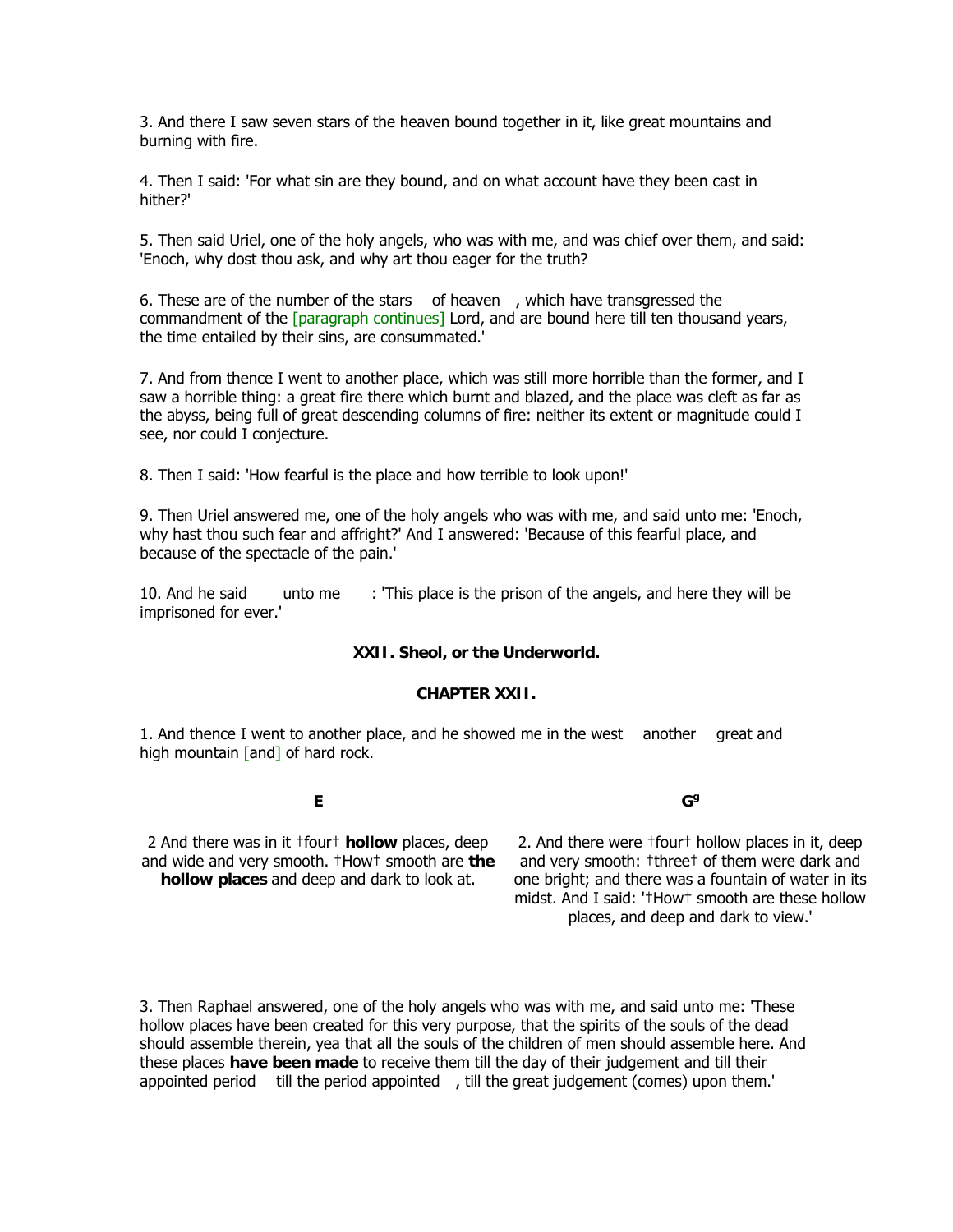3. And there I saw seven stars of the heaven bound together in it, like great mountains and burning with fire.

4. Then I said: 'For what sin are they bound, and on what account have they been cast in hither?'

5. Then said Uriel, one of the holy angels, who was with me, and was chief over them, and said: 'Enoch, why dost thou ask, and why art thou eager for the truth?

6. These are of the number of the stars of heaven , which have transgressed the commandment of the [paragraph continues] Lord, and are bound here till ten thousand years, the time entailed by their sins, are consummated.'

7. And from thence I went to another place, which was still more horrible than the former, and I saw a horrible thing: a great fire there which burnt and blazed, and the place was cleft as far as the abyss, being full of great descending columns of fire: neither its extent or magnitude could I see, nor could I conjecture.

8. Then I said: 'How fearful is the place and how terrible to look upon!'

9. Then Uriel answered me, one of the holy angels who was with me, and said unto me: 'Enoch, why hast thou such fear and affright?' And I answered: 'Because of this fearful place, and because of the spectacle of the pain.'

10. And he said unto me : 'This place is the prison of the angels, and here they will be imprisoned for ever.'

### XXII. Sheol, or the Underworld.

### CHAPTER XXII.

1. And thence I went to another place, and he showed me in the west another great and high mountain [and] of hard rock.

| E | G[g] |
|---|---|
| 2 And there was in it †four† **hollow** places, deep and wide and very smooth. †How† smooth are **the hollow places** and deep and dark to look at. | 2. And there were †four† hollow places in it, deep and very smooth: †three† of them were dark and one bright; and there was a fountain of water in its midst. And I said: '†How† smooth are these hollow places, and deep and dark to view.' |

3. Then Raphael answered, one of the holy angels who was with me, and said unto me: 'These hollow places have been created for this very purpose, that the spirits of the souls of the dead should assemble therein, yea that all the souls of the children of men should assemble here. And these places **have been made** to receive them till the day of their judgement and till their appointed period till the period appointed , till the great judgement (comes) upon them.'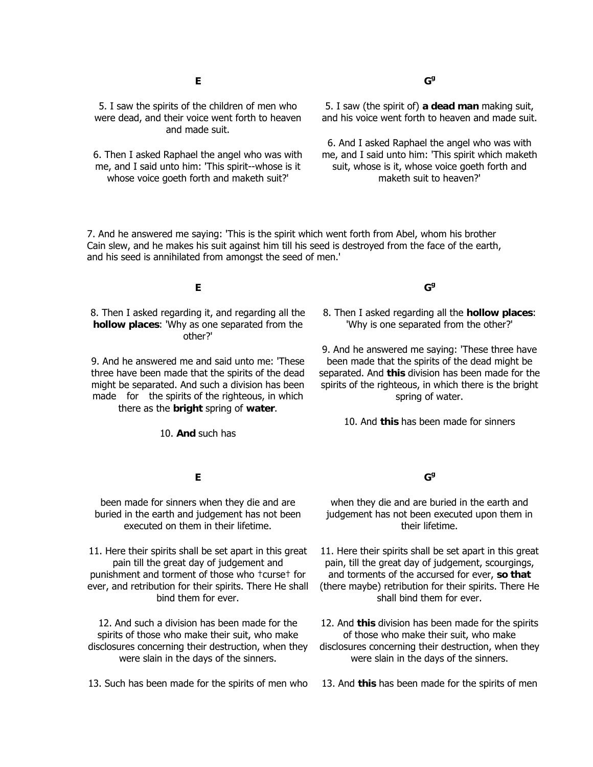| E | $G^g$ |
| --- | --- |
| 5. I saw the spirits of the children of men who were dead, and their voice went forth to heaven and made suit. | 5. I saw (the spirit of) **a dead man** making suit, and his voice went forth to heaven and made suit. |
| 6. Then I asked Raphael the angel who was with me, and I said unto him: 'This spirit--whose is it whose voice goeth forth and maketh suit?' | 6. And I asked Raphael the angel who was with me, and I said unto him: 'This spirit which maketh suit, whose is it, whose voice goeth forth and maketh suit to heaven?' |

7. And he answered me saying: 'This is the spirit which went forth from Abel, whom his brother Cain slew, and he makes his suit against him till his seed is destroyed from the face of the earth, and his seed is annihilated from amongst the seed of men.'

| E | $G^g$ |
| --- | --- |
| 8. Then I asked regarding it, and regarding all the **hollow places**: 'Why as one separated from the other?' | 8. Then I asked regarding all the **hollow places**: 'Why is one separated from the other?' |
| 9. And he answered me and said unto me: 'These three have been made that the spirits of the dead might be separated. And such a division has been made for the spirits of the righteous, in which there as the **bright** spring of **water**. | 9. And he answered me saying: 'These three have been made that the spirits of the dead might be separated. And **this** division has been made for the spirits of the righteous, in which there is the bright spring of water. |
| 10. **And** such has | 10. And **this** has been made for sinners |

| E | $G^g$ |
| --- | --- |
| been made for sinners when they die and are buried in the earth and judgement has not been executed on them in their lifetime. | when they die and are buried in the earth and judgement has not been executed upon them in their lifetime. |
| 11. Here their spirits shall be set apart in this great pain till the great day of judgement and punishment and torment of those who †curse† for ever, and retribution for their spirits. There He shall bind them for ever. | 11. Here their spirits shall be set apart in this great pain, till the great day of judgement, scourgings, and torments of the accursed for ever, **so that** (there maybe) retribution for their spirits. There He shall bind them for ever. |
| 12. And such a division has been made for the spirits of those who make their suit, who make disclosures concerning their destruction, when they were slain in the days of the sinners. | 12. And **this** division has been made for the spirits of those who make their suit, who make disclosures concerning their destruction, when they were slain in the days of the sinners. |
| 13. Such has been made for the spirits of men who | 13. And **this** has been made for the spirits of men |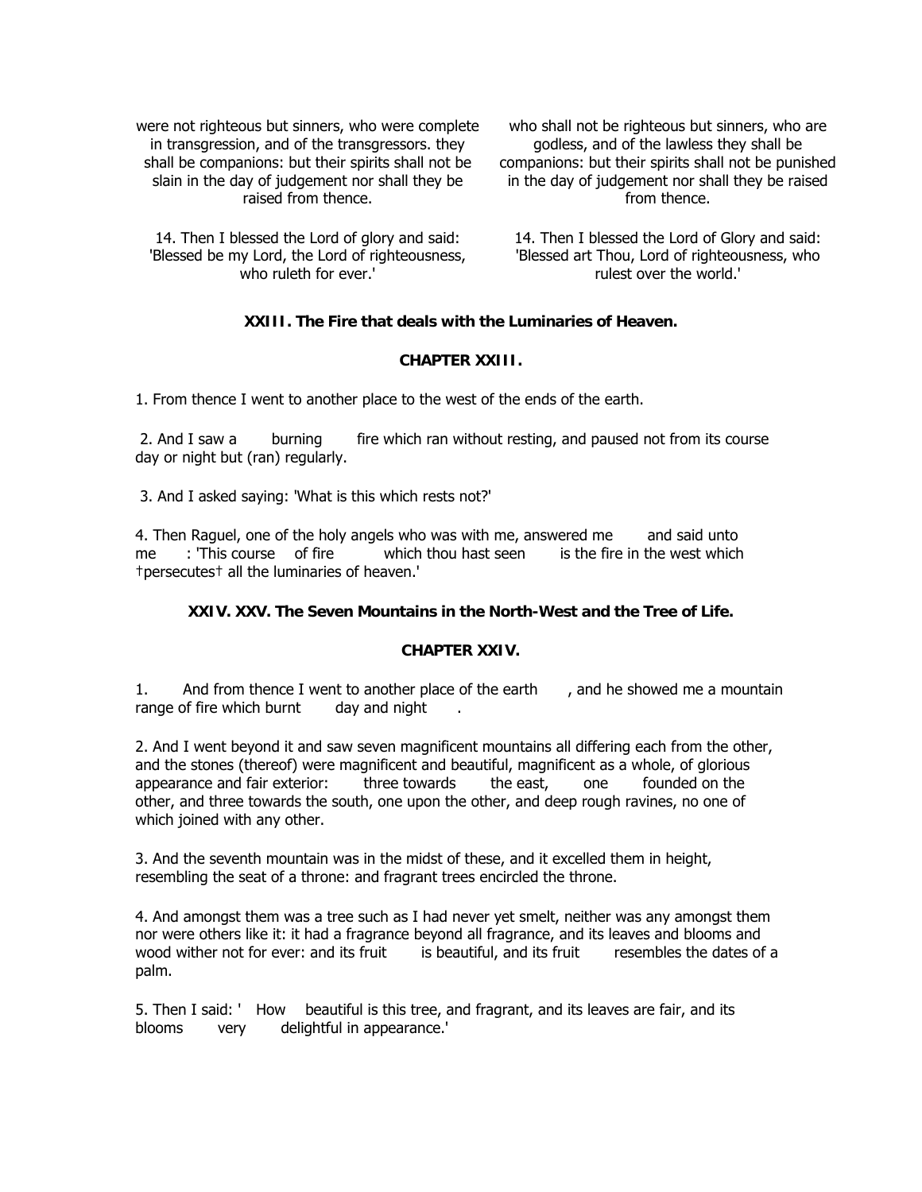| | |
|---|---|
| were not righteous but sinners, who were complete in transgression, and of the transgressors. they shall be companions: but their spirits shall not be slain in the day of judgement nor shall they be raised from thence. | who shall not be righteous but sinners, who are godless, and of the lawless they shall be companions: but their spirits shall not be punished in the day of judgement nor shall they be raised from thence. |
| 14. Then I blessed the Lord of glory and said: 'Blessed be my Lord, the Lord of righteousness, who ruleth for ever.' | 14. Then I blessed the Lord of Glory and said: 'Blessed art Thou, Lord of righteousness, who rulest over the world.' |

### XXIII. The Fire that deals with the Luminaries of Heaven.

### CHAPTER XXIII.

1. From thence I went to another place to the west of the ends of the earth.

2. And I saw a burning fire which ran without resting, and paused not from its course day or night but (ran) regularly.

3. And I asked saying: 'What is this which rests not?'

4. Then Raguel, one of the holy angels who was with me, answered me and said unto me: 'This course of fire which thou hast seen is the fire in the west which †persecutes† all the luminaries of heaven.'

### XXIV. XXV. The Seven Mountains in the North-West and the Tree of Life.

### CHAPTER XXIV.

1. And from thence I went to another place of the earth, and he showed me a mountain range of fire which burnt day and night.

2. And I went beyond it and saw seven magnificent mountains all differing each from the other, and the stones (thereof) were magnificent and beautiful, magnificent as a whole, of glorious appearance and fair exterior: three towards the east, one founded on the other, and three towards the south, one upon the other, and deep rough ravines, no one of which joined with any other.

3. And the seventh mountain was in the midst of these, and it excelled them in height, resembling the seat of a throne: and fragrant trees encircled the throne.

4. And amongst them was a tree such as I had never yet smelt, neither was any amongst them nor were others like it: it had a fragrance beyond all fragrance, and its leaves and blooms and wood wither not for ever: and its fruit is beautiful, and its fruit resembles the dates of a palm.

5. Then I said: 'How beautiful is this tree, and fragrant, and its leaves are fair, and its blooms very delightful in appearance.'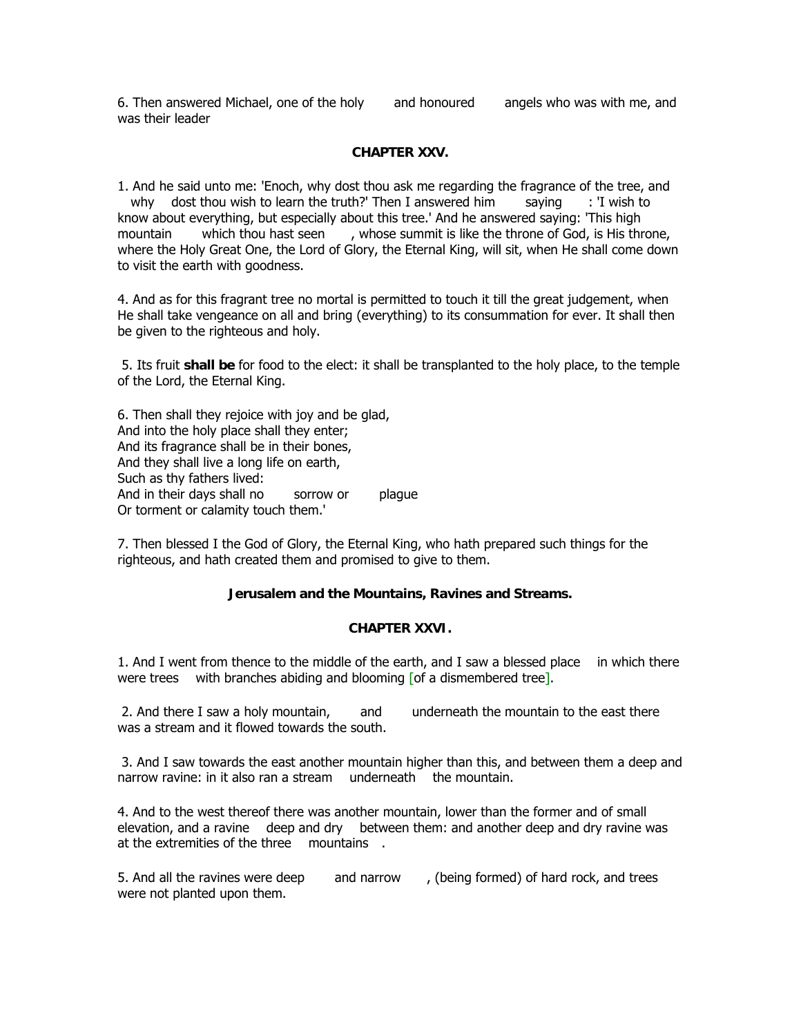6. Then answered Michael, one of the holy and honoured angels who was with me, and was their leader

## CHAPTER XXV.

1. And he said unto me: 'Enoch, why dost thou ask me regarding the fragrance of the tree, and why dost thou wish to learn the truth?' Then I answered him saying : 'I wish to know about everything, but especially about this tree.' And he answered saying: 'This high mountain which thou hast seen , whose summit is like the throne of God, is His throne, where the Holy Great One, the Lord of Glory, the Eternal King, will sit, when He shall come down to visit the earth with goodness.

4. And as for this fragrant tree no mortal is permitted to touch it till the great judgement, when He shall take vengeance on all and bring (everything) to its consummation for ever. It shall then be given to the righteous and holy.

5. Its fruit **shall be** for food to the elect: it shall be transplanted to the holy place, to the temple of the Lord, the Eternal King.

6. Then shall they rejoice with joy and be glad,
And into the holy place shall they enter;
And its fragrance shall be in their bones,
And they shall live a long life on earth,
Such as thy fathers lived:
And in their days shall no sorrow or plague
Or torment or calamity touch them.'

7. Then blessed I the God of Glory, the Eternal King, who hath prepared such things for the righteous, and hath created them and promised to give to them.

### Jerusalem and the Mountains, Ravines and Streams.

## CHAPTER XXVI.

1. And I went from thence to the middle of the earth, and I saw a blessed place in which there were trees with branches abiding and blooming [of a dismembered tree].

2. And there I saw a holy mountain, and underneath the mountain to the east there was a stream and it flowed towards the south.

3. And I saw towards the east another mountain higher than this, and between them a deep and narrow ravine: in it also ran a stream underneath the mountain.

4. And to the west thereof there was another mountain, lower than the former and of small elevation, and a ravine deep and dry between them: and another deep and dry ravine was at the extremities of the three mountains .

5. And all the ravines were deep and narrow , (being formed) of hard rock, and trees were not planted upon them.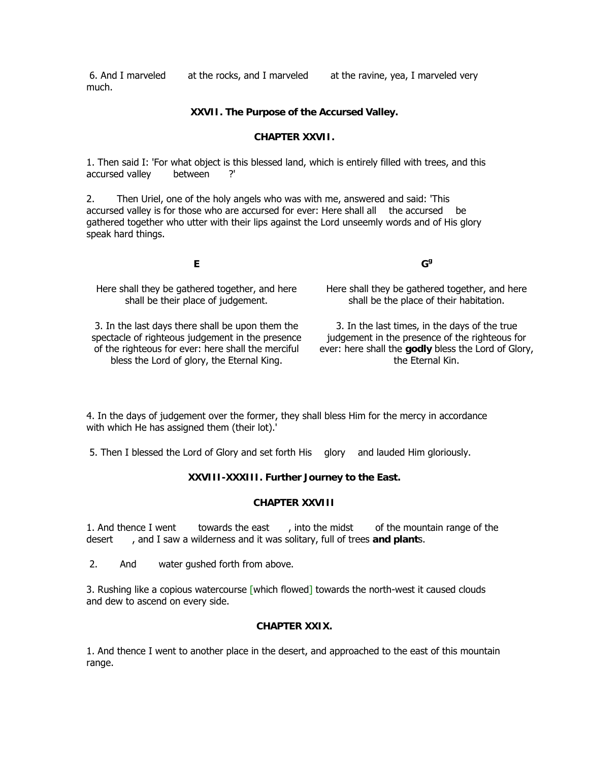6. And I marveled at the rocks, and I marveled at the ravine, yea, I marveled very much.

### XXVII. The Purpose of the Accursed Valley.

### CHAPTER XXVII.

1. Then said I: 'For what object is this blessed land, which is entirely filled with trees, and this accursed valley between ?'

2. Then Uriel, one of the holy angels who was with me, answered and said: 'This accursed valley is for those who are accursed for ever: Here shall all the accursed be gathered together who utter with their lips against the Lord unseemly words and of His glory speak hard things.

| E | G[g] |
|---|---|
| Here shall they be gathered together, and here shall be their place of judgement. | Here shall they be gathered together, and here shall be the place of their habitation. |
| 3. In the last days there shall be upon them the spectacle of righteous judgement in the presence of the righteous for ever: here shall the merciful bless the Lord of glory, the Eternal King. | 3. In the last times, in the days of the true judgement in the presence of the righteous for ever: here shall the **godly** bless the Lord of Glory, the Eternal Kin. |

4. In the days of judgement over the former, they shall bless Him for the mercy in accordance with which He has assigned them (their lot).'

5. Then I blessed the Lord of Glory and set forth His glory and lauded Him gloriously.

### XXVIII-XXXIII. Further Journey to the East.

### CHAPTER XXVIII

1. And thence I went towards the east , into the midst of the mountain range of the desert , and I saw a wilderness and it was solitary, full of trees **and plant**s.

2. And water gushed forth from above.

3. Rushing like a copious watercourse [which flowed] towards the north-west it caused clouds and dew to ascend on every side.

### CHAPTER XXIX.

1. And thence I went to another place in the desert, and approached to the east of this mountain range.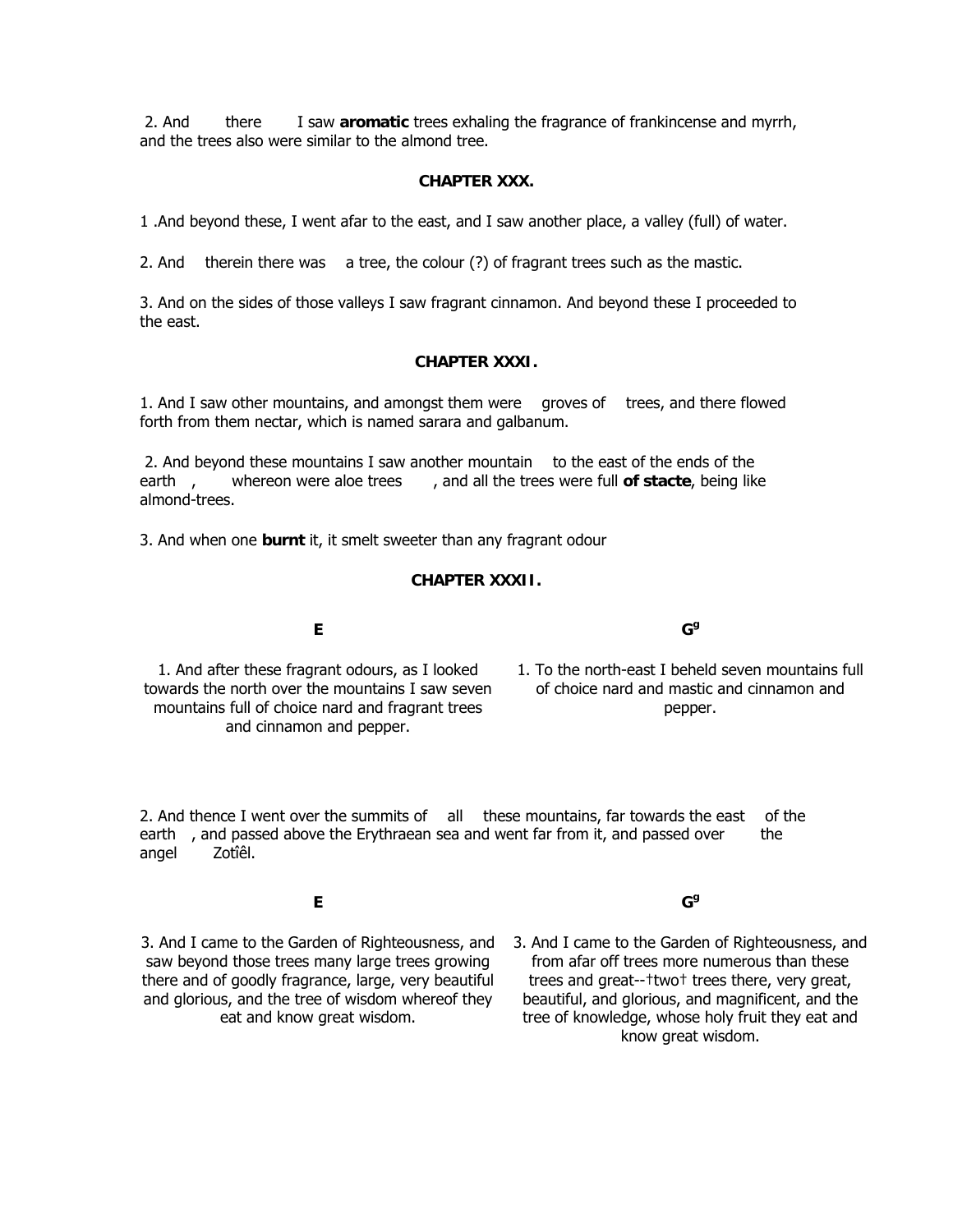2. And there I saw **aromatic** trees exhaling the fragrance of frankincense and myrrh, and the trees also were similar to the almond tree.

## CHAPTER XXX.

1 .And beyond these, I went afar to the east, and I saw another place, a valley (full) of water.

2. And therein there was a tree, the colour (?) of fragrant trees such as the mastic.

3. And on the sides of those valleys I saw fragrant cinnamon. And beyond these I proceeded to the east.

## CHAPTER XXXI.

1. And I saw other mountains, and amongst them were groves of trees, and there flowed forth from them nectar, which is named sarara and galbanum.

2. And beyond these mountains I saw another mountain to the east of the ends of the earth , whereon were aloe trees , and all the trees were full **of stacte**, being like almond-trees.

3. And when one **burnt** it, it smelt sweeter than any fragrant odour

## CHAPTER XXXII.

| **E** | **G^g** |
| --- | --- |
| 1. And after these fragrant odours, as I looked towards the north over the mountains I saw seven mountains full of choice nard and fragrant trees and cinnamon and pepper. | 1. To the north-east I beheld seven mountains full of choice nard and mastic and cinnamon and pepper. |

2. And thence I went over the summits of all these mountains, far towards the east of the earth , and passed above the Erythraean sea and went far from it, and passed over the angel Zotîêl.

| **E** | **G^g** |
| --- | --- |
| 3. And I came to the Garden of Righteousness, and saw beyond those trees many large trees growing there and of goodly fragrance, large, very beautiful and glorious, and the tree of wisdom whereof they eat and know great wisdom. | 3. And I came to the Garden of Righteousness, and from afar off trees more numerous than these trees and great--†two† trees there, very great, beautiful, and glorious, and magnificent, and the tree of knowledge, whose holy fruit they eat and know great wisdom. |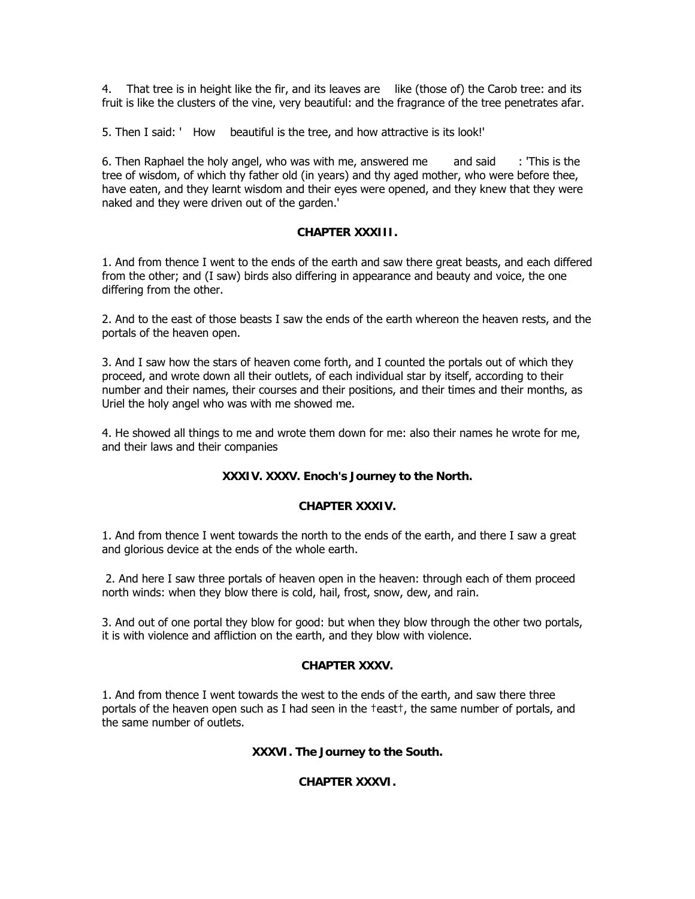4. That tree is in height like the fir, and its leaves are like (those of) the Carob tree: and its fruit is like the clusters of the vine, very beautiful: and the fragrance of the tree penetrates afar.

5. Then I said: ' How beautiful is the tree, and how attractive is its look!'

6. Then Raphael the holy angel, who was with me, answered me and said : 'This is the tree of wisdom, of which thy father old (in years) and thy aged mother, who were before thee, have eaten, and they learnt wisdom and their eyes were opened, and they knew that they were naked and they were driven out of the garden.'

**CHAPTER XXXIII.**

1. And from thence I went to the ends of the earth and saw there great beasts, and each differed from the other; and (I saw) birds also differing in appearance and beauty and voice, the one differing from the other.

2. And to the east of those beasts I saw the ends of the earth whereon the heaven rests, and the portals of the heaven open.

3. And I saw how the stars of heaven come forth, and I counted the portals out of which they proceed, and wrote down all their outlets, of each individual star by itself, according to their number and their names, their courses and their positions, and their times and their months, as Uriel the holy angel who was with me showed me.

4. He showed all things to me and wrote them down for me: also their names he wrote for me, and their laws and their companies

**XXXIV. XXXV. Enoch's Journey to the North.**

**CHAPTER XXXIV.**

1. And from thence I went towards the north to the ends of the earth, and there I saw a great and glorious device at the ends of the whole earth.

2. And here I saw three portals of heaven open in the heaven: through each of them proceed north winds: when they blow there is cold, hail, frost, snow, dew, and rain.

3. And out of one portal they blow for good: but when they blow through the other two portals, it is with violence and affliction on the earth, and they blow with violence.

**CHAPTER XXXV.**

1. And from thence I went towards the west to the ends of the earth, and saw there three portals of the heaven open such as I had seen in the †east†, the same number of portals, and the same number of outlets.

**XXXVI. The Journey to the South.**

**CHAPTER XXXVI.**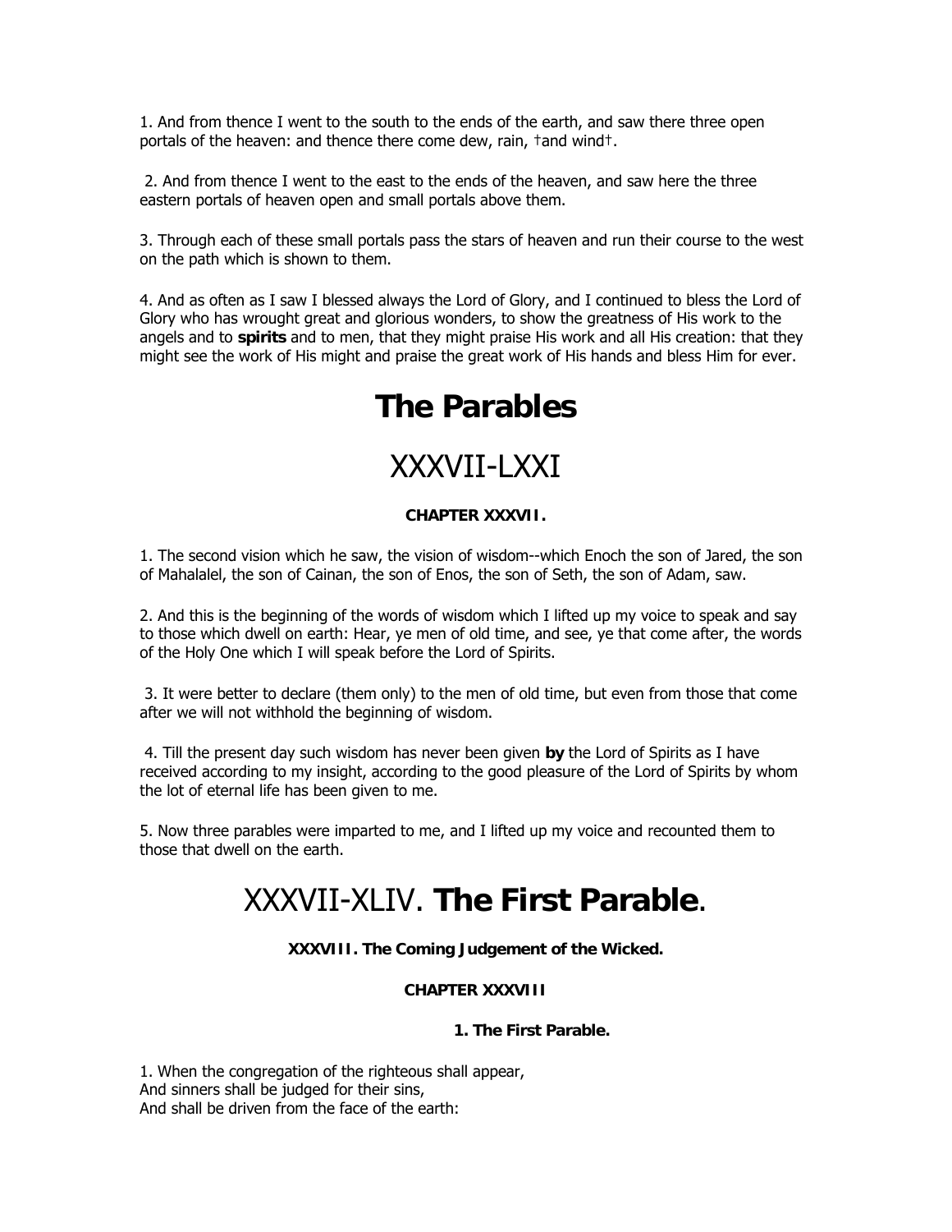1. And from thence I went to the south to the ends of the earth, and saw there three open portals of the heaven: and thence there come dew, rain, †and wind†.

2. And from thence I went to the east to the ends of the heaven, and saw here the three eastern portals of heaven open and small portals above them.

3. Through each of these small portals pass the stars of heaven and run their course to the west on the path which is shown to them.

4. And as often as I saw I blessed always the Lord of Glory, and I continued to bless the Lord of Glory who has wrought great and glorious wonders, to show the greatness of His work to the angels and to **spirits** and to men, that they might praise His work and all His creation: that they might see the work of His might and praise the great work of His hands and bless Him for ever.

# The Parables

# XXXVII-LXXI

#### CHAPTER XXXVII.

1. The second vision which he saw, the vision of wisdom--which Enoch the son of Jared, the son of Mahalalel, the son of Cainan, the son of Enos, the son of Seth, the son of Adam, saw.

2. And this is the beginning of the words of wisdom which I lifted up my voice to speak and say to those which dwell on earth: Hear, ye men of old time, and see, ye that come after, the words of the Holy One which I will speak before the Lord of Spirits.

3. It were better to declare (them only) to the men of old time, but even from those that come after we will not withhold the beginning of wisdom.

4. Till the present day such wisdom has never been given **by** the Lord of Spirits as I have received according to my insight, according to the good pleasure of the Lord of Spirits by whom the lot of eternal life has been given to me.

5. Now three parables were imparted to me, and I lifted up my voice and recounted them to those that dwell on the earth.

# XXXVII-XLIV. **The First Parable**.

#### XXXVIII. The Coming Judgement of the Wicked.

#### CHAPTER XXXVIII

#### 1. The First Parable.

1. When the congregation of the righteous shall appear,
And sinners shall be judged for their sins,
And shall be driven from the face of the earth: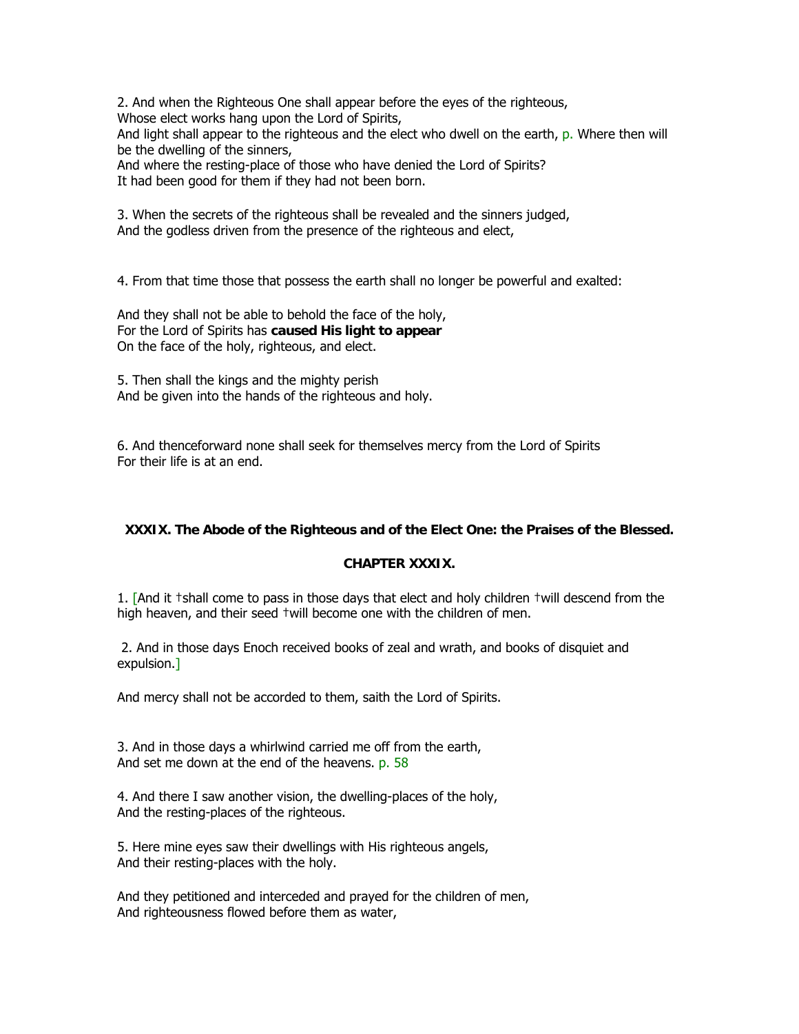2. And when the Righteous One shall appear before the eyes of the righteous,
Whose elect works hang upon the Lord of Spirits,
And light shall appear to the righteous and the elect who dwell on the earth, p. Where then will be the dwelling of the sinners,
And where the resting-place of those who have denied the Lord of Spirits?
It had been good for them if they had not been born.

3. When the secrets of the righteous shall be revealed and the sinners judged,
And the godless driven from the presence of the righteous and elect,

4. From that time those that possess the earth shall no longer be powerful and exalted:

And they shall not be able to behold the face of the holy,
For the Lord of Spirits has **caused His light to appear**
On the face of the holy, righteous, and elect.

5. Then shall the kings and the mighty perish
And be given into the hands of the righteous and holy.

6. And thenceforward none shall seek for themselves mercy from the Lord of Spirits
For their life is at an end.

## XXXIX. The Abode of the Righteous and of the Elect One: the Praises of the Blessed.

### CHAPTER XXXIX.

1. [And it †shall come to pass in those days that elect and holy children †will descend from the high heaven, and their seed †will become one with the children of men.

2. And in those days Enoch received books of zeal and wrath, and books of disquiet and expulsion.]

And mercy shall not be accorded to them, saith the Lord of Spirits.

3. And in those days a whirlwind carried me off from the earth,
And set me down at the end of the heavens. p. 58

4. And there I saw another vision, the dwelling-places of the holy,
And the resting-places of the righteous.

5. Here mine eyes saw their dwellings with His righteous angels,
And their resting-places with the holy.

And they petitioned and interceded and prayed for the children of men,
And righteousness flowed before them as water,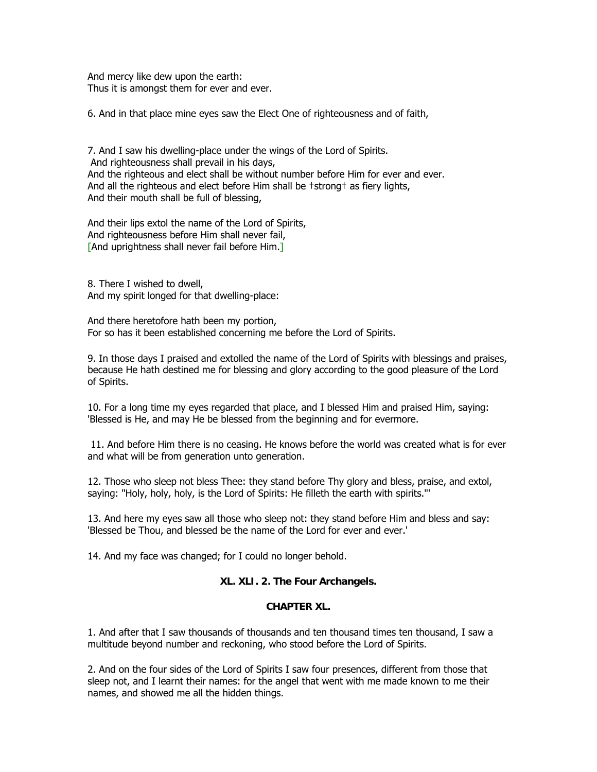And mercy like dew upon the earth:
Thus it is amongst them for ever and ever.

6. And in that place mine eyes saw the Elect One of righteousness and of faith,

7. And I saw his dwelling-place under the wings of the Lord of Spirits.
And righteousness shall prevail in his days,
And the righteous and elect shall be without number before Him for ever and ever.
And all the righteous and elect before Him shall be †strong† as fiery lights,
And their mouth shall be full of blessing,

And their lips extol the name of the Lord of Spirits,
And righteousness before Him shall never fail,
[And uprightness shall never fail before Him.]

8. There I wished to dwell,
And my spirit longed for that dwelling-place:

And there heretofore hath been my portion,
For so has it been established concerning me before the Lord of Spirits.

9. In those days I praised and extolled the name of the Lord of Spirits with blessings and praises, because He hath destined me for blessing and glory according to the good pleasure of the Lord of Spirits.

10. For a long time my eyes regarded that place, and I blessed Him and praised Him, saying: 'Blessed is He, and may He be blessed from the beginning and for evermore.

11. And before Him there is no ceasing. He knows before the world was created what is for ever and what will be from generation unto generation.

12. Those who sleep not bless Thee: they stand before Thy glory and bless, praise, and extol, saying: "Holy, holy, holy, is the Lord of Spirits: He filleth the earth with spirits."'

13. And here my eyes saw all those who sleep not: they stand before Him and bless and say: 'Blessed be Thou, and blessed be the name of the Lord for ever and ever.'

14. And my face was changed; for I could no longer behold.

### XL. XLI. 2. The Four Archangels.

### CHAPTER XL.

1. And after that I saw thousands of thousands and ten thousand times ten thousand, I saw a multitude beyond number and reckoning, who stood before the Lord of Spirits.

2. And on the four sides of the Lord of Spirits I saw four presences, different from those that sleep not, and I learnt their names: for the angel that went with me made known to me their names, and showed me all the hidden things.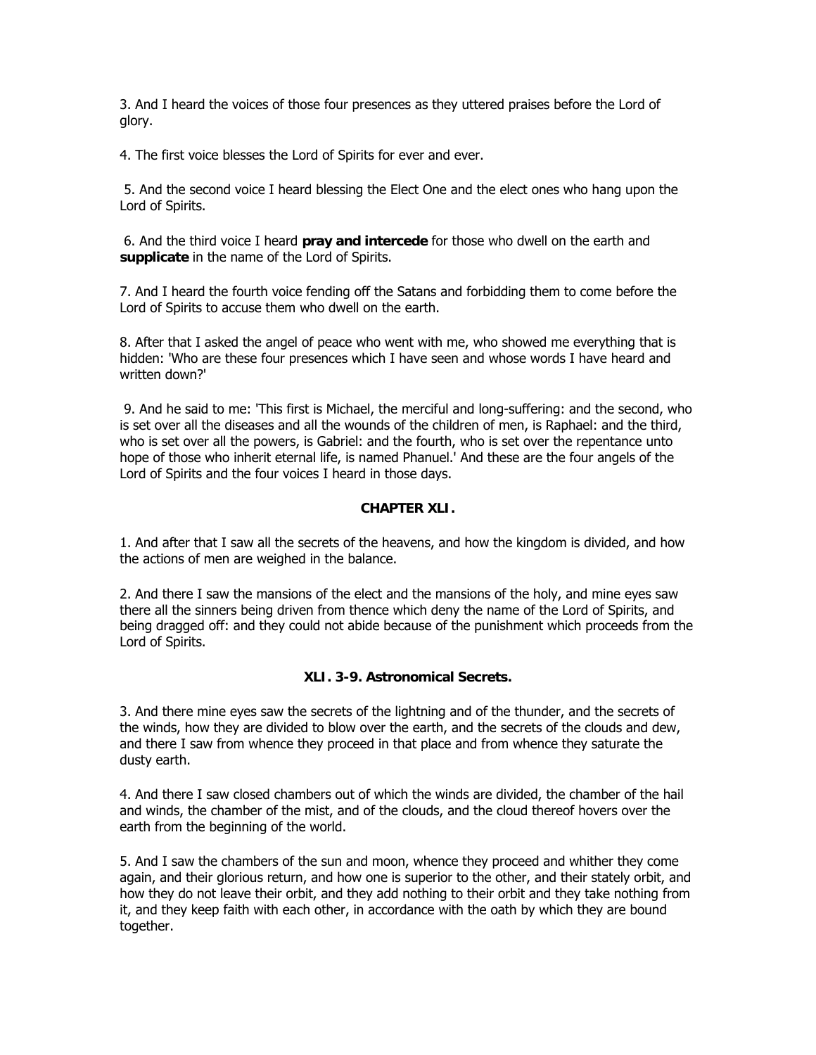3. And I heard the voices of those four presences as they uttered praises before the Lord of glory.

4. The first voice blesses the Lord of Spirits for ever and ever.

5. And the second voice I heard blessing the Elect One and the elect ones who hang upon the Lord of Spirits.

6. And the third voice I heard **pray and intercede** for those who dwell on the earth and **supplicate** in the name of the Lord of Spirits.

7. And I heard the fourth voice fending off the Satans and forbidding them to come before the Lord of Spirits to accuse them who dwell on the earth.

8. After that I asked the angel of peace who went with me, who showed me everything that is hidden: 'Who are these four presences which I have seen and whose words I have heard and written down?'

9. And he said to me: 'This first is Michael, the merciful and long-suffering: and the second, who is set over all the diseases and all the wounds of the children of men, is Raphael: and the third, who is set over all the powers, is Gabriel: and the fourth, who is set over the repentance unto hope of those who inherit eternal life, is named Phanuel.' And these are the four angels of the Lord of Spirits and the four voices I heard in those days.

## CHAPTER XLI.

1. And after that I saw all the secrets of the heavens, and how the kingdom is divided, and how the actions of men are weighed in the balance.

2. And there I saw the mansions of the elect and the mansions of the holy, and mine eyes saw there all the sinners being driven from thence which deny the name of the Lord of Spirits, and being dragged off: and they could not abide because of the punishment which proceeds from the Lord of Spirits.

### XLI. 3-9. Astronomical Secrets.

3. And there mine eyes saw the secrets of the lightning and of the thunder, and the secrets of the winds, how they are divided to blow over the earth, and the secrets of the clouds and dew, and there I saw from whence they proceed in that place and from whence they saturate the dusty earth.

4. And there I saw closed chambers out of which the winds are divided, the chamber of the hail and winds, the chamber of the mist, and of the clouds, and the cloud thereof hovers over the earth from the beginning of the world.

5. And I saw the chambers of the sun and moon, whence they proceed and whither they come again, and their glorious return, and how one is superior to the other, and their stately orbit, and how they do not leave their orbit, and they add nothing to their orbit and they take nothing from it, and they keep faith with each other, in accordance with the oath by which they are bound together.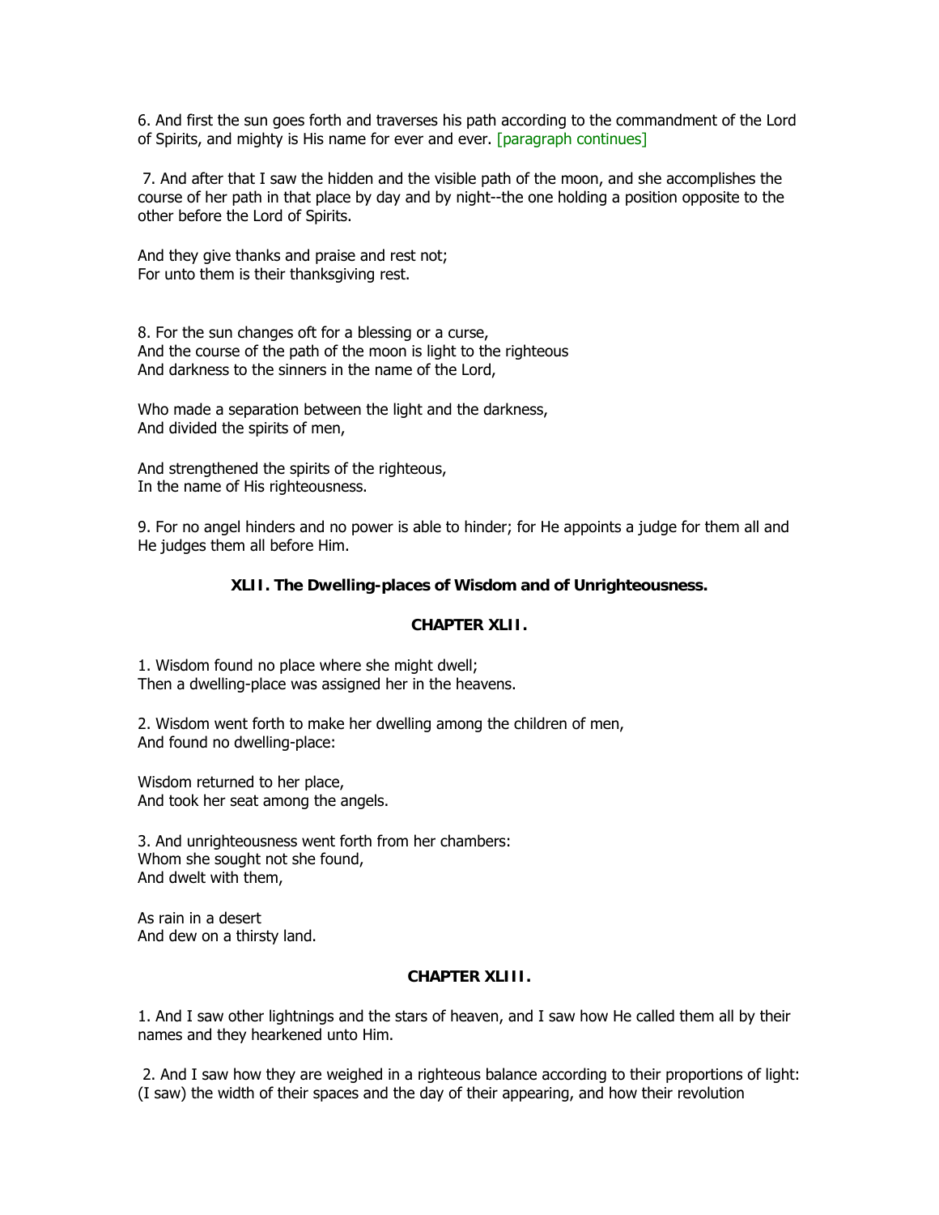6. And first the sun goes forth and traverses his path according to the commandment of the Lord of Spirits, and mighty is His name for ever and ever. [paragraph continues]

7. And after that I saw the hidden and the visible path of the moon, and she accomplishes the course of her path in that place by day and by night--the one holding a position opposite to the other before the Lord of Spirits.

And they give thanks and praise and rest not;  
For unto them is their thanksgiving rest.

8. For the sun changes oft for a blessing or a curse,  
And the course of the path of the moon is light to the righteous  
And darkness to the sinners in the name of the Lord,

Who made a separation between the light and the darkness,  
And divided the spirits of men,

And strengthened the spirits of the righteous,  
In the name of His righteousness.

9. For no angel hinders and no power is able to hinder; for He appoints a judge for them all and He judges them all before Him.

### XLII. The Dwelling-places of Wisdom and of Unrighteousness.

### CHAPTER XLII.

1. Wisdom found no place where she might dwell;  
Then a dwelling-place was assigned her in the heavens.

2. Wisdom went forth to make her dwelling among the children of men,  
And found no dwelling-place:

Wisdom returned to her place,  
And took her seat among the angels.

3. And unrighteousness went forth from her chambers:  
Whom she sought not she found,  
And dwelt with them,

As rain in a desert  
And dew on a thirsty land.

### CHAPTER XLIII.

1. And I saw other lightnings and the stars of heaven, and I saw how He called them all by their names and they hearkened unto Him.

2. And I saw how they are weighed in a righteous balance according to their proportions of light: (I saw) the width of their spaces and the day of their appearing, and how their revolution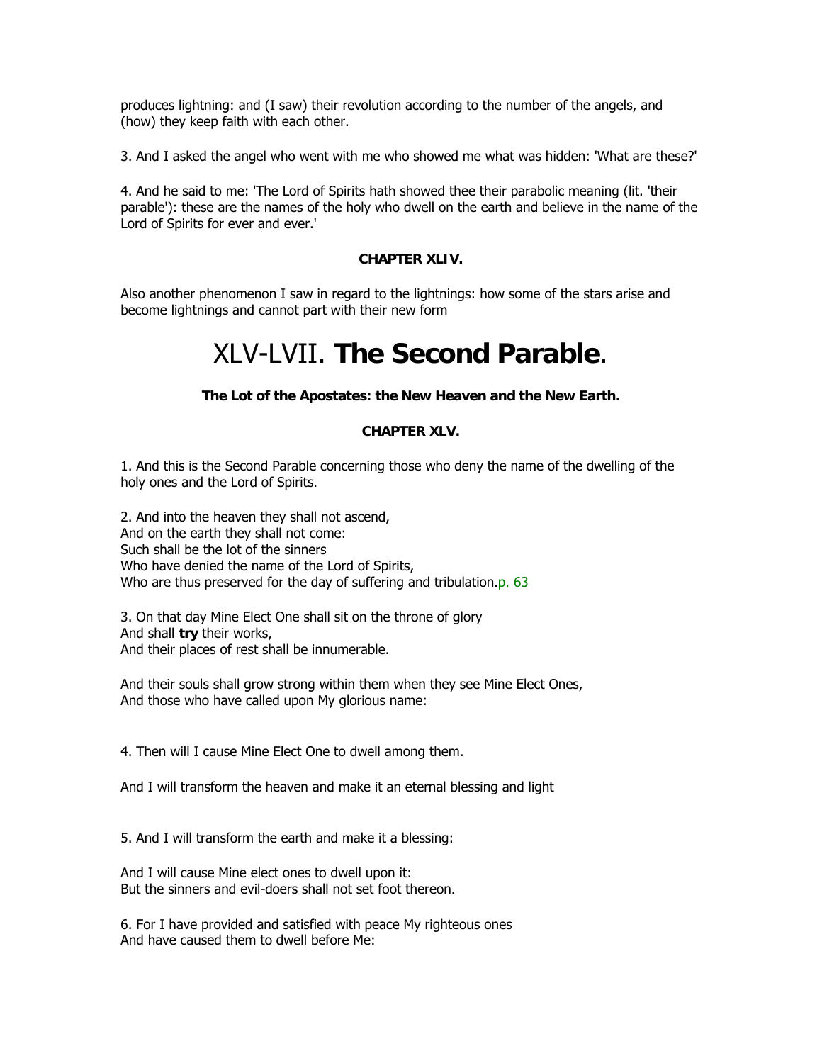produces lightning: and (I saw) their revolution according to the number of the angels, and (how) they keep faith with each other.

3. And I asked the angel who went with me who showed me what was hidden: 'What are these?'

4. And he said to me: 'The Lord of Spirits hath showed thee their parabolic meaning (lit. 'their parable'): these are the names of the holy who dwell on the earth and believe in the name of the Lord of Spirits for ever and ever.'

### CHAPTER XLIV.

Also another phenomenon I saw in regard to the lightnings: how some of the stars arise and become lightnings and cannot part with their new form

# XLV-LVII. **The Second Parable**.

### The Lot of the Apostates: the New Heaven and the New Earth.

### CHAPTER XLV.

1. And this is the Second Parable concerning those who deny the name of the dwelling of the holy ones and the Lord of Spirits.

2. And into the heaven they shall not ascend,  
And on the earth they shall not come:  
Such shall be the lot of the sinners  
Who have denied the name of the Lord of Spirits,  
Who are thus preserved for the day of suffering and tribulation.p. 63

3. On that day Mine Elect One shall sit on the throne of glory  
And shall **try** their works,  
And their places of rest shall be innumerable.

And their souls shall grow strong within them when they see Mine Elect Ones,  
And those who have called upon My glorious name:

4. Then will I cause Mine Elect One to dwell among them.

And I will transform the heaven and make it an eternal blessing and light

5. And I will transform the earth and make it a blessing:

And I will cause Mine elect ones to dwell upon it:  
But the sinners and evil-doers shall not set foot thereon.

6. For I have provided and satisfied with peace My righteous ones  
And have caused them to dwell before Me: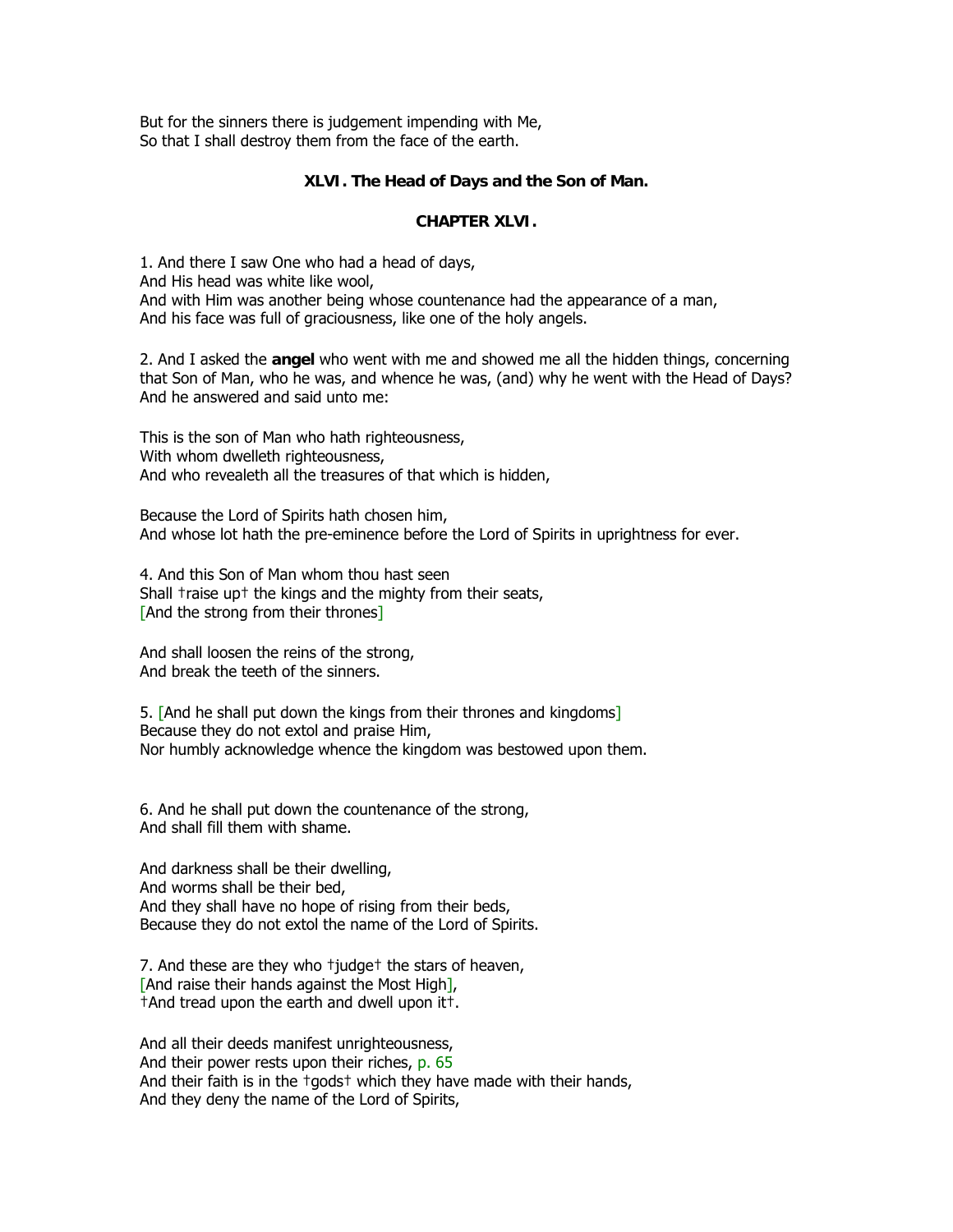But for the sinners there is judgement impending with Me,  
So that I shall destroy them from the face of the earth.

### XLVI. The Head of Days and the Son of Man.

### CHAPTER XLVI.

1. And there I saw One who had a head of days,  
And His head was white like wool,  
And with Him was another being whose countenance had the appearance of a man,  
And his face was full of graciousness, like one of the holy angels.

2. And I asked the **angel** who went with me and showed me all the hidden things, concerning that Son of Man, who he was, and whence he was, (and) why he went with the Head of Days? And he answered and said unto me:

This is the son of Man who hath righteousness,  
With whom dwelleth righteousness,  
And who revealeth all the treasures of that which is hidden,

Because the Lord of Spirits hath chosen him,  
And whose lot hath the pre-eminence before the Lord of Spirits in uprightness for ever.

4. And this Son of Man whom thou hast seen  
Shall †raise up† the kings and the mighty from their seats,  
[And the strong from their thrones]

And shall loosen the reins of the strong,  
And break the teeth of the sinners.

5. [And he shall put down the kings from their thrones and kingdoms]  
Because they do not extol and praise Him,  
Nor humbly acknowledge whence the kingdom was bestowed upon them.

6. And he shall put down the countenance of the strong,  
And shall fill them with shame.

And darkness shall be their dwelling,  
And worms shall be their bed,  
And they shall have no hope of rising from their beds,  
Because they do not extol the name of the Lord of Spirits.

7. And these are they who †judge† the stars of heaven,  
[And raise their hands against the Most High],  
†And tread upon the earth and dwell upon it†.

And all their deeds manifest unrighteousness,  
And their power rests upon their riches, p. 65  
And their faith is in the †gods† which they have made with their hands,  
And they deny the name of the Lord of Spirits,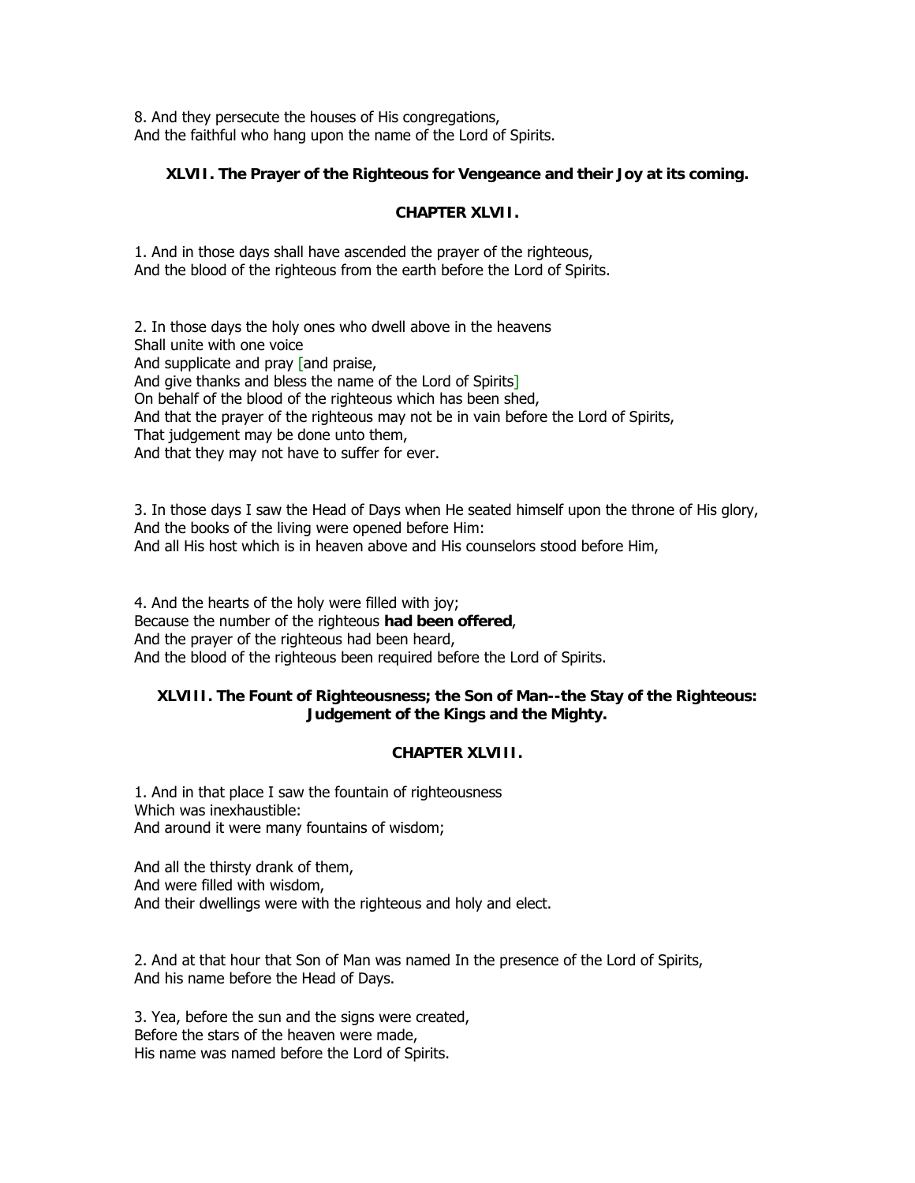8. And they persecute the houses of His congregations,
And the faithful who hang upon the name of the Lord of Spirits.

### XLVII. The Prayer of the Righteous for Vengeance and their Joy at its coming.

### CHAPTER XLVII.

1. And in those days shall have ascended the prayer of the righteous,
And the blood of the righteous from the earth before the Lord of Spirits.

2. In those days the holy ones who dwell above in the heavens
Shall unite with one voice
And supplicate and pray [and praise,
And give thanks and bless the name of the Lord of Spirits]
On behalf of the blood of the righteous which has been shed,
And that the prayer of the righteous may not be in vain before the Lord of Spirits,
That judgement may be done unto them,
And that they may not have to suffer for ever.

3. In those days I saw the Head of Days when He seated himself upon the throne of His glory,
And the books of the living were opened before Him:
And all His host which is in heaven above and His counselors stood before Him,

4. And the hearts of the holy were filled with joy;
Because the number of the righteous **had been offered**,
And the prayer of the righteous had been heard,
And the blood of the righteous been required before the Lord of Spirits.

### XLVIII. The Fount of Righteousness; the Son of Man--the Stay of the Righteous: Judgement of the Kings and the Mighty.

### CHAPTER XLVIII.

1. And in that place I saw the fountain of righteousness
Which was inexhaustible:
And around it were many fountains of wisdom;

And all the thirsty drank of them,
And were filled with wisdom,
And their dwellings were with the righteous and holy and elect.

2. And at that hour that Son of Man was named In the presence of the Lord of Spirits,
And his name before the Head of Days.

3. Yea, before the sun and the signs were created,
Before the stars of the heaven were made,
His name was named before the Lord of Spirits.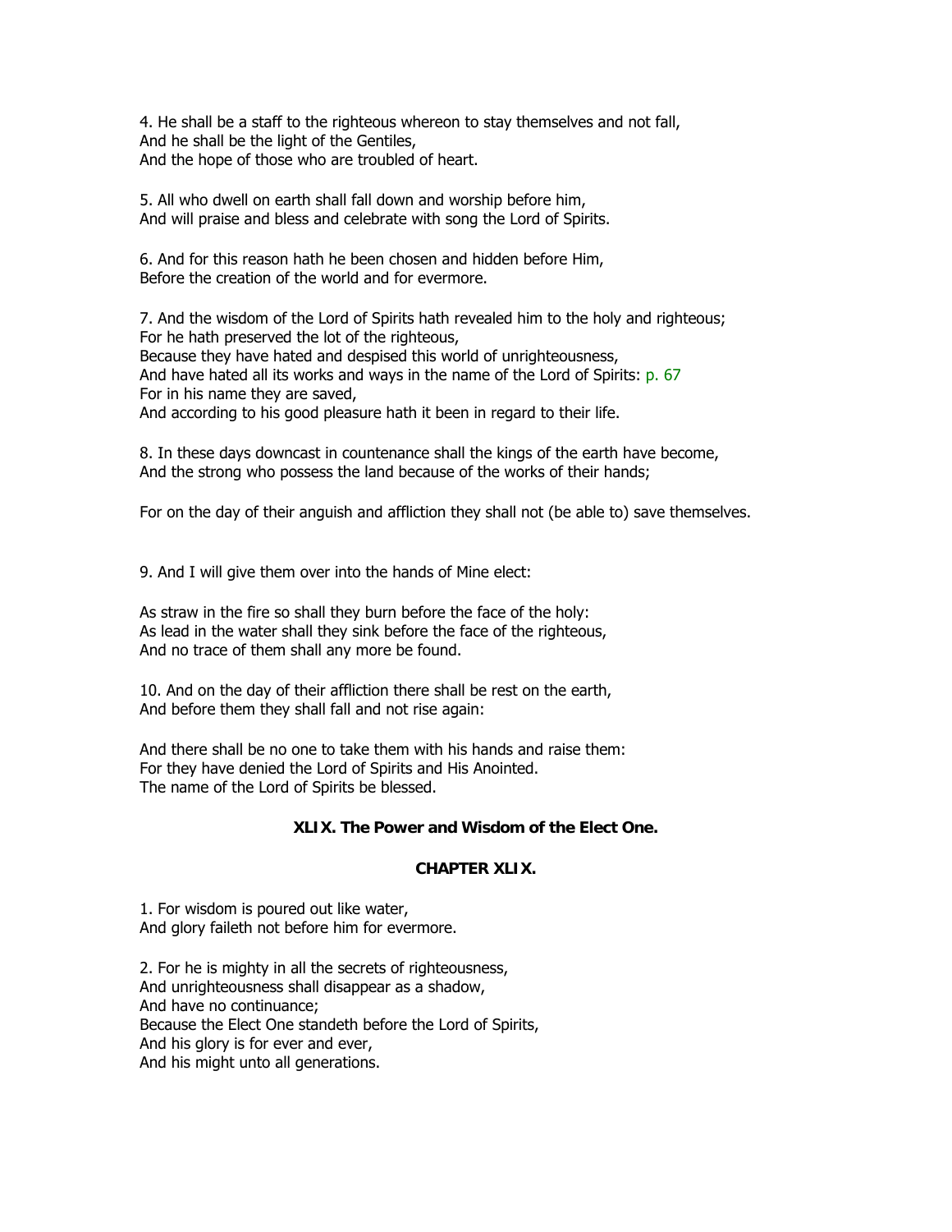4. He shall be a staff to the righteous whereon to stay themselves and not fall,
And he shall be the light of the Gentiles,
And the hope of those who are troubled of heart.

5. All who dwell on earth shall fall down and worship before him,
And will praise and bless and celebrate with song the Lord of Spirits.

6. And for this reason hath he been chosen and hidden before Him,
Before the creation of the world and for evermore.

7. And the wisdom of the Lord of Spirits hath revealed him to the holy and righteous;
For he hath preserved the lot of the righteous,
Because they have hated and despised this world of unrighteousness,
And have hated all its works and ways in the name of the Lord of Spirits: p. 67
For in his name they are saved,
And according to his good pleasure hath it been in regard to their life.

8. In these days downcast in countenance shall the kings of the earth have become,
And the strong who possess the land because of the works of their hands;

For on the day of their anguish and affliction they shall not (be able to) save themselves.

9. And I will give them over into the hands of Mine elect:

As straw in the fire so shall they burn before the face of the holy:
As lead in the water shall they sink before the face of the righteous,
And no trace of them shall any more be found.

10. And on the day of their affliction there shall be rest on the earth,
And before them they shall fall and not rise again:

And there shall be no one to take them with his hands and raise them:
For they have denied the Lord of Spirits and His Anointed.
The name of the Lord of Spirits be blessed.

### XLIX. The Power and Wisdom of the Elect One.

### CHAPTER XLIX.

1. For wisdom is poured out like water,
And glory faileth not before him for evermore.

2. For he is mighty in all the secrets of righteousness,
And unrighteousness shall disappear as a shadow,
And have no continuance;
Because the Elect One standeth before the Lord of Spirits,
And his glory is for ever and ever,
And his might unto all generations.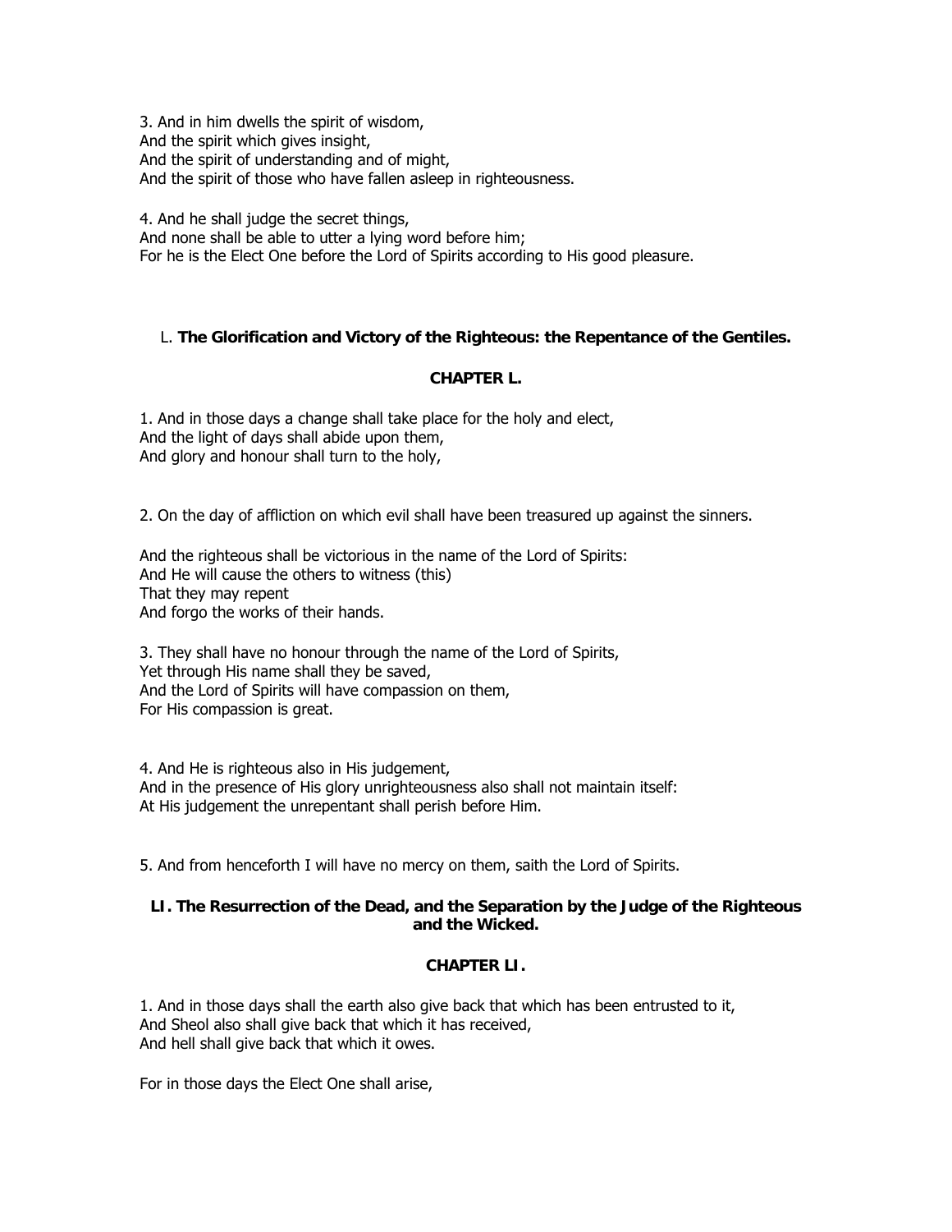3. And in him dwells the spirit of wisdom,  
And the spirit which gives insight,  
And the spirit of understanding and of might,  
And the spirit of those who have fallen asleep in righteousness.

4. And he shall judge the secret things,  
And none shall be able to utter a lying word before him;  
For he is the Elect One before the Lord of Spirits according to His good pleasure.

L. **The Glorification and Victory of the Righteous: the Repentance of the Gentiles.**

### CHAPTER L.

1. And in those days a change shall take place for the holy and elect,  
And the light of days shall abide upon them,  
And glory and honour shall turn to the holy,

2. On the day of affliction on which evil shall have been treasured up against the sinners.

And the righteous shall be victorious in the name of the Lord of Spirits:  
And He will cause the others to witness (this)  
That they may repent  
And forgo the works of their hands.

3. They shall have no honour through the name of the Lord of Spirits,  
Yet through His name shall they be saved,  
And the Lord of Spirits will have compassion on them,  
For His compassion is great.

4. And He is righteous also in His judgement,  
And in the presence of His glory unrighteousness also shall not maintain itself:  
At His judgement the unrepentant shall perish before Him.

5. And from henceforth I will have no mercy on them, saith the Lord of Spirits.

**LI. The Resurrection of the Dead, and the Separation by the Judge of the Righteous and the Wicked.**

### CHAPTER LI.

1. And in those days shall the earth also give back that which has been entrusted to it,  
And Sheol also shall give back that which it has received,  
And hell shall give back that which it owes.

For in those days the Elect One shall arise,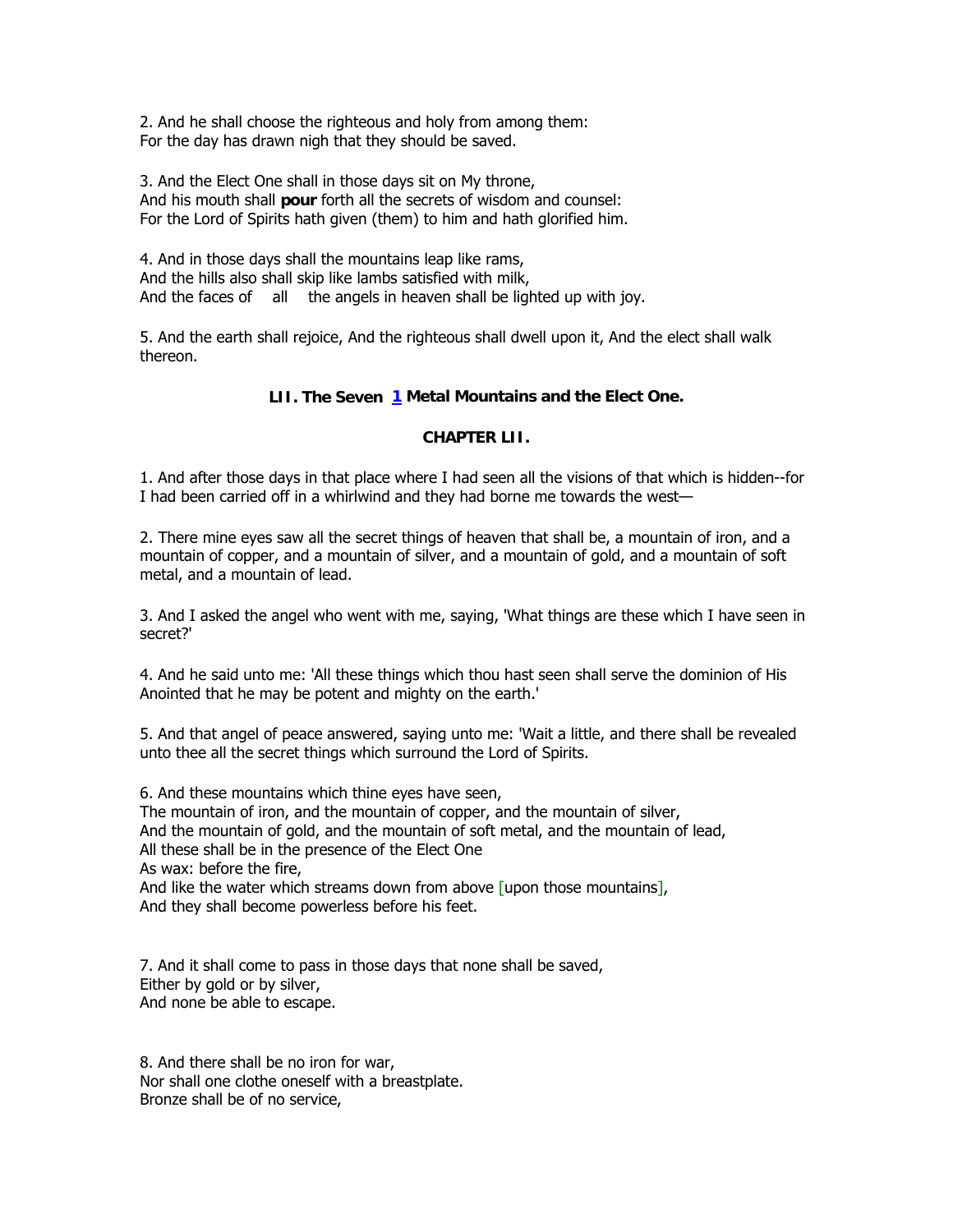2. And he shall choose the righteous and holy from among them:
For the day has drawn nigh that they should be saved.

3. And the Elect One shall in those days sit on My throne,
And his mouth shall **pour** forth all the secrets of wisdom and counsel:
For the Lord of Spirits hath given (them) to him and hath glorified him.

4. And in those days shall the mountains leap like rams,
And the hills also shall skip like lambs satisfied with milk,
And the faces of all the angels in heaven shall be lighted up with joy.

5. And the earth shall rejoice, And the righteous shall dwell upon it, And the elect shall walk thereon.

### LII. The Seven [1] Metal Mountains and the Elect One.

### CHAPTER LII.

1. And after those days in that place where I had seen all the visions of that which is hidden--for I had been carried off in a whirlwind and they had borne me towards the west—

2. There mine eyes saw all the secret things of heaven that shall be, a mountain of iron, and a mountain of copper, and a mountain of silver, and a mountain of gold, and a mountain of soft metal, and a mountain of lead.

3. And I asked the angel who went with me, saying, 'What things are these which I have seen in secret?'

4. And he said unto me: 'All these things which thou hast seen shall serve the dominion of His Anointed that he may be potent and mighty on the earth.'

5. And that angel of peace answered, saying unto me: 'Wait a little, and there shall be revealed unto thee all the secret things which surround the Lord of Spirits.

6. And these mountains which thine eyes have seen,
The mountain of iron, and the mountain of copper, and the mountain of silver,
And the mountain of gold, and the mountain of soft metal, and the mountain of lead,
All these shall be in the presence of the Elect One
As wax: before the fire,
And like the water which streams down from above [upon those mountains],
And they shall become powerless before his feet.

7. And it shall come to pass in those days that none shall be saved,
Either by gold or by silver,
And none be able to escape.

8. And there shall be no iron for war,
Nor shall one clothe oneself with a breastplate.
Bronze shall be of no service,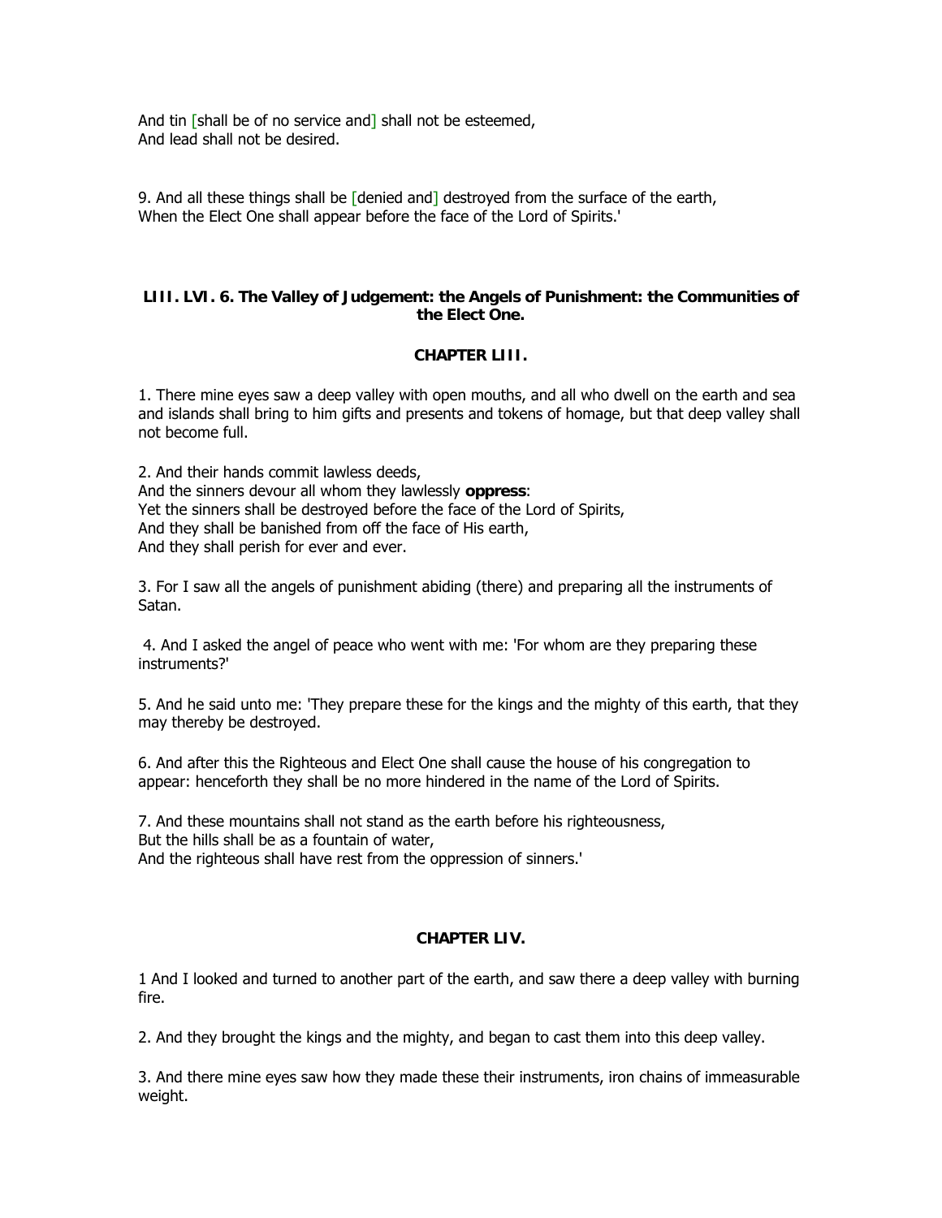And tin [shall be of no service and] shall not be esteemed,  
And lead shall not be desired.

9. And all these things shall be [denied and] destroyed from the surface of the earth,  
When the Elect One shall appear before the face of the Lord of Spirits.'

### LIII. LVI. 6. The Valley of Judgement: the Angels of Punishment: the Communities of the Elect One.

### CHAPTER LIII.

1. There mine eyes saw a deep valley with open mouths, and all who dwell on the earth and sea and islands shall bring to him gifts and presents and tokens of homage, but that deep valley shall not become full.

2. And their hands commit lawless deeds,  
And the sinners devour all whom they lawlessly **oppress**:  
Yet the sinners shall be destroyed before the face of the Lord of Spirits,  
And they shall be banished from off the face of His earth,  
And they shall perish for ever and ever.

3. For I saw all the angels of punishment abiding (there) and preparing all the instruments of Satan.

4. And I asked the angel of peace who went with me: 'For whom are they preparing these instruments?'

5. And he said unto me: 'They prepare these for the kings and the mighty of this earth, that they may thereby be destroyed.

6. And after this the Righteous and Elect One shall cause the house of his congregation to appear: henceforth they shall be no more hindered in the name of the Lord of Spirits.

7. And these mountains shall not stand as the earth before his righteousness,  
But the hills shall be as a fountain of water,  
And the righteous shall have rest from the oppression of sinners.'

### CHAPTER LIV.

1 And I looked and turned to another part of the earth, and saw there a deep valley with burning fire.

2. And they brought the kings and the mighty, and began to cast them into this deep valley.

3. And there mine eyes saw how they made these their instruments, iron chains of immeasurable weight.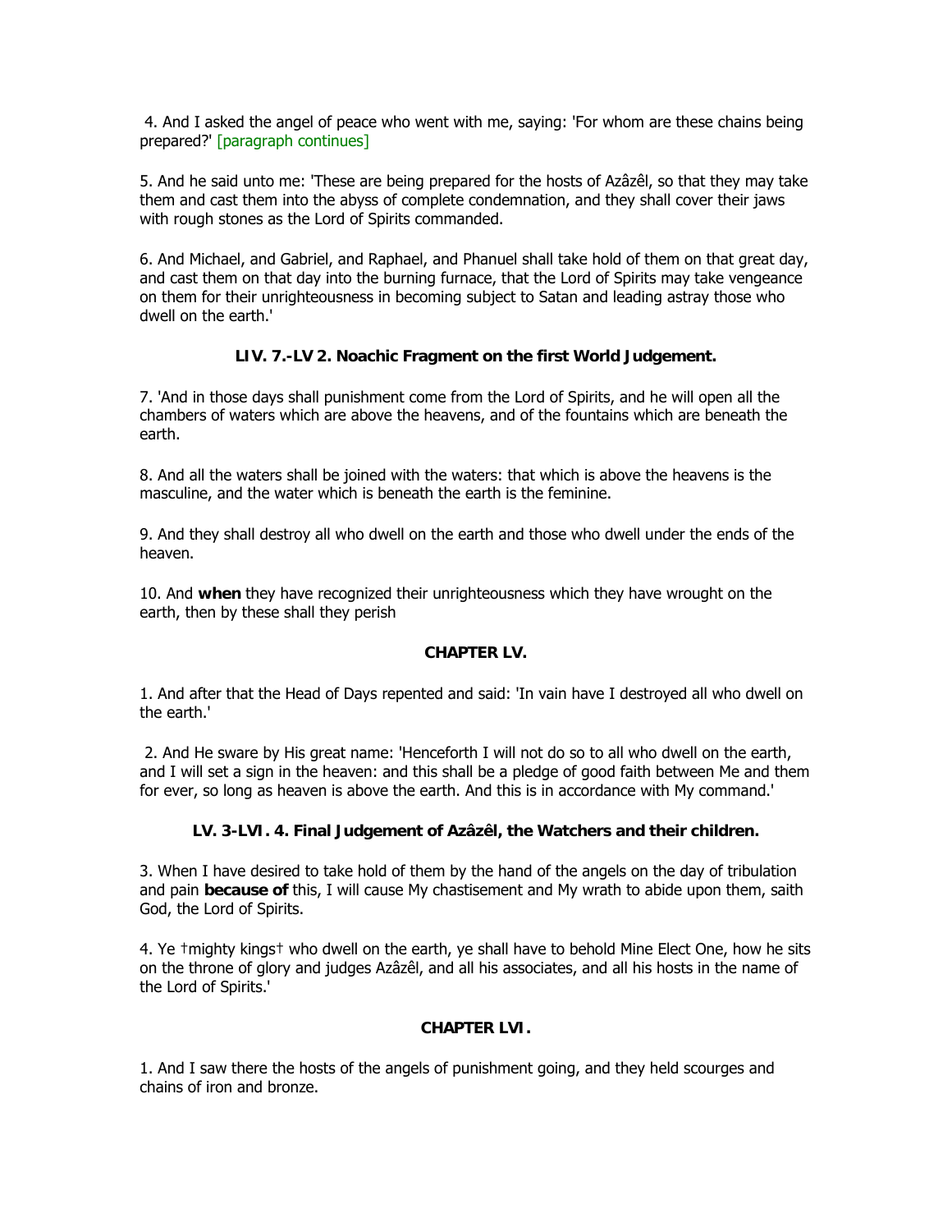4. And I asked the angel of peace who went with me, saying: 'For whom are these chains being prepared?' [paragraph continues]

5. And he said unto me: 'These are being prepared for the hosts of Azâzêl, so that they may take them and cast them into the abyss of complete condemnation, and they shall cover their jaws with rough stones as the Lord of Spirits commanded.

6. And Michael, and Gabriel, and Raphael, and Phanuel shall take hold of them on that great day, and cast them on that day into the burning furnace, that the Lord of Spirits may take vengeance on them for their unrighteousness in becoming subject to Satan and leading astray those who dwell on the earth.'

### LIV. 7.-LV 2. Noachic Fragment on the first World Judgement.

7. 'And in those days shall punishment come from the Lord of Spirits, and he will open all the chambers of waters which are above the heavens, and of the fountains which are beneath the earth.

8. And all the waters shall be joined with the waters: that which is above the heavens is the masculine, and the water which is beneath the earth is the feminine.

9. And they shall destroy all who dwell on the earth and those who dwell under the ends of the heaven.

10. And **when** they have recognized their unrighteousness which they have wrought on the earth, then by these shall they perish

### CHAPTER LV.

1. And after that the Head of Days repented and said: 'In vain have I destroyed all who dwell on the earth.'

2. And He sware by His great name: 'Henceforth I will not do so to all who dwell on the earth, and I will set a sign in the heaven: and this shall be a pledge of good faith between Me and them for ever, so long as heaven is above the earth. And this is in accordance with My command.'

### LV. 3-LVI. 4. Final Judgement of Azâzêl, the Watchers and their children.

3. When I have desired to take hold of them by the hand of the angels on the day of tribulation and pain **because of** this, I will cause My chastisement and My wrath to abide upon them, saith God, the Lord of Spirits.

4. Ye †mighty kings† who dwell on the earth, ye shall have to behold Mine Elect One, how he sits on the throne of glory and judges Azâzêl, and all his associates, and all his hosts in the name of the Lord of Spirits.'

### CHAPTER LVI.

1. And I saw there the hosts of the angels of punishment going, and they held scourges and chains of iron and bronze.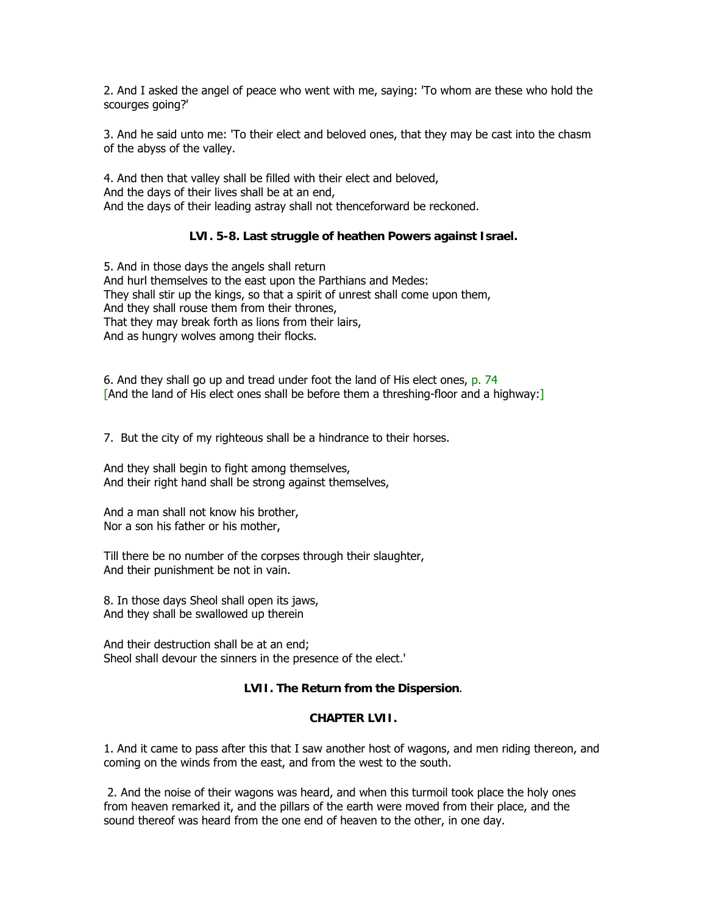2. And I asked the angel of peace who went with me, saying: 'To whom are these who hold the scourges going?'

3. And he said unto me: 'To their elect and beloved ones, that they may be cast into the chasm of the abyss of the valley.

4. And then that valley shall be filled with their elect and beloved,
And the days of their lives shall be at an end,
And the days of their leading astray shall not thenceforward be reckoned.

**LVI. 5-8. Last struggle of heathen Powers against Israel.**

5. And in those days the angels shall return
And hurl themselves to the east upon the Parthians and Medes:
They shall stir up the kings, so that a spirit of unrest shall come upon them,
And they shall rouse them from their thrones,
That they may break forth as lions from their lairs,
And as hungry wolves among their flocks.

6. And they shall go up and tread under foot the land of His elect ones, p. 74
[And the land of His elect ones shall be before them a threshing-floor and a highway:]

7. But the city of my righteous shall be a hindrance to their horses.

And they shall begin to fight among themselves,
And their right hand shall be strong against themselves,

And a man shall not know his brother,
Nor a son his father or his mother,

Till there be no number of the corpses through their slaughter,
And their punishment be not in vain.

8. In those days Sheol shall open its jaws,
And they shall be swallowed up therein

And their destruction shall be at an end;
Sheol shall devour the sinners in the presence of the elect.'

**LVII. The Return from the Dispersion**.

**CHAPTER LVII.**

1. And it came to pass after this that I saw another host of wagons, and men riding thereon, and coming on the winds from the east, and from the west to the south.

2. And the noise of their wagons was heard, and when this turmoil took place the holy ones from heaven remarked it, and the pillars of the earth were moved from their place, and the sound thereof was heard from the one end of heaven to the other, in one day.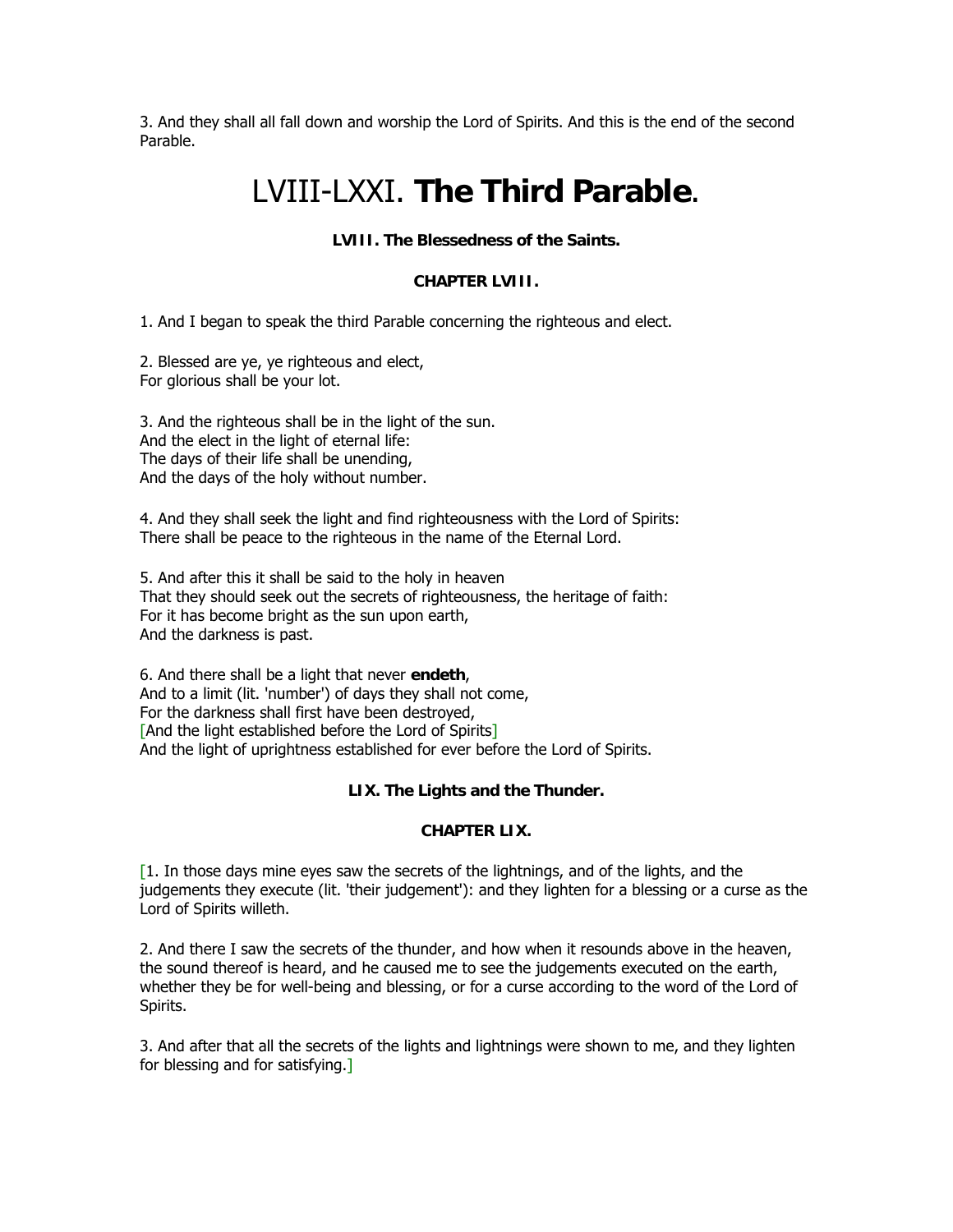3. And they shall all fall down and worship the Lord of Spirits. And this is the end of the second Parable.

# LVIII-LXXI. **The Third Parable**.

#### **LVIII. The Blessedness of the Saints.**

#### **CHAPTER LVIII.**

1. And I began to speak the third Parable concerning the righteous and elect.

2. Blessed are ye, ye righteous and elect,
For glorious shall be your lot.

3. And the righteous shall be in the light of the sun.
And the elect in the light of eternal life:
The days of their life shall be unending,
And the days of the holy without number.

4. And they shall seek the light and find righteousness with the Lord of Spirits:
There shall be peace to the righteous in the name of the Eternal Lord.

5. And after this it shall be said to the holy in heaven
That they should seek out the secrets of righteousness, the heritage of faith:
For it has become bright as the sun upon earth,
And the darkness is past.

6. And there shall be a light that never **endeth**,
And to a limit (lit. 'number') of days they shall not come,
For the darkness shall first have been destroyed,
[And the light established before the Lord of Spirits]
And the light of uprightness established for ever before the Lord of Spirits.

#### **LIX. The Lights and the Thunder.**

#### **CHAPTER LIX.**

[1. In those days mine eyes saw the secrets of the lightnings, and of the lights, and the judgements they execute (lit. 'their judgement'): and they lighten for a blessing or a curse as the Lord of Spirits willeth.

2. And there I saw the secrets of the thunder, and how when it resounds above in the heaven, the sound thereof is heard, and he caused me to see the judgements executed on the earth, whether they be for well-being and blessing, or for a curse according to the word of the Lord of Spirits.

3. And after that all the secrets of the lights and lightnings were shown to me, and they lighten for blessing and for satisfying.]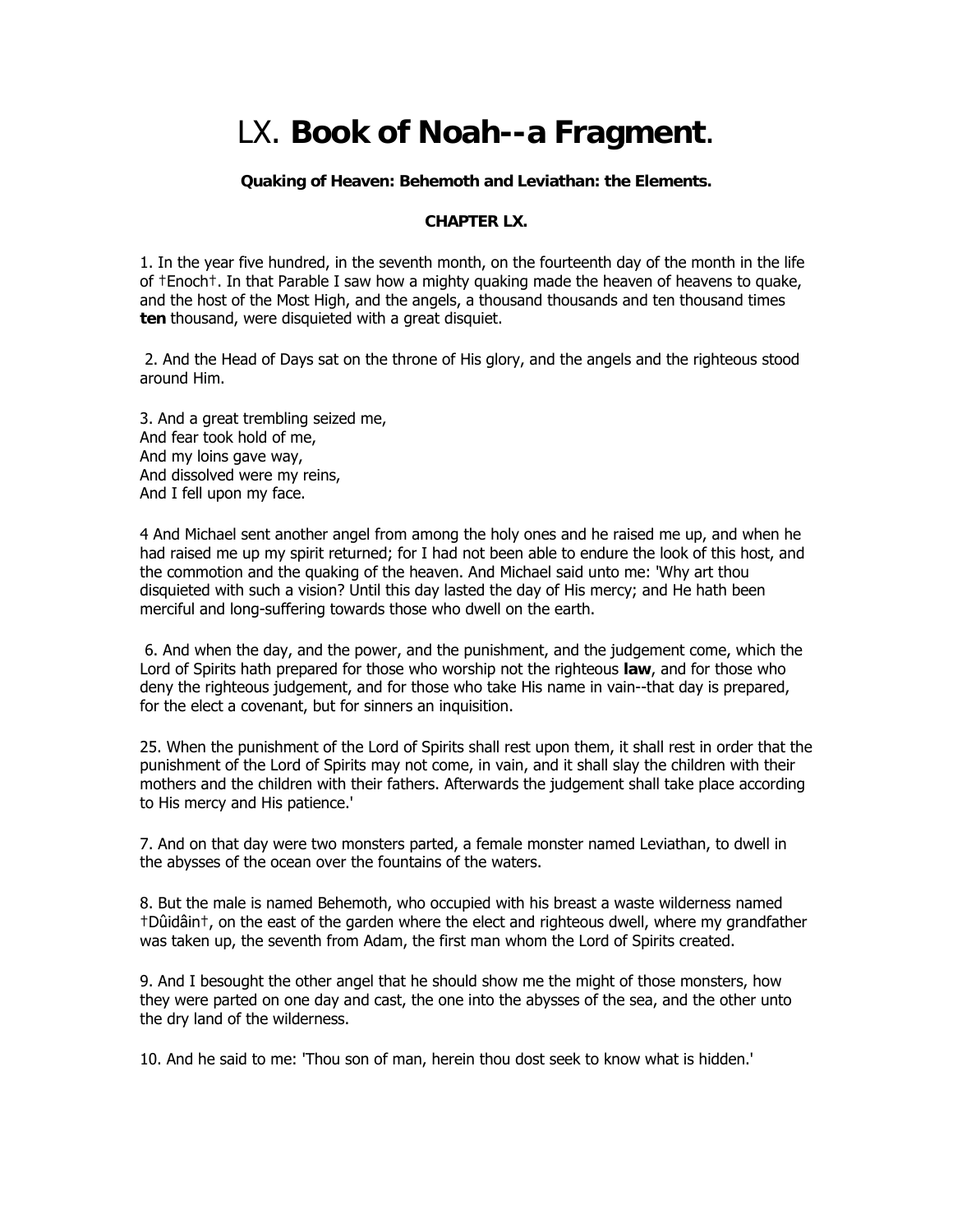# LX. **Book of Noah--a Fragment**.

**Quaking of Heaven: Behemoth and Leviathan: the Elements.**

**CHAPTER LX.**

1. In the year five hundred, in the seventh month, on the fourteenth day of the month in the life of †Enoch†. In that Parable I saw how a mighty quaking made the heaven of heavens to quake, and the host of the Most High, and the angels, a thousand thousands and ten thousand times **ten** thousand, were disquieted with a great disquiet.

2. And the Head of Days sat on the throne of His glory, and the angels and the righteous stood around Him.

3. And a great trembling seized me,  
And fear took hold of me,  
And my loins gave way,  
And dissolved were my reins,  
And I fell upon my face.

4 And Michael sent another angel from among the holy ones and he raised me up, and when he had raised me up my spirit returned; for I had not been able to endure the look of this host, and the commotion and the quaking of the heaven. And Michael said unto me: 'Why art thou disquieted with such a vision? Until this day lasted the day of His mercy; and He hath been merciful and long-suffering towards those who dwell on the earth.

6. And when the day, and the power, and the punishment, and the judgement come, which the Lord of Spirits hath prepared for those who worship not the righteous **law**, and for those who deny the righteous judgement, and for those who take His name in vain--that day is prepared, for the elect a covenant, but for sinners an inquisition.

25. When the punishment of the Lord of Spirits shall rest upon them, it shall rest in order that the punishment of the Lord of Spirits may not come, in vain, and it shall slay the children with their mothers and the children with their fathers. Afterwards the judgement shall take place according to His mercy and His patience.'

7. And on that day were two monsters parted, a female monster named Leviathan, to dwell in the abysses of the ocean over the fountains of the waters.

8. But the male is named Behemoth, who occupied with his breast a waste wilderness named †Dûidâin†, on the east of the garden where the elect and righteous dwell, where my grandfather was taken up, the seventh from Adam, the first man whom the Lord of Spirits created.

9. And I besought the other angel that he should show me the might of those monsters, how they were parted on one day and cast, the one into the abysses of the sea, and the other unto the dry land of the wilderness.

10. And he said to me: 'Thou son of man, herein thou dost seek to know what is hidden.'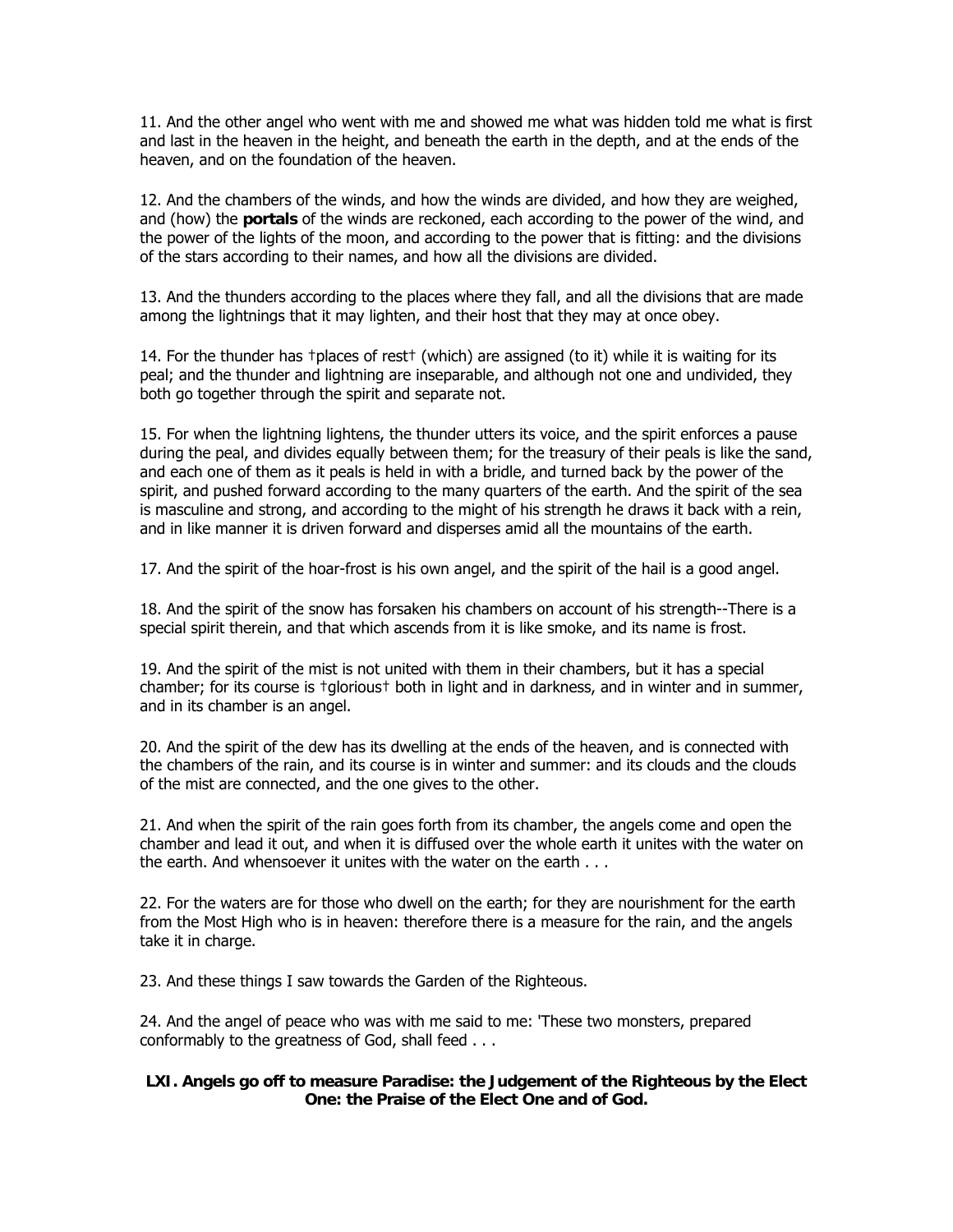11. And the other angel who went with me and showed me what was hidden told me what is first and last in the heaven in the height, and beneath the earth in the depth, and at the ends of the heaven, and on the foundation of the heaven.

12. And the chambers of the winds, and how the winds are divided, and how they are weighed, and (how) the **portals** of the winds are reckoned, each according to the power of the wind, and the power of the lights of the moon, and according to the power that is fitting: and the divisions of the stars according to their names, and how all the divisions are divided.

13. And the thunders according to the places where they fall, and all the divisions that are made among the lightnings that it may lighten, and their host that they may at once obey.

14. For the thunder has †places of rest† (which) are assigned (to it) while it is waiting for its peal; and the thunder and lightning are inseparable, and although not one and undivided, they both go together through the spirit and separate not.

15. For when the lightning lightens, the thunder utters its voice, and the spirit enforces a pause during the peal, and divides equally between them; for the treasury of their peals is like the sand, and each one of them as it peals is held in with a bridle, and turned back by the power of the spirit, and pushed forward according to the many quarters of the earth. And the spirit of the sea is masculine and strong, and according to the might of his strength he draws it back with a rein, and in like manner it is driven forward and disperses amid all the mountains of the earth.

17. And the spirit of the hoar-frost is his own angel, and the spirit of the hail is a good angel.

18. And the spirit of the snow has forsaken his chambers on account of his strength--There is a special spirit therein, and that which ascends from it is like smoke, and its name is frost.

19. And the spirit of the mist is not united with them in their chambers, but it has a special chamber; for its course is †glorious† both in light and in darkness, and in winter and in summer, and in its chamber is an angel.

20. And the spirit of the dew has its dwelling at the ends of the heaven, and is connected with the chambers of the rain, and its course is in winter and summer: and its clouds and the clouds of the mist are connected, and the one gives to the other.

21. And when the spirit of the rain goes forth from its chamber, the angels come and open the chamber and lead it out, and when it is diffused over the whole earth it unites with the water on the earth. And whensoever it unites with the water on the earth . . .

22. For the waters are for those who dwell on the earth; for they are nourishment for the earth from the Most High who is in heaven: therefore there is a measure for the rain, and the angels take it in charge.

23. And these things I saw towards the Garden of the Righteous.

24. And the angel of peace who was with me said to me: 'These two monsters, prepared conformably to the greatness of God, shall feed . . .

### LXI. Angels go off to measure Paradise: the Judgement of the Righteous by the Elect One: the Praise of the Elect One and of God.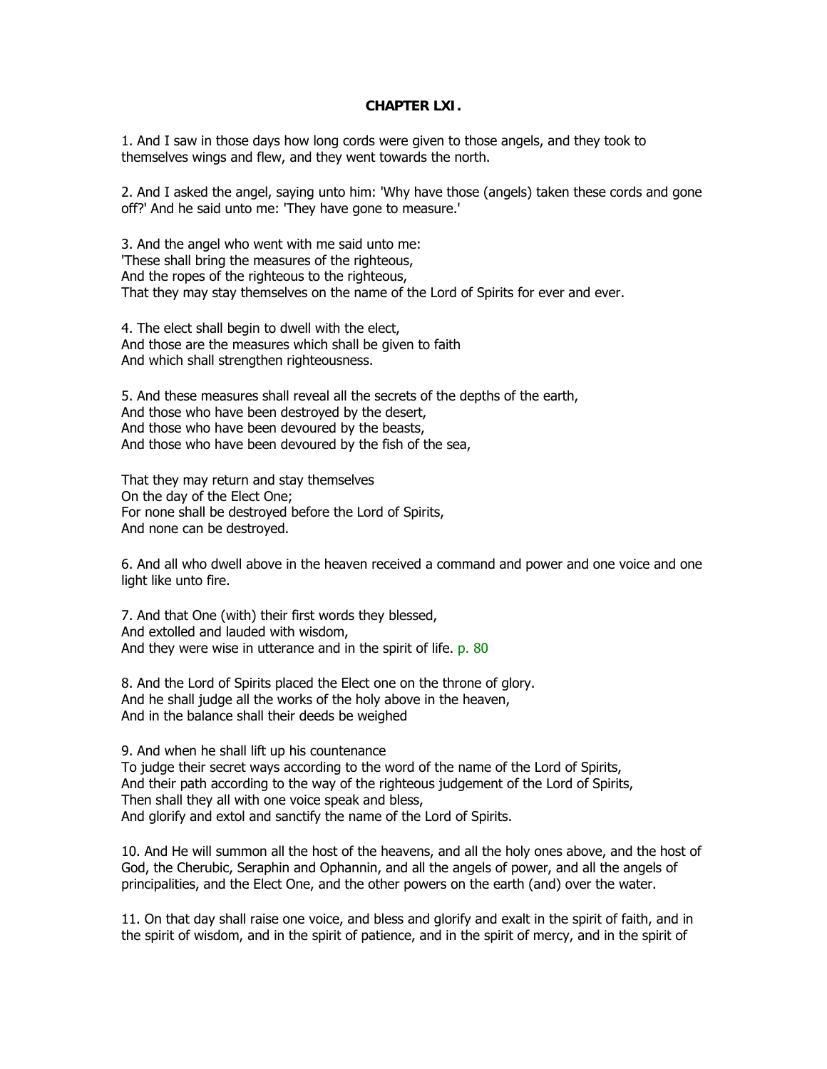**CHAPTER LXI.**

1. And I saw in those days how long cords were given to those angels, and they took to themselves wings and flew, and they went towards the north.

2. And I asked the angel, saying unto him: 'Why have those (angels) taken these cords and gone off?' And he said unto me: 'They have gone to measure.'

3. And the angel who went with me said unto me:
'These shall bring the measures of the righteous,
And the ropes of the righteous to the righteous,
That they may stay themselves on the name of the Lord of Spirits for ever and ever.

4. The elect shall begin to dwell with the elect,
And those are the measures which shall be given to faith
And which shall strengthen righteousness.

5. And these measures shall reveal all the secrets of the depths of the earth,
And those who have been destroyed by the desert,
And those who have been devoured by the beasts,
And those who have been devoured by the fish of the sea,

That they may return and stay themselves
On the day of the Elect One;
For none shall be destroyed before the Lord of Spirits,
And none can be destroyed.

6. And all who dwell above in the heaven received a command and power and one voice and one light like unto fire.

7. And that One (with) their first words they blessed,
And extolled and lauded with wisdom,
And they were wise in utterance and in the spirit of life. p. 80

8. And the Lord of Spirits placed the Elect one on the throne of glory.
And he shall judge all the works of the holy above in the heaven,
And in the balance shall their deeds be weighed

9. And when he shall lift up his countenance
To judge their secret ways according to the word of the name of the Lord of Spirits,
And their path according to the way of the righteous judgement of the Lord of Spirits,
Then shall they all with one voice speak and bless,
And glorify and extol and sanctify the name of the Lord of Spirits.

10. And He will summon all the host of the heavens, and all the holy ones above, and the host of God, the Cherubic, Seraphin and Ophannin, and all the angels of power, and all the angels of principalities, and the Elect One, and the other powers on the earth (and) over the water.

11. On that day shall raise one voice, and bless and glorify and exalt in the spirit of faith, and in the spirit of wisdom, and in the spirit of patience, and in the spirit of mercy, and in the spirit of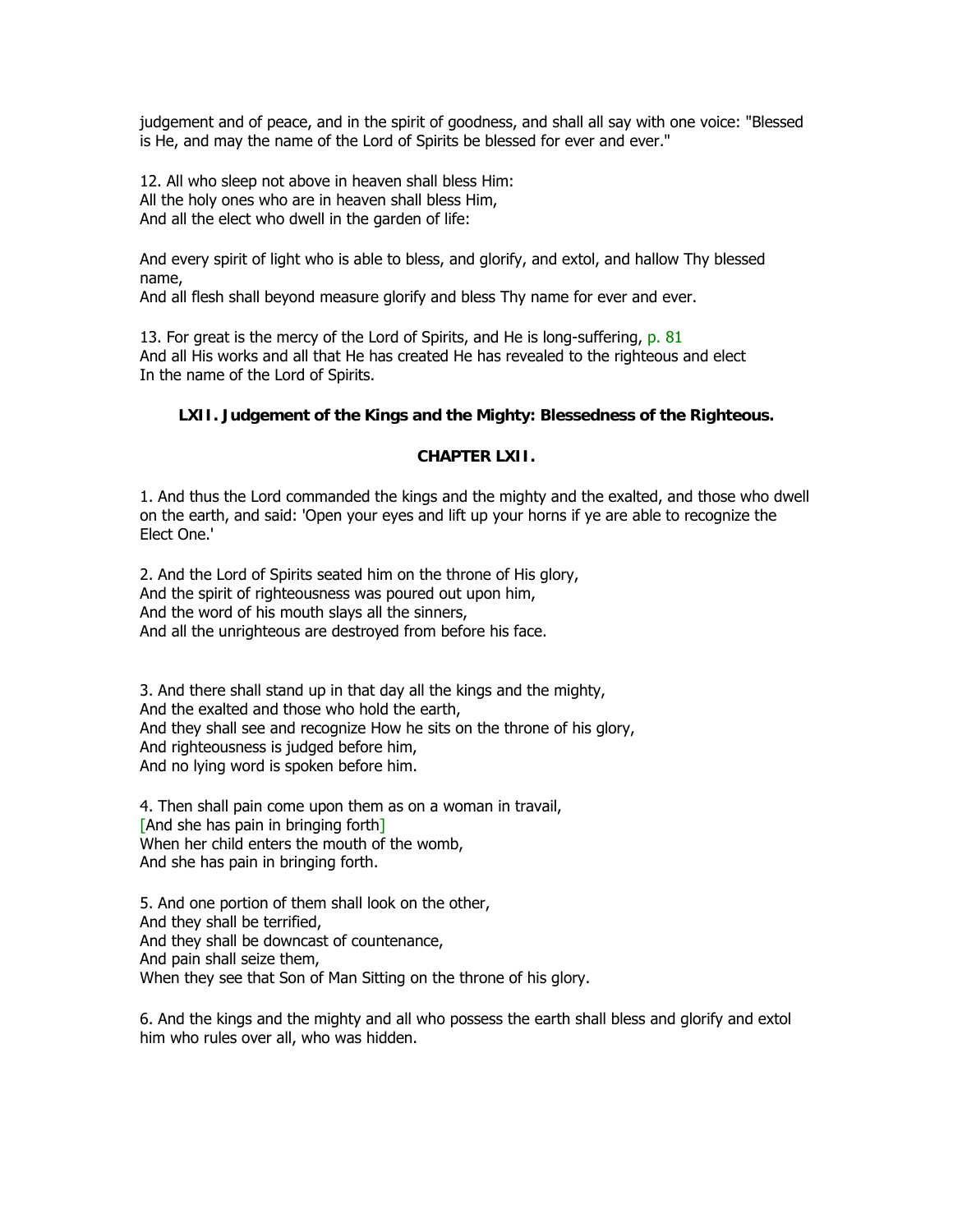judgement and of peace, and in the spirit of goodness, and shall all say with one voice: "Blessed is He, and may the name of the Lord of Spirits be blessed for ever and ever."

12. All who sleep not above in heaven shall bless Him:
All the holy ones who are in heaven shall bless Him,
And all the elect who dwell in the garden of life:

And every spirit of light who is able to bless, and glorify, and extol, and hallow Thy blessed name,
And all flesh shall beyond measure glorify and bless Thy name for ever and ever.

13. For great is the mercy of the Lord of Spirits, and He is long-suffering, p. 81
And all His works and all that He has created He has revealed to the righteous and elect
In the name of the Lord of Spirits.

### LXII. Judgement of the Kings and the Mighty: Blessedness of the Righteous.

### CHAPTER LXII.

1. And thus the Lord commanded the kings and the mighty and the exalted, and those who dwell on the earth, and said: 'Open your eyes and lift up your horns if ye are able to recognize the Elect One.'

2. And the Lord of Spirits seated him on the throne of His glory,
And the spirit of righteousness was poured out upon him,
And the word of his mouth slays all the sinners,
And all the unrighteous are destroyed from before his face.

3. And there shall stand up in that day all the kings and the mighty,
And the exalted and those who hold the earth,
And they shall see and recognize How he sits on the throne of his glory,
And righteousness is judged before him,
And no lying word is spoken before him.

4. Then shall pain come upon them as on a woman in travail,
[And she has pain in bringing forth]
When her child enters the mouth of the womb,
And she has pain in bringing forth.

5. And one portion of them shall look on the other,
And they shall be terrified,
And they shall be downcast of countenance,
And pain shall seize them,
When they see that Son of Man Sitting on the throne of his glory.

6. And the kings and the mighty and all who possess the earth shall bless and glorify and extol him who rules over all, who was hidden.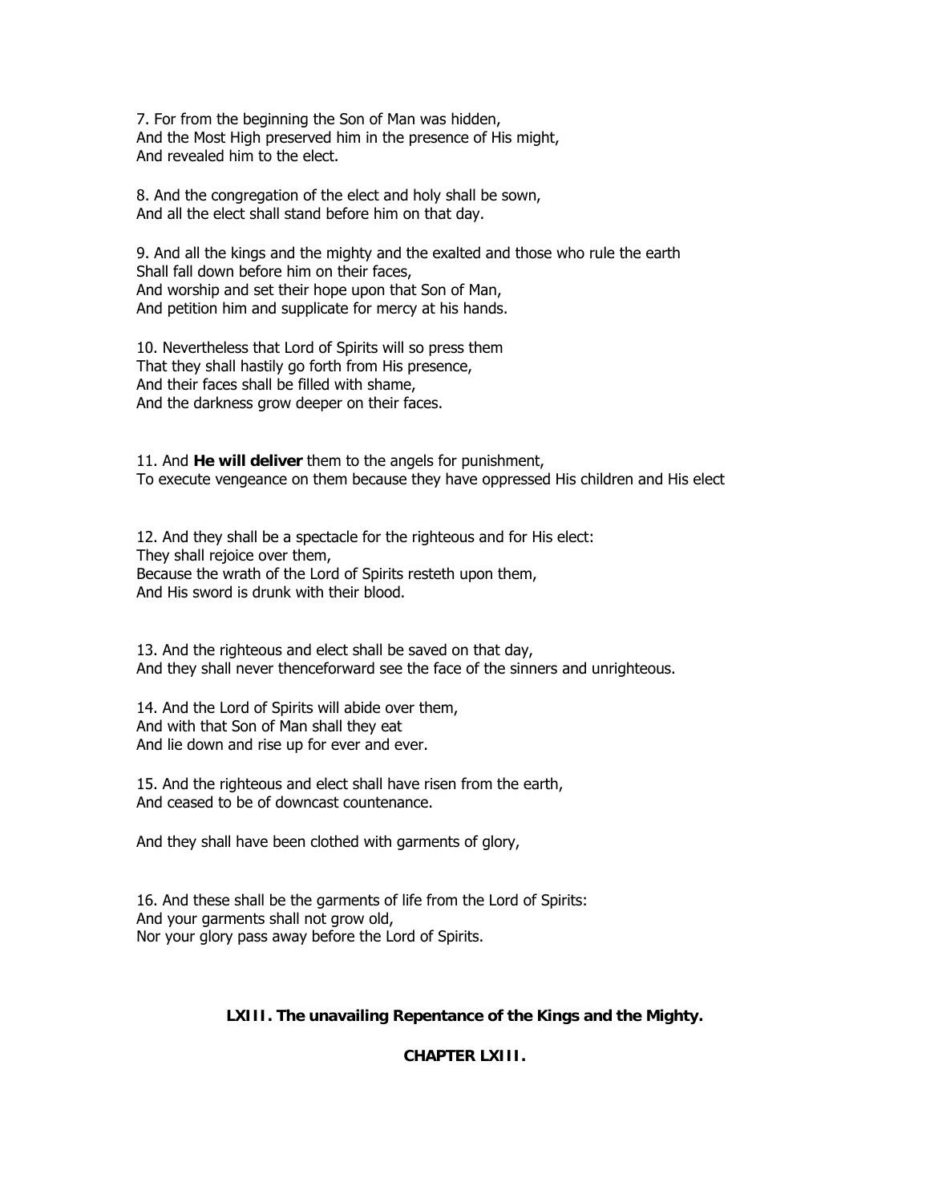7. For from the beginning the Son of Man was hidden,
And the Most High preserved him in the presence of His might,
And revealed him to the elect.

8. And the congregation of the elect and holy shall be sown,
And all the elect shall stand before him on that day.

9. And all the kings and the mighty and the exalted and those who rule the earth
Shall fall down before him on their faces,
And worship and set their hope upon that Son of Man,
And petition him and supplicate for mercy at his hands.

10. Nevertheless that Lord of Spirits will so press them
That they shall hastily go forth from His presence,
And their faces shall be filled with shame,
And the darkness grow deeper on their faces.

11. And **He will deliver** them to the angels for punishment,
To execute vengeance on them because they have oppressed His children and His elect

12. And they shall be a spectacle for the righteous and for His elect:
They shall rejoice over them,
Because the wrath of the Lord of Spirits resteth upon them,
And His sword is drunk with their blood.

13. And the righteous and elect shall be saved on that day,
And they shall never thenceforward see the face of the sinners and unrighteous.

14. And the Lord of Spirits will abide over them,
And with that Son of Man shall they eat
And lie down and rise up for ever and ever.

15. And the righteous and elect shall have risen from the earth,
And ceased to be of downcast countenance.

And they shall have been clothed with garments of glory,

16. And these shall be the garments of life from the Lord of Spirits:
And your garments shall not grow old,
Nor your glory pass away before the Lord of Spirits.

## LXIII. The unavailing Repentance of the Kings and the Mighty.

### CHAPTER LXIII.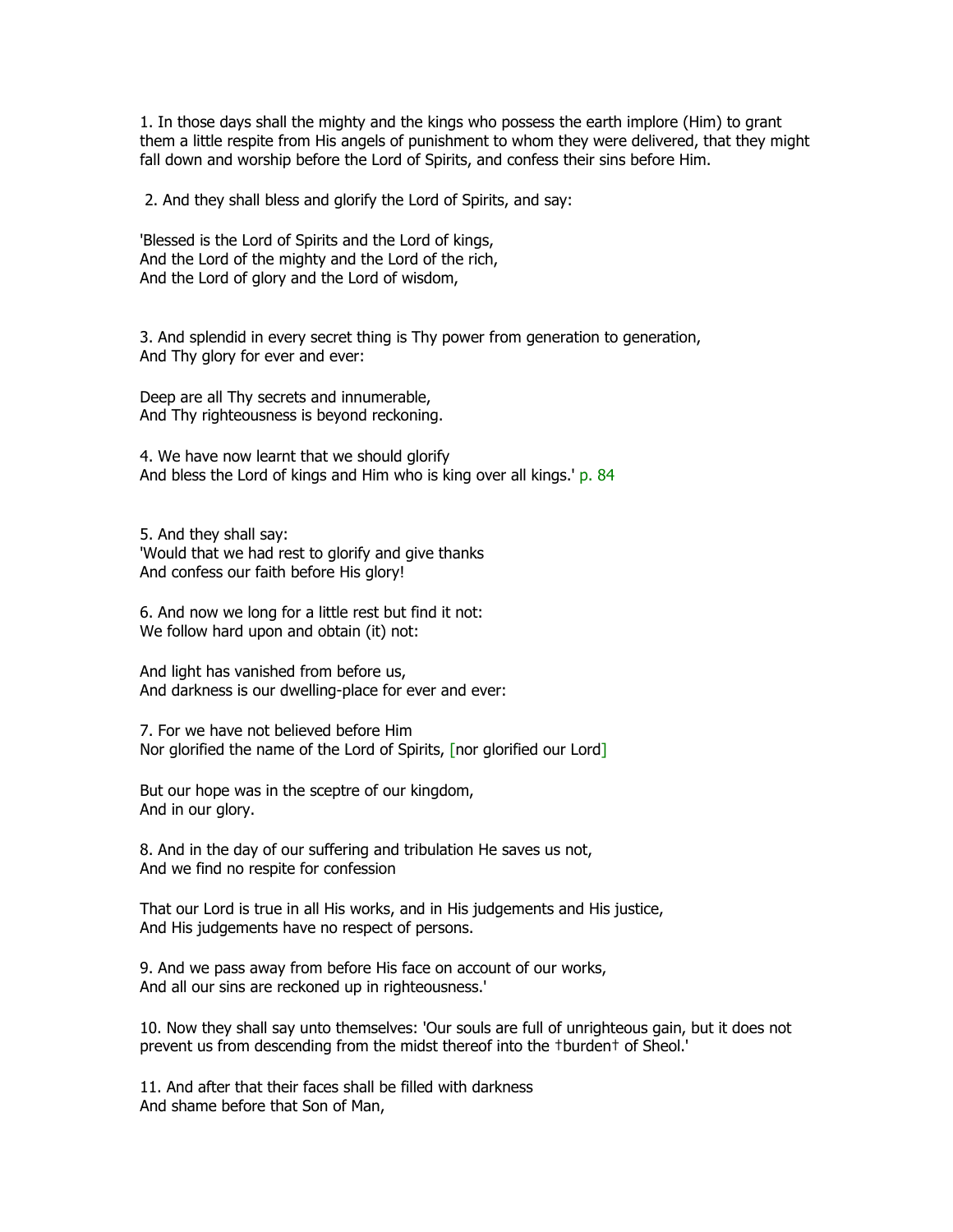1. In those days shall the mighty and the kings who possess the earth implore (Him) to grant them a little respite from His angels of punishment to whom they were delivered, that they might fall down and worship before the Lord of Spirits, and confess their sins before Him.

2. And they shall bless and glorify the Lord of Spirits, and say:

'Blessed is the Lord of Spirits and the Lord of kings,  
And the Lord of the mighty and the Lord of the rich,  
And the Lord of glory and the Lord of wisdom,

3. And splendid in every secret thing is Thy power from generation to generation,  
And Thy glory for ever and ever:

Deep are all Thy secrets and innumerable,  
And Thy righteousness is beyond reckoning.

4. We have now learnt that we should glorify  
And bless the Lord of kings and Him who is king over all kings.' p. 84

5. And they shall say:  
'Would that we had rest to glorify and give thanks  
And confess our faith before His glory!

6. And now we long for a little rest but find it not:  
We follow hard upon and obtain (it) not:

And light has vanished from before us,  
And darkness is our dwelling-place for ever and ever:

7. For we have not believed before Him  
Nor glorified the name of the Lord of Spirits, [nor glorified our Lord]

But our hope was in the sceptre of our kingdom,  
And in our glory.

8. And in the day of our suffering and tribulation He saves us not,  
And we find no respite for confession

That our Lord is true in all His works, and in His judgements and His justice,  
And His judgements have no respect of persons.

9. And we pass away from before His face on account of our works,  
And all our sins are reckoned up in righteousness.'

10. Now they shall say unto themselves: 'Our souls are full of unrighteous gain, but it does not prevent us from descending from the midst thereof into the †burden† of Sheol.'

11. And after that their faces shall be filled with darkness  
And shame before that Son of Man,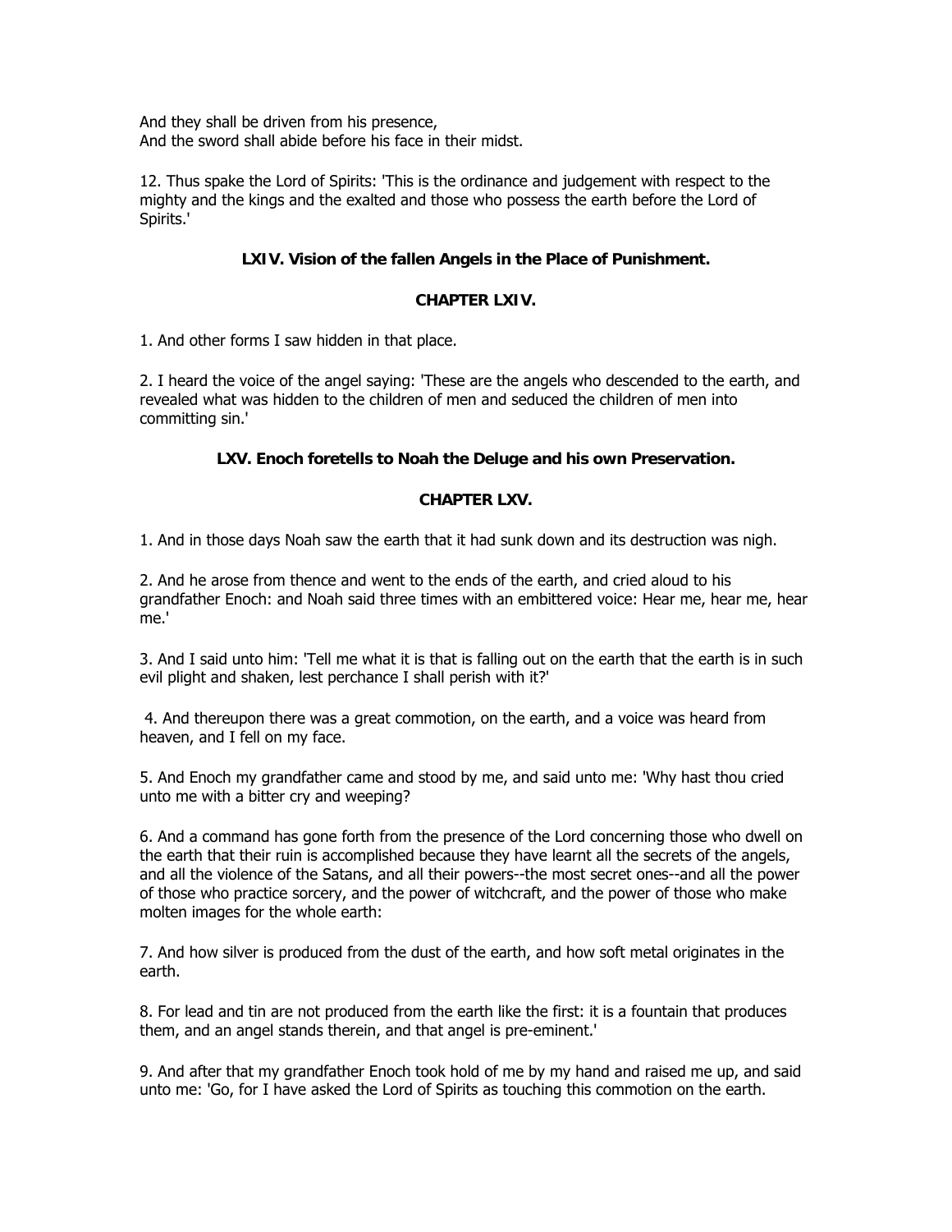And they shall be driven from his presence,
And the sword shall abide before his face in their midst.

12. Thus spake the Lord of Spirits: 'This is the ordinance and judgement with respect to the mighty and the kings and the exalted and those who possess the earth before the Lord of Spirits.'

### LXIV. Vision of the fallen Angels in the Place of Punishment.

### CHAPTER LXIV.

1. And other forms I saw hidden in that place.

2. I heard the voice of the angel saying: 'These are the angels who descended to the earth, and revealed what was hidden to the children of men and seduced the children of men into committing sin.'

### LXV. Enoch foretells to Noah the Deluge and his own Preservation.

### CHAPTER LXV.

1. And in those days Noah saw the earth that it had sunk down and its destruction was nigh.

2. And he arose from thence and went to the ends of the earth, and cried aloud to his grandfather Enoch: and Noah said three times with an embittered voice: Hear me, hear me, hear me.'

3. And I said unto him: 'Tell me what it is that is falling out on the earth that the earth is in such evil plight and shaken, lest perchance I shall perish with it?'

4. And thereupon there was a great commotion, on the earth, and a voice was heard from heaven, and I fell on my face.

5. And Enoch my grandfather came and stood by me, and said unto me: 'Why hast thou cried unto me with a bitter cry and weeping?

6. And a command has gone forth from the presence of the Lord concerning those who dwell on the earth that their ruin is accomplished because they have learnt all the secrets of the angels, and all the violence of the Satans, and all their powers--the most secret ones--and all the power of those who practice sorcery, and the power of witchcraft, and the power of those who make molten images for the whole earth:

7. And how silver is produced from the dust of the earth, and how soft metal originates in the earth.

8. For lead and tin are not produced from the earth like the first: it is a fountain that produces them, and an angel stands therein, and that angel is pre-eminent.'

9. And after that my grandfather Enoch took hold of me by my hand and raised me up, and said unto me: 'Go, for I have asked the Lord of Spirits as touching this commotion on the earth.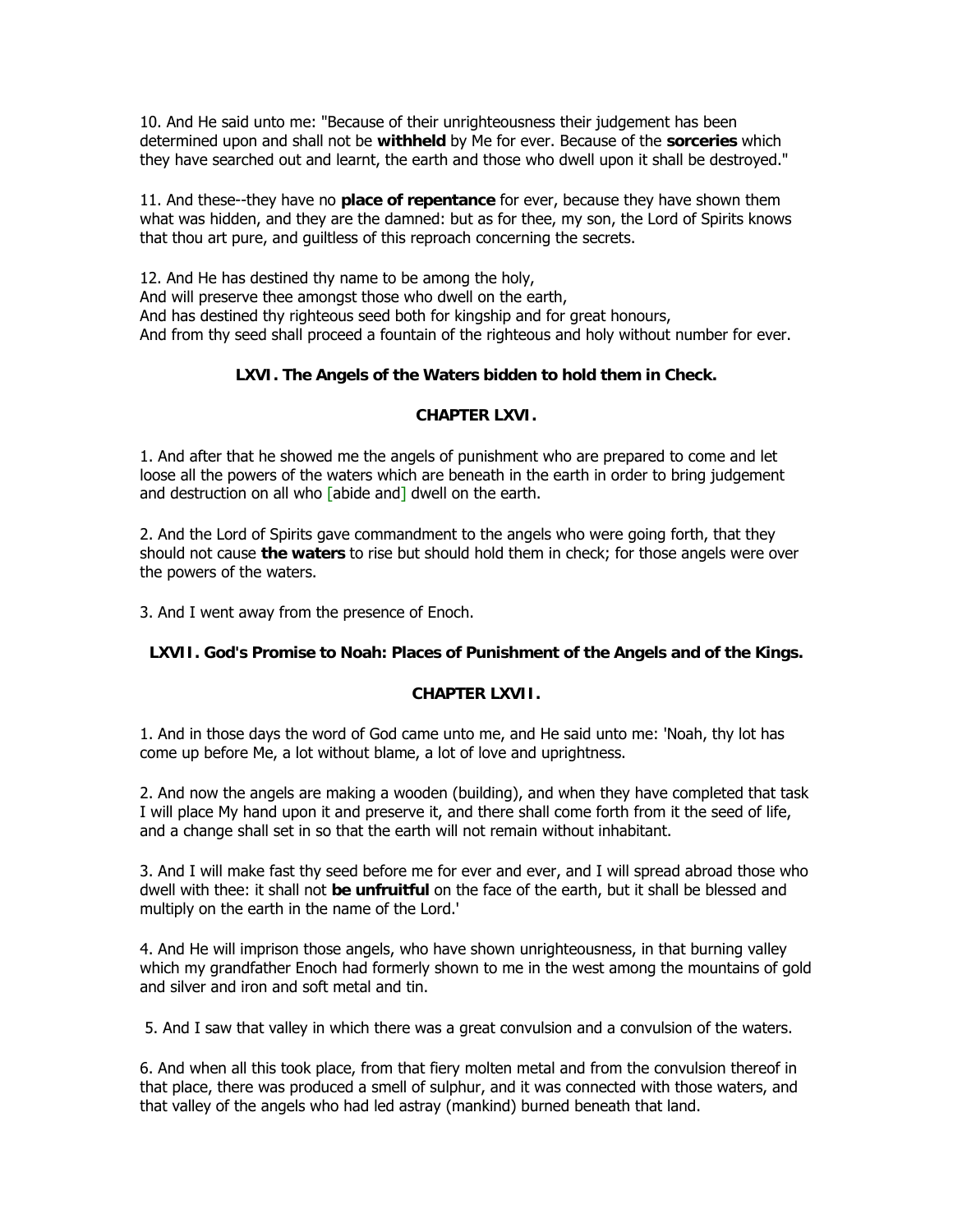10. And He said unto me: "Because of their unrighteousness their judgement has been determined upon and shall not be **withheld** by Me for ever. Because of the **sorceries** which they have searched out and learnt, the earth and those who dwell upon it shall be destroyed."

11. And these--they have no **place of repentance** for ever, because they have shown them what was hidden, and they are the damned: but as for thee, my son, the Lord of Spirits knows that thou art pure, and guiltless of this reproach concerning the secrets.

12. And He has destined thy name to be among the holy,
And will preserve thee amongst those who dwell on the earth,
And has destined thy righteous seed both for kingship and for great honours,
And from thy seed shall proceed a fountain of the righteous and holy without number for ever.

### LXVI. The Angels of the Waters bidden to hold them in Check.

### CHAPTER LXVI.

1. And after that he showed me the angels of punishment who are prepared to come and let loose all the powers of the waters which are beneath in the earth in order to bring judgement and destruction on all who [abide and] dwell on the earth.

2. And the Lord of Spirits gave commandment to the angels who were going forth, that they should not cause **the waters** to rise but should hold them in check; for those angels were over the powers of the waters.

3. And I went away from the presence of Enoch.

### LXVII. God's Promise to Noah: Places of Punishment of the Angels and of the Kings.

### CHAPTER LXVII.

1. And in those days the word of God came unto me, and He said unto me: 'Noah, thy lot has come up before Me, a lot without blame, a lot of love and uprightness.

2. And now the angels are making a wooden (building), and when they have completed that task I will place My hand upon it and preserve it, and there shall come forth from it the seed of life, and a change shall set in so that the earth will not remain without inhabitant.

3. And I will make fast thy seed before me for ever and ever, and I will spread abroad those who dwell with thee: it shall not **be unfruitful** on the face of the earth, but it shall be blessed and multiply on the earth in the name of the Lord.'

4. And He will imprison those angels, who have shown unrighteousness, in that burning valley which my grandfather Enoch had formerly shown to me in the west among the mountains of gold and silver and iron and soft metal and tin.

5. And I saw that valley in which there was a great convulsion and a convulsion of the waters.

6. And when all this took place, from that fiery molten metal and from the convulsion thereof in that place, there was produced a smell of sulphur, and it was connected with those waters, and that valley of the angels who had led astray (mankind) burned beneath that land.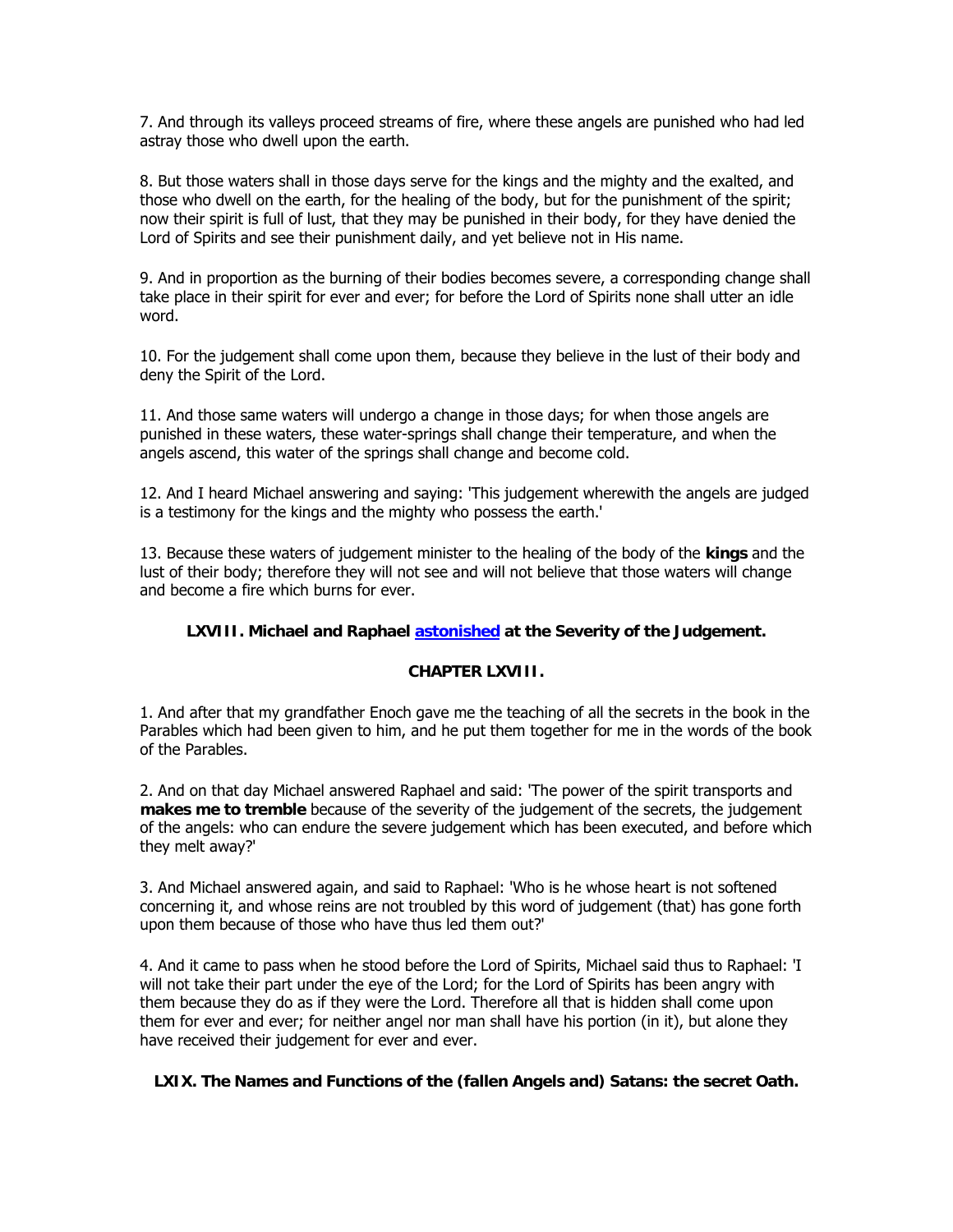7. And through its valleys proceed streams of fire, where these angels are punished who had led astray those who dwell upon the earth.

8. But those waters shall in those days serve for the kings and the mighty and the exalted, and those who dwell on the earth, for the healing of the body, but for the punishment of the spirit; now their spirit is full of lust, that they may be punished in their body, for they have denied the Lord of Spirits and see their punishment daily, and yet believe not in His name.

9. And in proportion as the burning of their bodies becomes severe, a corresponding change shall take place in their spirit for ever and ever; for before the Lord of Spirits none shall utter an idle word.

10. For the judgement shall come upon them, because they believe in the lust of their body and deny the Spirit of the Lord.

11. And those same waters will undergo a change in those days; for when those angels are punished in these waters, these water-springs shall change their temperature, and when the angels ascend, this water of the springs shall change and become cold.

12. And I heard Michael answering and saying: 'This judgement wherewith the angels are judged is a testimony for the kings and the mighty who possess the earth.'

13. Because these waters of judgement minister to the healing of the body of the **kings** and the lust of their body; therefore they will not see and will not believe that those waters will change and become a fire which burns for ever.

### LXVIII. Michael and Raphael astonished at the Severity of the Judgement.

### CHAPTER LXVIII.

1. And after that my grandfather Enoch gave me the teaching of all the secrets in the book in the Parables which had been given to him, and he put them together for me in the words of the book of the Parables.

2. And on that day Michael answered Raphael and said: 'The power of the spirit transports and **makes me to tremble** because of the severity of the judgement of the secrets, the judgement of the angels: who can endure the severe judgement which has been executed, and before which they melt away?'

3. And Michael answered again, and said to Raphael: 'Who is he whose heart is not softened concerning it, and whose reins are not troubled by this word of judgement (that) has gone forth upon them because of those who have thus led them out?'

4. And it came to pass when he stood before the Lord of Spirits, Michael said thus to Raphael: 'I will not take their part under the eye of the Lord; for the Lord of Spirits has been angry with them because they do as if they were the Lord. Therefore all that is hidden shall come upon them for ever and ever; for neither angel nor man shall have his portion (in it), but alone they have received their judgement for ever and ever.

### LXIX. The Names and Functions of the (fallen Angels and) Satans: the secret Oath.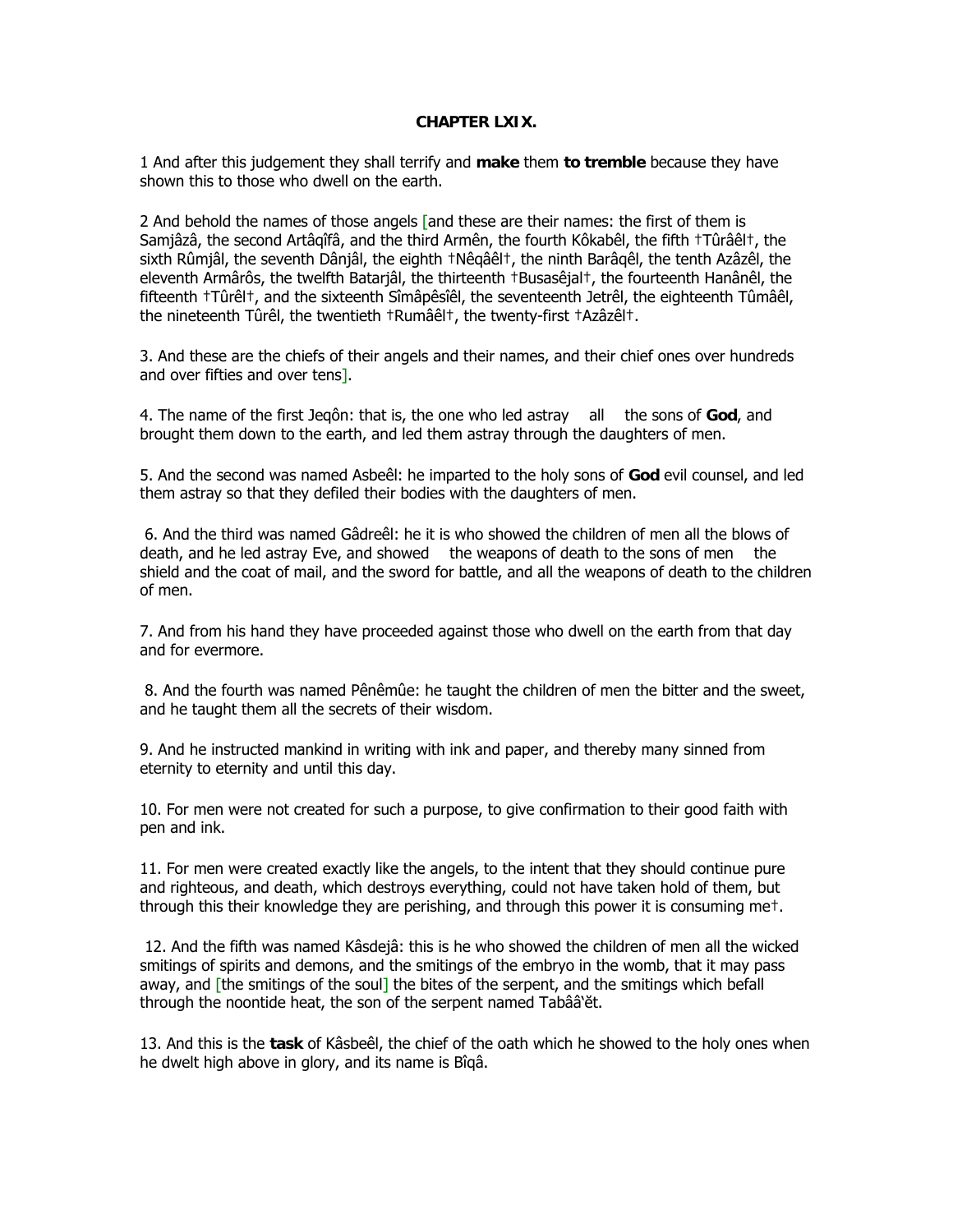## CHAPTER LXIX.

1 And after this judgement they shall terrify and **make** them **to tremble** because they have shown this to those who dwell on the earth.

2 And behold the names of those angels [and these are their names: the first of them is Samjâzâ, the second Artâqîfâ, and the third Armên, the fourth Kôkabêl, the fifth †Tûrâêl†, the sixth Rûmjâl, the seventh Dânjâl, the eighth †Nêqâêl†, the ninth Barâqêl, the tenth Azâzêl, the eleventh Armârôs, the twelfth Batarjâl, the thirteenth †Busasêjal†, the fourteenth Hanânêl, the fifteenth †Tûrêl†, and the sixteenth Sîmâpêsîêl, the seventeenth Jetrêl, the eighteenth Tûmâêl, the nineteenth Tûrêl, the twentieth †Rumâêl†, the twenty-first †Azâzêl†.

3. And these are the chiefs of their angels and their names, and their chief ones over hundreds and over fifties and over tens].

4. The name of the first Jeqôn: that is, the one who led astray all the sons of **God**, and brought them down to the earth, and led them astray through the daughters of men.

5. And the second was named Asbeêl: he imparted to the holy sons of **God** evil counsel, and led them astray so that they defiled their bodies with the daughters of men.

6. And the third was named Gâdreêl: he it is who showed the children of men all the blows of death, and he led astray Eve, and showed the weapons of death to the sons of men the shield and the coat of mail, and the sword for battle, and all the weapons of death to the children of men.

7. And from his hand they have proceeded against those who dwell on the earth from that day and for evermore.

8. And the fourth was named Pênêmûe: he taught the children of men the bitter and the sweet, and he taught them all the secrets of their wisdom.

9. And he instructed mankind in writing with ink and paper, and thereby many sinned from eternity to eternity and until this day.

10. For men were not created for such a purpose, to give confirmation to their good faith with pen and ink.

11. For men were created exactly like the angels, to the intent that they should continue pure and righteous, and death, which destroys everything, could not have taken hold of them, but through this their knowledge they are perishing, and through this power it is consuming me†.

12. And the fifth was named Kâsdejâ: this is he who showed the children of men all the wicked smitings of spirits and demons, and the smitings of the embryo in the womb, that it may pass away, and [the smitings of the soul] the bites of the serpent, and the smitings which befall through the noontide heat, the son of the serpent named Tabââ'ĕt.

13. And this is the **task** of Kâsbeêl, the chief of the oath which he showed to the holy ones when he dwelt high above in glory, and its name is Bîqâ.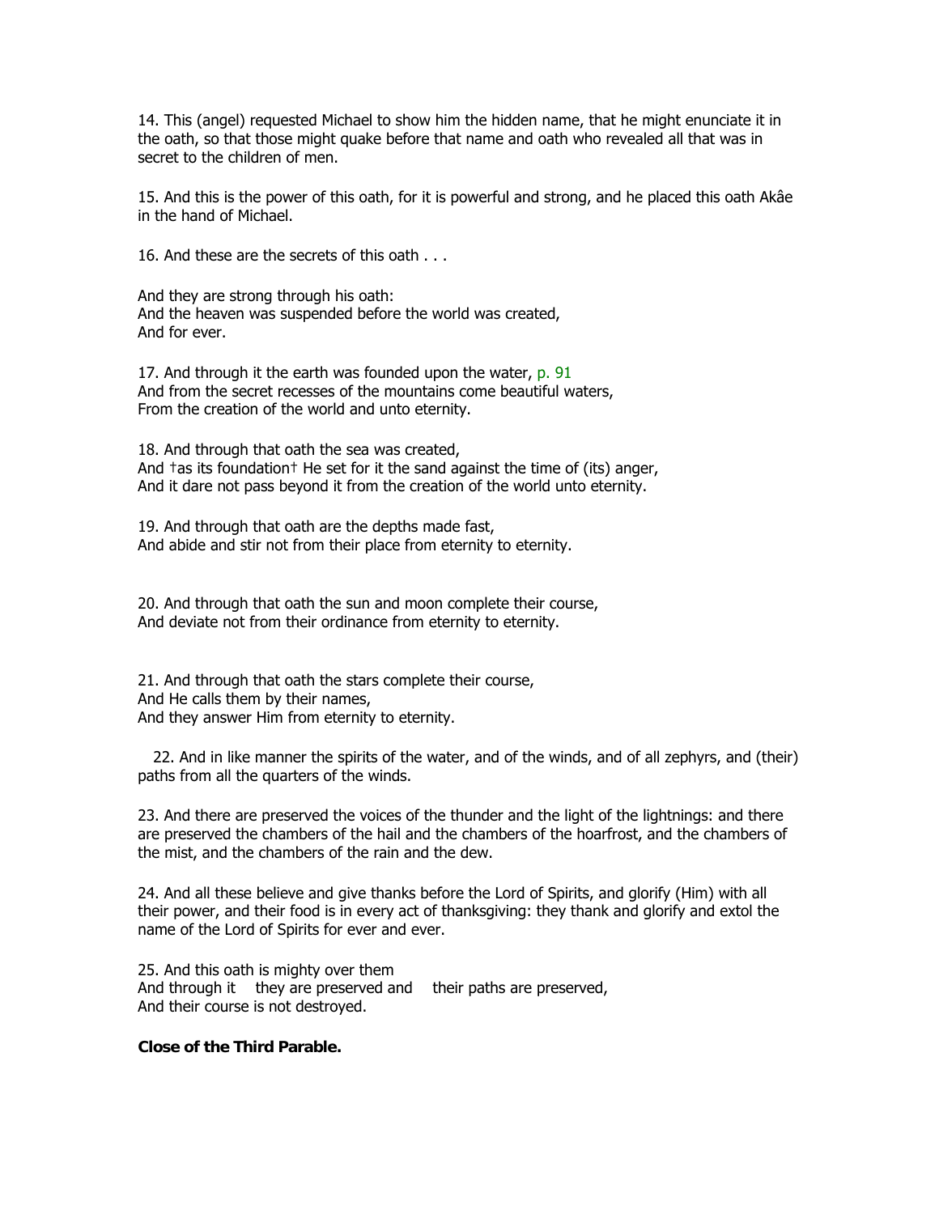14. This (angel) requested Michael to show him the hidden name, that he might enunciate it in the oath, so that those might quake before that name and oath who revealed all that was in secret to the children of men.

15. And this is the power of this oath, for it is powerful and strong, and he placed this oath Akâe in the hand of Michael.

16. And these are the secrets of this oath . . .

And they are strong through his oath:  
And the heaven was suspended before the world was created,  
And for ever.

17. And through it the earth was founded upon the water, p. 91  
And from the secret recesses of the mountains come beautiful waters,  
From the creation of the world and unto eternity.

18. And through that oath the sea was created,  
And †as its foundation† He set for it the sand against the time of (its) anger,  
And it dare not pass beyond it from the creation of the world unto eternity.

19. And through that oath are the depths made fast,  
And abide and stir not from their place from eternity to eternity.

20. And through that oath the sun and moon complete their course,  
And deviate not from their ordinance from eternity to eternity.

21. And through that oath the stars complete their course,  
And He calls them by their names,  
And they answer Him from eternity to eternity.

22. And in like manner the spirits of the water, and of the winds, and of all zephyrs, and (their) paths from all the quarters of the winds.

23. And there are preserved the voices of the thunder and the light of the lightnings: and there are preserved the chambers of the hail and the chambers of the hoarfrost, and the chambers of the mist, and the chambers of the rain and the dew.

24. And all these believe and give thanks before the Lord of Spirits, and glorify (Him) with all their power, and their food is in every act of thanksgiving: they thank and glorify and extol the name of the Lord of Spirits for ever and ever.

25. And this oath is mighty over them  
And through it they are preserved and their paths are preserved,  
And their course is not destroyed.

**Close of the Third Parable.**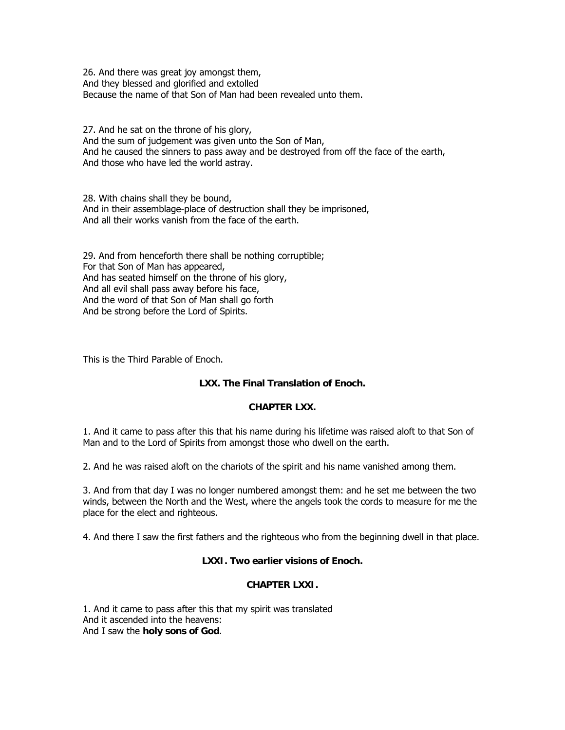26. And there was great joy amongst them,
And they blessed and glorified and extolled
Because the name of that Son of Man had been revealed unto them.

27. And he sat on the throne of his glory,
And the sum of judgement was given unto the Son of Man,
And he caused the sinners to pass away and be destroyed from off the face of the earth,
And those who have led the world astray.

28. With chains shall they be bound,
And in their assemblage-place of destruction shall they be imprisoned,
And all their works vanish from the face of the earth.

29. And from henceforth there shall be nothing corruptible;
For that Son of Man has appeared,
And has seated himself on the throne of his glory,
And all evil shall pass away before his face,
And the word of that Son of Man shall go forth
And be strong before the Lord of Spirits.

This is the Third Parable of Enoch.

**LXX. The Final Translation of Enoch.**

**CHAPTER LXX.**

1. And it came to pass after this that his name during his lifetime was raised aloft to that Son of Man and to the Lord of Spirits from amongst those who dwell on the earth.

2. And he was raised aloft on the chariots of the spirit and his name vanished among them.

3. And from that day I was no longer numbered amongst them: and he set me between the two winds, between the North and the West, where the angels took the cords to measure for me the place for the elect and righteous.

4. And there I saw the first fathers and the righteous who from the beginning dwell in that place.

**LXXI. Two earlier visions of Enoch.**

**CHAPTER LXXI.**

1. And it came to pass after this that my spirit was translated
And it ascended into the heavens:
And I saw the **holy sons of God**.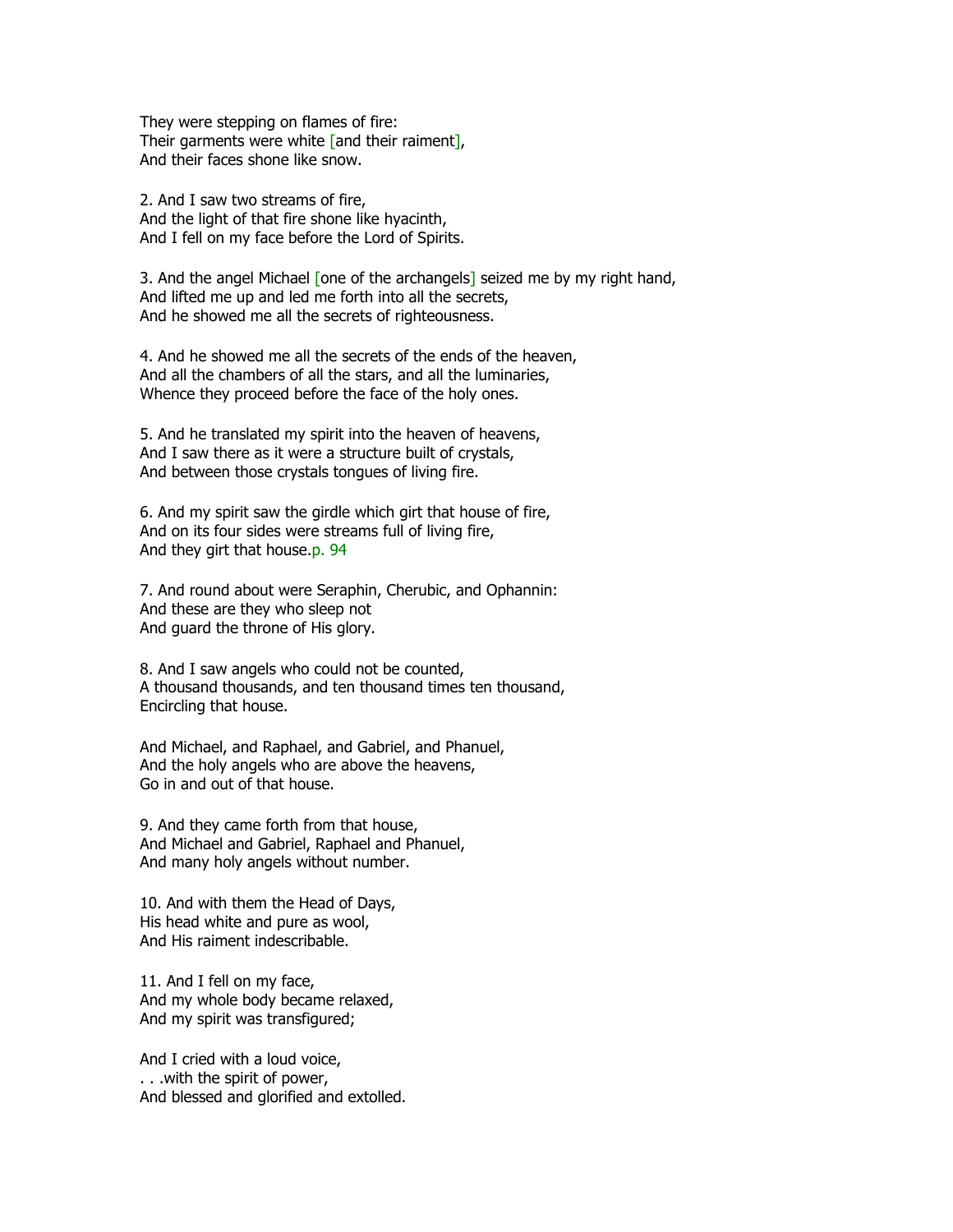They were stepping on flames of fire:
Their garments were white [and their raiment],
And their faces shone like snow.

2. And I saw two streams of fire,
And the light of that fire shone like hyacinth,
And I fell on my face before the Lord of Spirits.

3. And the angel Michael [one of the archangels] seized me by my right hand,
And lifted me up and led me forth into all the secrets,
And he showed me all the secrets of righteousness.

4. And he showed me all the secrets of the ends of the heaven,
And all the chambers of all the stars, and all the luminaries,
Whence they proceed before the face of the holy ones.

5. And he translated my spirit into the heaven of heavens,
And I saw there as it were a structure built of crystals,
And between those crystals tongues of living fire.

6. And my spirit saw the girdle which girt that house of fire,
And on its four sides were streams full of living fire,
And they girt that house.p. 94

7. And round about were Seraphin, Cherubic, and Ophannin:
And these are they who sleep not
And guard the throne of His glory.

8. And I saw angels who could not be counted,
A thousand thousands, and ten thousand times ten thousand,
Encircling that house.

And Michael, and Raphael, and Gabriel, and Phanuel,
And the holy angels who are above the heavens,
Go in and out of that house.

9. And they came forth from that house,
And Michael and Gabriel, Raphael and Phanuel,
And many holy angels without number.

10. And with them the Head of Days,
His head white and pure as wool,
And His raiment indescribable.

11. And I fell on my face,
And my whole body became relaxed,
And my spirit was transfigured;

And I cried with a loud voice,
. . .with the spirit of power,
And blessed and glorified and extolled.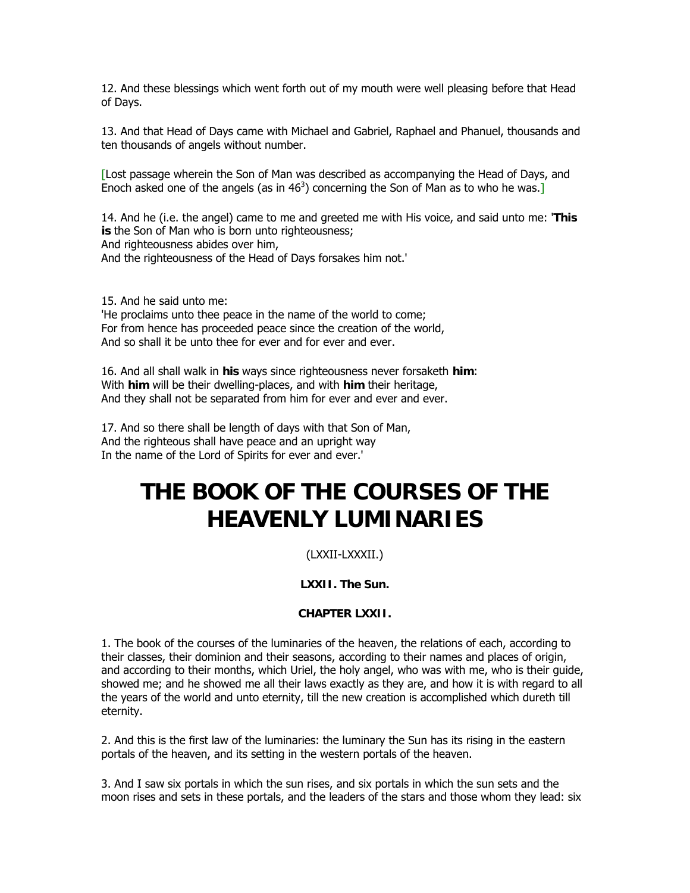12. And these blessings which went forth out of my mouth were well pleasing before that Head of Days.

13. And that Head of Days came with Michael and Gabriel, Raphael and Phanuel, thousands and ten thousands of angels without number.

[Lost passage wherein the Son of Man was described as accompanying the Head of Days, and Enoch asked one of the angels (as in 46[3]) concerning the Son of Man as to who he was.]

14. And he (i.e. the angel) came to me and greeted me with His voice, and said unto me: '**This is** the Son of Man who is born unto righteousness;
And righteousness abides over him,
And the righteousness of the Head of Days forsakes him not.'

15. And he said unto me:
'He proclaims unto thee peace in the name of the world to come;
For from hence has proceeded peace since the creation of the world,
And so shall it be unto thee for ever and for ever and ever.

16. And all shall walk in **his** ways since righteousness never forsaketh **him**:
With **him** will be their dwelling-places, and with **him** their heritage,
And they shall not be separated from him for ever and ever and ever.

17. And so there shall be length of days with that Son of Man,
And the righteous shall have peace and an upright way
In the name of the Lord of Spirits for ever and ever.'

# THE BOOK OF THE COURSES OF THE HEAVENLY LUMINARIES

(LXXII-LXXXII.)

**LXXII. The Sun.**

**CHAPTER LXXII.**

1. The book of the courses of the luminaries of the heaven, the relations of each, according to their classes, their dominion and their seasons, according to their names and places of origin, and according to their months, which Uriel, the holy angel, who was with me, who is their guide, showed me; and he showed me all their laws exactly as they are, and how it is with regard to all the years of the world and unto eternity, till the new creation is accomplished which dureth till eternity.

2. And this is the first law of the luminaries: the luminary the Sun has its rising in the eastern portals of the heaven, and its setting in the western portals of the heaven.

3. And I saw six portals in which the sun rises, and six portals in which the sun sets and the moon rises and sets in these portals, and the leaders of the stars and those whom they lead: six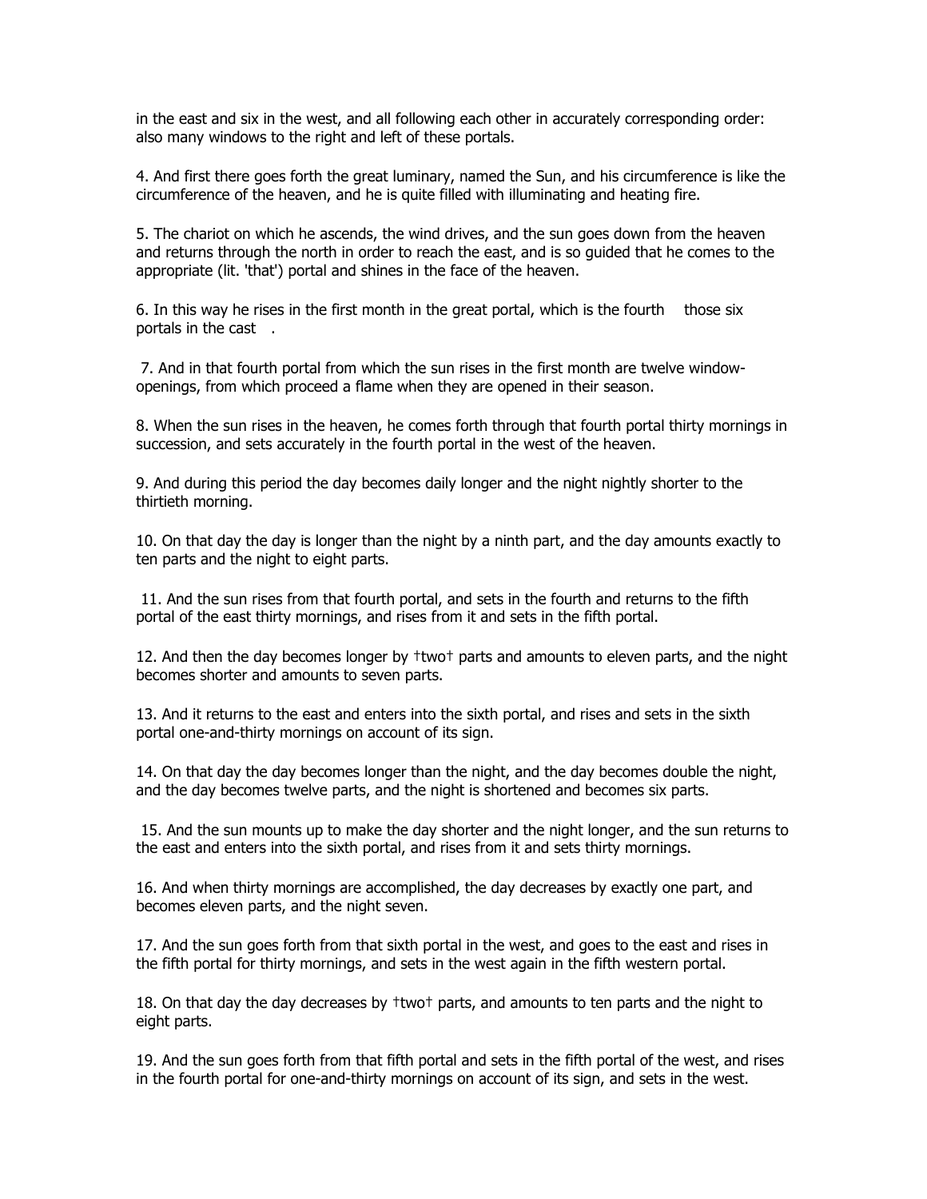in the east and six in the west, and all following each other in accurately corresponding order: also many windows to the right and left of these portals.

4. And first there goes forth the great luminary, named the Sun, and his circumference is like the circumference of the heaven, and he is quite filled with illuminating and heating fire.

5. The chariot on which he ascends, the wind drives, and the sun goes down from the heaven and returns through the north in order to reach the east, and is so guided that he comes to the appropriate (lit. 'that') portal and shines in the face of the heaven.

6. In this way he rises in the first month in the great portal, which is the fourth those six portals in the cast .

7. And in that fourth portal from which the sun rises in the first month are twelve window-openings, from which proceed a flame when they are opened in their season.

8. When the sun rises in the heaven, he comes forth through that fourth portal thirty mornings in succession, and sets accurately in the fourth portal in the west of the heaven.

9. And during this period the day becomes daily longer and the night nightly shorter to the thirtieth morning.

10. On that day the day is longer than the night by a ninth part, and the day amounts exactly to ten parts and the night to eight parts.

11. And the sun rises from that fourth portal, and sets in the fourth and returns to the fifth portal of the east thirty mornings, and rises from it and sets in the fifth portal.

12. And then the day becomes longer by †two† parts and amounts to eleven parts, and the night becomes shorter and amounts to seven parts.

13. And it returns to the east and enters into the sixth portal, and rises and sets in the sixth portal one-and-thirty mornings on account of its sign.

14. On that day the day becomes longer than the night, and the day becomes double the night, and the day becomes twelve parts, and the night is shortened and becomes six parts.

15. And the sun mounts up to make the day shorter and the night longer, and the sun returns to the east and enters into the sixth portal, and rises from it and sets thirty mornings.

16. And when thirty mornings are accomplished, the day decreases by exactly one part, and becomes eleven parts, and the night seven.

17. And the sun goes forth from that sixth portal in the west, and goes to the east and rises in the fifth portal for thirty mornings, and sets in the west again in the fifth western portal.

18. On that day the day decreases by †two† parts, and amounts to ten parts and the night to eight parts.

19. And the sun goes forth from that fifth portal and sets in the fifth portal of the west, and rises in the fourth portal for one-and-thirty mornings on account of its sign, and sets in the west.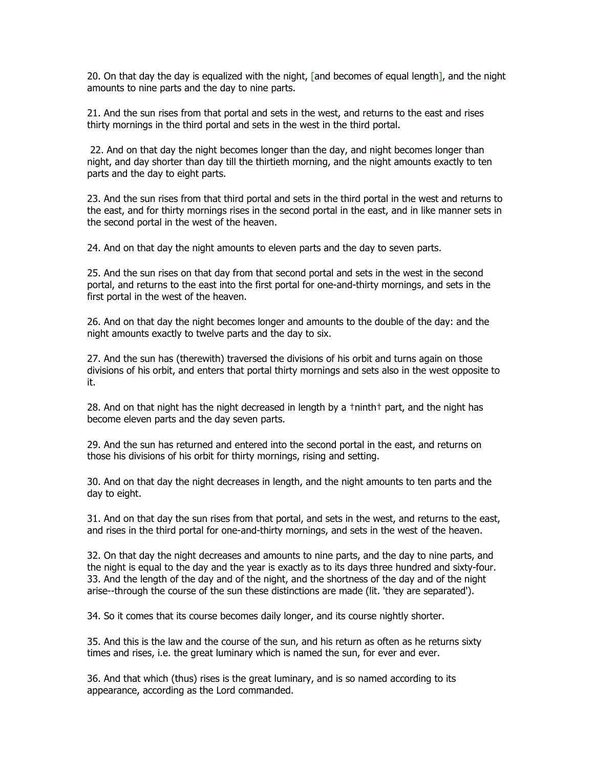20. On that day the day is equalized with the night, [and becomes of equal length], and the night amounts to nine parts and the day to nine parts.

21. And the sun rises from that portal and sets in the west, and returns to the east and rises thirty mornings in the third portal and sets in the west in the third portal.

22. And on that day the night becomes longer than the day, and night becomes longer than night, and day shorter than day till the thirtieth morning, and the night amounts exactly to ten parts and the day to eight parts.

23. And the sun rises from that third portal and sets in the third portal in the west and returns to the east, and for thirty mornings rises in the second portal in the east, and in like manner sets in the second portal in the west of the heaven.

24. And on that day the night amounts to eleven parts and the day to seven parts.

25. And the sun rises on that day from that second portal and sets in the west in the second portal, and returns to the east into the first portal for one-and-thirty mornings, and sets in the first portal in the west of the heaven.

26. And on that day the night becomes longer and amounts to the double of the day: and the night amounts exactly to twelve parts and the day to six.

27. And the sun has (therewith) traversed the divisions of his orbit and turns again on those divisions of his orbit, and enters that portal thirty mornings and sets also in the west opposite to it.

28. And on that night has the night decreased in length by a †ninth† part, and the night has become eleven parts and the day seven parts.

29. And the sun has returned and entered into the second portal in the east, and returns on those his divisions of his orbit for thirty mornings, rising and setting.

30. And on that day the night decreases in length, and the night amounts to ten parts and the day to eight.

31. And on that day the sun rises from that portal, and sets in the west, and returns to the east, and rises in the third portal for one-and-thirty mornings, and sets in the west of the heaven.

32. On that day the night decreases and amounts to nine parts, and the day to nine parts, and the night is equal to the day and the year is exactly as to its days three hundred and sixty-four.
33. And the length of the day and of the night, and the shortness of the day and of the night arise--through the course of the sun these distinctions are made (lit. 'they are separated').

34. So it comes that its course becomes daily longer, and its course nightly shorter.

35. And this is the law and the course of the sun, and his return as often as he returns sixty times and rises, i.e. the great luminary which is named the sun, for ever and ever.

36. And that which (thus) rises is the great luminary, and is so named according to its appearance, according as the Lord commanded.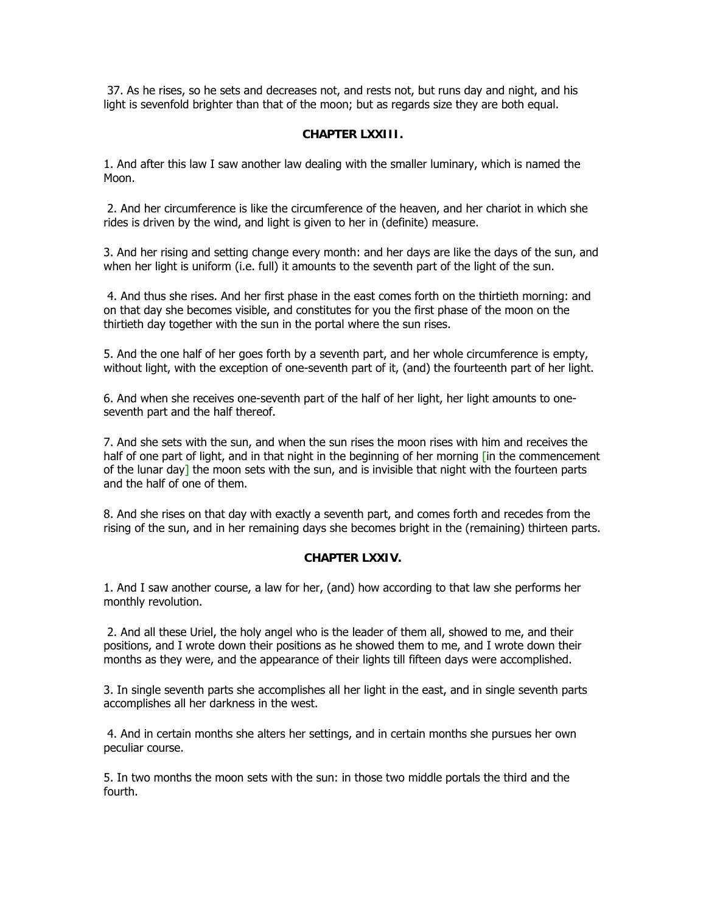37. As he rises, so he sets and decreases not, and rests not, but runs day and night, and his light is sevenfold brighter than that of the moon; but as regards size they are both equal.

## CHAPTER LXXIII.

1. And after this law I saw another law dealing with the smaller luminary, which is named the Moon.

2. And her circumference is like the circumference of the heaven, and her chariot in which she rides is driven by the wind, and light is given to her in (definite) measure.

3. And her rising and setting change every month: and her days are like the days of the sun, and when her light is uniform (i.e. full) it amounts to the seventh part of the light of the sun.

4. And thus she rises. And her first phase in the east comes forth on the thirtieth morning: and on that day she becomes visible, and constitutes for you the first phase of the moon on the thirtieth day together with the sun in the portal where the sun rises.

5. And the one half of her goes forth by a seventh part, and her whole circumference is empty, without light, with the exception of one-seventh part of it, (and) the fourteenth part of her light.

6. And when she receives one-seventh part of the half of her light, her light amounts to one-seventh part and the half thereof.

7. And she sets with the sun, and when the sun rises the moon rises with him and receives the half of one part of light, and in that night in the beginning of her morning [in the commencement of the lunar day] the moon sets with the sun, and is invisible that night with the fourteen parts and the half of one of them.

8. And she rises on that day with exactly a seventh part, and comes forth and recedes from the rising of the sun, and in her remaining days she becomes bright in the (remaining) thirteen parts.

## CHAPTER LXXIV.

1. And I saw another course, a law for her, (and) how according to that law she performs her monthly revolution.

2. And all these Uriel, the holy angel who is the leader of them all, showed to me, and their positions, and I wrote down their positions as he showed them to me, and I wrote down their months as they were, and the appearance of their lights till fifteen days were accomplished.

3. In single seventh parts she accomplishes all her light in the east, and in single seventh parts accomplishes all her darkness in the west.

4. And in certain months she alters her settings, and in certain months she pursues her own peculiar course.

5. In two months the moon sets with the sun: in those two middle portals the third and the fourth.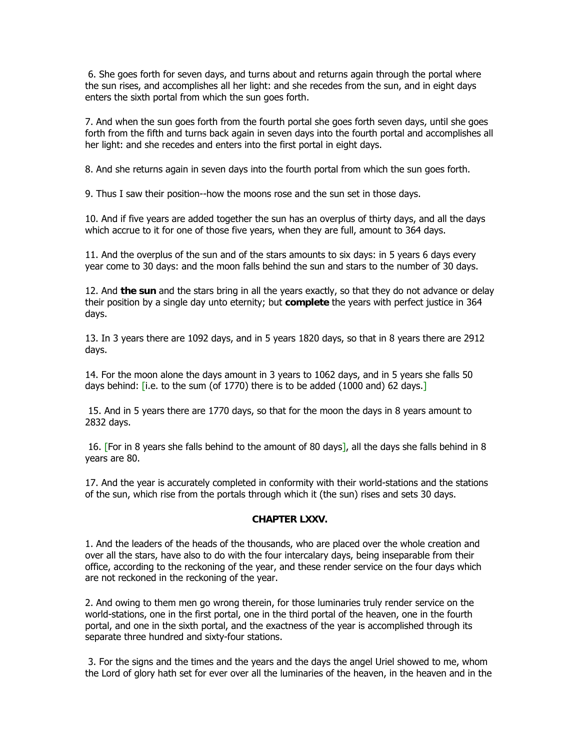6. She goes forth for seven days, and turns about and returns again through the portal where the sun rises, and accomplishes all her light: and she recedes from the sun, and in eight days enters the sixth portal from which the sun goes forth.

7. And when the sun goes forth from the fourth portal she goes forth seven days, until she goes forth from the fifth and turns back again in seven days into the fourth portal and accomplishes all her light: and she recedes and enters into the first portal in eight days.

8. And she returns again in seven days into the fourth portal from which the sun goes forth.

9. Thus I saw their position--how the moons rose and the sun set in those days.

10. And if five years are added together the sun has an overplus of thirty days, and all the days which accrue to it for one of those five years, when they are full, amount to 364 days.

11. And the overplus of the sun and of the stars amounts to six days: in 5 years 6 days every year come to 30 days: and the moon falls behind the sun and stars to the number of 30 days.

12. And **the sun** and the stars bring in all the years exactly, so that they do not advance or delay their position by a single day unto eternity; but **complete** the years with perfect justice in 364 days.

13. In 3 years there are 1092 days, and in 5 years 1820 days, so that in 8 years there are 2912 days.

14. For the moon alone the days amount in 3 years to 1062 days, and in 5 years she falls 50 days behind: [i.e. to the sum (of 1770) there is to be added (1000 and) 62 days.]

15. And in 5 years there are 1770 days, so that for the moon the days in 8 years amount to 2832 days.

16. [For in 8 years she falls behind to the amount of 80 days], all the days she falls behind in 8 years are 80.

17. And the year is accurately completed in conformity with their world-stations and the stations of the sun, which rise from the portals through which it (the sun) rises and sets 30 days.

## CHAPTER LXXV.

1. And the leaders of the heads of the thousands, who are placed over the whole creation and over all the stars, have also to do with the four intercalary days, being inseparable from their office, according to the reckoning of the year, and these render service on the four days which are not reckoned in the reckoning of the year.

2. And owing to them men go wrong therein, for those luminaries truly render service on the world-stations, one in the first portal, one in the third portal of the heaven, one in the fourth portal, and one in the sixth portal, and the exactness of the year is accomplished through its separate three hundred and sixty-four stations.

3. For the signs and the times and the years and the days the angel Uriel showed to me, whom the Lord of glory hath set for ever over all the luminaries of the heaven, in the heaven and in the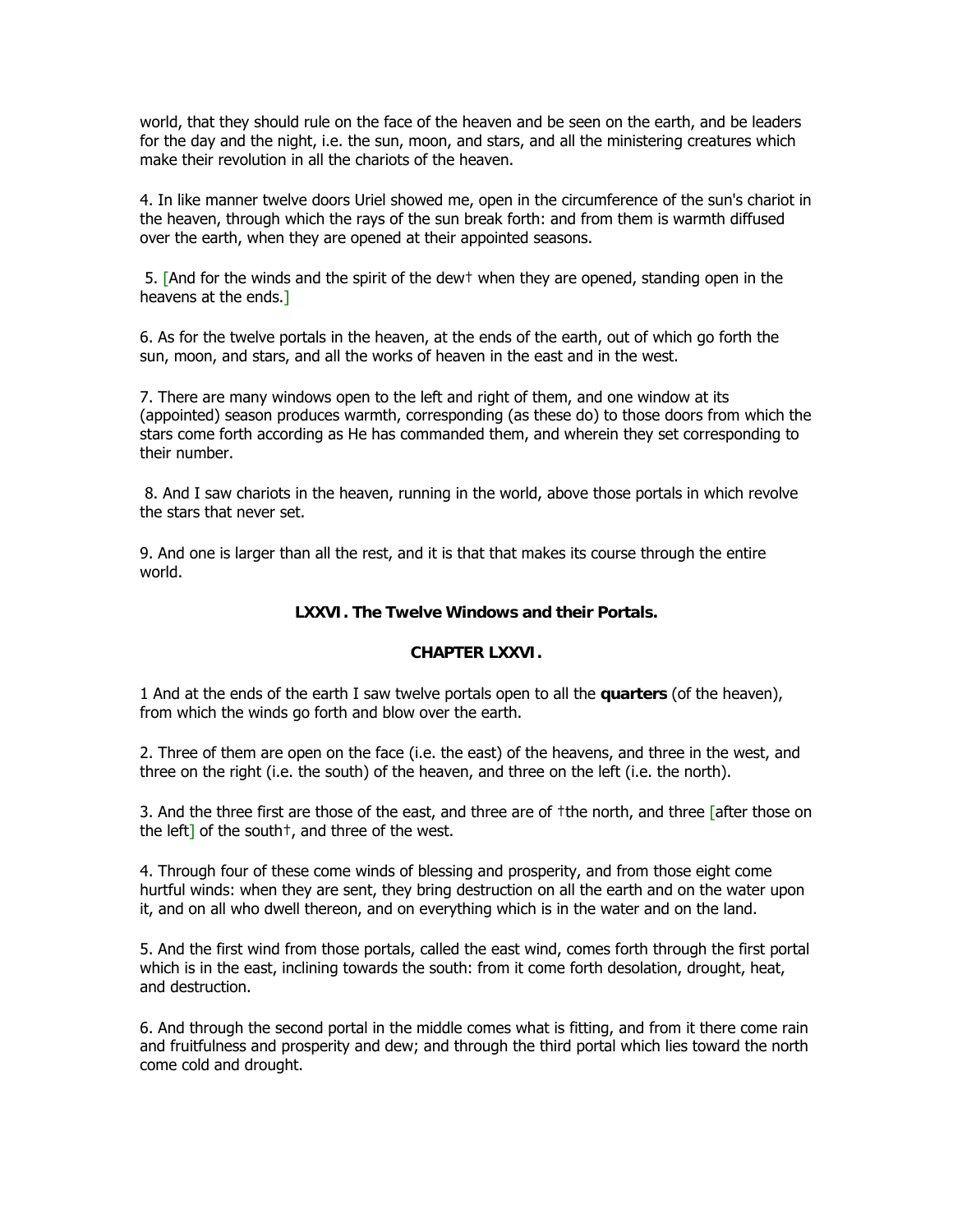world, that they should rule on the face of the heaven and be seen on the earth, and be leaders for the day and the night, i.e. the sun, moon, and stars, and all the ministering creatures which make their revolution in all the chariots of the heaven.

4. In like manner twelve doors Uriel showed me, open in the circumference of the sun's chariot in the heaven, through which the rays of the sun break forth: and from them is warmth diffused over the earth, when they are opened at their appointed seasons.

5. [And for the winds and the spirit of the dew† when they are opened, standing open in the heavens at the ends.]

6. As for the twelve portals in the heaven, at the ends of the earth, out of which go forth the sun, moon, and stars, and all the works of heaven in the east and in the west.

7. There are many windows open to the left and right of them, and one window at its (appointed) season produces warmth, corresponding (as these do) to those doors from which the stars come forth according as He has commanded them, and wherein they set corresponding to their number.

8. And I saw chariots in the heaven, running in the world, above those portals in which revolve the stars that never set.

9. And one is larger than all the rest, and it is that that makes its course through the entire world.

### LXXVI. The Twelve Windows and their Portals.

### CHAPTER LXXVI.

1 And at the ends of the earth I saw twelve portals open to all the **quarters** (of the heaven), from which the winds go forth and blow over the earth.

2. Three of them are open on the face (i.e. the east) of the heavens, and three in the west, and three on the right (i.e. the south) of the heaven, and three on the left (i.e. the north).

3. And the three first are those of the east, and three are of †the north, and three [after those on the left] of the south†, and three of the west.

4. Through four of these come winds of blessing and prosperity, and from those eight come hurtful winds: when they are sent, they bring destruction on all the earth and on the water upon it, and on all who dwell thereon, and on everything which is in the water and on the land.

5. And the first wind from those portals, called the east wind, comes forth through the first portal which is in the east, inclining towards the south: from it come forth desolation, drought, heat, and destruction.

6. And through the second portal in the middle comes what is fitting, and from it there come rain and fruitfulness and prosperity and dew; and through the third portal which lies toward the north come cold and drought.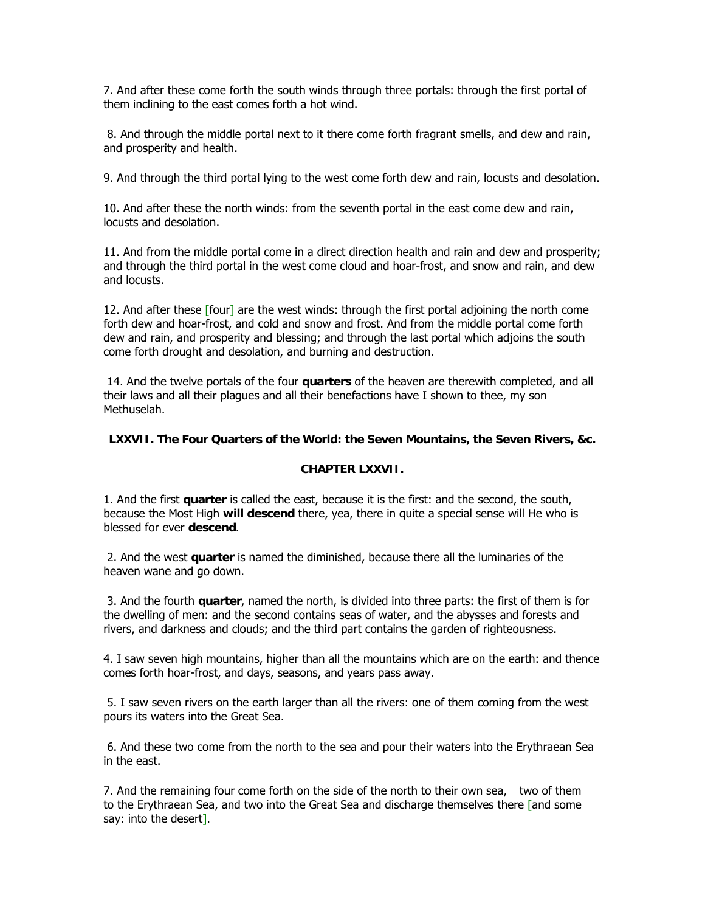7. And after these come forth the south winds through three portals: through the first portal of them inclining to the east comes forth a hot wind.

8. And through the middle portal next to it there come forth fragrant smells, and dew and rain, and prosperity and health.

9. And through the third portal lying to the west come forth dew and rain, locusts and desolation.

10. And after these the north winds: from the seventh portal in the east come dew and rain, locusts and desolation.

11. And from the middle portal come in a direct direction health and rain and dew and prosperity; and through the third portal in the west come cloud and hoar-frost, and snow and rain, and dew and locusts.

12. And after these [four] are the west winds: through the first portal adjoining the north come forth dew and hoar-frost, and cold and snow and frost. And from the middle portal come forth dew and rain, and prosperity and blessing; and through the last portal which adjoins the south come forth drought and desolation, and burning and destruction.

14. And the twelve portals of the four **quarters** of the heaven are therewith completed, and all their laws and all their plagues and all their benefactions have I shown to thee, my son Methuselah.

### LXXVII. The Four Quarters of the World: the Seven Mountains, the Seven Rivers, &c.

### CHAPTER LXXVII.

1. And the first **quarter** is called the east, because it is the first: and the second, the south, because the Most High **will descend** there, yea, there in quite a special sense will He who is blessed for ever **descend**.

2. And the west **quarter** is named the diminished, because there all the luminaries of the heaven wane and go down.

3. And the fourth **quarter**, named the north, is divided into three parts: the first of them is for the dwelling of men: and the second contains seas of water, and the abysses and forests and rivers, and darkness and clouds; and the third part contains the garden of righteousness.

4. I saw seven high mountains, higher than all the mountains which are on the earth: and thence comes forth hoar-frost, and days, seasons, and years pass away.

5. I saw seven rivers on the earth larger than all the rivers: one of them coming from the west pours its waters into the Great Sea.

6. And these two come from the north to the sea and pour their waters into the Erythraean Sea in the east.

7. And the remaining four come forth on the side of the north to their own sea, two of them to the Erythraean Sea, and two into the Great Sea and discharge themselves there [and some say: into the desert].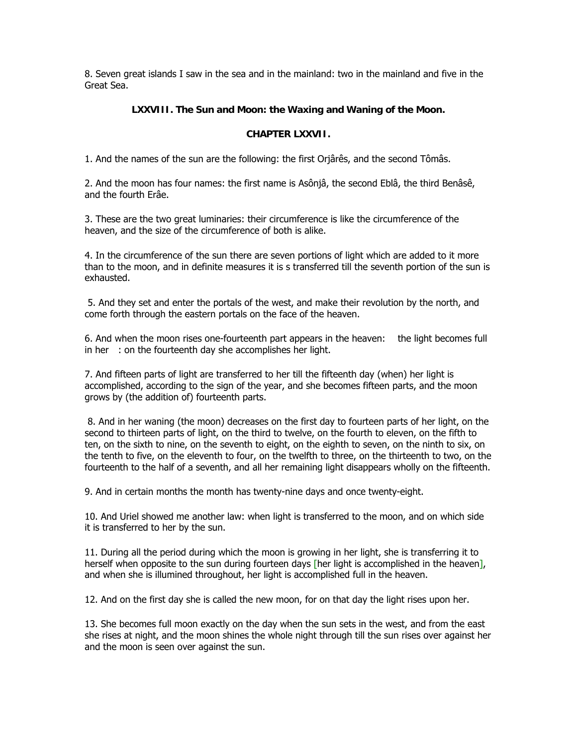8. Seven great islands I saw in the sea and in the mainland: two in the mainland and five in the Great Sea.

### LXXVIII. The Sun and Moon: the Waxing and Waning of the Moon.

### CHAPTER LXXVII.

1. And the names of the sun are the following: the first Orjârês, and the second Tômâs.

2. And the moon has four names: the first name is Asônjâ, the second Eblâ, the third Benâsê, and the fourth Erâe.

3. These are the two great luminaries: their circumference is like the circumference of the heaven, and the size of the circumference of both is alike.

4. In the circumference of the sun there are seven portions of light which are added to it more than to the moon, and in definite measures it is s transferred till the seventh portion of the sun is exhausted.

5. And they set and enter the portals of the west, and make their revolution by the north, and come forth through the eastern portals on the face of the heaven.

6. And when the moon rises one-fourteenth part appears in the heaven: the light becomes full in her : on the fourteenth day she accomplishes her light.

7. And fifteen parts of light are transferred to her till the fifteenth day (when) her light is accomplished, according to the sign of the year, and she becomes fifteen parts, and the moon grows by (the addition of) fourteenth parts.

8. And in her waning (the moon) decreases on the first day to fourteen parts of her light, on the second to thirteen parts of light, on the third to twelve, on the fourth to eleven, on the fifth to ten, on the sixth to nine, on the seventh to eight, on the eighth to seven, on the ninth to six, on the tenth to five, on the eleventh to four, on the twelfth to three, on the thirteenth to two, on the fourteenth to the half of a seventh, and all her remaining light disappears wholly on the fifteenth.

9. And in certain months the month has twenty-nine days and once twenty-eight.

10. And Uriel showed me another law: when light is transferred to the moon, and on which side it is transferred to her by the sun.

11. During all the period during which the moon is growing in her light, she is transferring it to herself when opposite to the sun during fourteen days [her light is accomplished in the heaven], and when she is illumined throughout, her light is accomplished full in the heaven.

12. And on the first day she is called the new moon, for on that day the light rises upon her.

13. She becomes full moon exactly on the day when the sun sets in the west, and from the east she rises at night, and the moon shines the whole night through till the sun rises over against her and the moon is seen over against the sun.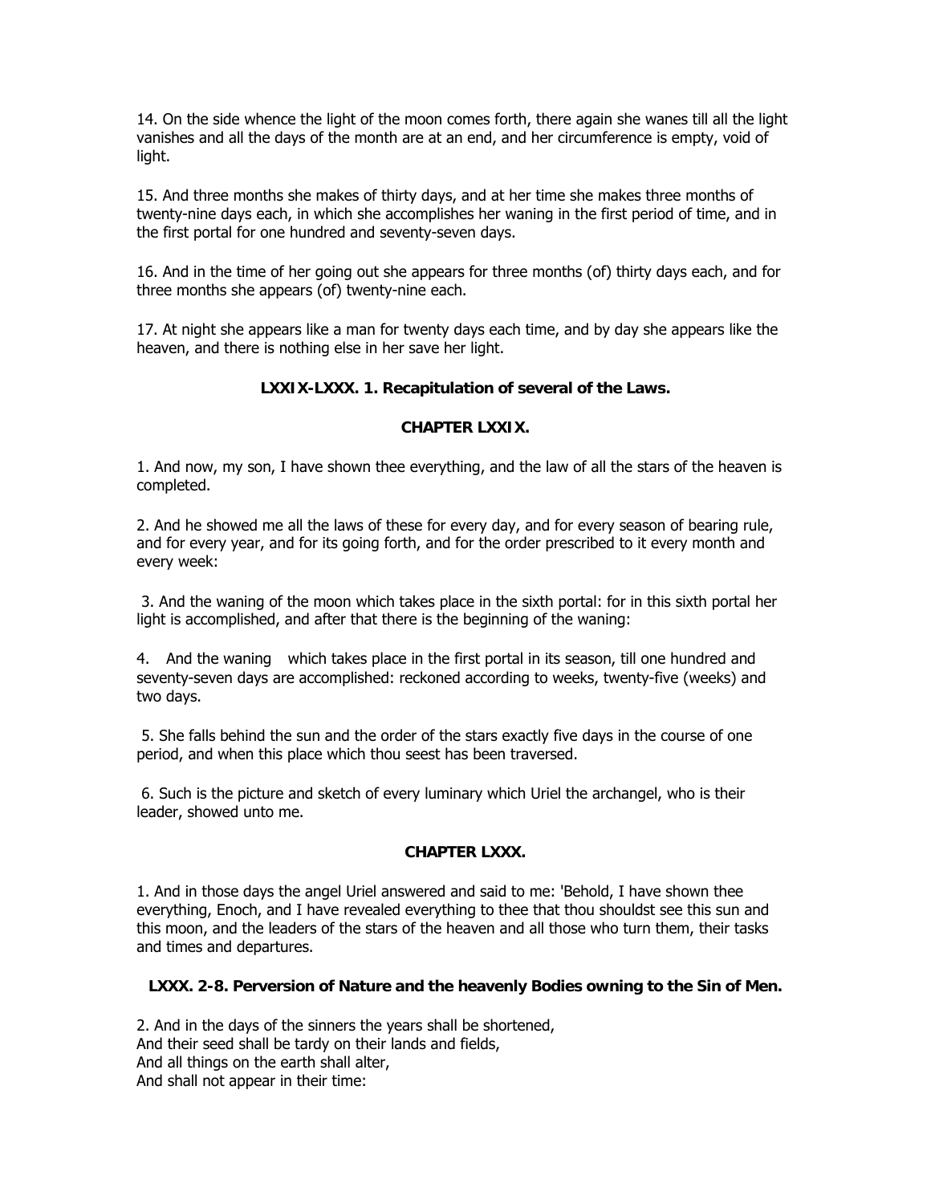14. On the side whence the light of the moon comes forth, there again she wanes till all the light vanishes and all the days of the month are at an end, and her circumference is empty, void of light.

15. And three months she makes of thirty days, and at her time she makes three months of twenty-nine days each, in which she accomplishes her waning in the first period of time, and in the first portal for one hundred and seventy-seven days.

16. And in the time of her going out she appears for three months (of) thirty days each, and for three months she appears (of) twenty-nine each.

17. At night she appears like a man for twenty days each time, and by day she appears like the heaven, and there is nothing else in her save her light.

### LXXIX-LXXX. 1. Recapitulation of several of the Laws.

### CHAPTER LXXIX.

1. And now, my son, I have shown thee everything, and the law of all the stars of the heaven is completed.

2. And he showed me all the laws of these for every day, and for every season of bearing rule, and for every year, and for its going forth, and for the order prescribed to it every month and every week:

3. And the waning of the moon which takes place in the sixth portal: for in this sixth portal her light is accomplished, and after that there is the beginning of the waning:

4. And the waning which takes place in the first portal in its season, till one hundred and seventy-seven days are accomplished: reckoned according to weeks, twenty-five (weeks) and two days.

5. She falls behind the sun and the order of the stars exactly five days in the course of one period, and when this place which thou seest has been traversed.

6. Such is the picture and sketch of every luminary which Uriel the archangel, who is their leader, showed unto me.

### CHAPTER LXXX.

1. And in those days the angel Uriel answered and said to me: 'Behold, I have shown thee everything, Enoch, and I have revealed everything to thee that thou shouldst see this sun and this moon, and the leaders of the stars of the heaven and all those who turn them, their tasks and times and departures.

### LXXX. 2-8. Perversion of Nature and the heavenly Bodies owning to the Sin of Men.

2. And in the days of the sinners the years shall be shortened,
And their seed shall be tardy on their lands and fields,
And all things on the earth shall alter,
And shall not appear in their time: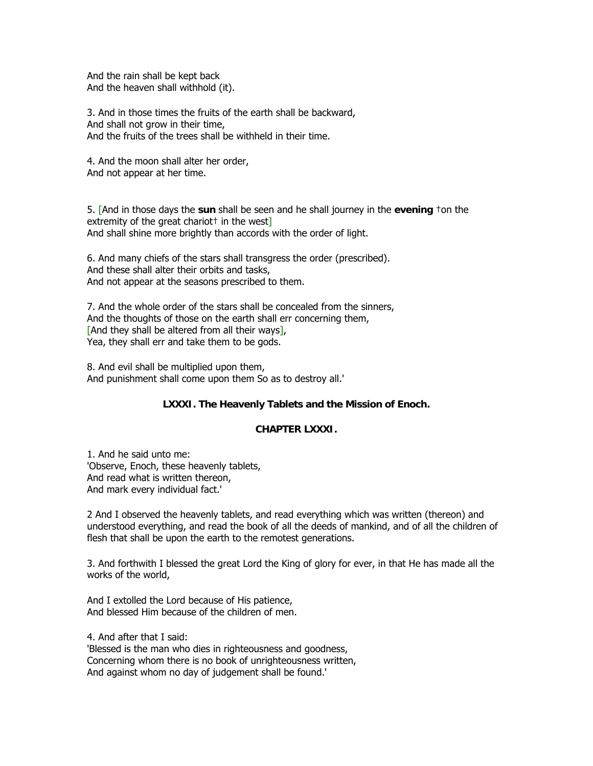And the rain shall be kept back
And the heaven shall withhold (it).

3. And in those times the fruits of the earth shall be backward,
And shall not grow in their time,
And the fruits of the trees shall be withheld in their time.

4. And the moon shall alter her order,
And not appear at her time.

5. [And in those days the **sun** shall be seen and he shall journey in the **evening** †on the extremity of the great chariot† in the west]
And shall shine more brightly than accords with the order of light.

6. And many chiefs of the stars shall transgress the order (prescribed).
And these shall alter their orbits and tasks,
And not appear at the seasons prescribed to them.

7. And the whole order of the stars shall be concealed from the sinners,
And the thoughts of those on the earth shall err concerning them,
[And they shall be altered from all their ways],
Yea, they shall err and take them to be gods.

8. And evil shall be multiplied upon them,
And punishment shall come upon them So as to destroy all.'

### LXXXI. The Heavenly Tablets and the Mission of Enoch.

### CHAPTER LXXXI.

1. And he said unto me:
'Observe, Enoch, these heavenly tablets,
And read what is written thereon,
And mark every individual fact.'

2 And I observed the heavenly tablets, and read everything which was written (thereon) and understood everything, and read the book of all the deeds of mankind, and of all the children of flesh that shall be upon the earth to the remotest generations.

3. And forthwith I blessed the great Lord the King of glory for ever, in that He has made all the works of the world,

And I extolled the Lord because of His patience,
And blessed Him because of the children of men.

4. And after that I said:
'Blessed is the man who dies in righteousness and goodness,
Concerning whom there is no book of unrighteousness written,
And against whom no day of judgement shall be found.'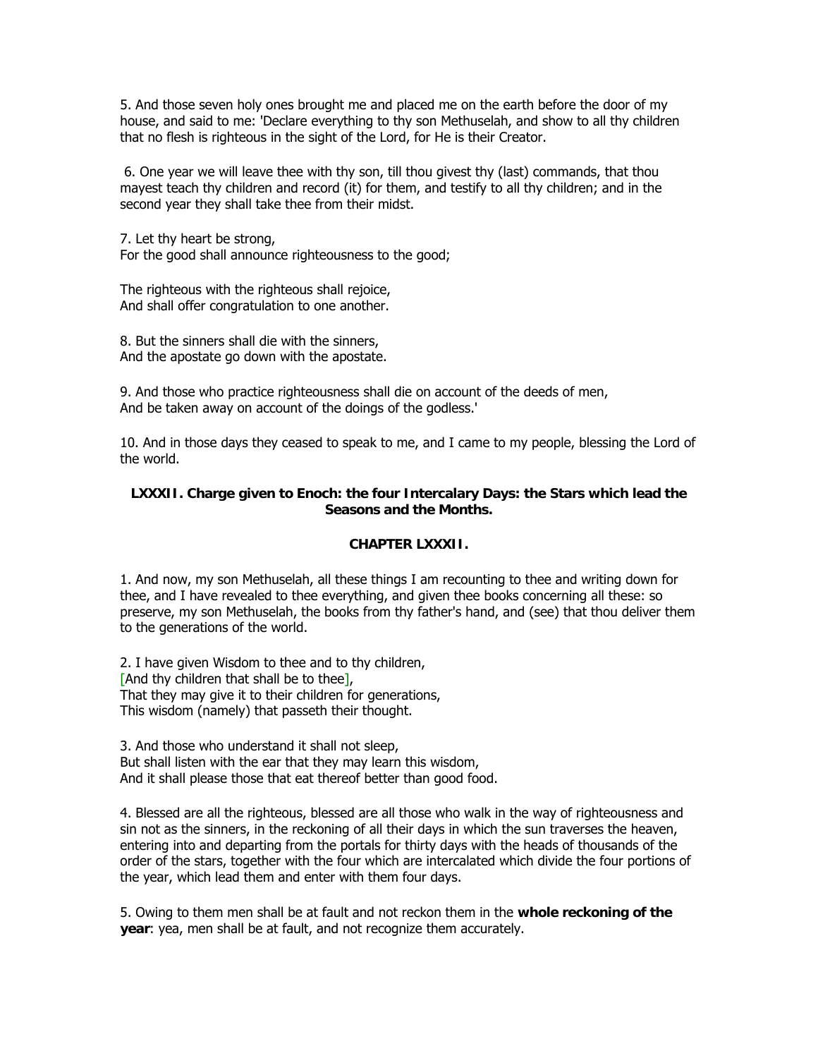5. And those seven holy ones brought me and placed me on the earth before the door of my house, and said to me: 'Declare everything to thy son Methuselah, and show to all thy children that no flesh is righteous in the sight of the Lord, for He is their Creator.

6. One year we will leave thee with thy son, till thou givest thy (last) commands, that thou mayest teach thy children and record (it) for them, and testify to all thy children; and in the second year they shall take thee from their midst.

7. Let thy heart be strong,
For the good shall announce righteousness to the good;

The righteous with the righteous shall rejoice,
And shall offer congratulation to one another.

8. But the sinners shall die with the sinners,
And the apostate go down with the apostate.

9. And those who practice righteousness shall die on account of the deeds of men,
And be taken away on account of the doings of the godless.'

10. And in those days they ceased to speak to me, and I came to my people, blessing the Lord of the world.

### LXXXII. Charge given to Enoch: the four Intercalary Days: the Stars which lead the Seasons and the Months.

### CHAPTER LXXXII.

1. And now, my son Methuselah, all these things I am recounting to thee and writing down for thee, and I have revealed to thee everything, and given thee books concerning all these: so preserve, my son Methuselah, the books from thy father's hand, and (see) that thou deliver them to the generations of the world.

2. I have given Wisdom to thee and to thy children,
[And thy children that shall be to thee],
That they may give it to their children for generations,
This wisdom (namely) that passeth their thought.

3. And those who understand it shall not sleep,
But shall listen with the ear that they may learn this wisdom,
And it shall please those that eat thereof better than good food.

4. Blessed are all the righteous, blessed are all those who walk in the way of righteousness and sin not as the sinners, in the reckoning of all their days in which the sun traverses the heaven, entering into and departing from the portals for thirty days with the heads of thousands of the order of the stars, together with the four which are intercalated which divide the four portions of the year, which lead them and enter with them four days.

5. Owing to them men shall be at fault and not reckon them in the **whole reckoning of the year**: yea, men shall be at fault, and not recognize them accurately.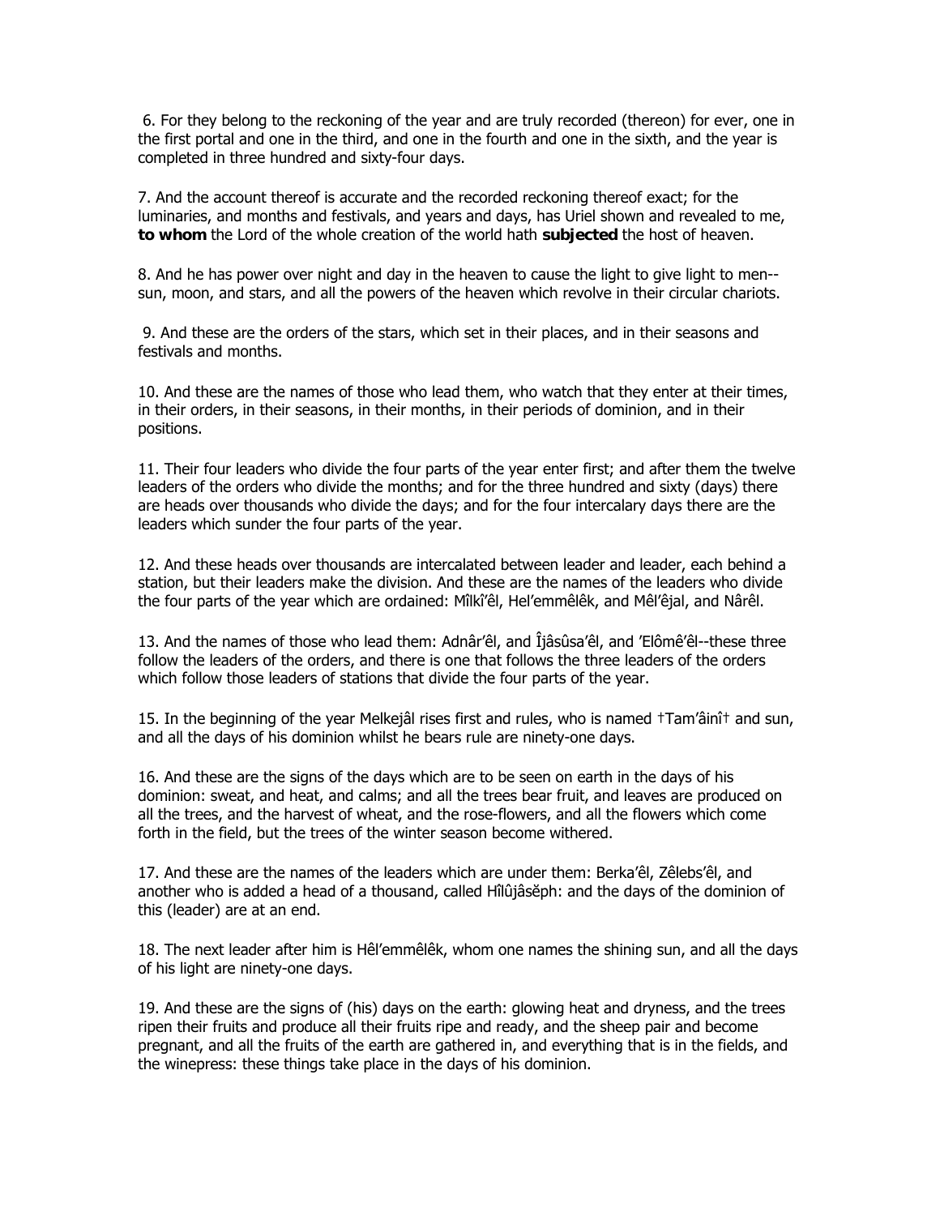6. For they belong to the reckoning of the year and are truly recorded (thereon) for ever, one in the first portal and one in the third, and one in the fourth and one in the sixth, and the year is completed in three hundred and sixty-four days.

7. And the account thereof is accurate and the recorded reckoning thereof exact; for the luminaries, and months and festivals, and years and days, has Uriel shown and revealed to me, **to whom** the Lord of the whole creation of the world hath **subjected** the host of heaven.

8. And he has power over night and day in the heaven to cause the light to give light to men--sun, moon, and stars, and all the powers of the heaven which revolve in their circular chariots.

9. And these are the orders of the stars, which set in their places, and in their seasons and festivals and months.

10. And these are the names of those who lead them, who watch that they enter at their times, in their orders, in their seasons, in their months, in their periods of dominion, and in their positions.

11. Their four leaders who divide the four parts of the year enter first; and after them the twelve leaders of the orders who divide the months; and for the three hundred and sixty (days) there are heads over thousands who divide the days; and for the four intercalary days there are the leaders which sunder the four parts of the year.

12. And these heads over thousands are intercalated between leader and leader, each behind a station, but their leaders make the division. And these are the names of the leaders who divide the four parts of the year which are ordained: Mîlkî'êl, Hel'emmêlêk, and Mêl'êjal, and Nârêl.

13. And the names of those who lead them: Adnâr'êl, and Îjâsûsa'êl, and 'Elômê'êl--these three follow the leaders of the orders, and there is one that follows the three leaders of the orders which follow those leaders of stations that divide the four parts of the year.

15. In the beginning of the year Melkejâl rises first and rules, who is named †Tam'âinî† and sun, and all the days of his dominion whilst he bears rule are ninety-one days.

16. And these are the signs of the days which are to be seen on earth in the days of his dominion: sweat, and heat, and calms; and all the trees bear fruit, and leaves are produced on all the trees, and the harvest of wheat, and the rose-flowers, and all the flowers which come forth in the field, but the trees of the winter season become withered.

17. And these are the names of the leaders which are under them: Berka'êl, Zêlebs'êl, and another who is added a head of a thousand, called Hîlûjâsĕph: and the days of the dominion of this (leader) are at an end.

18. The next leader after him is Hêl'emmêlêk, whom one names the shining sun, and all the days of his light are ninety-one days.

19. And these are the signs of (his) days on the earth: glowing heat and dryness, and the trees ripen their fruits and produce all their fruits ripe and ready, and the sheep pair and become pregnant, and all the fruits of the earth are gathered in, and everything that is in the fields, and the winepress: these things take place in the days of his dominion.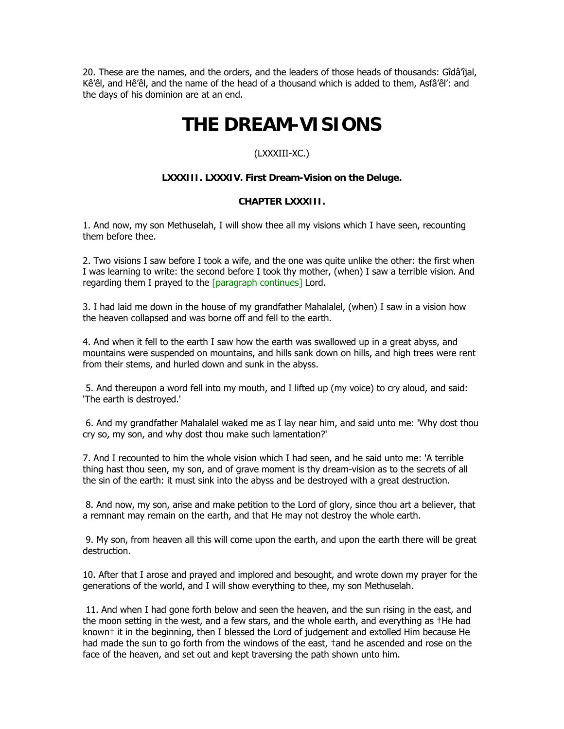20. These are the names, and the orders, and the leaders of those heads of thousands: Gîdâ'îjal, Kê'êl, and Hê'êl, and the name of the head of a thousand which is added to them, Asfâ'êl': and the days of his dominion are at an end.

# THE DREAM-VISIONS

(LXXXIII-XC.)

### LXXXIII. LXXXIV. First Dream-Vision on the Deluge.

### CHAPTER LXXXIII.

1. And now, my son Methuselah, I will show thee all my visions which I have seen, recounting them before thee.

2. Two visions I saw before I took a wife, and the one was quite unlike the other: the first when I was learning to write: the second before I took thy mother, (when) I saw a terrible vision. And regarding them I prayed to the [paragraph continues] Lord.

3. I had laid me down in the house of my grandfather Mahalalel, (when) I saw in a vision how the heaven collapsed and was borne off and fell to the earth.

4. And when it fell to the earth I saw how the earth was swallowed up in a great abyss, and mountains were suspended on mountains, and hills sank down on hills, and high trees were rent from their stems, and hurled down and sunk in the abyss.

5. And thereupon a word fell into my mouth, and I lifted up (my voice) to cry aloud, and said: 'The earth is destroyed.'

6. And my grandfather Mahalalel waked me as I lay near him, and said unto me: 'Why dost thou cry so, my son, and why dost thou make such lamentation?'

7. And I recounted to him the whole vision which I had seen, and he said unto me: 'A terrible thing hast thou seen, my son, and of grave moment is thy dream-vision as to the secrets of all the sin of the earth: it must sink into the abyss and be destroyed with a great destruction.

8. And now, my son, arise and make petition to the Lord of glory, since thou art a believer, that a remnant may remain on the earth, and that He may not destroy the whole earth.

9. My son, from heaven all this will come upon the earth, and upon the earth there will be great destruction.

10. After that I arose and prayed and implored and besought, and wrote down my prayer for the generations of the world, and I will show everything to thee, my son Methuselah.

11. And when I had gone forth below and seen the heaven, and the sun rising in the east, and the moon setting in the west, and a few stars, and the whole earth, and everything as †He had known† it in the beginning, then I blessed the Lord of judgement and extolled Him because He had made the sun to go forth from the windows of the east, †and he ascended and rose on the face of the heaven, and set out and kept traversing the path shown unto him.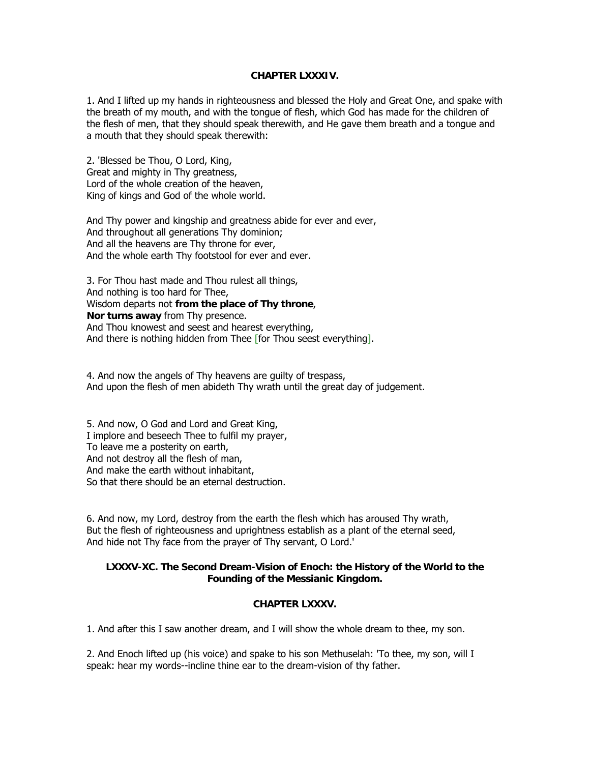### CHAPTER LXXXIV.

1. And I lifted up my hands in righteousness and blessed the Holy and Great One, and spake with the breath of my mouth, and with the tongue of flesh, which God has made for the children of the flesh of men, that they should speak therewith, and He gave them breath and a tongue and a mouth that they should speak therewith:

2. 'Blessed be Thou, O Lord, King,  
Great and mighty in Thy greatness,  
Lord of the whole creation of the heaven,  
King of kings and God of the whole world.

And Thy power and kingship and greatness abide for ever and ever,  
And throughout all generations Thy dominion;  
And all the heavens are Thy throne for ever,  
And the whole earth Thy footstool for ever and ever.

3. For Thou hast made and Thou rulest all things,  
And nothing is too hard for Thee,  
Wisdom departs not **from the place of Thy throne**,  
**Nor turns away** from Thy presence.  
And Thou knowest and seest and hearest everything,  
And there is nothing hidden from Thee [for Thou seest everything].

4. And now the angels of Thy heavens are guilty of trespass,  
And upon the flesh of men abideth Thy wrath until the great day of judgement.

5. And now, O God and Lord and Great King,  
I implore and beseech Thee to fulfil my prayer,  
To leave me a posterity on earth,  
And not destroy all the flesh of man,  
And make the earth without inhabitant,  
So that there should be an eternal destruction.

6. And now, my Lord, destroy from the earth the flesh which has aroused Thy wrath,  
But the flesh of righteousness and uprightness establish as a plant of the eternal seed,  
And hide not Thy face from the prayer of Thy servant, O Lord.'

### LXXXV-XC. The Second Dream-Vision of Enoch: the History of the World to the Founding of the Messianic Kingdom.

### CHAPTER LXXXV.

1. And after this I saw another dream, and I will show the whole dream to thee, my son.

2. And Enoch lifted up (his voice) and spake to his son Methuselah: 'To thee, my son, will I speak: hear my words--incline thine ear to the dream-vision of thy father.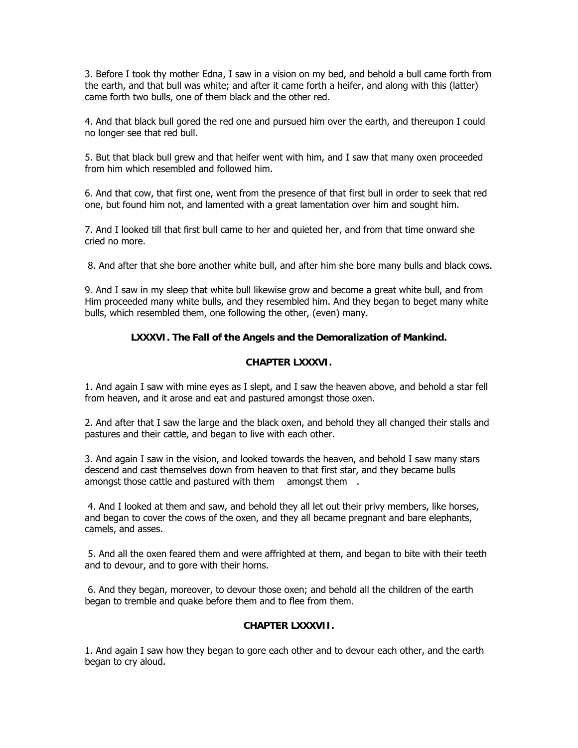3. Before I took thy mother Edna, I saw in a vision on my bed, and behold a bull came forth from the earth, and that bull was white; and after it came forth a heifer, and along with this (latter) came forth two bulls, one of them black and the other red.

4. And that black bull gored the red one and pursued him over the earth, and thereupon I could no longer see that red bull.

5. But that black bull grew and that heifer went with him, and I saw that many oxen proceeded from him which resembled and followed him.

6. And that cow, that first one, went from the presence of that first bull in order to seek that red one, but found him not, and lamented with a great lamentation over him and sought him.

7. And I looked till that first bull came to her and quieted her, and from that time onward she cried no more.

8. And after that she bore another white bull, and after him she bore many bulls and black cows.

9. And I saw in my sleep that white bull likewise grow and become a great white bull, and from Him proceeded many white bulls, and they resembled him. And they began to beget many white bulls, which resembled them, one following the other, (even) many.

**LXXXVI. The Fall of the Angels and the Demoralization of Mankind.**

## CHAPTER LXXXVI.

1. And again I saw with mine eyes as I slept, and I saw the heaven above, and behold a star fell from heaven, and it arose and eat and pastured amongst those oxen.

2. And after that I saw the large and the black oxen, and behold they all changed their stalls and pastures and their cattle, and began to live with each other.

3. And again I saw in the vision, and looked towards the heaven, and behold I saw many stars descend and cast themselves down from heaven to that first star, and they became bulls amongst those cattle and pastured with them amongst them .

4. And I looked at them and saw, and behold they all let out their privy members, like horses, and began to cover the cows of the oxen, and they all became pregnant and bare elephants, camels, and asses.

5. And all the oxen feared them and were affrighted at them, and began to bite with their teeth and to devour, and to gore with their horns.

6. And they began, moreover, to devour those oxen; and behold all the children of the earth began to tremble and quake before them and to flee from them.

## CHAPTER LXXXVII.

1. And again I saw how they began to gore each other and to devour each other, and the earth began to cry aloud.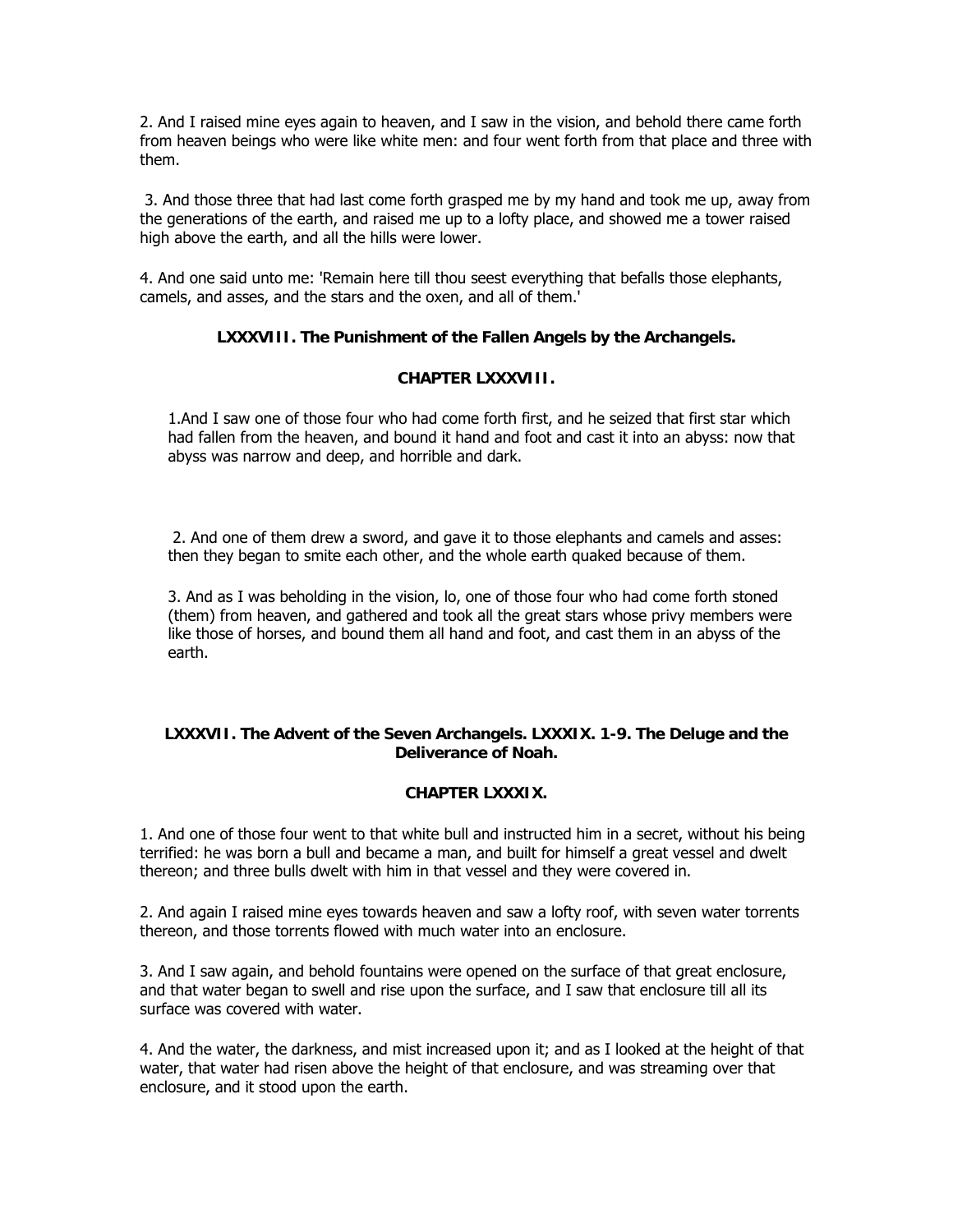2. And I raised mine eyes again to heaven, and I saw in the vision, and behold there came forth from heaven beings who were like white men: and four went forth from that place and three with them.

3. And those three that had last come forth grasped me by my hand and took me up, away from the generations of the earth, and raised me up to a lofty place, and showed me a tower raised high above the earth, and all the hills were lower.

4. And one said unto me: 'Remain here till thou seest everything that befalls those elephants, camels, and asses, and the stars and the oxen, and all of them.'

### LXXXVIII. The Punishment of the Fallen Angels by the Archangels.

### CHAPTER LXXXVIII.

1.And I saw one of those four who had come forth first, and he seized that first star which had fallen from the heaven, and bound it hand and foot and cast it into an abyss: now that abyss was narrow and deep, and horrible and dark.

2. And one of them drew a sword, and gave it to those elephants and camels and asses: then they began to smite each other, and the whole earth quaked because of them.

3. And as I was beholding in the vision, lo, one of those four who had come forth stoned (them) from heaven, and gathered and took all the great stars whose privy members were like those of horses, and bound them all hand and foot, and cast them in an abyss of the earth.

### LXXXVII. The Advent of the Seven Archangels. LXXXIX. 1-9. The Deluge and the Deliverance of Noah.

### CHAPTER LXXXIX.

1. And one of those four went to that white bull and instructed him in a secret, without his being terrified: he was born a bull and became a man, and built for himself a great vessel and dwelt thereon; and three bulls dwelt with him in that vessel and they were covered in.

2. And again I raised mine eyes towards heaven and saw a lofty roof, with seven water torrents thereon, and those torrents flowed with much water into an enclosure.

3. And I saw again, and behold fountains were opened on the surface of that great enclosure, and that water began to swell and rise upon the surface, and I saw that enclosure till all its surface was covered with water.

4. And the water, the darkness, and mist increased upon it; and as I looked at the height of that water, that water had risen above the height of that enclosure, and was streaming over that enclosure, and it stood upon the earth.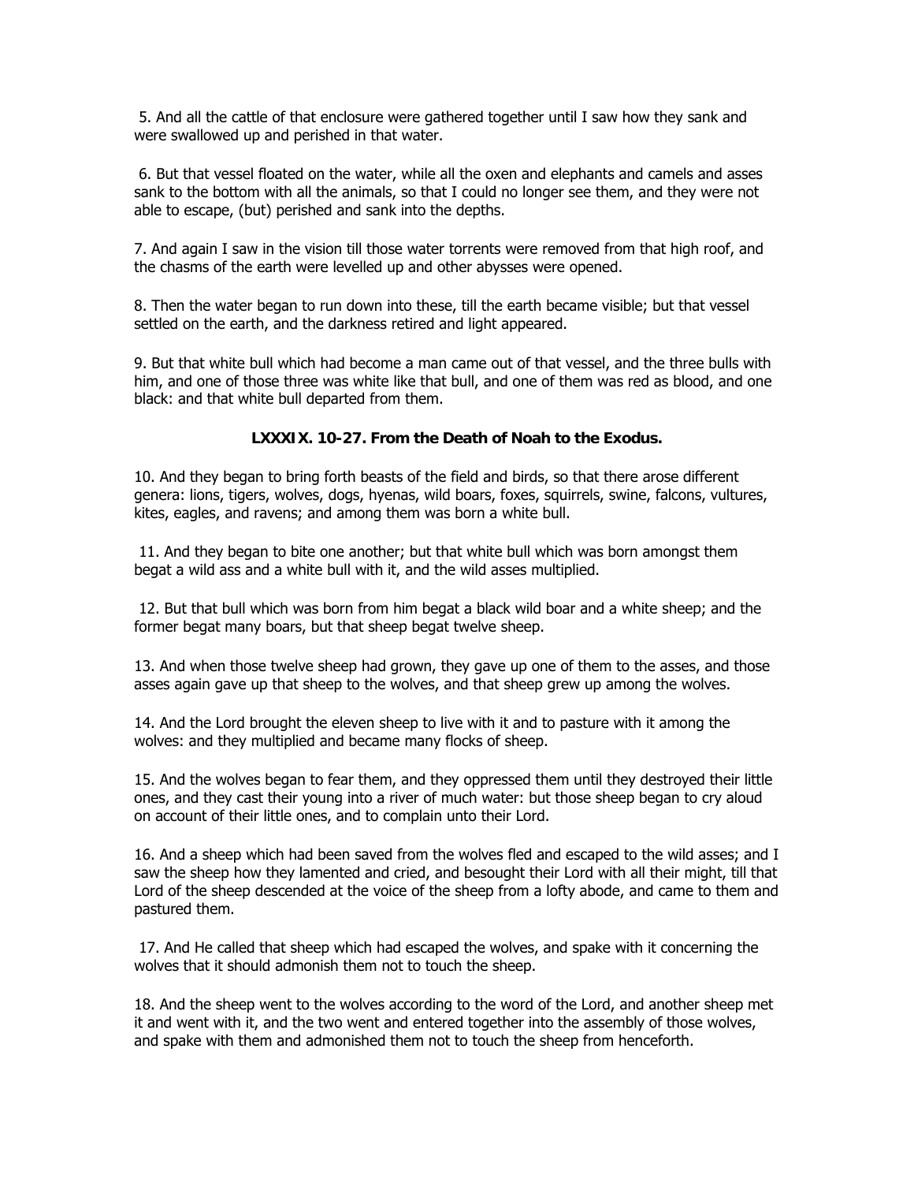5. And all the cattle of that enclosure were gathered together until I saw how they sank and were swallowed up and perished in that water.

6. But that vessel floated on the water, while all the oxen and elephants and camels and asses sank to the bottom with all the animals, so that I could no longer see them, and they were not able to escape, (but) perished and sank into the depths.

7. And again I saw in the vision till those water torrents were removed from that high roof, and the chasms of the earth were levelled up and other abysses were opened.

8. Then the water began to run down into these, till the earth became visible; but that vessel settled on the earth, and the darkness retired and light appeared.

9. But that white bull which had become a man came out of that vessel, and the three bulls with him, and one of those three was white like that bull, and one of them was red as blood, and one black: and that white bull departed from them.

### LXXXIX. 10-27. From the Death of Noah to the Exodus.

10. And they began to bring forth beasts of the field and birds, so that there arose different genera: lions, tigers, wolves, dogs, hyenas, wild boars, foxes, squirrels, swine, falcons, vultures, kites, eagles, and ravens; and among them was born a white bull.

11. And they began to bite one another; but that white bull which was born amongst them begat a wild ass and a white bull with it, and the wild asses multiplied.

12. But that bull which was born from him begat a black wild boar and a white sheep; and the former begat many boars, but that sheep begat twelve sheep.

13. And when those twelve sheep had grown, they gave up one of them to the asses, and those asses again gave up that sheep to the wolves, and that sheep grew up among the wolves.

14. And the Lord brought the eleven sheep to live with it and to pasture with it among the wolves: and they multiplied and became many flocks of sheep.

15. And the wolves began to fear them, and they oppressed them until they destroyed their little ones, and they cast their young into a river of much water: but those sheep began to cry aloud on account of their little ones, and to complain unto their Lord.

16. And a sheep which had been saved from the wolves fled and escaped to the wild asses; and I saw the sheep how they lamented and cried, and besought their Lord with all their might, till that Lord of the sheep descended at the voice of the sheep from a lofty abode, and came to them and pastured them.

17. And He called that sheep which had escaped the wolves, and spake with it concerning the wolves that it should admonish them not to touch the sheep.

18. And the sheep went to the wolves according to the word of the Lord, and another sheep met it and went with it, and the two went and entered together into the assembly of those wolves, and spake with them and admonished them not to touch the sheep from henceforth.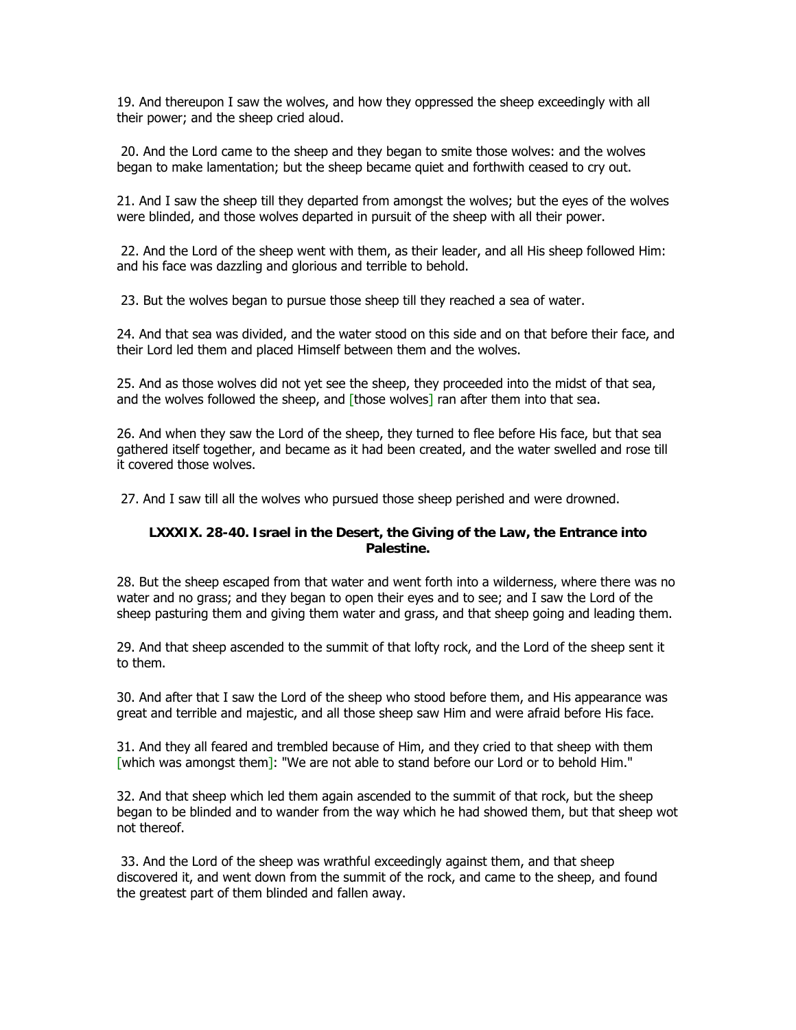19. And thereupon I saw the wolves, and how they oppressed the sheep exceedingly with all their power; and the sheep cried aloud.

20. And the Lord came to the sheep and they began to smite those wolves: and the wolves began to make lamentation; but the sheep became quiet and forthwith ceased to cry out.

21. And I saw the sheep till they departed from amongst the wolves; but the eyes of the wolves were blinded, and those wolves departed in pursuit of the sheep with all their power.

22. And the Lord of the sheep went with them, as their leader, and all His sheep followed Him: and his face was dazzling and glorious and terrible to behold.

23. But the wolves began to pursue those sheep till they reached a sea of water.

24. And that sea was divided, and the water stood on this side and on that before their face, and their Lord led them and placed Himself between them and the wolves.

25. And as those wolves did not yet see the sheep, they proceeded into the midst of that sea, and the wolves followed the sheep, and [those wolves] ran after them into that sea.

26. And when they saw the Lord of the sheep, they turned to flee before His face, but that sea gathered itself together, and became as it had been created, and the water swelled and rose till it covered those wolves.

27. And I saw till all the wolves who pursued those sheep perished and were drowned.

**LXXXIX. 28-40. Israel in the Desert, the Giving of the Law, the Entrance into Palestine.**

28. But the sheep escaped from that water and went forth into a wilderness, where there was no water and no grass; and they began to open their eyes and to see; and I saw the Lord of the sheep pasturing them and giving them water and grass, and that sheep going and leading them.

29. And that sheep ascended to the summit of that lofty rock, and the Lord of the sheep sent it to them.

30. And after that I saw the Lord of the sheep who stood before them, and His appearance was great and terrible and majestic, and all those sheep saw Him and were afraid before His face.

31. And they all feared and trembled because of Him, and they cried to that sheep with them [which was amongst them]: "We are not able to stand before our Lord or to behold Him."

32. And that sheep which led them again ascended to the summit of that rock, but the sheep began to be blinded and to wander from the way which he had showed them, but that sheep wot not thereof.

33. And the Lord of the sheep was wrathful exceedingly against them, and that sheep discovered it, and went down from the summit of the rock, and came to the sheep, and found the greatest part of them blinded and fallen away.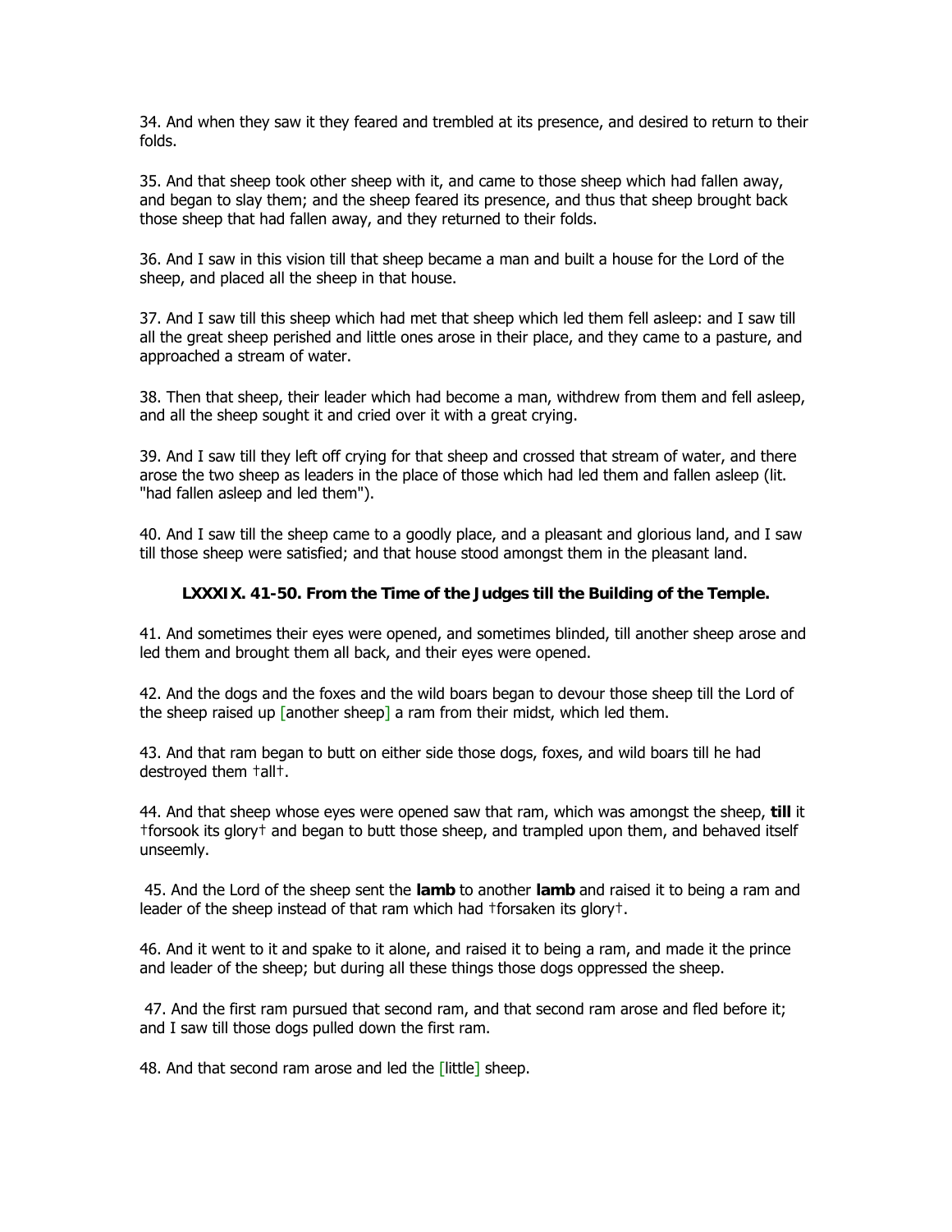34. And when they saw it they feared and trembled at its presence, and desired to return to their folds.

35. And that sheep took other sheep with it, and came to those sheep which had fallen away, and began to slay them; and the sheep feared its presence, and thus that sheep brought back those sheep that had fallen away, and they returned to their folds.

36. And I saw in this vision till that sheep became a man and built a house for the Lord of the sheep, and placed all the sheep in that house.

37. And I saw till this sheep which had met that sheep which led them fell asleep: and I saw till all the great sheep perished and little ones arose in their place, and they came to a pasture, and approached a stream of water.

38. Then that sheep, their leader which had become a man, withdrew from them and fell asleep, and all the sheep sought it and cried over it with a great crying.

39. And I saw till they left off crying for that sheep and crossed that stream of water, and there arose the two sheep as leaders in the place of those which had led them and fallen asleep (lit. "had fallen asleep and led them").

40. And I saw till the sheep came to a goodly place, and a pleasant and glorious land, and I saw till those sheep were satisfied; and that house stood amongst them in the pleasant land.

**LXXXIX. 41-50. From the Time of the Judges till the Building of the Temple.**

41. And sometimes their eyes were opened, and sometimes blinded, till another sheep arose and led them and brought them all back, and their eyes were opened.

42. And the dogs and the foxes and the wild boars began to devour those sheep till the Lord of the sheep raised up [another sheep] a ram from their midst, which led them.

43. And that ram began to butt on either side those dogs, foxes, and wild boars till he had destroyed them †all†.

44. And that sheep whose eyes were opened saw that ram, which was amongst the sheep, **till** it †forsook its glory† and began to butt those sheep, and trampled upon them, and behaved itself unseemly.

45. And the Lord of the sheep sent the **lamb** to another **lamb** and raised it to being a ram and leader of the sheep instead of that ram which had †forsaken its glory†.

46. And it went to it and spake to it alone, and raised it to being a ram, and made it the prince and leader of the sheep; but during all these things those dogs oppressed the sheep.

47. And the first ram pursued that second ram, and that second ram arose and fled before it; and I saw till those dogs pulled down the first ram.

48. And that second ram arose and led the [little] sheep.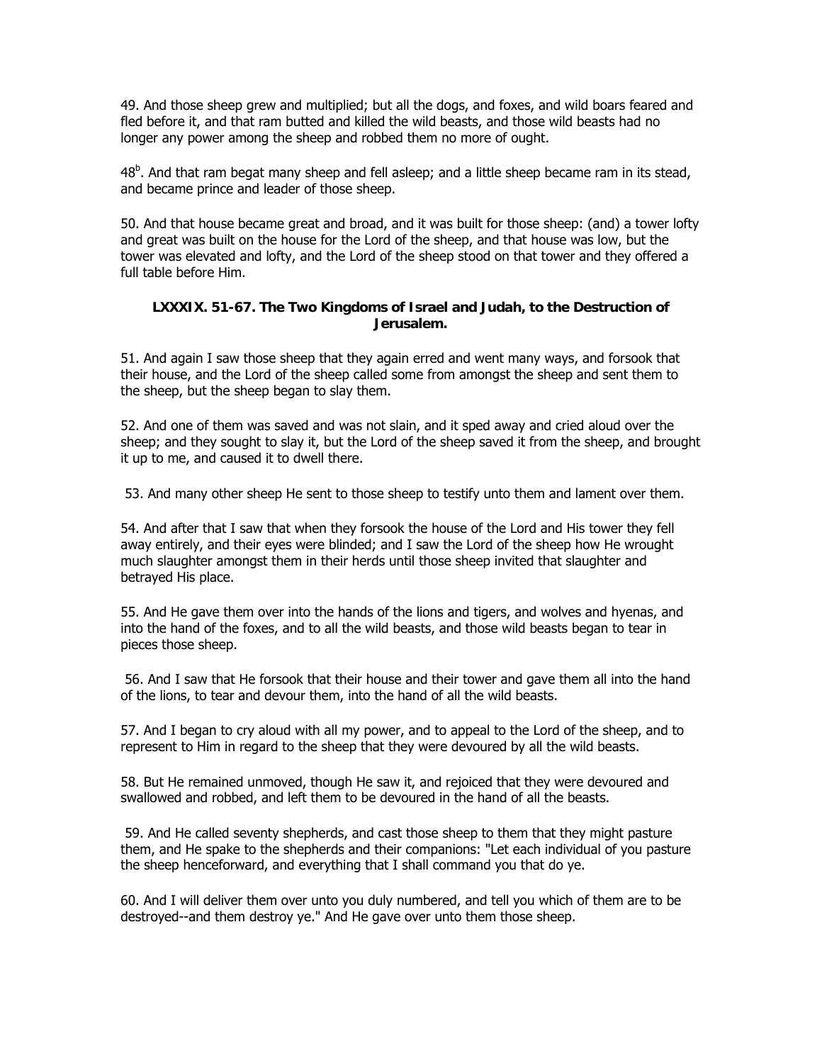49. And those sheep grew and multiplied; but all the dogs, and foxes, and wild boars feared and fled before it, and that ram butted and killed the wild beasts, and those wild beasts had no longer any power among the sheep and robbed them no more of ought.

48[b]. And that ram begat many sheep and fell asleep; and a little sheep became ram in its stead, and became prince and leader of those sheep.

50. And that house became great and broad, and it was built for those sheep: (and) a tower lofty and great was built on the house for the Lord of the sheep, and that house was low, but the tower was elevated and lofty, and the Lord of the sheep stood on that tower and they offered a full table before Him.

### LXXXIX. 51-67. The Two Kingdoms of Israel and Judah, to the Destruction of Jerusalem.

51. And again I saw those sheep that they again erred and went many ways, and forsook that their house, and the Lord of the sheep called some from amongst the sheep and sent them to the sheep, but the sheep began to slay them.

52. And one of them was saved and was not slain, and it sped away and cried aloud over the sheep; and they sought to slay it, but the Lord of the sheep saved it from the sheep, and brought it up to me, and caused it to dwell there.

53. And many other sheep He sent to those sheep to testify unto them and lament over them.

54. And after that I saw that when they forsook the house of the Lord and His tower they fell away entirely, and their eyes were blinded; and I saw the Lord of the sheep how He wrought much slaughter amongst them in their herds until those sheep invited that slaughter and betrayed His place.

55. And He gave them over into the hands of the lions and tigers, and wolves and hyenas, and into the hand of the foxes, and to all the wild beasts, and those wild beasts began to tear in pieces those sheep.

56. And I saw that He forsook that their house and their tower and gave them all into the hand of the lions, to tear and devour them, into the hand of all the wild beasts.

57. And I began to cry aloud with all my power, and to appeal to the Lord of the sheep, and to represent to Him in regard to the sheep that they were devoured by all the wild beasts.

58. But He remained unmoved, though He saw it, and rejoiced that they were devoured and swallowed and robbed, and left them to be devoured in the hand of all the beasts.

59. And He called seventy shepherds, and cast those sheep to them that they might pasture them, and He spake to the shepherds and their companions: "Let each individual of you pasture the sheep henceforward, and everything that I shall command you that do ye.

60. And I will deliver them over unto you duly numbered, and tell you which of them are to be destroyed--and them destroy ye." And He gave over unto them those sheep.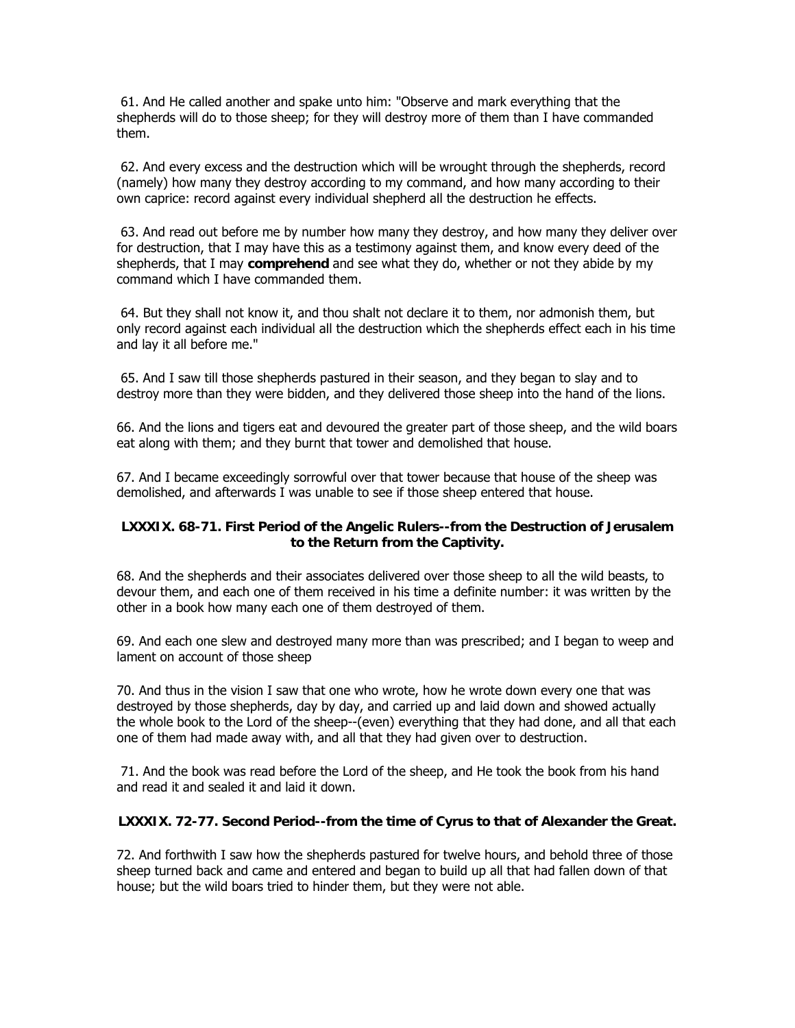61. And He called another and spake unto him: "Observe and mark everything that the shepherds will do to those sheep; for they will destroy more of them than I have commanded them.

62. And every excess and the destruction which will be wrought through the shepherds, record (namely) how many they destroy according to my command, and how many according to their own caprice: record against every individual shepherd all the destruction he effects.

63. And read out before me by number how many they destroy, and how many they deliver over for destruction, that I may have this as a testimony against them, and know every deed of the shepherds, that I may **comprehend** and see what they do, whether or not they abide by my command which I have commanded them.

64. But they shall not know it, and thou shalt not declare it to them, nor admonish them, but only record against each individual all the destruction which the shepherds effect each in his time and lay it all before me."

65. And I saw till those shepherds pastured in their season, and they began to slay and to destroy more than they were bidden, and they delivered those sheep into the hand of the lions.

66. And the lions and tigers eat and devoured the greater part of those sheep, and the wild boars eat along with them; and they burnt that tower and demolished that house.

67. And I became exceedingly sorrowful over that tower because that house of the sheep was demolished, and afterwards I was unable to see if those sheep entered that house.

### LXXXIX. 68-71. First Period of the Angelic Rulers--from the Destruction of Jerusalem to the Return from the Captivity.

68. And the shepherds and their associates delivered over those sheep to all the wild beasts, to devour them, and each one of them received in his time a definite number: it was written by the other in a book how many each one of them destroyed of them.

69. And each one slew and destroyed many more than was prescribed; and I began to weep and lament on account of those sheep

70. And thus in the vision I saw that one who wrote, how he wrote down every one that was destroyed by those shepherds, day by day, and carried up and laid down and showed actually the whole book to the Lord of the sheep--(even) everything that they had done, and all that each one of them had made away with, and all that they had given over to destruction.

71. And the book was read before the Lord of the sheep, and He took the book from his hand and read it and sealed it and laid it down.

### LXXXIX. 72-77. Second Period--from the time of Cyrus to that of Alexander the Great.

72. And forthwith I saw how the shepherds pastured for twelve hours, and behold three of those sheep turned back and came and entered and began to build up all that had fallen down of that house; but the wild boars tried to hinder them, but they were not able.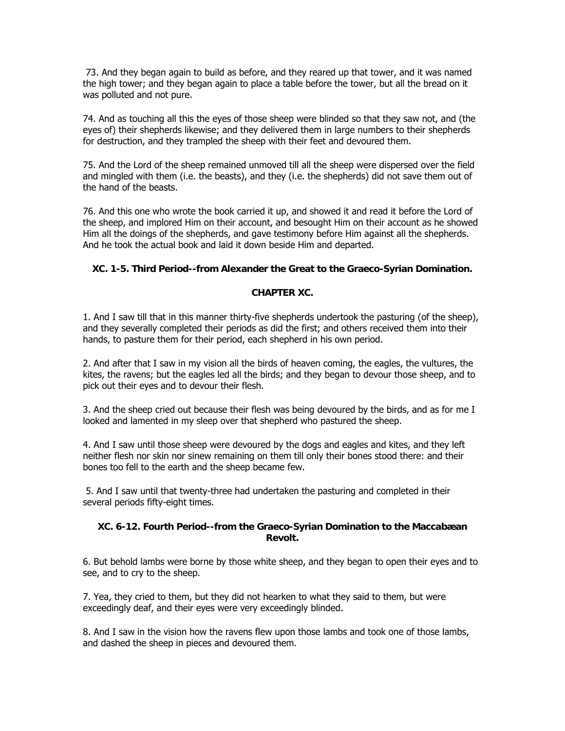73. And they began again to build as before, and they reared up that tower, and it was named the high tower; and they began again to place a table before the tower, but all the bread on it was polluted and not pure.

74. And as touching all this the eyes of those sheep were blinded so that they saw not, and (the eyes of) their shepherds likewise; and they delivered them in large numbers to their shepherds for destruction, and they trampled the sheep with their feet and devoured them.

75. And the Lord of the sheep remained unmoved till all the sheep were dispersed over the field and mingled with them (i.e. the beasts), and they (i.e. the shepherds) did not save them out of the hand of the beasts.

76. And this one who wrote the book carried it up, and showed it and read it before the Lord of the sheep, and implored Him on their account, and besought Him on their account as he showed Him all the doings of the shepherds, and gave testimony before Him against all the shepherds. And he took the actual book and laid it down beside Him and departed.

### XC. 1-5. Third Period--from Alexander the Great to the Graeco-Syrian Domination.

## CHAPTER XC.

1. And I saw till that in this manner thirty-five shepherds undertook the pasturing (of the sheep), and they severally completed their periods as did the first; and others received them into their hands, to pasture them for their period, each shepherd in his own period.

2. And after that I saw in my vision all the birds of heaven coming, the eagles, the vultures, the kites, the ravens; but the eagles led all the birds; and they began to devour those sheep, and to pick out their eyes and to devour their flesh.

3. And the sheep cried out because their flesh was being devoured by the birds, and as for me I looked and lamented in my sleep over that shepherd who pastured the sheep.

4. And I saw until those sheep were devoured by the dogs and eagles and kites, and they left neither flesh nor skin nor sinew remaining on them till only their bones stood there: and their bones too fell to the earth and the sheep became few.

5. And I saw until that twenty-three had undertaken the pasturing and completed in their several periods fifty-eight times.

### XC. 6-12. Fourth Period--from the Graeco-Syrian Domination to the Maccabæan Revolt.

6. But behold lambs were borne by those white sheep, and they began to open their eyes and to see, and to cry to the sheep.

7. Yea, they cried to them, but they did not hearken to what they said to them, but were exceedingly deaf, and their eyes were very exceedingly blinded.

8. And I saw in the vision how the ravens flew upon those lambs and took one of those lambs, and dashed the sheep in pieces and devoured them.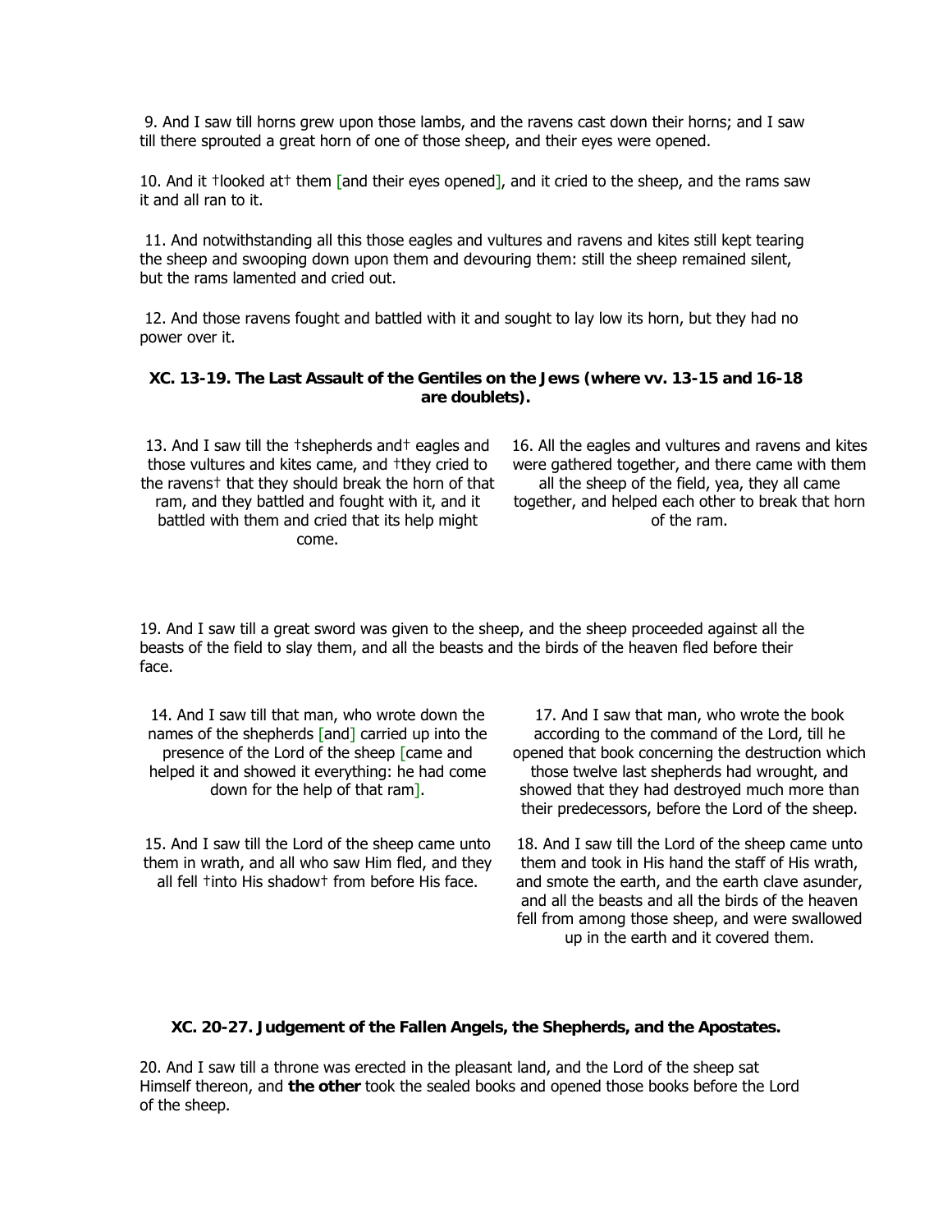9. And I saw till horns grew upon those lambs, and the ravens cast down their horns; and I saw till there sprouted a great horn of one of those sheep, and their eyes were opened.

10. And it †looked at† them [and their eyes opened], and it cried to the sheep, and the rams saw it and all ran to it.

11. And notwithstanding all this those eagles and vultures and ravens and kites still kept tearing the sheep and swooping down upon them and devouring them: still the sheep remained silent, but the rams lamented and cried out.

12. And those ravens fought and battled with it and sought to lay low its horn, but they had no power over it.

### XC. 13-19. The Last Assault of the Gentiles on the Jews (where vv. 13-15 and 16-18 are doublets).

13. And I saw till the †shepherds and† eagles and those vultures and kites came, and †they cried to the ravens† that they should break the horn of that ram, and they battled and fought with it, and it battled with them and cried that its help might come.

16. All the eagles and vultures and ravens and kites were gathered together, and there came with them all the sheep of the field, yea, they all came together, and helped each other to break that horn of the ram.

19. And I saw till a great sword was given to the sheep, and the sheep proceeded against all the beasts of the field to slay them, and all the beasts and the birds of the heaven fled before their face.

14. And I saw till that man, who wrote down the names of the shepherds [and] carried up into the presence of the Lord of the sheep [came and helped it and showed it everything: he had come down for the help of that ram].

17. And I saw that man, who wrote the book according to the command of the Lord, till he opened that book concerning the destruction which those twelve last shepherds had wrought, and showed that they had destroyed much more than their predecessors, before the Lord of the sheep.

15. And I saw till the Lord of the sheep came unto them in wrath, and all who saw Him fled, and they all fell †into His shadow† from before His face.

18. And I saw till the Lord of the sheep came unto them and took in His hand the staff of His wrath, and smote the earth, and the earth clave asunder, and all the beasts and all the birds of the heaven fell from among those sheep, and were swallowed up in the earth and it covered them.

### XC. 20-27. Judgement of the Fallen Angels, the Shepherds, and the Apostates.

20. And I saw till a throne was erected in the pleasant land, and the Lord of the sheep sat Himself thereon, and **the other** took the sealed books and opened those books before the Lord of the sheep.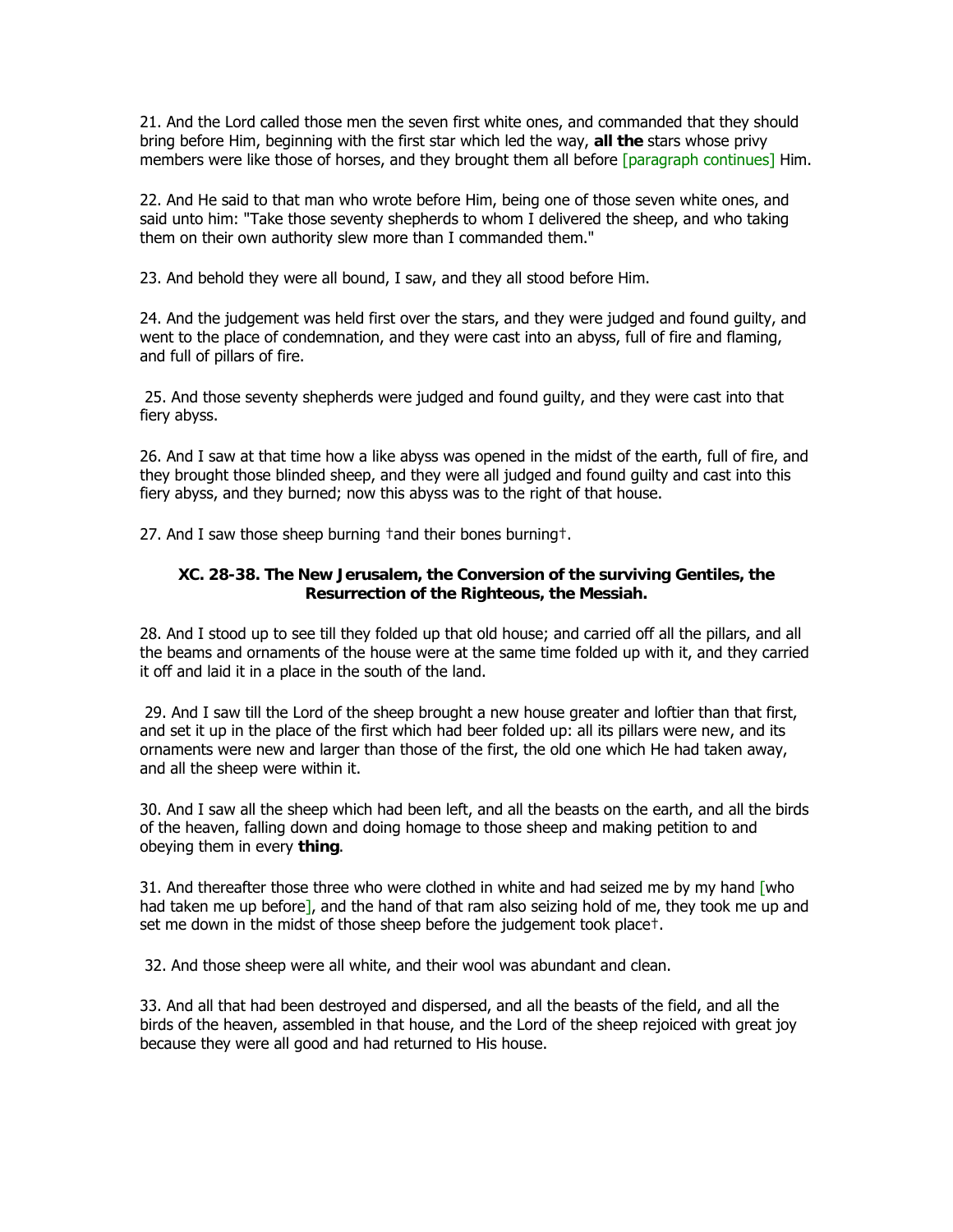21. And the Lord called those men the seven first white ones, and commanded that they should bring before Him, beginning with the first star which led the way, **all the** stars whose privy members were like those of horses, and they brought them all before [paragraph continues] Him.

22. And He said to that man who wrote before Him, being one of those seven white ones, and said unto him: "Take those seventy shepherds to whom I delivered the sheep, and who taking them on their own authority slew more than I commanded them."

23. And behold they were all bound, I saw, and they all stood before Him.

24. And the judgement was held first over the stars, and they were judged and found guilty, and went to the place of condemnation, and they were cast into an abyss, full of fire and flaming, and full of pillars of fire.

25. And those seventy shepherds were judged and found guilty, and they were cast into that fiery abyss.

26. And I saw at that time how a like abyss was opened in the midst of the earth, full of fire, and they brought those blinded sheep, and they were all judged and found guilty and cast into this fiery abyss, and they burned; now this abyss was to the right of that house.

27. And I saw those sheep burning †and their bones burning†.

### XC. 28-38. The New Jerusalem, the Conversion of the surviving Gentiles, the Resurrection of the Righteous, the Messiah.

28. And I stood up to see till they folded up that old house; and carried off all the pillars, and all the beams and ornaments of the house were at the same time folded up with it, and they carried it off and laid it in a place in the south of the land.

29. And I saw till the Lord of the sheep brought a new house greater and loftier than that first, and set it up in the place of the first which had beer folded up: all its pillars were new, and its ornaments were new and larger than those of the first, the old one which He had taken away, and all the sheep were within it.

30. And I saw all the sheep which had been left, and all the beasts on the earth, and all the birds of the heaven, falling down and doing homage to those sheep and making petition to and obeying them in every **thing**.

31. And thereafter those three who were clothed in white and had seized me by my hand [who had taken me up before], and the hand of that ram also seizing hold of me, they took me up and set me down in the midst of those sheep before the judgement took place†.

32. And those sheep were all white, and their wool was abundant and clean.

33. And all that had been destroyed and dispersed, and all the beasts of the field, and all the birds of the heaven, assembled in that house, and the Lord of the sheep rejoiced with great joy because they were all good and had returned to His house.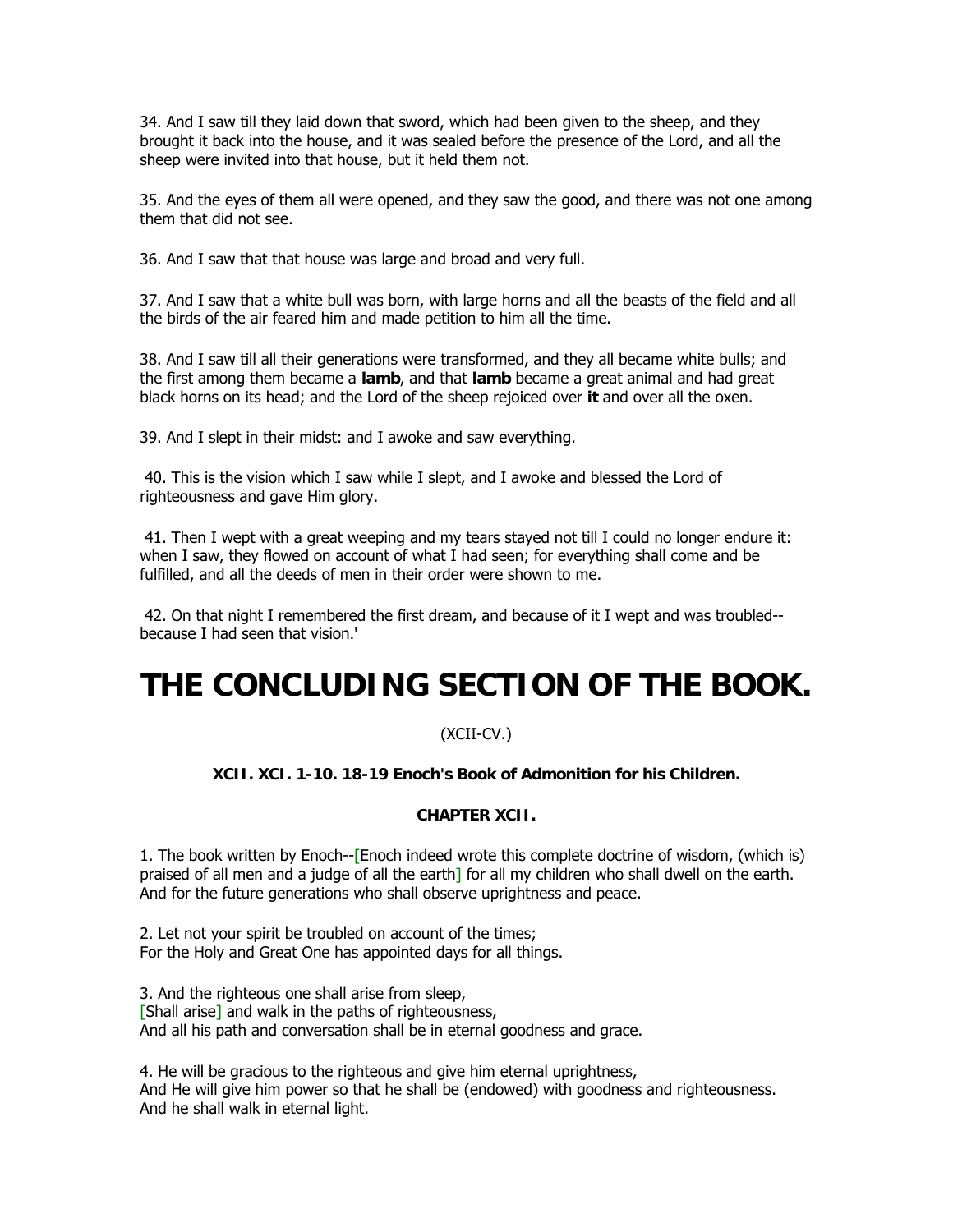34. And I saw till they laid down that sword, which had been given to the sheep, and they brought it back into the house, and it was sealed before the presence of the Lord, and all the sheep were invited into that house, but it held them not.

35. And the eyes of them all were opened, and they saw the good, and there was not one among them that did not see.

36. And I saw that that house was large and broad and very full.

37. And I saw that a white bull was born, with large horns and all the beasts of the field and all the birds of the air feared him and made petition to him all the time.

38. And I saw till all their generations were transformed, and they all became white bulls; and the first among them became a **lamb**, and that **lamb** became a great animal and had great black horns on its head; and the Lord of the sheep rejoiced over **it** and over all the oxen.

39. And I slept in their midst: and I awoke and saw everything.

40. This is the vision which I saw while I slept, and I awoke and blessed the Lord of righteousness and gave Him glory.

41. Then I wept with a great weeping and my tears stayed not till I could no longer endure it: when I saw, they flowed on account of what I had seen; for everything shall come and be fulfilled, and all the deeds of men in their order were shown to me.

42. On that night I remembered the first dream, and because of it I wept and was troubled--because I had seen that vision.'

# THE CONCLUDING SECTION OF THE BOOK.

(XCII-CV.)

**XCII. XCI. 1-10. 18-19 Enoch's Book of Admonition for his Children.**

**CHAPTER XCII.**

1. The book written by Enoch--[Enoch indeed wrote this complete doctrine of wisdom, (which is) praised of all men and a judge of all the earth] for all my children who shall dwell on the earth. And for the future generations who shall observe uprightness and peace.

2. Let not your spirit be troubled on account of the times;
For the Holy and Great One has appointed days for all things.

3. And the righteous one shall arise from sleep,
[Shall arise] and walk in the paths of righteousness,
And all his path and conversation shall be in eternal goodness and grace.

4. He will be gracious to the righteous and give him eternal uprightness,
And He will give him power so that he shall be (endowed) with goodness and righteousness.
And he shall walk in eternal light.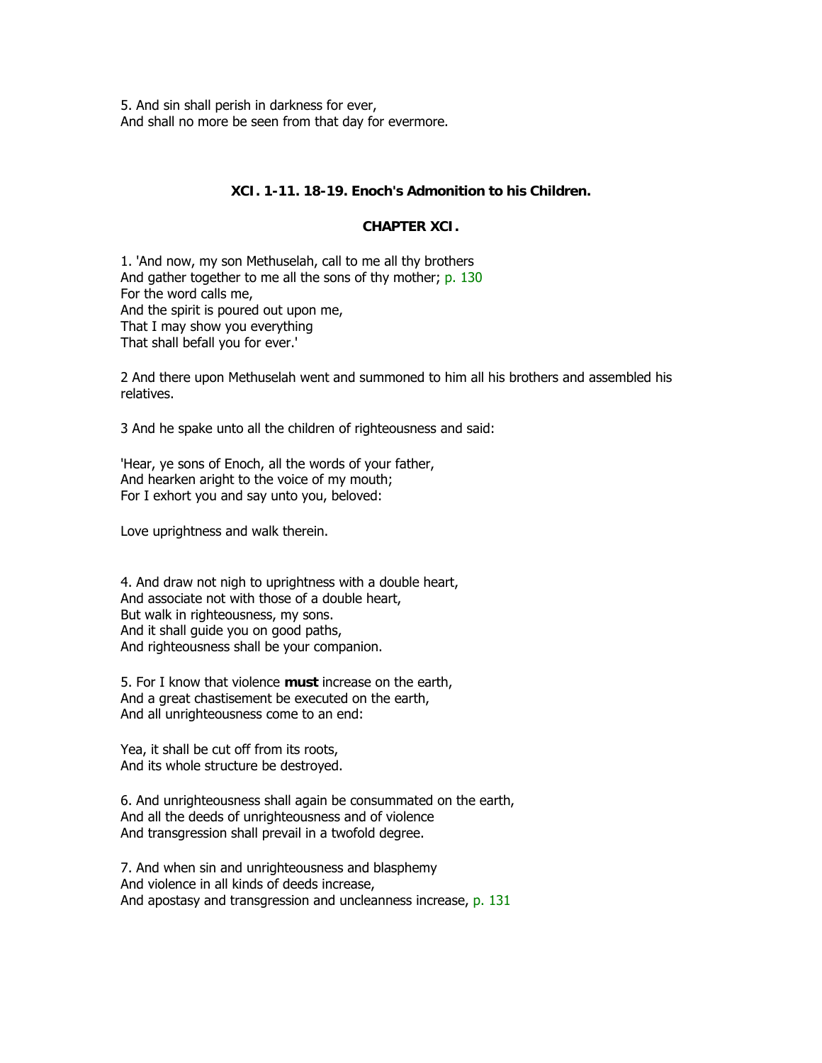5. And sin shall perish in darkness for ever,  
And shall no more be seen from that day for evermore.

### XCI. 1-11. 18-19. Enoch's Admonition to his Children.

### CHAPTER XCI.

1. 'And now, my son Methuselah, call to me all thy brothers  
And gather together to me all the sons of thy mother; p. 130  
For the word calls me,  
And the spirit is poured out upon me,  
That I may show you everything  
That shall befall you for ever.'

2 And there upon Methuselah went and summoned to him all his brothers and assembled his relatives.

3 And he spake unto all the children of righteousness and said:

'Hear, ye sons of Enoch, all the words of your father,  
And hearken aright to the voice of my mouth;  
For I exhort you and say unto you, beloved:

Love uprightness and walk therein.

4. And draw not nigh to uprightness with a double heart,  
And associate not with those of a double heart,  
But walk in righteousness, my sons.  
And it shall guide you on good paths,  
And righteousness shall be your companion.

5. For I know that violence **must** increase on the earth,  
And a great chastisement be executed on the earth,  
And all unrighteousness come to an end:

Yea, it shall be cut off from its roots,  
And its whole structure be destroyed.

6. And unrighteousness shall again be consummated on the earth,  
And all the deeds of unrighteousness and of violence  
And transgression shall prevail in a twofold degree.

7. And when sin and unrighteousness and blasphemy  
And violence in all kinds of deeds increase,  
And apostasy and transgression and uncleanness increase, p. 131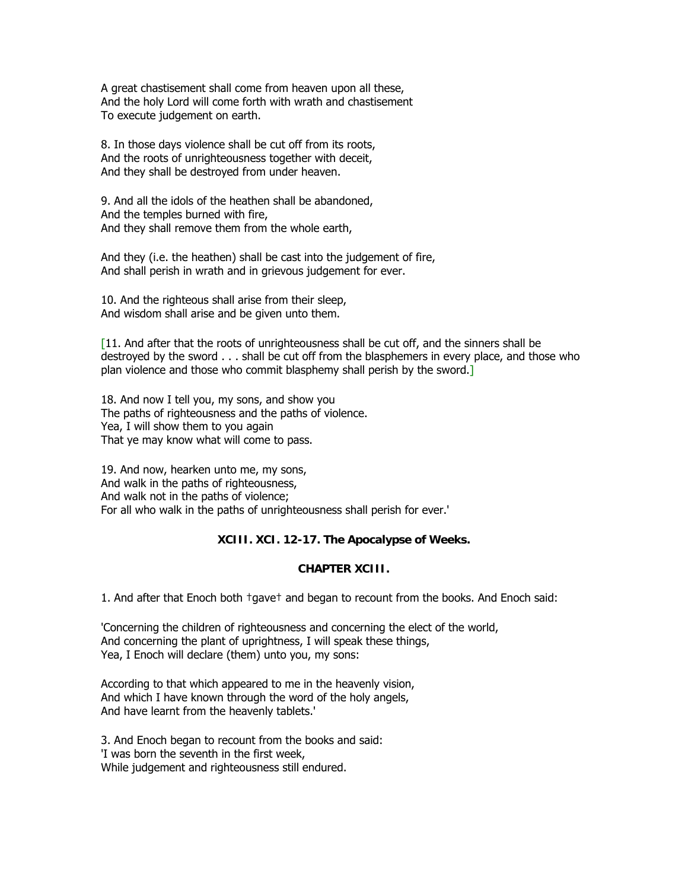A great chastisement shall come from heaven upon all these,
And the holy Lord will come forth with wrath and chastisement
To execute judgement on earth.

8. In those days violence shall be cut off from its roots,
And the roots of unrighteousness together with deceit,
And they shall be destroyed from under heaven.

9. And all the idols of the heathen shall be abandoned,
And the temples burned with fire,
And they shall remove them from the whole earth,

And they (i.e. the heathen) shall be cast into the judgement of fire,
And shall perish in wrath and in grievous judgement for ever.

10. And the righteous shall arise from their sleep,
And wisdom shall arise and be given unto them.

[11. And after that the roots of unrighteousness shall be cut off, and the sinners shall be destroyed by the sword . . . shall be cut off from the blasphemers in every place, and those who plan violence and those who commit blasphemy shall perish by the sword.]

18. And now I tell you, my sons, and show you
The paths of righteousness and the paths of violence.
Yea, I will show them to you again
That ye may know what will come to pass.

19. And now, hearken unto me, my sons,
And walk in the paths of righteousness,
And walk not in the paths of violence;
For all who walk in the paths of unrighteousness shall perish for ever.'

### XCIII. XCI. 12-17. The Apocalypse of Weeks.

### CHAPTER XCIII.

1. And after that Enoch both †gave† and began to recount from the books. And Enoch said:

'Concerning the children of righteousness and concerning the elect of the world,
And concerning the plant of uprightness, I will speak these things,
Yea, I Enoch will declare (them) unto you, my sons:

According to that which appeared to me in the heavenly vision,
And which I have known through the word of the holy angels,
And have learnt from the heavenly tablets.'

3. And Enoch began to recount from the books and said:
'I was born the seventh in the first week,
While judgement and righteousness still endured.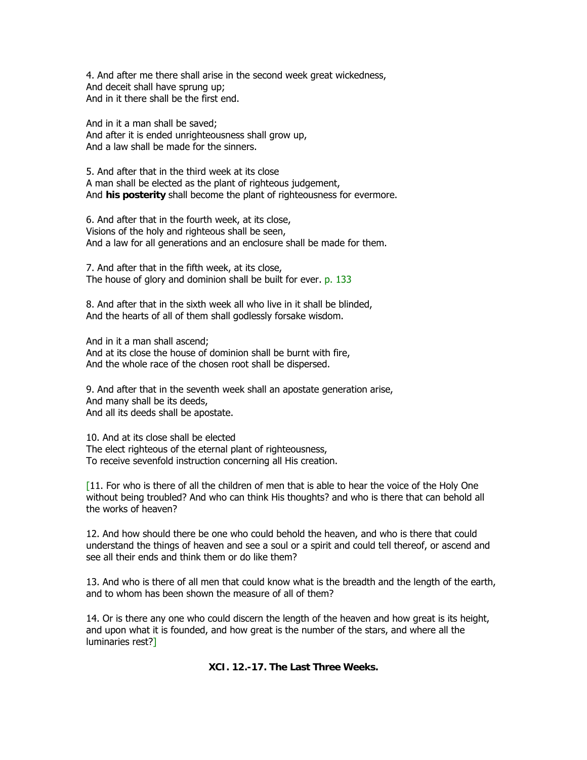4. And after me there shall arise in the second week great wickedness,
And deceit shall have sprung up;
And in it there shall be the first end.

And in it a man shall be saved;
And after it is ended unrighteousness shall grow up,
And a law shall be made for the sinners.

5. And after that in the third week at its close
A man shall be elected as the plant of righteous judgement,
And **his posterity** shall become the plant of righteousness for evermore.

6. And after that in the fourth week, at its close,
Visions of the holy and righteous shall be seen,
And a law for all generations and an enclosure shall be made for them.

7. And after that in the fifth week, at its close,
The house of glory and dominion shall be built for ever. p. 133

8. And after that in the sixth week all who live in it shall be blinded,
And the hearts of all of them shall godlessly forsake wisdom.

And in it a man shall ascend;
And at its close the house of dominion shall be burnt with fire,
And the whole race of the chosen root shall be dispersed.

9. And after that in the seventh week shall an apostate generation arise,
And many shall be its deeds,
And all its deeds shall be apostate.

10. And at its close shall be elected
The elect righteous of the eternal plant of righteousness,
To receive sevenfold instruction concerning all His creation.

[11. For who is there of all the children of men that is able to hear the voice of the Holy One without being troubled? And who can think His thoughts? and who is there that can behold all the works of heaven?

12. And how should there be one who could behold the heaven, and who is there that could understand the things of heaven and see a soul or a spirit and could tell thereof, or ascend and see all their ends and think them or do like them?

13. And who is there of all men that could know what is the breadth and the length of the earth, and to whom has been shown the measure of all of them?

14. Or is there any one who could discern the length of the heaven and how great is its height, and upon what it is founded, and how great is the number of the stars, and where all the luminaries rest?]

### XCI. 12.-17. The Last Three Weeks.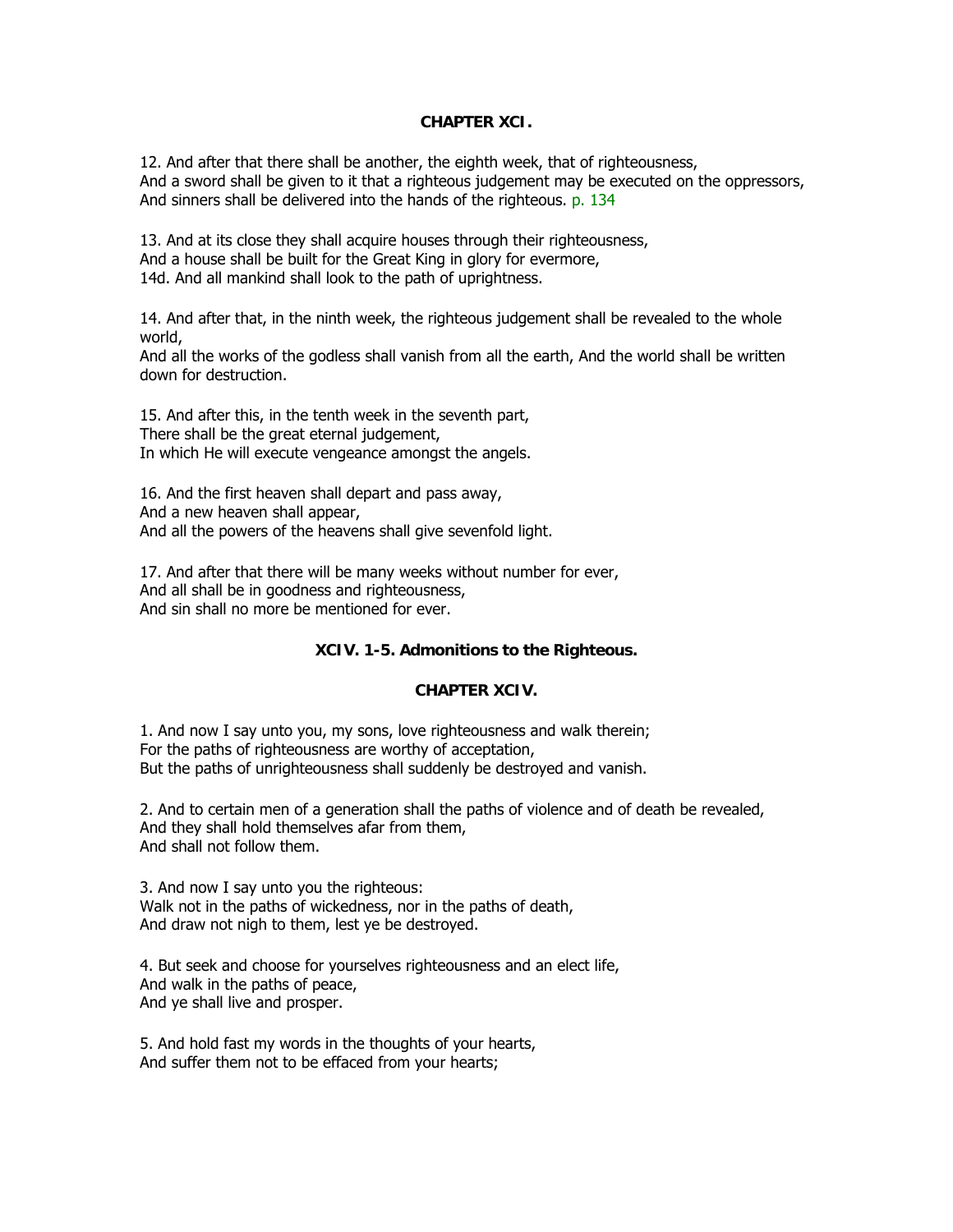## CHAPTER XCI.

12. And after that there shall be another, the eighth week, that of righteousness,
And a sword shall be given to it that a righteous judgement may be executed on the oppressors,
And sinners shall be delivered into the hands of the righteous. p. 134

13. And at its close they shall acquire houses through their righteousness,
And a house shall be built for the Great King in glory for evermore,
14d. And all mankind shall look to the path of uprightness.

14. And after that, in the ninth week, the righteous judgement shall be revealed to the whole world,
And all the works of the godless shall vanish from all the earth, And the world shall be written down for destruction.

15. And after this, in the tenth week in the seventh part,
There shall be the great eternal judgement,
In which He will execute vengeance amongst the angels.

16. And the first heaven shall depart and pass away,
And a new heaven shall appear,
And all the powers of the heavens shall give sevenfold light.

17. And after that there will be many weeks without number for ever,
And all shall be in goodness and righteousness,
And sin shall no more be mentioned for ever.

### XCIV. 1-5. Admonitions to the Righteous.

## CHAPTER XCIV.

1. And now I say unto you, my sons, love righteousness and walk therein;
For the paths of righteousness are worthy of acceptation,
But the paths of unrighteousness shall suddenly be destroyed and vanish.

2. And to certain men of a generation shall the paths of violence and of death be revealed,
And they shall hold themselves afar from them,
And shall not follow them.

3. And now I say unto you the righteous:
Walk not in the paths of wickedness, nor in the paths of death,
And draw not nigh to them, lest ye be destroyed.

4. But seek and choose for yourselves righteousness and an elect life,
And walk in the paths of peace,
And ye shall live and prosper.

5. And hold fast my words in the thoughts of your hearts,
And suffer them not to be effaced from your hearts;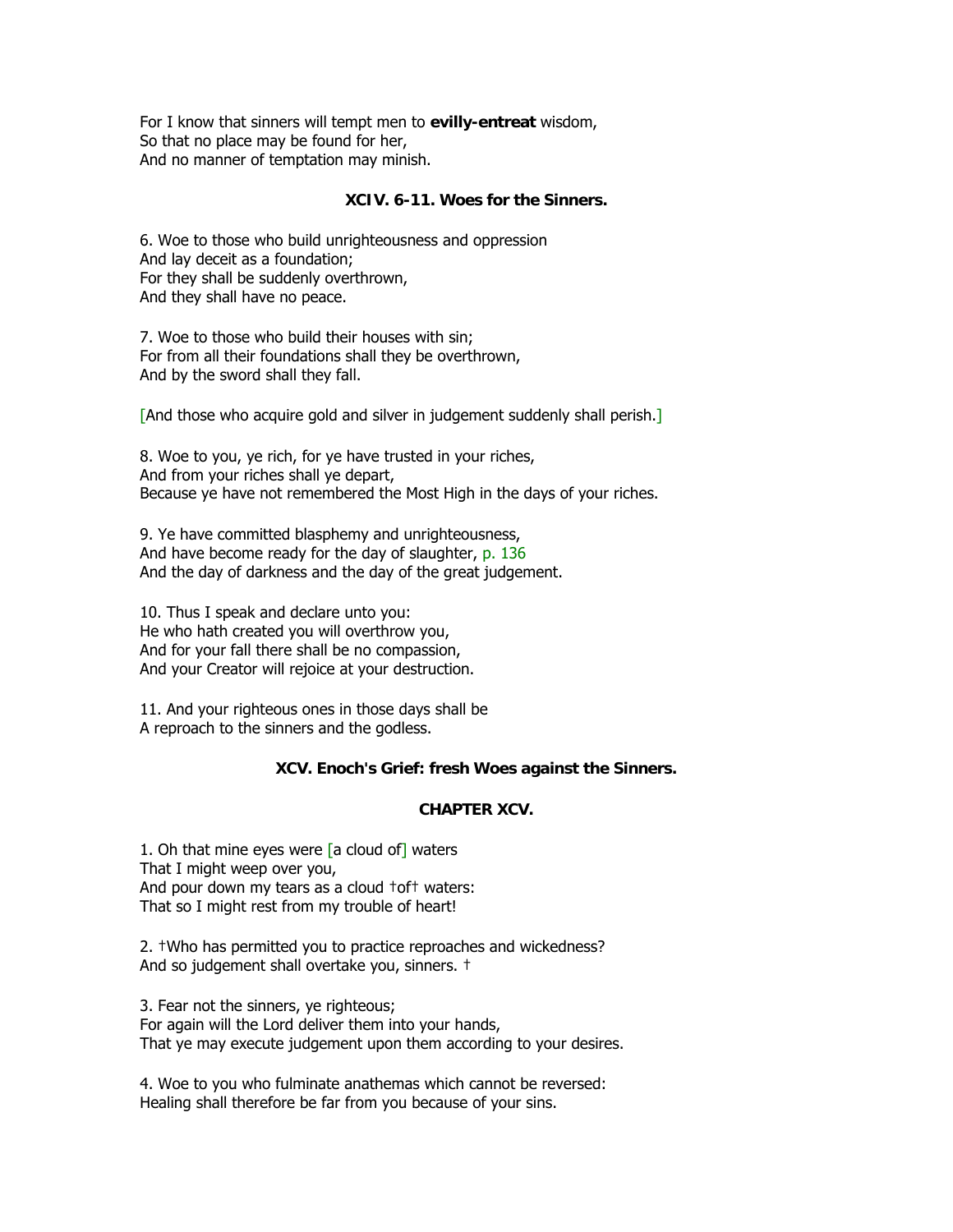For I know that sinners will tempt men to **evilly-entreat** wisdom,
So that no place may be found for her,
And no manner of temptation may minish.

### XCIV. 6-11. Woes for the Sinners.

6. Woe to those who build unrighteousness and oppression
And lay deceit as a foundation;
For they shall be suddenly overthrown,
And they shall have no peace.

7. Woe to those who build their houses with sin;
For from all their foundations shall they be overthrown,
And by the sword shall they fall.

[And those who acquire gold and silver in judgement suddenly shall perish.]

8. Woe to you, ye rich, for ye have trusted in your riches,
And from your riches shall ye depart,
Because ye have not remembered the Most High in the days of your riches.

9. Ye have committed blasphemy and unrighteousness,
And have become ready for the day of slaughter, p. 136
And the day of darkness and the day of the great judgement.

10. Thus I speak and declare unto you:
He who hath created you will overthrow you,
And for your fall there shall be no compassion,
And your Creator will rejoice at your destruction.

11. And your righteous ones in those days shall be
A reproach to the sinners and the godless.

### XCV. Enoch's Grief: fresh Woes against the Sinners.

### CHAPTER XCV.

1. Oh that mine eyes were [a cloud of] waters
That I might weep over you,
And pour down my tears as a cloud †of† waters:
That so I might rest from my trouble of heart!

2. †Who has permitted you to practice reproaches and wickedness?
And so judgement shall overtake you, sinners. †

3. Fear not the sinners, ye righteous;
For again will the Lord deliver them into your hands,
That ye may execute judgement upon them according to your desires.

4. Woe to you who fulminate anathemas which cannot be reversed:
Healing shall therefore be far from you because of your sins.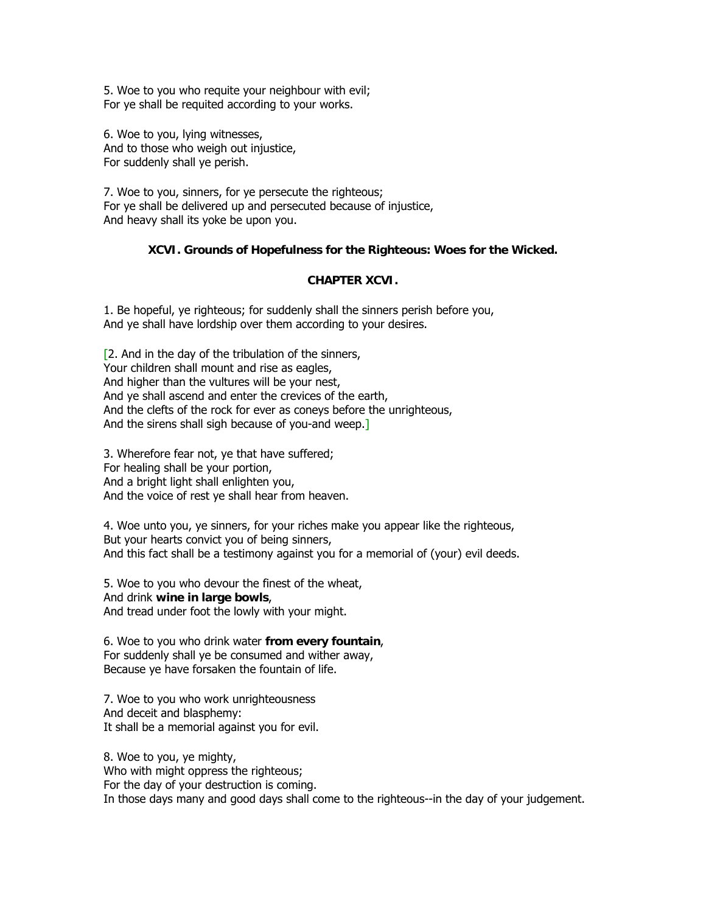5. Woe to you who requite your neighbour with evil;
For ye shall be requited according to your works.

6. Woe to you, lying witnesses,
And to those who weigh out injustice,
For suddenly shall ye perish.

7. Woe to you, sinners, for ye persecute the righteous;
For ye shall be delivered up and persecuted because of injustice,
And heavy shall its yoke be upon you.

### XCVI. Grounds of Hopefulness for the Righteous: Woes for the Wicked.

### CHAPTER XCVI.

1. Be hopeful, ye righteous; for suddenly shall the sinners perish before you,
And ye shall have lordship over them according to your desires.

[2. And in the day of the tribulation of the sinners,
Your children shall mount and rise as eagles,
And higher than the vultures will be your nest,
And ye shall ascend and enter the crevices of the earth,
And the clefts of the rock for ever as coneys before the unrighteous,
And the sirens shall sigh because of you-and weep.]

3. Wherefore fear not, ye that have suffered;
For healing shall be your portion,
And a bright light shall enlighten you,
And the voice of rest ye shall hear from heaven.

4. Woe unto you, ye sinners, for your riches make you appear like the righteous,
But your hearts convict you of being sinners,
And this fact shall be a testimony against you for a memorial of (your) evil deeds.

5. Woe to you who devour the finest of the wheat,
And drink **wine in large bowls**,
And tread under foot the lowly with your might.

6. Woe to you who drink water **from every fountain**,
For suddenly shall ye be consumed and wither away,
Because ye have forsaken the fountain of life.

7. Woe to you who work unrighteousness
And deceit and blasphemy:
It shall be a memorial against you for evil.

8. Woe to you, ye mighty,
Who with might oppress the righteous;
For the day of your destruction is coming.
In those days many and good days shall come to the righteous--in the day of your judgement.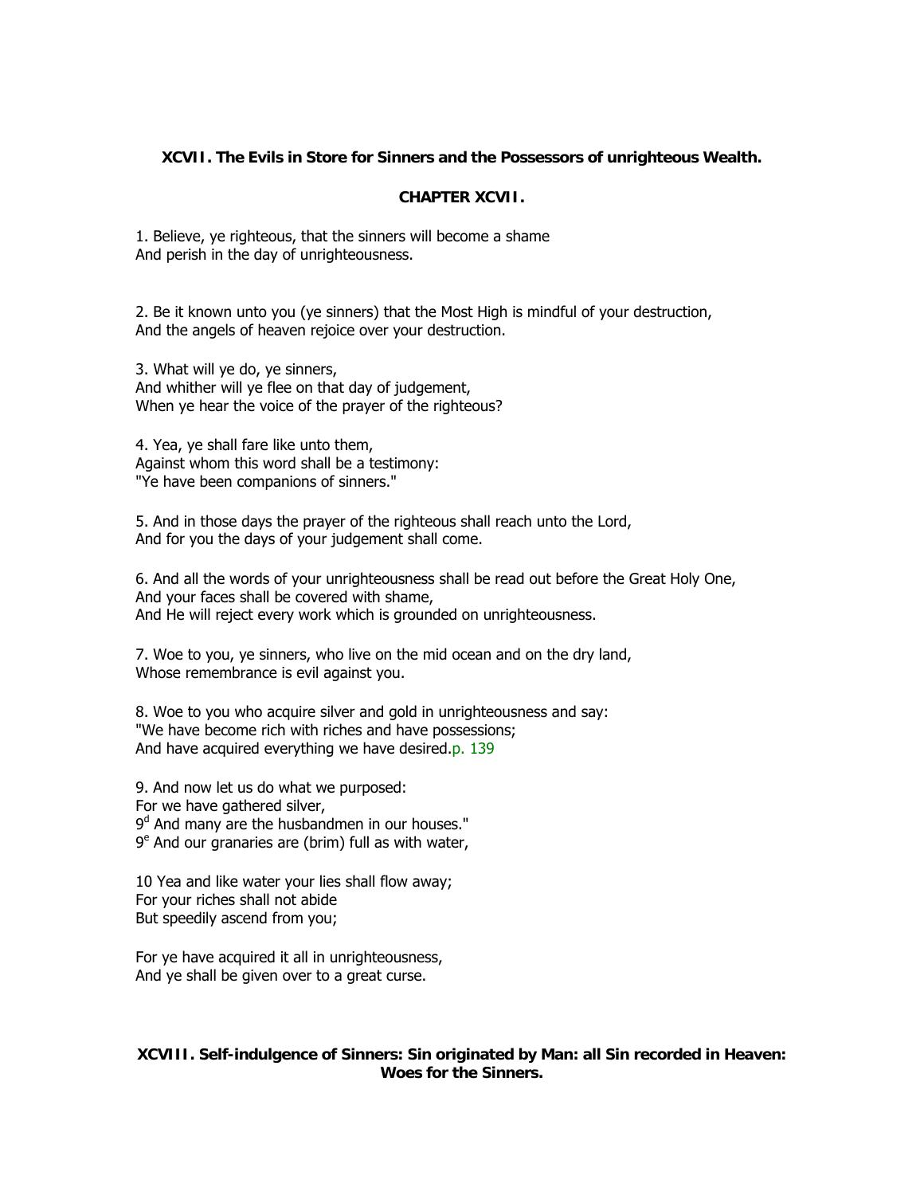**XCVII. The Evils in Store for Sinners and the Possessors of unrighteous Wealth.**

**CHAPTER XCVII.**

1. Believe, ye righteous, that the sinners will become a shame
And perish in the day of unrighteousness.

2. Be it known unto you (ye sinners) that the Most High is mindful of your destruction,
And the angels of heaven rejoice over your destruction.

3. What will ye do, ye sinners,
And whither will ye flee on that day of judgement,
When ye hear the voice of the prayer of the righteous?

4. Yea, ye shall fare like unto them,
Against whom this word shall be a testimony:
"Ye have been companions of sinners."

5. And in those days the prayer of the righteous shall reach unto the Lord,
And for you the days of your judgement shall come.

6. And all the words of your unrighteousness shall be read out before the Great Holy One,
And your faces shall be covered with shame,
And He will reject every work which is grounded on unrighteousness.

7. Woe to you, ye sinners, who live on the mid ocean and on the dry land,
Whose remembrance is evil against you.

8. Woe to you who acquire silver and gold in unrighteousness and say:
"We have become rich with riches and have possessions;
And have acquired everything we have desired.p. 139

9. And now let us do what we purposed:
For we have gathered silver,
9[d] And many are the husbandmen in our houses."
9[e] And our granaries are (brim) full as with water,

10 Yea and like water your lies shall flow away;
For your riches shall not abide
But speedily ascend from you;

For ye have acquired it all in unrighteousness,
And ye shall be given over to a great curse.

**XCVIII. Self-indulgence of Sinners: Sin originated by Man: all Sin recorded in Heaven: Woes for the Sinners.**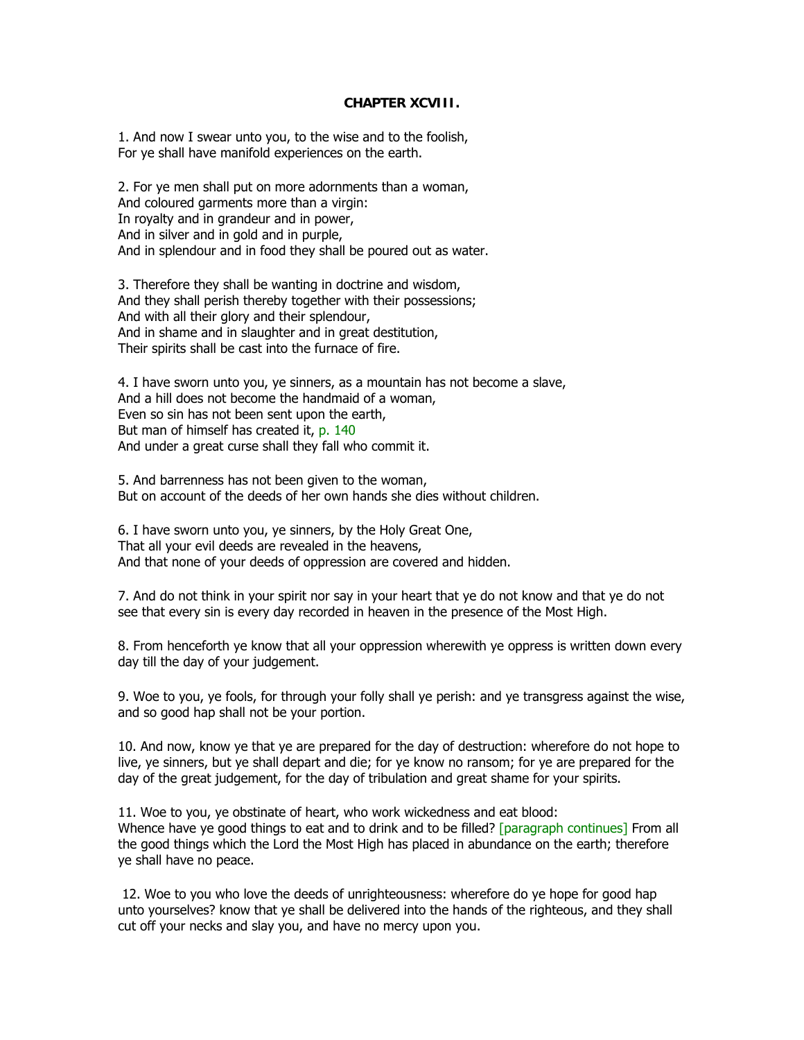## CHAPTER XCVIII.

1. And now I swear unto you, to the wise and to the foolish,
For ye shall have manifold experiences on the earth.

2. For ye men shall put on more adornments than a woman,
And coloured garments more than a virgin:
In royalty and in grandeur and in power,
And in silver and in gold and in purple,
And in splendour and in food they shall be poured out as water.

3. Therefore they shall be wanting in doctrine and wisdom,
And they shall perish thereby together with their possessions;
And with all their glory and their splendour,
And in shame and in slaughter and in great destitution,
Their spirits shall be cast into the furnace of fire.

4. I have sworn unto you, ye sinners, as a mountain has not become a slave,
And a hill does not become the handmaid of a woman,
Even so sin has not been sent upon the earth,
But man of himself has created it, p. 140
And under a great curse shall they fall who commit it.

5. And barrenness has not been given to the woman,
But on account of the deeds of her own hands she dies without children.

6. I have sworn unto you, ye sinners, by the Holy Great One,
That all your evil deeds are revealed in the heavens,
And that none of your deeds of oppression are covered and hidden.

7. And do not think in your spirit nor say in your heart that ye do not know and that ye do not see that every sin is every day recorded in heaven in the presence of the Most High.

8. From henceforth ye know that all your oppression wherewith ye oppress is written down every day till the day of your judgement.

9. Woe to you, ye fools, for through your folly shall ye perish: and ye transgress against the wise, and so good hap shall not be your portion.

10. And now, know ye that ye are prepared for the day of destruction: wherefore do not hope to live, ye sinners, but ye shall depart and die; for ye know no ransom; for ye are prepared for the day of the great judgement, for the day of tribulation and great shame for your spirits.

11. Woe to you, ye obstinate of heart, who work wickedness and eat blood:
Whence have ye good things to eat and to drink and to be filled? [paragraph continues] From all the good things which the Lord the Most High has placed in abundance on the earth; therefore ye shall have no peace.

12. Woe to you who love the deeds of unrighteousness: wherefore do ye hope for good hap unto yourselves? know that ye shall be delivered into the hands of the righteous, and they shall cut off your necks and slay you, and have no mercy upon you.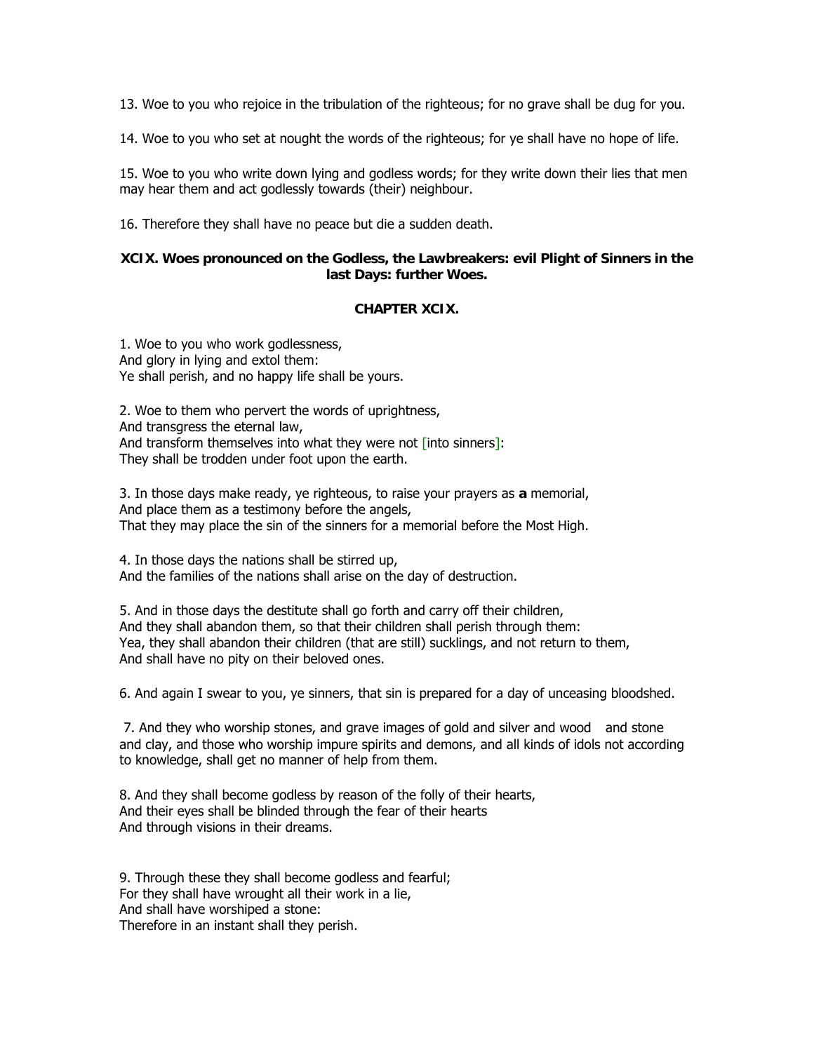13. Woe to you who rejoice in the tribulation of the righteous; for no grave shall be dug for you.

14. Woe to you who set at nought the words of the righteous; for ye shall have no hope of life.

15. Woe to you who write down lying and godless words; for they write down their lies that men may hear them and act godlessly towards (their) neighbour.

16. Therefore they shall have no peace but die a sudden death.

### XCIX. Woes pronounced on the Godless, the Lawbreakers: evil Plight of Sinners in the last Days: further Woes.

### CHAPTER XCIX.

1. Woe to you who work godlessness,  
And glory in lying and extol them:  
Ye shall perish, and no happy life shall be yours.

2. Woe to them who pervert the words of uprightness,  
And transgress the eternal law,  
And transform themselves into what they were not [into sinners]:  
They shall be trodden under foot upon the earth.

3. In those days make ready, ye righteous, to raise your prayers as **a** memorial,  
And place them as a testimony before the angels,  
That they may place the sin of the sinners for a memorial before the Most High.

4. In those days the nations shall be stirred up,  
And the families of the nations shall arise on the day of destruction.

5. And in those days the destitute shall go forth and carry off their children,  
And they shall abandon them, so that their children shall perish through them:  
Yea, they shall abandon their children (that are still) sucklings, and not return to them,  
And shall have no pity on their beloved ones.

6. And again I swear to you, ye sinners, that sin is prepared for a day of unceasing bloodshed.

7. And they who worship stones, and grave images of gold and silver and wood and stone and clay, and those who worship impure spirits and demons, and all kinds of idols not according to knowledge, shall get no manner of help from them.

8. And they shall become godless by reason of the folly of their hearts,  
And their eyes shall be blinded through the fear of their hearts  
And through visions in their dreams.

9. Through these they shall become godless and fearful;  
For they shall have wrought all their work in a lie,  
And shall have worshiped a stone:  
Therefore in an instant shall they perish.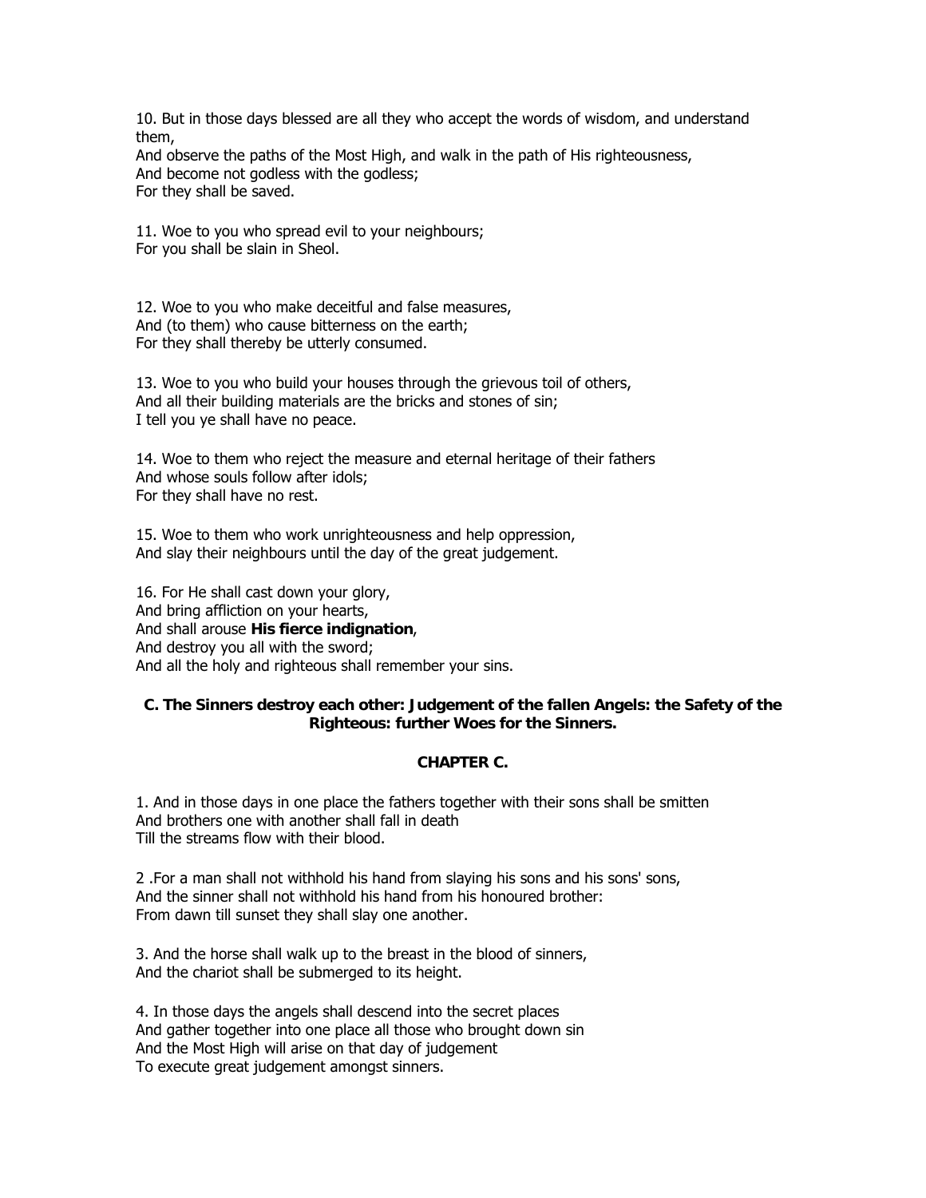10. But in those days blessed are all they who accept the words of wisdom, and understand them,
And observe the paths of the Most High, and walk in the path of His righteousness,
And become not godless with the godless;
For they shall be saved.

11. Woe to you who spread evil to your neighbours;
For you shall be slain in Sheol.

12. Woe to you who make deceitful and false measures,
And (to them) who cause bitterness on the earth;
For they shall thereby be utterly consumed.

13. Woe to you who build your houses through the grievous toil of others,
And all their building materials are the bricks and stones of sin;
I tell you ye shall have no peace.

14. Woe to them who reject the measure and eternal heritage of their fathers
And whose souls follow after idols;
For they shall have no rest.

15. Woe to them who work unrighteousness and help oppression,
And slay their neighbours until the day of the great judgement.

16. For He shall cast down your glory,
And bring affliction on your hearts,
And shall arouse **His fierce indignation**,
And destroy you all with the sword;
And all the holy and righteous shall remember your sins.

### C. The Sinners destroy each other: Judgement of the fallen Angels: the Safety of the Righteous: further Woes for the Sinners.

### CHAPTER C.

1. And in those days in one place the fathers together with their sons shall be smitten
And brothers one with another shall fall in death
Till the streams flow with their blood.

2 .For a man shall not withhold his hand from slaying his sons and his sons' sons,
And the sinner shall not withhold his hand from his honoured brother:
From dawn till sunset they shall slay one another.

3. And the horse shall walk up to the breast in the blood of sinners,
And the chariot shall be submerged to its height.

4. In those days the angels shall descend into the secret places
And gather together into one place all those who brought down sin
And the Most High will arise on that day of judgement
To execute great judgement amongst sinners.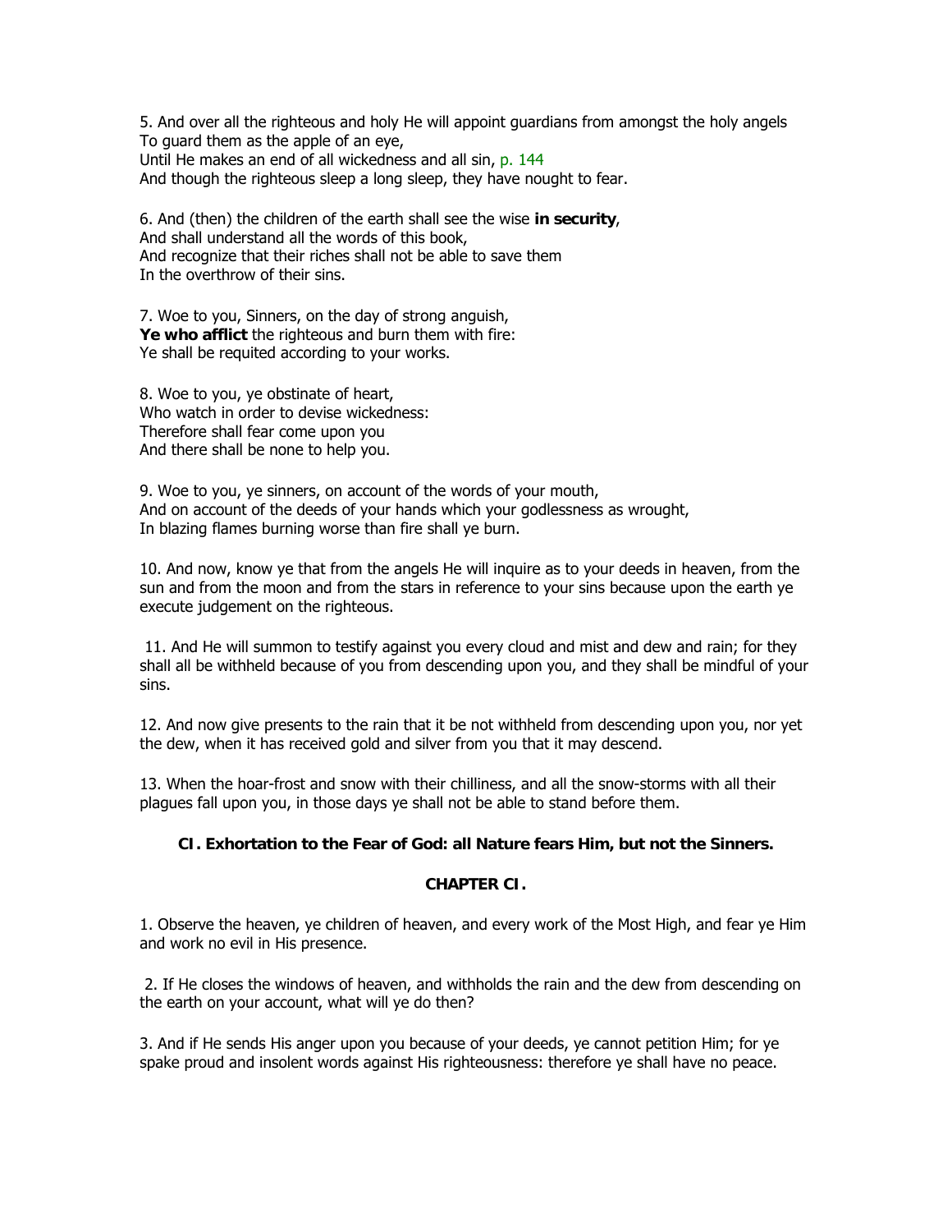5. And over all the righteous and holy He will appoint guardians from amongst the holy angels
To guard them as the apple of an eye,
Until He makes an end of all wickedness and all sin, p. 144
And though the righteous sleep a long sleep, they have nought to fear.

6. And (then) the children of the earth shall see the wise **in security**,
And shall understand all the words of this book,
And recognize that their riches shall not be able to save them
In the overthrow of their sins.

7. Woe to you, Sinners, on the day of strong anguish,
**Ye who afflict** the righteous and burn them with fire:
Ye shall be requited according to your works.

8. Woe to you, ye obstinate of heart,
Who watch in order to devise wickedness:
Therefore shall fear come upon you
And there shall be none to help you.

9. Woe to you, ye sinners, on account of the words of your mouth,
And on account of the deeds of your hands which your godlessness as wrought,
In blazing flames burning worse than fire shall ye burn.

10. And now, know ye that from the angels He will inquire as to your deeds in heaven, from the sun and from the moon and from the stars in reference to your sins because upon the earth ye execute judgement on the righteous.

11. And He will summon to testify against you every cloud and mist and dew and rain; for they shall all be withheld because of you from descending upon you, and they shall be mindful of your sins.

12. And now give presents to the rain that it be not withheld from descending upon you, nor yet the dew, when it has received gold and silver from you that it may descend.

13. When the hoar-frost and snow with their chilliness, and all the snow-storms with all their plagues fall upon you, in those days ye shall not be able to stand before them.

### CI. Exhortation to the Fear of God: all Nature fears Him, but not the Sinners.

### CHAPTER CI.

1. Observe the heaven, ye children of heaven, and every work of the Most High, and fear ye Him and work no evil in His presence.

2. If He closes the windows of heaven, and withholds the rain and the dew from descending on the earth on your account, what will ye do then?

3. And if He sends His anger upon you because of your deeds, ye cannot petition Him; for ye spake proud and insolent words against His righteousness: therefore ye shall have no peace.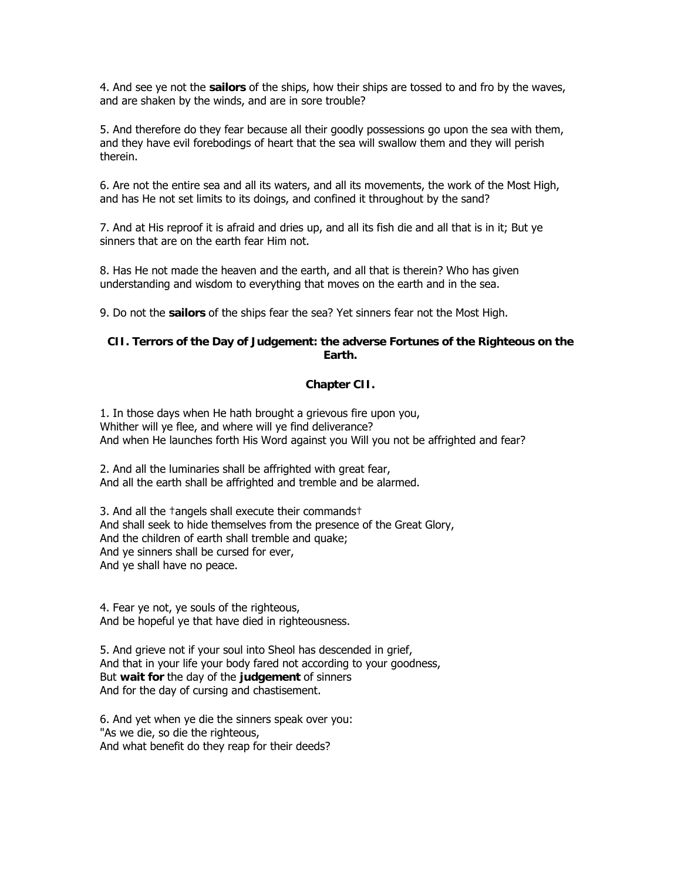4. And see ye not the **sailors** of the ships, how their ships are tossed to and fro by the waves, and are shaken by the winds, and are in sore trouble?

5. And therefore do they fear because all their goodly possessions go upon the sea with them, and they have evil forebodings of heart that the sea will swallow them and they will perish therein.

6. Are not the entire sea and all its waters, and all its movements, the work of the Most High, and has He not set limits to its doings, and confined it throughout by the sand?

7. And at His reproof it is afraid and dries up, and all its fish die and all that is in it; But ye sinners that are on the earth fear Him not.

8. Has He not made the heaven and the earth, and all that is therein? Who has given understanding and wisdom to everything that moves on the earth and in the sea.

9. Do not the **sailors** of the ships fear the sea? Yet sinners fear not the Most High.

### CII. Terrors of the Day of Judgement: the adverse Fortunes of the Righteous on the Earth.

### Chapter CII.

1. In those days when He hath brought a grievous fire upon you,
Whither will ye flee, and where will ye find deliverance?
And when He launches forth His Word against you Will you not be affrighted and fear?

2. And all the luminaries shall be affrighted with great fear,
And all the earth shall be affrighted and tremble and be alarmed.

3. And all the †angels shall execute their commands†
And shall seek to hide themselves from the presence of the Great Glory,
And the children of earth shall tremble and quake;
And ye sinners shall be cursed for ever,
And ye shall have no peace.

4. Fear ye not, ye souls of the righteous,
And be hopeful ye that have died in righteousness.

5. And grieve not if your soul into Sheol has descended in grief,
And that in your life your body fared not according to your goodness,
But **wait for** the day of the **judgement** of sinners
And for the day of cursing and chastisement.

6. And yet when ye die the sinners speak over you:
"As we die, so die the righteous,
And what benefit do they reap for their deeds?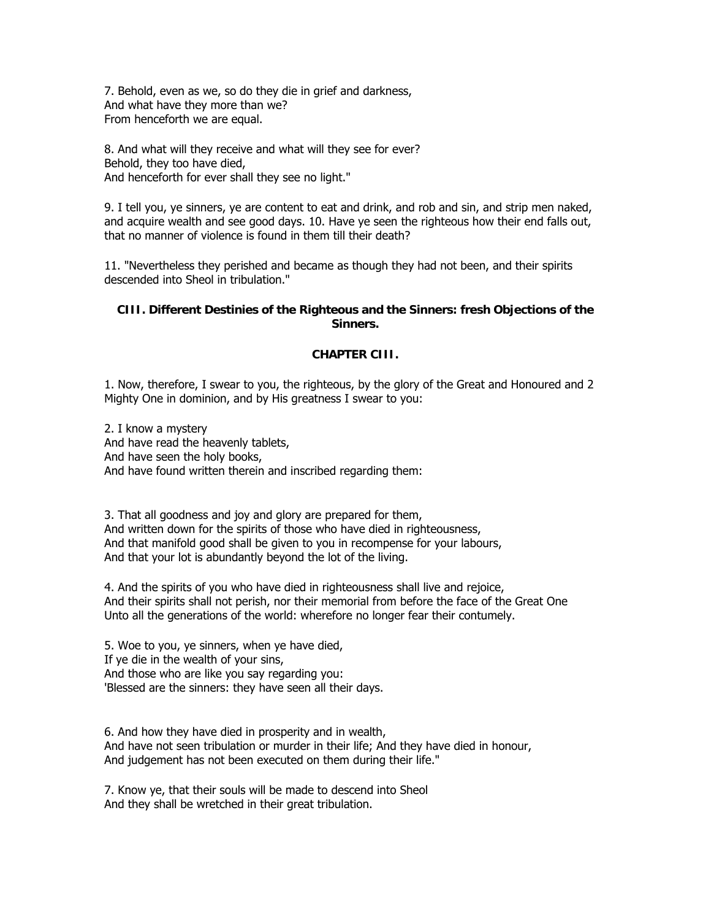7. Behold, even as we, so do they die in grief and darkness,
And what have they more than we?
From henceforth we are equal.

8. And what will they receive and what will they see for ever?
Behold, they too have died,
And henceforth for ever shall they see no light."

9. I tell you, ye sinners, ye are content to eat and drink, and rob and sin, and strip men naked, and acquire wealth and see good days. 10. Have ye seen the righteous how their end falls out, that no manner of violence is found in them till their death?

11. "Nevertheless they perished and became as though they had not been, and their spirits descended into Sheol in tribulation."

### CIII. Different Destinies of the Righteous and the Sinners: fresh Objections of the Sinners.

### CHAPTER CIII.

1. Now, therefore, I swear to you, the righteous, by the glory of the Great and Honoured and 2 Mighty One in dominion, and by His greatness I swear to you:

2. I know a mystery
And have read the heavenly tablets,
And have seen the holy books,
And have found written therein and inscribed regarding them:

3. That all goodness and joy and glory are prepared for them,
And written down for the spirits of those who have died in righteousness,
And that manifold good shall be given to you in recompense for your labours,
And that your lot is abundantly beyond the lot of the living.

4. And the spirits of you who have died in righteousness shall live and rejoice,
And their spirits shall not perish, nor their memorial from before the face of the Great One
Unto all the generations of the world: wherefore no longer fear their contumely.

5. Woe to you, ye sinners, when ye have died,
If ye die in the wealth of your sins,
And those who are like you say regarding you:
'Blessed are the sinners: they have seen all their days.

6. And how they have died in prosperity and in wealth,
And have not seen tribulation or murder in their life; And they have died in honour,
And judgement has not been executed on them during their life."

7. Know ye, that their souls will be made to descend into Sheol
And they shall be wretched in their great tribulation.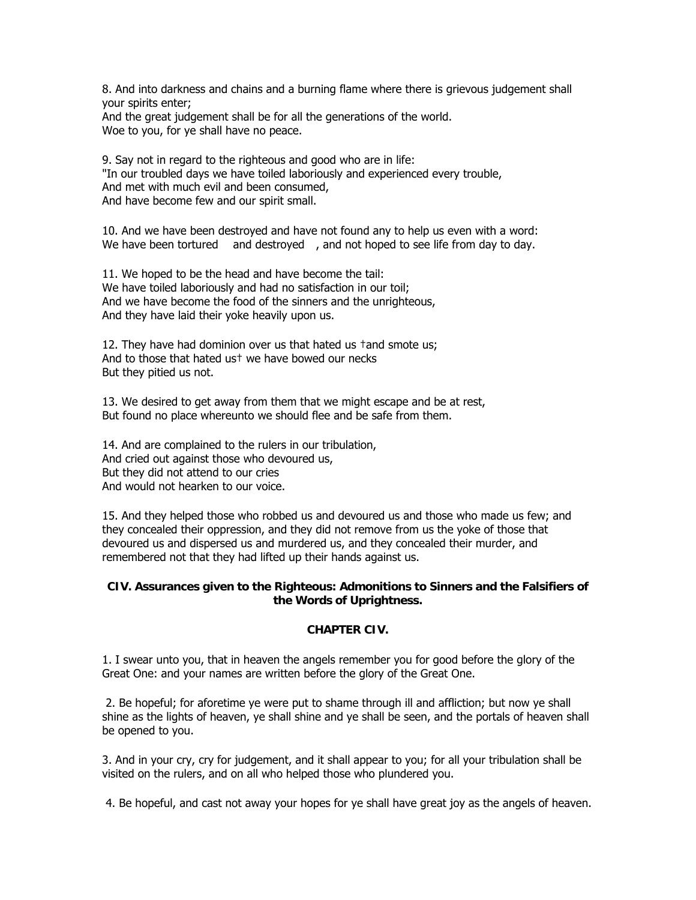8. And into darkness and chains and a burning flame where there is grievous judgement shall your spirits enter;
And the great judgement shall be for all the generations of the world.
Woe to you, for ye shall have no peace.

9. Say not in regard to the righteous and good who are in life:
"In our troubled days we have toiled laboriously and experienced every trouble,
And met with much evil and been consumed,
And have become few and our spirit small.

10. And we have been destroyed and have not found any to help us even with a word:
We have been tortured and destroyed , and not hoped to see life from day to day.

11. We hoped to be the head and have become the tail:
We have toiled laboriously and had no satisfaction in our toil;
And we have become the food of the sinners and the unrighteous,
And they have laid their yoke heavily upon us.

12. They have had dominion over us that hated us †and smote us;
And to those that hated us† we have bowed our necks
But they pitied us not.

13. We desired to get away from them that we might escape and be at rest,
But found no place whereunto we should flee and be safe from them.

14. And are complained to the rulers in our tribulation,
And cried out against those who devoured us,
But they did not attend to our cries
And would not hearken to our voice.

15. And they helped those who robbed us and devoured us and those who made us few; and they concealed their oppression, and they did not remove from us the yoke of those that devoured us and dispersed us and murdered us, and they concealed their murder, and remembered not that they had lifted up their hands against us.

**CIV. Assurances given to the Righteous: Admonitions to Sinners and the Falsifiers of the Words of Uprightness.**

**CHAPTER CIV.**

1. I swear unto you, that in heaven the angels remember you for good before the glory of the Great One: and your names are written before the glory of the Great One.

2. Be hopeful; for aforetime ye were put to shame through ill and affliction; but now ye shall shine as the lights of heaven, ye shall shine and ye shall be seen, and the portals of heaven shall be opened to you.

3. And in your cry, cry for judgement, and it shall appear to you; for all your tribulation shall be visited on the rulers, and on all who helped those who plundered you.

4. Be hopeful, and cast not away your hopes for ye shall have great joy as the angels of heaven.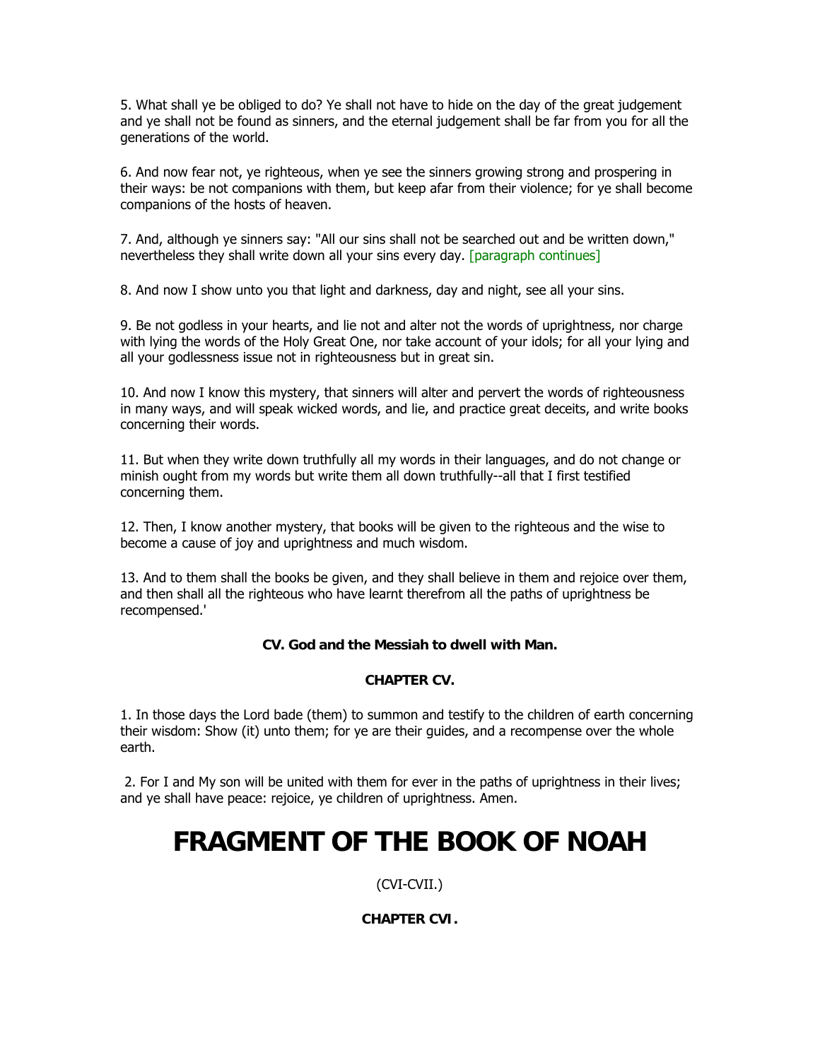5. What shall ye be obliged to do? Ye shall not have to hide on the day of the great judgement and ye shall not be found as sinners, and the eternal judgement shall be far from you for all the generations of the world.

6. And now fear not, ye righteous, when ye see the sinners growing strong and prospering in their ways: be not companions with them, but keep afar from their violence; for ye shall become companions of the hosts of heaven.

7. And, although ye sinners say: "All our sins shall not be searched out and be written down," nevertheless they shall write down all your sins every day. [paragraph continues]

8. And now I show unto you that light and darkness, day and night, see all your sins.

9. Be not godless in your hearts, and lie not and alter not the words of uprightness, nor charge with lying the words of the Holy Great One, nor take account of your idols; for all your lying and all your godlessness issue not in righteousness but in great sin.

10. And now I know this mystery, that sinners will alter and pervert the words of righteousness in many ways, and will speak wicked words, and lie, and practice great deceits, and write books concerning their words.

11. But when they write down truthfully all my words in their languages, and do not change or minish ought from my words but write them all down truthfully--all that I first testified concerning them.

12. Then, I know another mystery, that books will be given to the righteous and the wise to become a cause of joy and uprightness and much wisdom.

13. And to them shall the books be given, and they shall believe in them and rejoice over them, and then shall all the righteous who have learnt therefrom all the paths of uprightness be recompensed.'

**CV. God and the Messiah to dwell with Man.**

**CHAPTER CV.**

1. In those days the Lord bade (them) to summon and testify to the children of earth concerning their wisdom: Show (it) unto them; for ye are their guides, and a recompense over the whole earth.

2. For I and My son will be united with them for ever in the paths of uprightness in their lives; and ye shall have peace: rejoice, ye children of uprightness. Amen.

# FRAGMENT OF THE BOOK OF NOAH

(CVI-CVII.)

**CHAPTER CVI.**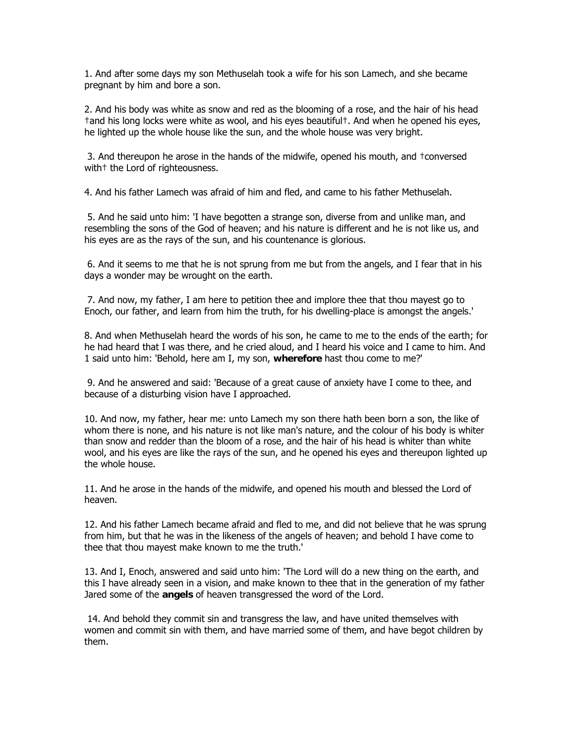1. And after some days my son Methuselah took a wife for his son Lamech, and she became pregnant by him and bore a son.

2. And his body was white as snow and red as the blooming of a rose, and the hair of his head †and his long locks were white as wool, and his eyes beautiful†. And when he opened his eyes, he lighted up the whole house like the sun, and the whole house was very bright.

3. And thereupon he arose in the hands of the midwife, opened his mouth, and †conversed with† the Lord of righteousness.

4. And his father Lamech was afraid of him and fled, and came to his father Methuselah.

5. And he said unto him: 'I have begotten a strange son, diverse from and unlike man, and resembling the sons of the God of heaven; and his nature is different and he is not like us, and his eyes are as the rays of the sun, and his countenance is glorious.

6. And it seems to me that he is not sprung from me but from the angels, and I fear that in his days a wonder may be wrought on the earth.

7. And now, my father, I am here to petition thee and implore thee that thou mayest go to Enoch, our father, and learn from him the truth, for his dwelling-place is amongst the angels.'

8. And when Methuselah heard the words of his son, he came to me to the ends of the earth; for he had heard that I was there, and he cried aloud, and I heard his voice and I came to him. And 1 said unto him: 'Behold, here am I, my son, **wherefore** hast thou come to me?'

9. And he answered and said: 'Because of a great cause of anxiety have I come to thee, and because of a disturbing vision have I approached.

10. And now, my father, hear me: unto Lamech my son there hath been born a son, the like of whom there is none, and his nature is not like man's nature, and the colour of his body is whiter than snow and redder than the bloom of a rose, and the hair of his head is whiter than white wool, and his eyes are like the rays of the sun, and he opened his eyes and thereupon lighted up the whole house.

11. And he arose in the hands of the midwife, and opened his mouth and blessed the Lord of heaven.

12. And his father Lamech became afraid and fled to me, and did not believe that he was sprung from him, but that he was in the likeness of the angels of heaven; and behold I have come to thee that thou mayest make known to me the truth.'

13. And I, Enoch, answered and said unto him: 'The Lord will do a new thing on the earth, and this I have already seen in a vision, and make known to thee that in the generation of my father Jared some of the **angels** of heaven transgressed the word of the Lord.

14. And behold they commit sin and transgress the law, and have united themselves with women and commit sin with them, and have married some of them, and have begot children by them.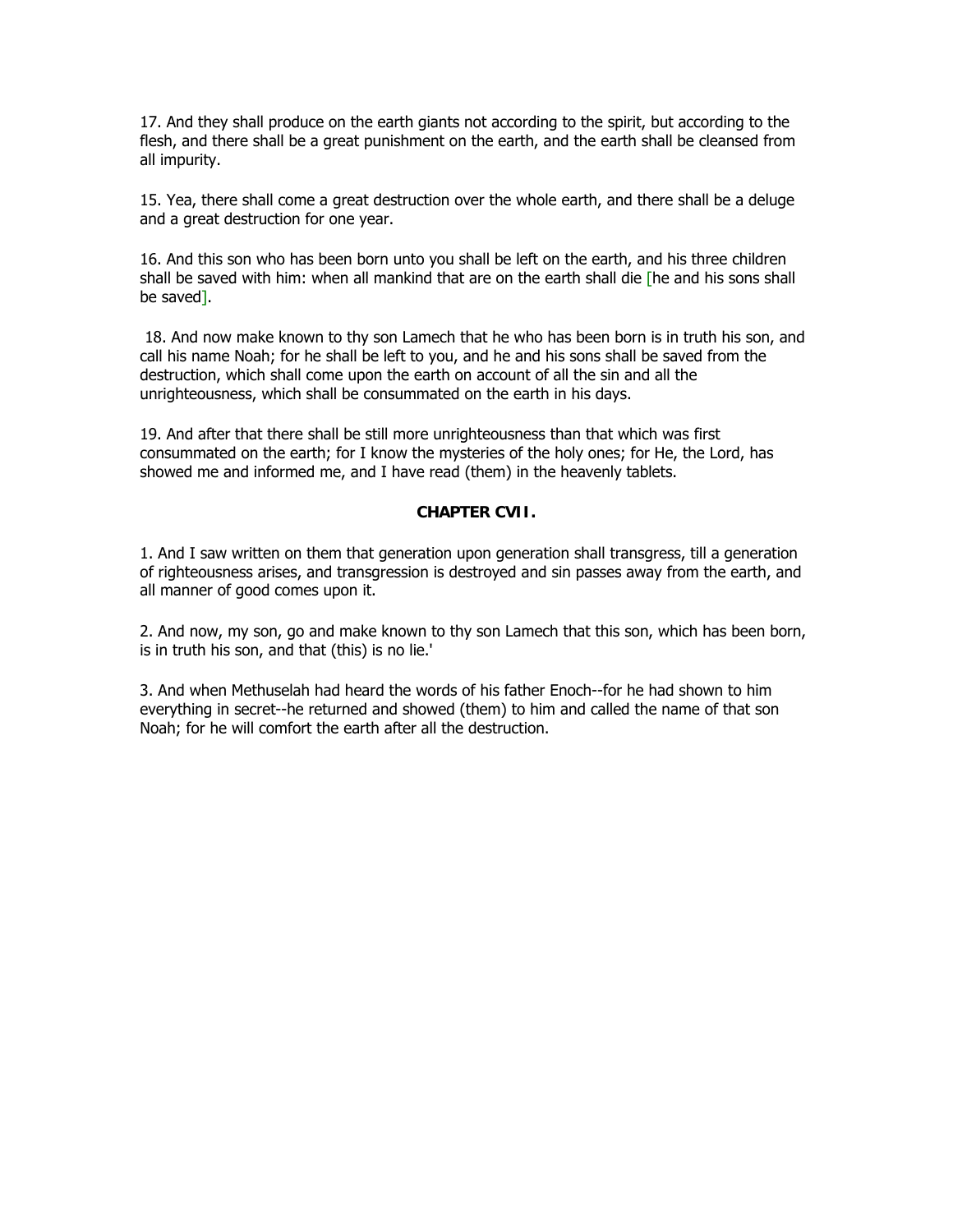17. And they shall produce on the earth giants not according to the spirit, but according to the flesh, and there shall be a great punishment on the earth, and the earth shall be cleansed from all impurity.

15. Yea, there shall come a great destruction over the whole earth, and there shall be a deluge and a great destruction for one year.

16. And this son who has been born unto you shall be left on the earth, and his three children shall be saved with him: when all mankind that are on the earth shall die [he and his sons shall be saved].

18. And now make known to thy son Lamech that he who has been born is in truth his son, and call his name Noah; for he shall be left to you, and he and his sons shall be saved from the destruction, which shall come upon the earth on account of all the sin and all the unrighteousness, which shall be consummated on the earth in his days.

19. And after that there shall be still more unrighteousness than that which was first consummated on the earth; for I know the mysteries of the holy ones; for He, the Lord, has showed me and informed me, and I have read (them) in the heavenly tablets.

## CHAPTER CVII.

1. And I saw written on them that generation upon generation shall transgress, till a generation of righteousness arises, and transgression is destroyed and sin passes away from the earth, and all manner of good comes upon it.

2. And now, my son, go and make known to thy son Lamech that this son, which has been born, is in truth his son, and that (this) is no lie.'

3. And when Methuselah had heard the words of his father Enoch--for he had shown to him everything in secret--he returned and showed (them) to him and called the name of that son Noah; for he will comfort the earth after all the destruction.